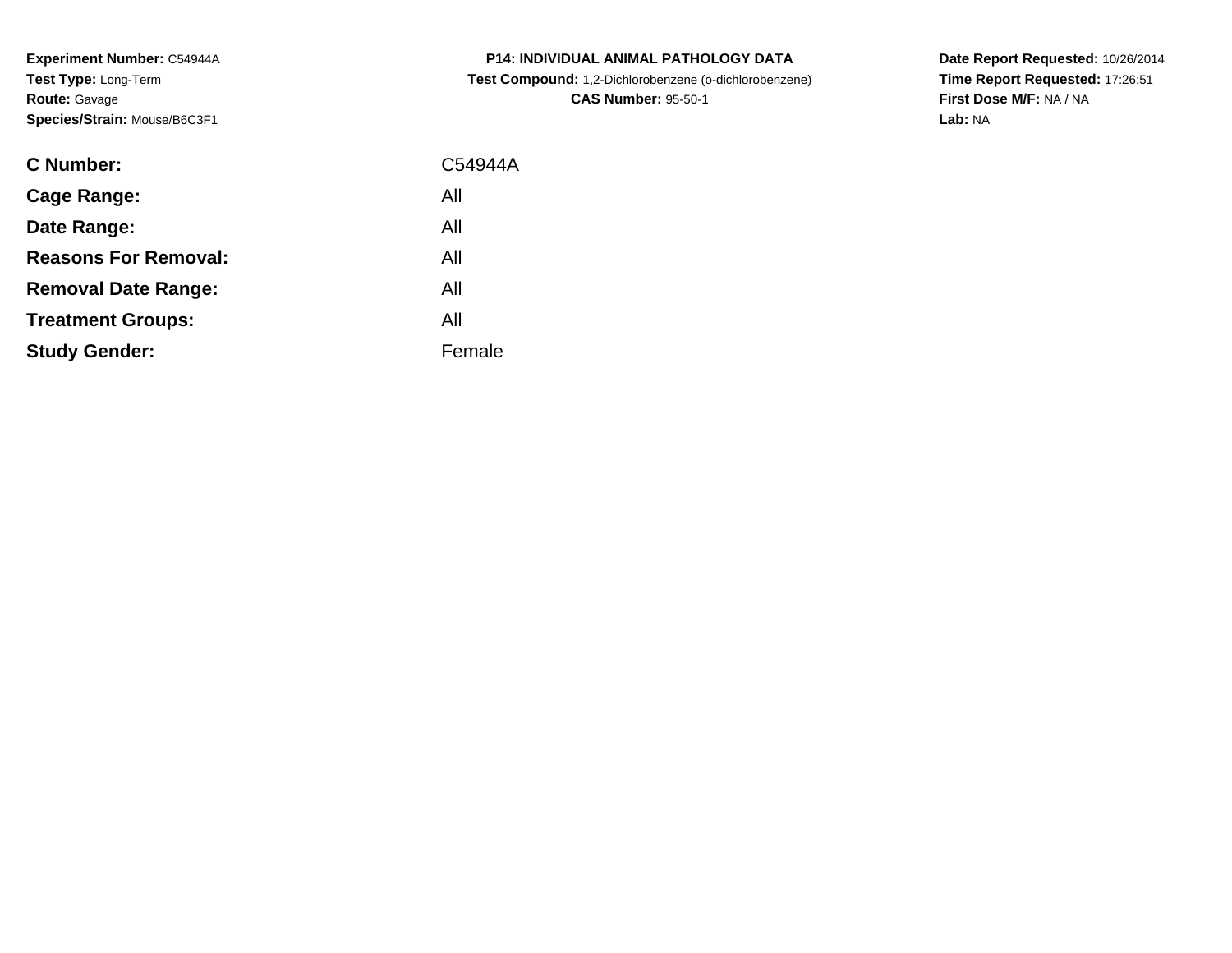**Experiment Number:** C54944A
**Test Type:** Long-Term
**Route:** Gavage
**Species/Strain:** Mouse/B6C3F1

**P14: INDIVIDUAL ANIMAL PATHOLOGY DATA**
**Test Compound:** 1,2-Dichlorobenzene (o-dichlorobenzene)
**CAS Number:** 95-50-1

**Date Report Requested:** 10/26/2014
**Time Report Requested:** 17:26:51
**First Dose M/F:** NA / NA
**Lab:** NA

| | |
|---|---|
| **C Number:** | C54944A |
| **Cage Range:** | All |
| **Date Range:** | All |
| **Reasons For Removal:** | All |
| **Removal Date Range:** | All |
| **Treatment Groups:** | All |
| **Study Gender:** | Female |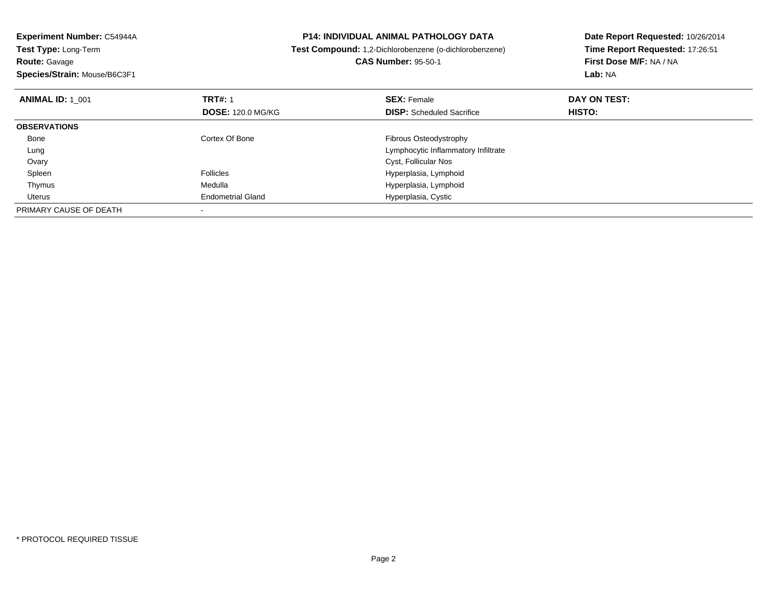**Experiment Number:** C54944A
**Test Type:** Long-Term
**Route:** Gavage
**Species/Strain:** Mouse/B6C3F1

**P14: INDIVIDUAL ANIMAL PATHOLOGY DATA**
**Test Compound:** 1,2-Dichlorobenzene (o-dichlorobenzene)
**CAS Number:** 95-50-1

**Date Report Requested:** 10/26/2014
**Time Report Requested:** 17:26:51
**First Dose M/F:** NA / NA
**Lab:** NA

| **ANIMAL ID:** 1_001 | **TRT#:** 1 | **SEX:** Female | **DAY ON TEST:** |
|---|---|---|---|
| | **DOSE:** 120.0 MG/KG | **DISP:** Scheduled Sacrifice | **HISTO:** |
| **OBSERVATIONS** | | | |
| Bone | Cortex Of Bone | Fibrous Osteodystrophy | |
| Lung | | Lymphocytic Inflammatory Infiltrate | |
| Ovary | | Cyst, Follicular Nos | |
| Spleen | Follicles | Hyperplasia, Lymphoid | |
| Thymus | Medulla | Hyperplasia, Lymphoid | |
| Uterus | Endometrial Gland | Hyperplasia, Cystic | |
| PRIMARY CAUSE OF DEATH | - | | |

* PROTOCOL REQUIRED TISSUE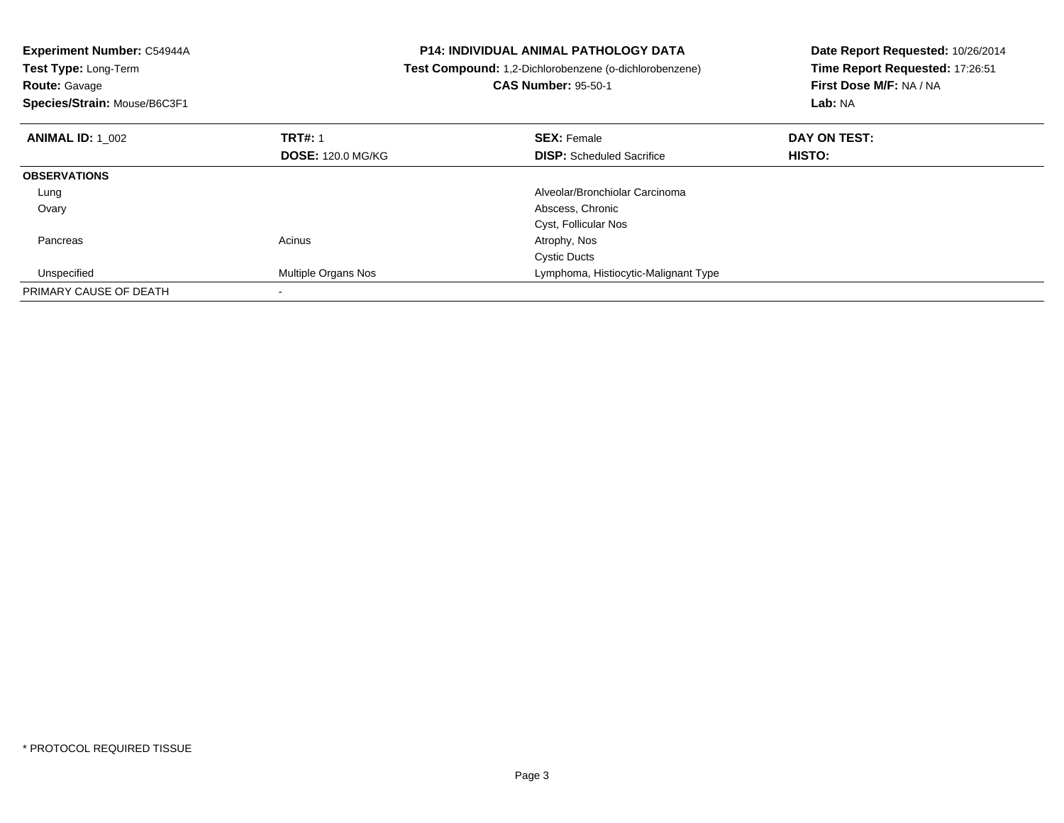**Experiment Number:** C54944A
**Test Type:** Long-Term
**Route:** Gavage
**Species/Strain:** Mouse/B6C3F1

**P14: INDIVIDUAL ANIMAL PATHOLOGY DATA**
**Test Compound:** 1,2-Dichlorobenzene (o-dichlorobenzene)
**CAS Number:** 95-50-1

**Date Report Requested:** 10/26/2014
**Time Report Requested:** 17:26:51
**First Dose M/F:** NA / NA
**Lab:** NA

| **ANIMAL ID:** 1_002 | **TRT#:** 1 | **SEX:** Female | **DAY ON TEST:** |
|---|---|---|---|
| | **DOSE:** 120.0 MG/KG | **DISP:** Scheduled Sacrifice | **HISTO:** |
| **OBSERVATIONS** | | | |
| Lung | | Alveolar/Bronchiolar Carcinoma | |
| Ovary | | Abscess, Chronic | |
| | | Cyst, Follicular Nos | |
| Pancreas | Acinus | Atrophy, Nos | |
| | | Cystic Ducts | |
| Unspecified | Multiple Organs Nos | Lymphoma, Histiocytic-Malignant Type | |
| PRIMARY CAUSE OF DEATH | - | | |

* PROTOCOL REQUIRED TISSUE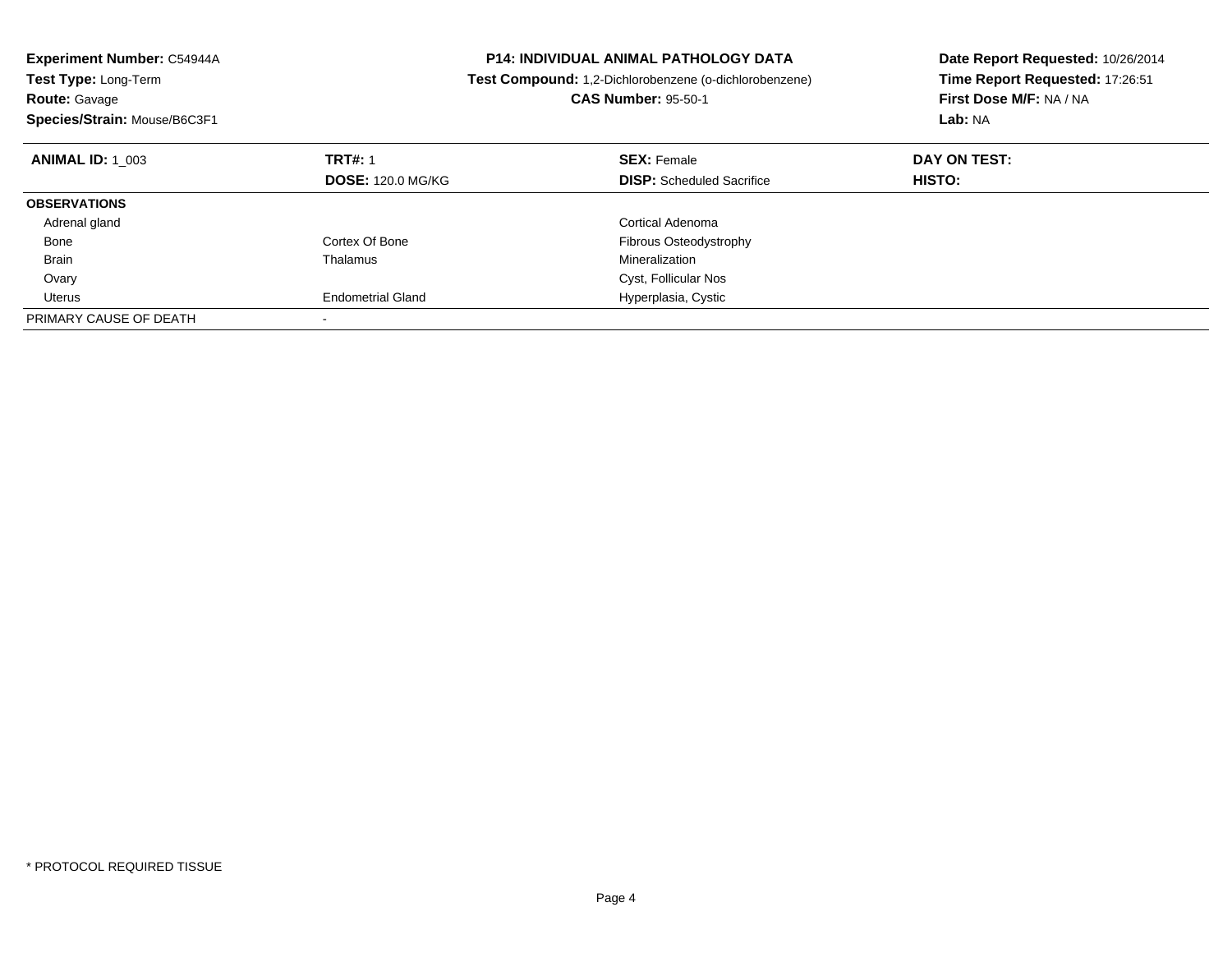**Experiment Number:** C54944A
**Test Type:** Long-Term
**Route:** Gavage
**Species/Strain:** Mouse/B6C3F1

**P14: INDIVIDUAL ANIMAL PATHOLOGY DATA**
**Test Compound:** 1,2-Dichlorobenzene (o-dichlorobenzene)
**CAS Number:** 95-50-1

**Date Report Requested:** 10/26/2014
**Time Report Requested:** 17:26:51
**First Dose M/F:** NA / NA
**Lab:** NA

| **ANIMAL ID:** 1_003 | **TRT#:** 1 | **SEX:** Female | **DAY ON TEST:** |
|---|---|---|---|
| | **DOSE:** 120.0 MG/KG | **DISP:** Scheduled Sacrifice | **HISTO:** |
| **OBSERVATIONS** | | | |
| Adrenal gland | | Cortical Adenoma | |
| Bone | Cortex Of Bone | Fibrous Osteodystrophy | |
| Brain | Thalamus | Mineralization | |
| Ovary | | Cyst, Follicular Nos | |
| Uterus | Endometrial Gland | Hyperplasia, Cystic | |
| PRIMARY CAUSE OF DEATH | - | | |

* PROTOCOL REQUIRED TISSUE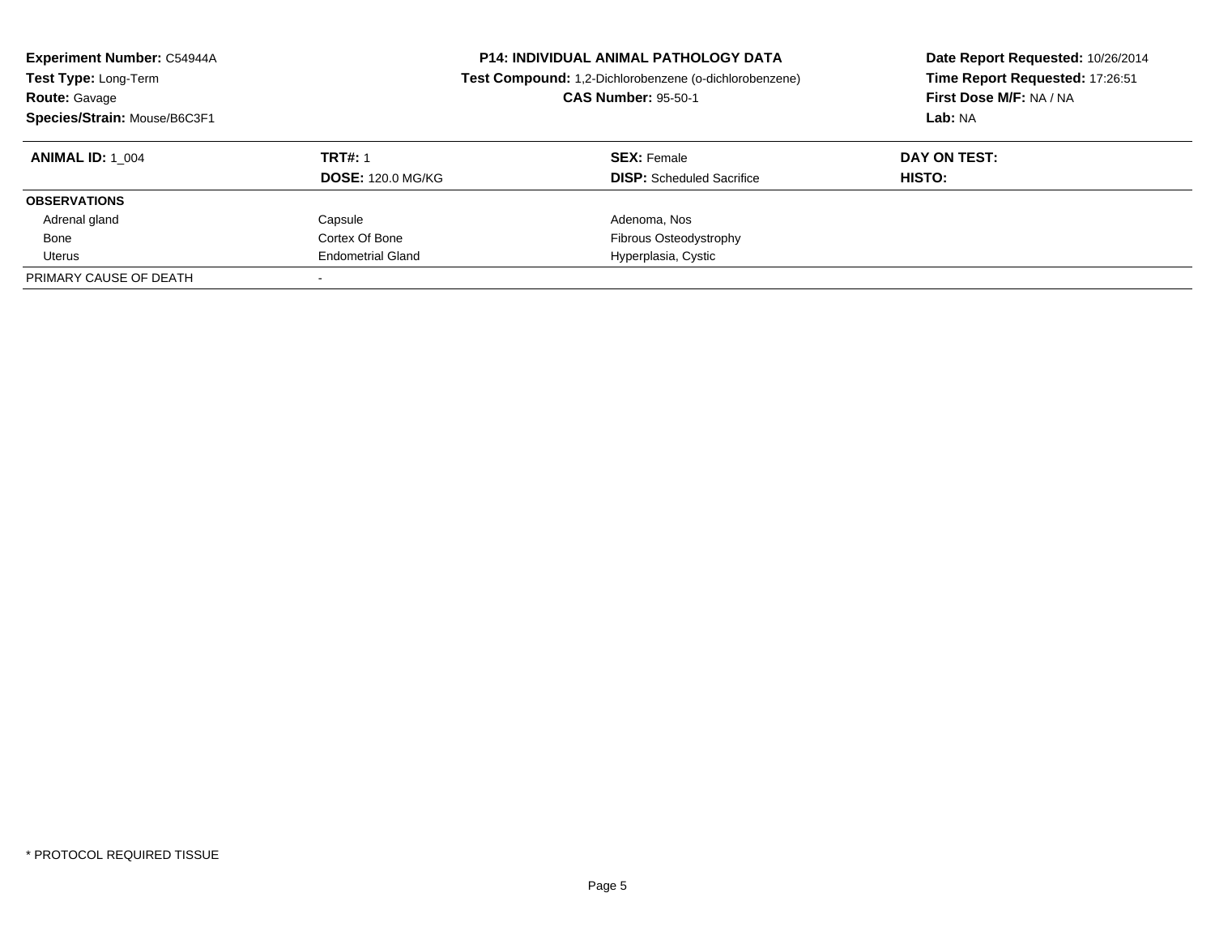**Experiment Number:** C54944A
**Test Type:** Long-Term
**Route:** Gavage
**Species/Strain:** Mouse/B6C3F1

**P14: INDIVIDUAL ANIMAL PATHOLOGY DATA**
**Test Compound:** 1,2-Dichlorobenzene (o-dichlorobenzene)
**CAS Number:** 95-50-1

**Date Report Requested:** 10/26/2014
**Time Report Requested:** 17:26:51
**First Dose M/F:** NA / NA
**Lab:** NA

| **ANIMAL ID:** 1_004 | **TRT#:** 1 | **SEX:** Female | **DAY ON TEST:** |
|---|---|---|---|
| | **DOSE:** 120.0 MG/KG | **DISP:** Scheduled Sacrifice | **HISTO:** |
| **OBSERVATIONS** | | | |
| Adrenal gland | Capsule | Adenoma, Nos | |
| Bone | Cortex Of Bone | Fibrous Osteodystrophy | |
| Uterus | Endometrial Gland | Hyperplasia, Cystic | |
| PRIMARY CAUSE OF DEATH | - | | |

* PROTOCOL REQUIRED TISSUE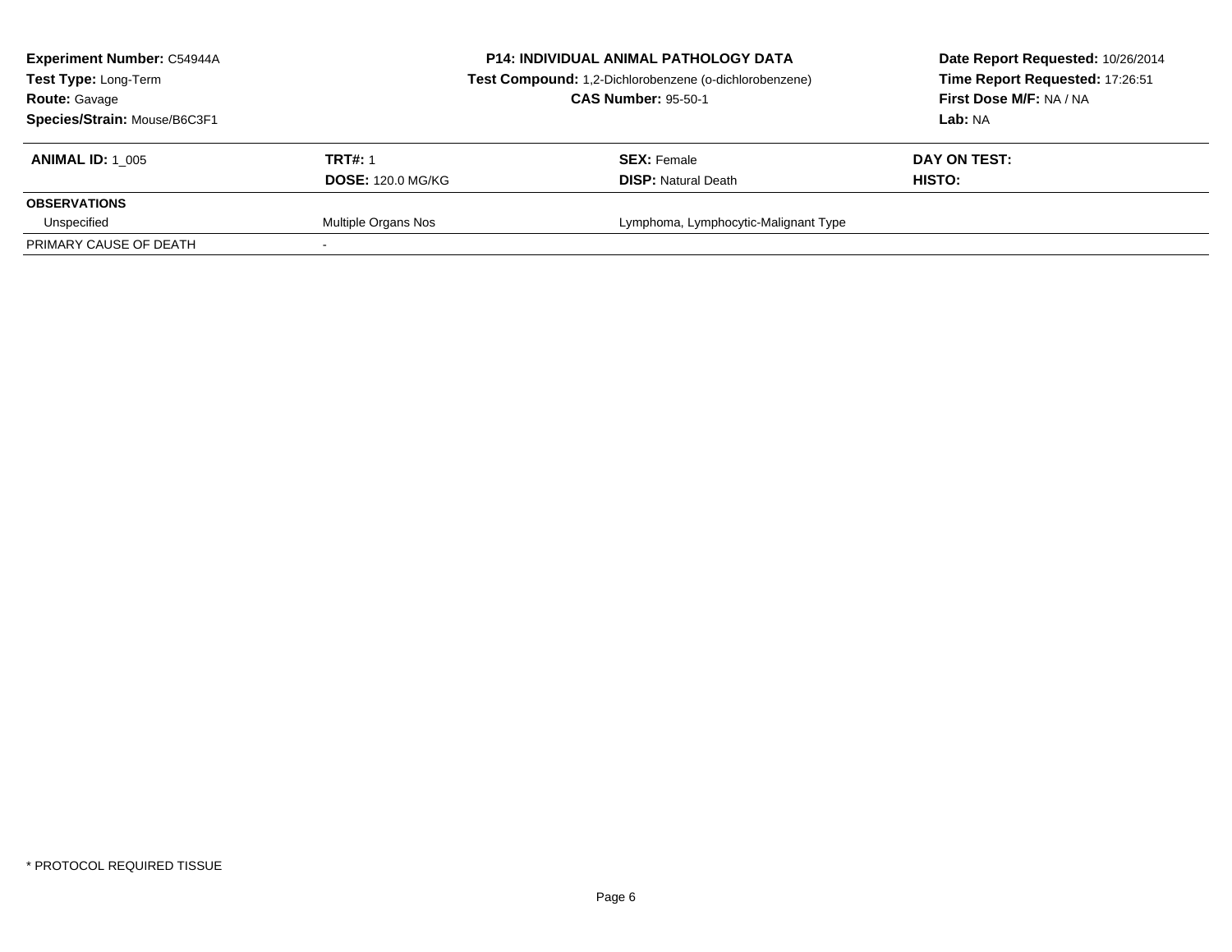**Experiment Number:** C54944A
**Test Type:** Long-Term
**Route:** Gavage
**Species/Strain:** Mouse/B6C3F1

**P14: INDIVIDUAL ANIMAL PATHOLOGY DATA**
**Test Compound:** 1,2-Dichlorobenzene (o-dichlorobenzene)
**CAS Number:** 95-50-1

**Date Report Requested:** 10/26/2014
**Time Report Requested:** 17:26:51
**First Dose M/F:** NA / NA
**Lab:** NA

| **ANIMAL ID:** 1_005 | **TRT#:** 1 | **SEX:** Female | **DAY ON TEST:** |
|---|---|---|---|
| | **DOSE:** 120.0 MG/KG | **DISP:** Natural Death | **HISTO:** |
| **OBSERVATIONS** | | | |
| Unspecified | Multiple Organs Nos | Lymphoma, Lymphocytic-Malignant Type | |
| PRIMARY CAUSE OF DEATH | - | | |

* PROTOCOL REQUIRED TISSUE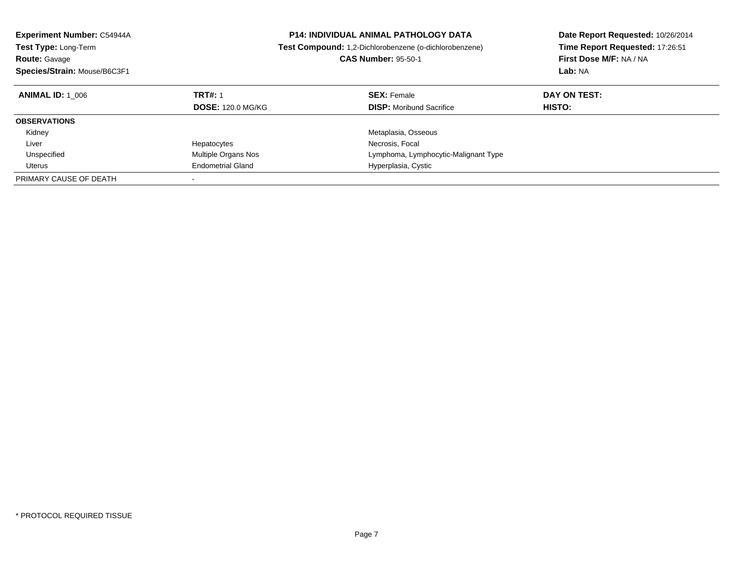**Experiment Number:** C54944A
**Test Type:** Long-Term
**Route:** Gavage
**Species/Strain:** Mouse/B6C3F1

**P14: INDIVIDUAL ANIMAL PATHOLOGY DATA**
**Test Compound:** 1,2-Dichlorobenzene (o-dichlorobenzene)
**CAS Number:** 95-50-1

**Date Report Requested:** 10/26/2014
**Time Report Requested:** 17:26:51
**First Dose M/F:** NA / NA
**Lab:** NA

| **ANIMAL ID:** 1_006 | **TRT#:** 1 | **SEX:** Female | **DAY ON TEST:** |
|---|---|---|---|
| | **DOSE:** 120.0 MG/KG | **DISP:** Moribund Sacrifice | **HISTO:** |
| **OBSERVATIONS** | | | |
| Kidney | | Metaplasia, Osseous | |
| Liver | Hepatocytes | Necrosis, Focal | |
| Unspecified | Multiple Organs Nos | Lymphoma, Lymphocytic-Malignant Type | |
| Uterus | Endometrial Gland | Hyperplasia, Cystic | |
| PRIMARY CAUSE OF DEATH | - | | |

* PROTOCOL REQUIRED TISSUE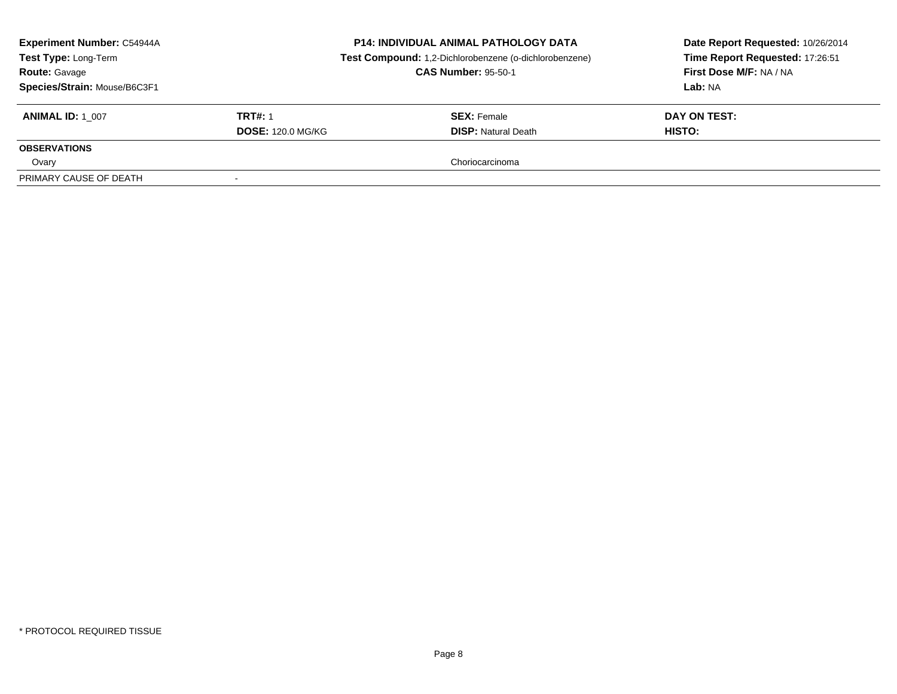| **Experiment Number:** C54944A | **P14: INDIVIDUAL ANIMAL PATHOLOGY DATA** | **Date Report Requested:** 10/26/2014 |
|---|---|---|
| **Test Type:** Long-Term | **Test Compound:** 1,2-Dichlorobenzene (o-dichlorobenzene) | **Time Report Requested:** 17:26:51 |
| **Route:** Gavage | **CAS Number:** 95-50-1 | **First Dose M/F:** NA / NA |
| **Species/Strain:** Mouse/B6C3F1 | | **Lab:** NA |

| **ANIMAL ID:** 1_007 | **TRT#:** 1 | **SEX:** Female | **DAY ON TEST:** |
|---|---|---|---|
| | **DOSE:** 120.0 MG/KG | **DISP:** Natural Death | **HISTO:** |
| **OBSERVATIONS** | | | |
| Ovary | | Choriocarcinoma | |
| PRIMARY CAUSE OF DEATH | - | | |

* PROTOCOL REQUIRED TISSUE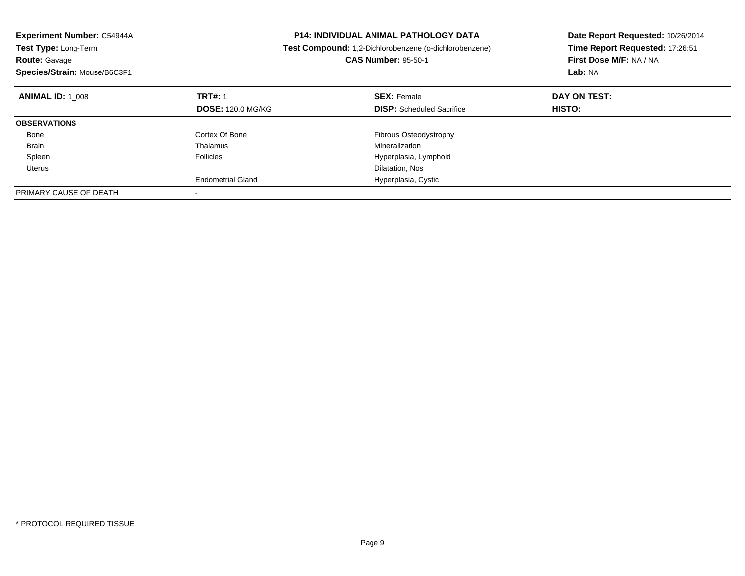**Experiment Number:** C54944A
**Test Type:** Long-Term
**Route:** Gavage
**Species/Strain:** Mouse/B6C3F1

**P14: INDIVIDUAL ANIMAL PATHOLOGY DATA**
**Test Compound:** 1,2-Dichlorobenzene (o-dichlorobenzene)
**CAS Number:** 95-50-1

**Date Report Requested:** 10/26/2014
**Time Report Requested:** 17:26:51
**First Dose M/F:** NA / NA
**Lab:** NA

| **ANIMAL ID:** 1_008 | **TRT#:** 1 | **SEX:** Female | **DAY ON TEST:** |
|---|---|---|---|
| | **DOSE:** 120.0 MG/KG | **DISP:** Scheduled Sacrifice | **HISTO:** |
| **OBSERVATIONS** | | | |
| Bone | Cortex Of Bone | Fibrous Osteodystrophy | |
| Brain | Thalamus | Mineralization | |
| Spleen | Follicles | Hyperplasia, Lymphoid | |
| Uterus | | Dilatation, Nos | |
| | Endometrial Gland | Hyperplasia, Cystic | |
| PRIMARY CAUSE OF DEATH | - | | |

* PROTOCOL REQUIRED TISSUE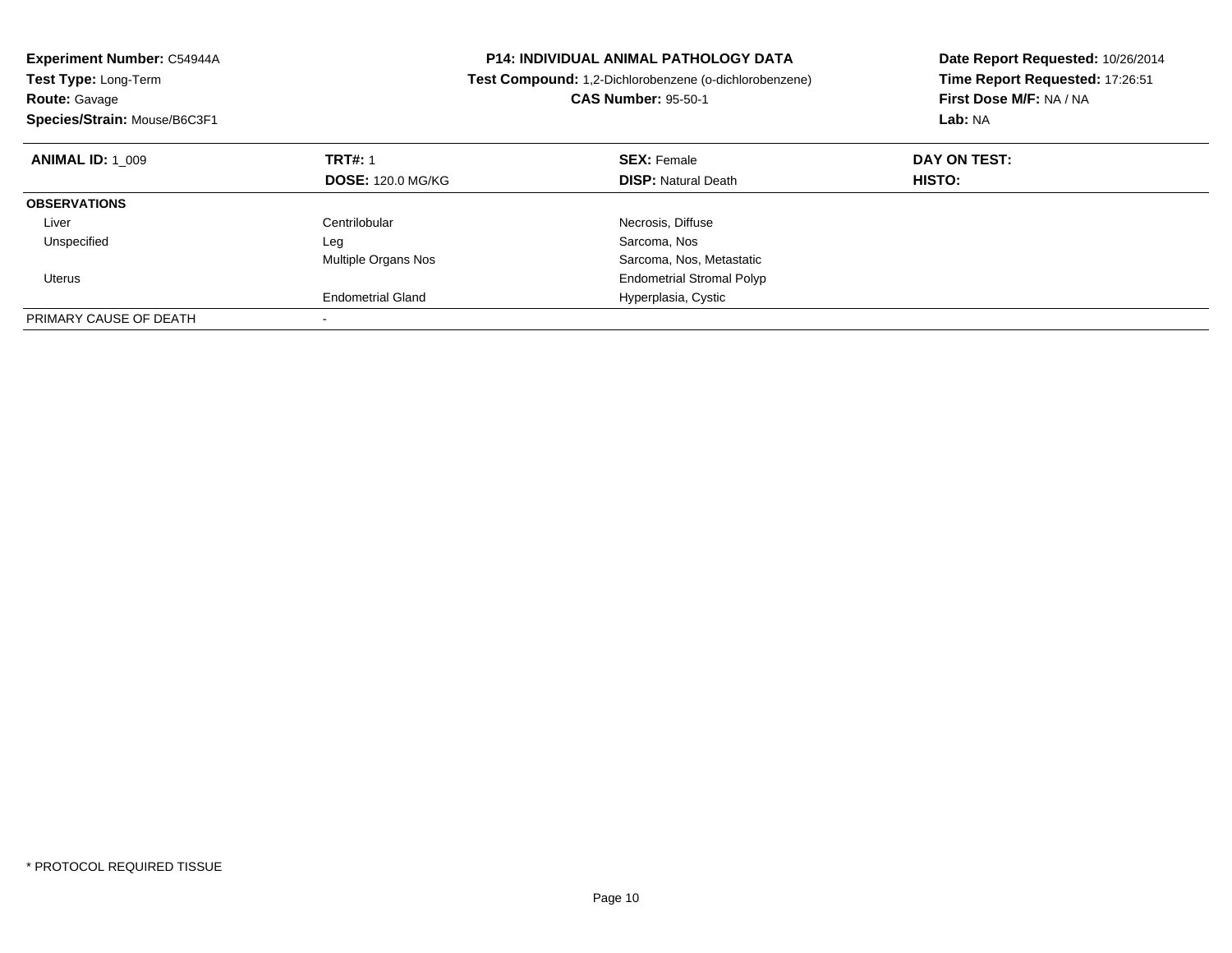**Experiment Number:** C54944A
**Test Type:** Long-Term
**Route:** Gavage
**Species/Strain:** Mouse/B6C3F1

**P14: INDIVIDUAL ANIMAL PATHOLOGY DATA**
**Test Compound:** 1,2-Dichlorobenzene (o-dichlorobenzene)
**CAS Number:** 95-50-1

**Date Report Requested:** 10/26/2014
**Time Report Requested:** 17:26:51
**First Dose M/F:** NA / NA
**Lab:** NA

| **ANIMAL ID:** 1_009 | **TRT#:** 1 | **SEX:** Female | **DAY ON TEST:** |
|---|---|---|---|
| | **DOSE:** 120.0 MG/KG | **DISP:** Natural Death | **HISTO:** |
| **OBSERVATIONS** | | | |
| Liver | Centrilobular | Necrosis, Diffuse | |
| Unspecified | Leg | Sarcoma, Nos | |
| | Multiple Organs Nos | Sarcoma, Nos, Metastatic | |
| Uterus | | Endometrial Stromal Polyp | |
| | Endometrial Gland | Hyperplasia, Cystic | |
| PRIMARY CAUSE OF DEATH | - | | |

* PROTOCOL REQUIRED TISSUE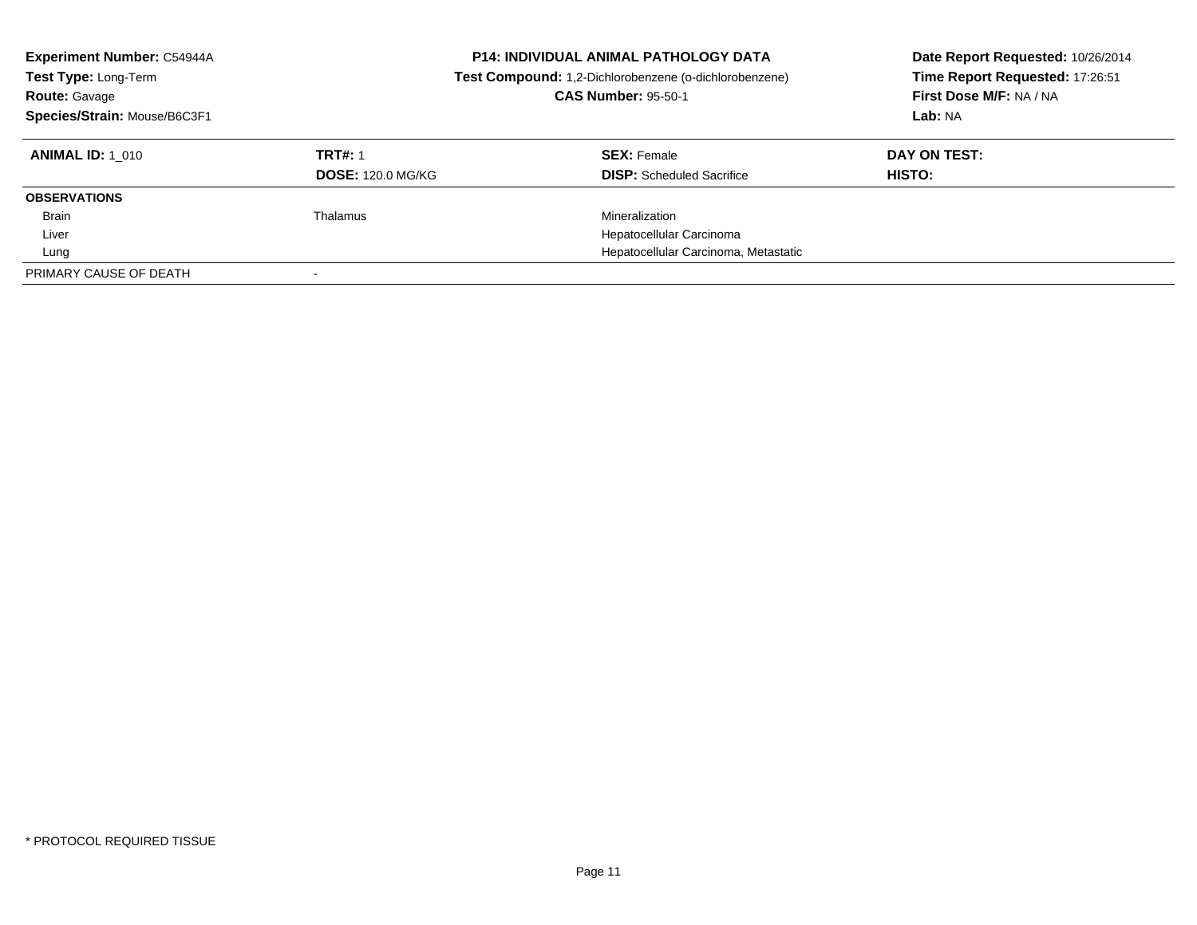**Experiment Number:** C54944A
**Test Type:** Long-Term
**Route:** Gavage
**Species/Strain:** Mouse/B6C3F1

**P14: INDIVIDUAL ANIMAL PATHOLOGY DATA**
**Test Compound:** 1,2-Dichlorobenzene (o-dichlorobenzene)
**CAS Number:** 95-50-1

**Date Report Requested:** 10/26/2014
**Time Report Requested:** 17:26:51
**First Dose M/F:** NA / NA
**Lab:** NA

| **ANIMAL ID:** 1_010 | **TRT#:** 1 | **SEX:** Female | **DAY ON TEST:** |
|---|---|---|---|
| | **DOSE:** 120.0 MG/KG | **DISP:** Scheduled Sacrifice | **HISTO:** |
| **OBSERVATIONS** | | | |
| Brain | Thalamus | Mineralization | |
| Liver | | Hepatocellular Carcinoma | |
| Lung | | Hepatocellular Carcinoma, Metastatic | |
| PRIMARY CAUSE OF DEATH | - | | |

* PROTOCOL REQUIRED TISSUE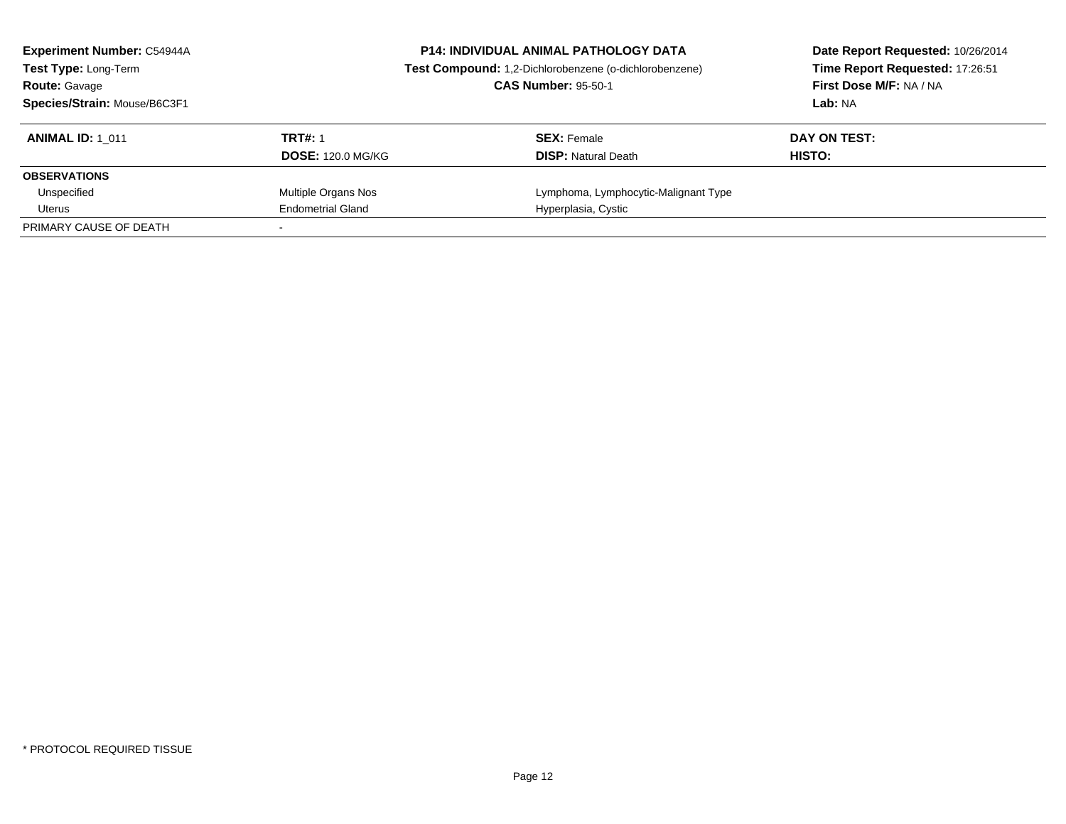**Experiment Number:** C54944A
**Test Type:** Long-Term
**Route:** Gavage
**Species/Strain:** Mouse/B6C3F1

**P14: INDIVIDUAL ANIMAL PATHOLOGY DATA**
**Test Compound:** 1,2-Dichlorobenzene (o-dichlorobenzene)
**CAS Number:** 95-50-1

**Date Report Requested:** 10/26/2014
**Time Report Requested:** 17:26:51
**First Dose M/F:** NA / NA
**Lab:** NA

| **ANIMAL ID:** 1_011 | **TRT#:** 1 | **SEX:** Female | **DAY ON TEST:** |
|---|---|---|---|
| | **DOSE:** 120.0 MG/KG | **DISP:** Natural Death | **HISTO:** |
| **OBSERVATIONS** | | | |
| Unspecified | Multiple Organs Nos | Lymphoma, Lymphocytic-Malignant Type | |
| Uterus | Endometrial Gland | Hyperplasia, Cystic | |
| PRIMARY CAUSE OF DEATH | - | | |

* PROTOCOL REQUIRED TISSUE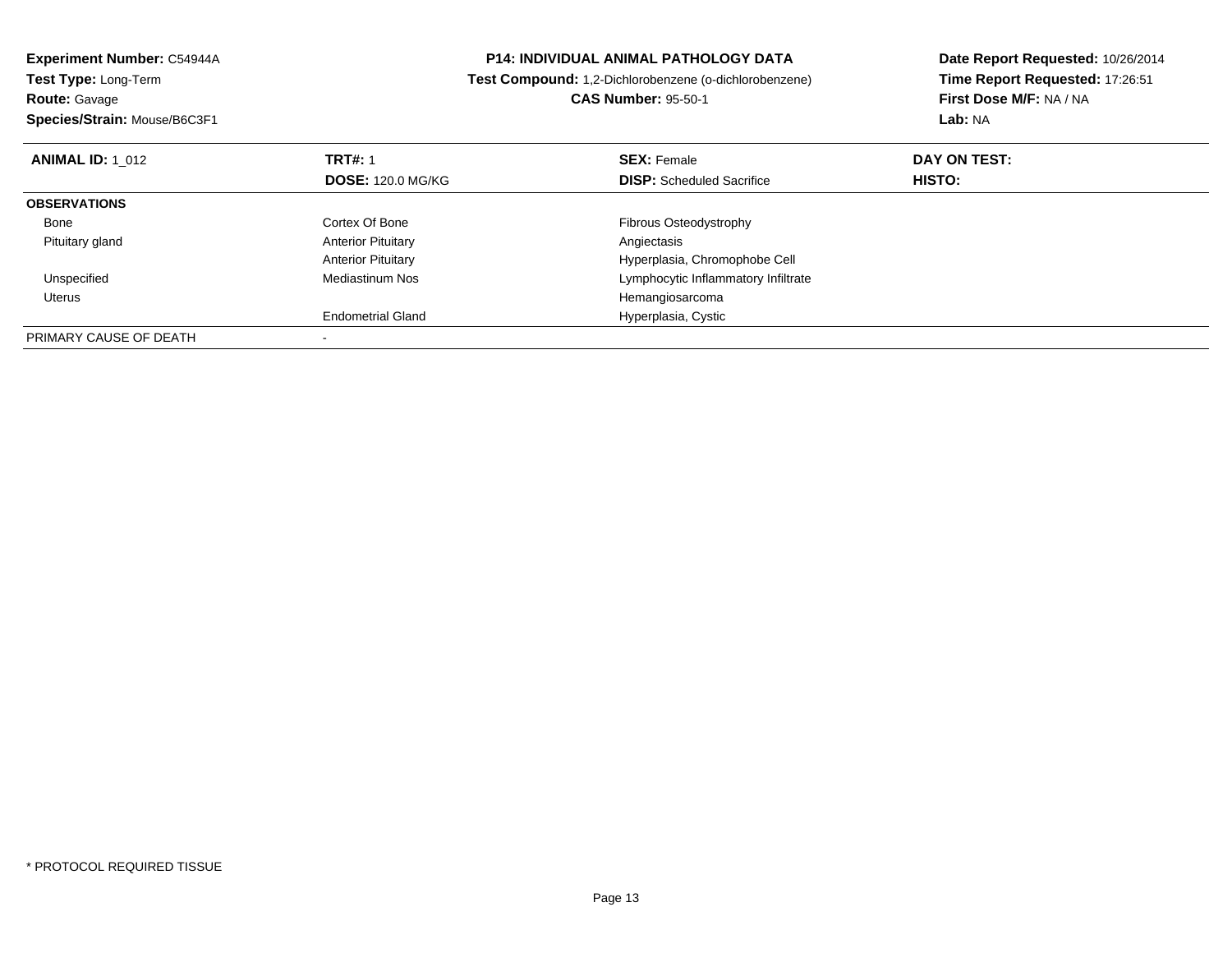**Experiment Number:** C54944A
**Test Type:** Long-Term
**Route:** Gavage
**Species/Strain:** Mouse/B6C3F1

**P14: INDIVIDUAL ANIMAL PATHOLOGY DATA**
**Test Compound:** 1,2-Dichlorobenzene (o-dichlorobenzene)
**CAS Number:** 95-50-1

**Date Report Requested:** 10/26/2014
**Time Report Requested:** 17:26:51
**First Dose M/F:** NA / NA
**Lab:** NA

| **ANIMAL ID:** 1_012 | **TRT#:** 1 | **SEX:** Female | **DAY ON TEST:** |
|---|---|---|---|
| | **DOSE:** 120.0 MG/KG | **DISP:** Scheduled Sacrifice | **HISTO:** |
| **OBSERVATIONS** | | | |
| Bone | Cortex Of Bone | Fibrous Osteodystrophy | |
| Pituitary gland | Anterior Pituitary | Angiectasis | |
| | Anterior Pituitary | Hyperplasia, Chromophobe Cell | |
| Unspecified | Mediastinum Nos | Lymphocytic Inflammatory Infiltrate | |
| Uterus | | Hemangiosarcoma | |
| | Endometrial Gland | Hyperplasia, Cystic | |
| PRIMARY CAUSE OF DEATH | - | | |

* PROTOCOL REQUIRED TISSUE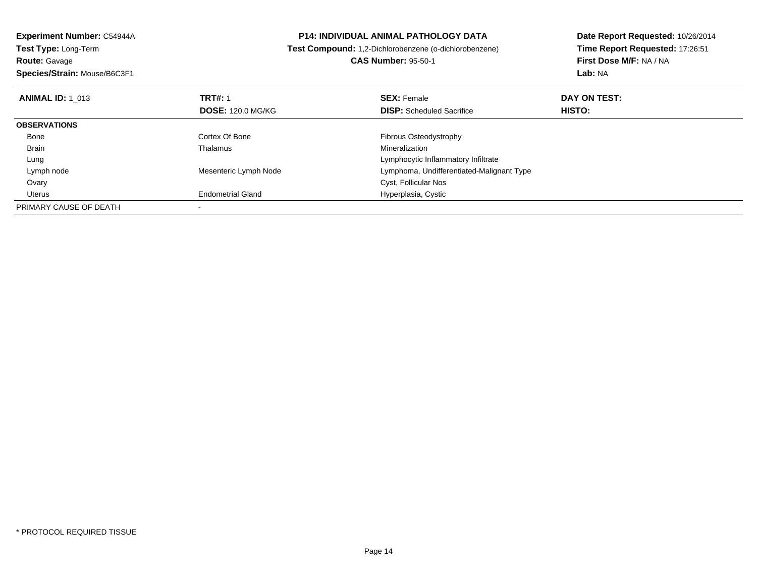**Experiment Number:** C54944A
**Test Type:** Long-Term
**Route:** Gavage
**Species/Strain:** Mouse/B6C3F1

**P14: INDIVIDUAL ANIMAL PATHOLOGY DATA**
**Test Compound:** 1,2-Dichlorobenzene (o-dichlorobenzene)
**CAS Number:** 95-50-1

**Date Report Requested:** 10/26/2014
**Time Report Requested:** 17:26:51
**First Dose M/F:** NA / NA
**Lab:** NA

| **ANIMAL ID:** 1_013 | **TRT#:** 1 | **SEX:** Female | **DAY ON TEST:** |
|---|---|---|---|
| | **DOSE:** 120.0 MG/KG | **DISP:** Scheduled Sacrifice | **HISTO:** |
| **OBSERVATIONS** | | | |
| Bone | Cortex Of Bone | Fibrous Osteodystrophy | |
| Brain | Thalamus | Mineralization | |
| Lung | | Lymphocytic Inflammatory Infiltrate | |
| Lymph node | Mesenteric Lymph Node | Lymphoma, Undifferentiated-Malignant Type | |
| Ovary | | Cyst, Follicular Nos | |
| Uterus | Endometrial Gland | Hyperplasia, Cystic | |
| PRIMARY CAUSE OF DEATH | - | | |

* PROTOCOL REQUIRED TISSUE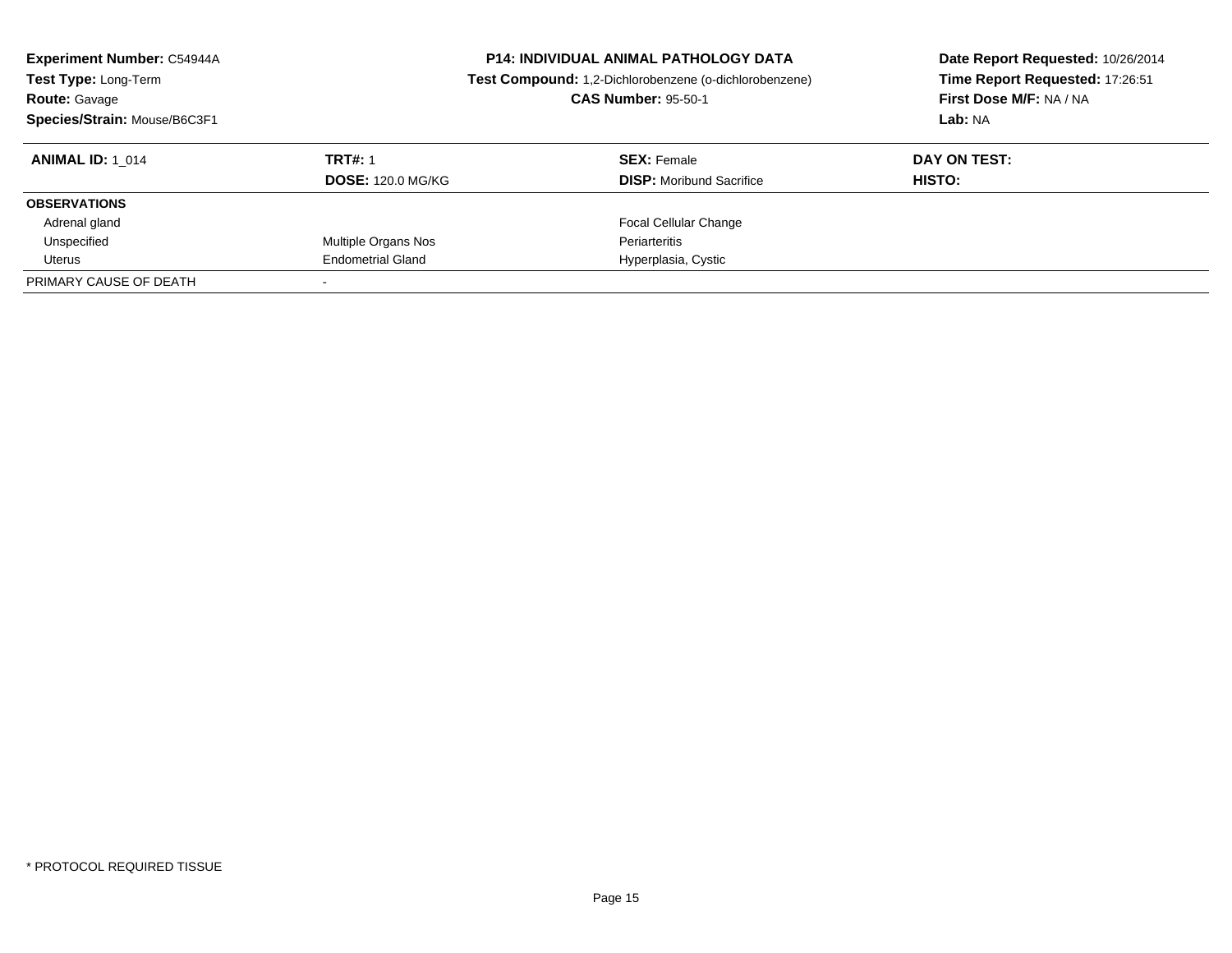**Experiment Number:** C54944A
**Test Type:** Long-Term
**Route:** Gavage
**Species/Strain:** Mouse/B6C3F1

**P14: INDIVIDUAL ANIMAL PATHOLOGY DATA**
**Test Compound:** 1,2-Dichlorobenzene (o-dichlorobenzene)
**CAS Number:** 95-50-1

**Date Report Requested:** 10/26/2014
**Time Report Requested:** 17:26:51
**First Dose M/F:** NA / NA
**Lab:** NA

| **ANIMAL ID:** 1_014 | **TRT#:** 1 | **SEX:** Female | **DAY ON TEST:** |
|---|---|---|---|
| | **DOSE:** 120.0 MG/KG | **DISP:** Moribund Sacrifice | **HISTO:** |
| **OBSERVATIONS** | | | |
| Adrenal gland | | Focal Cellular Change | |
| Unspecified | Multiple Organs Nos | Periarteritis | |
| Uterus | Endometrial Gland | Hyperplasia, Cystic | |
| PRIMARY CAUSE OF DEATH | - | | |

* PROTOCOL REQUIRED TISSUE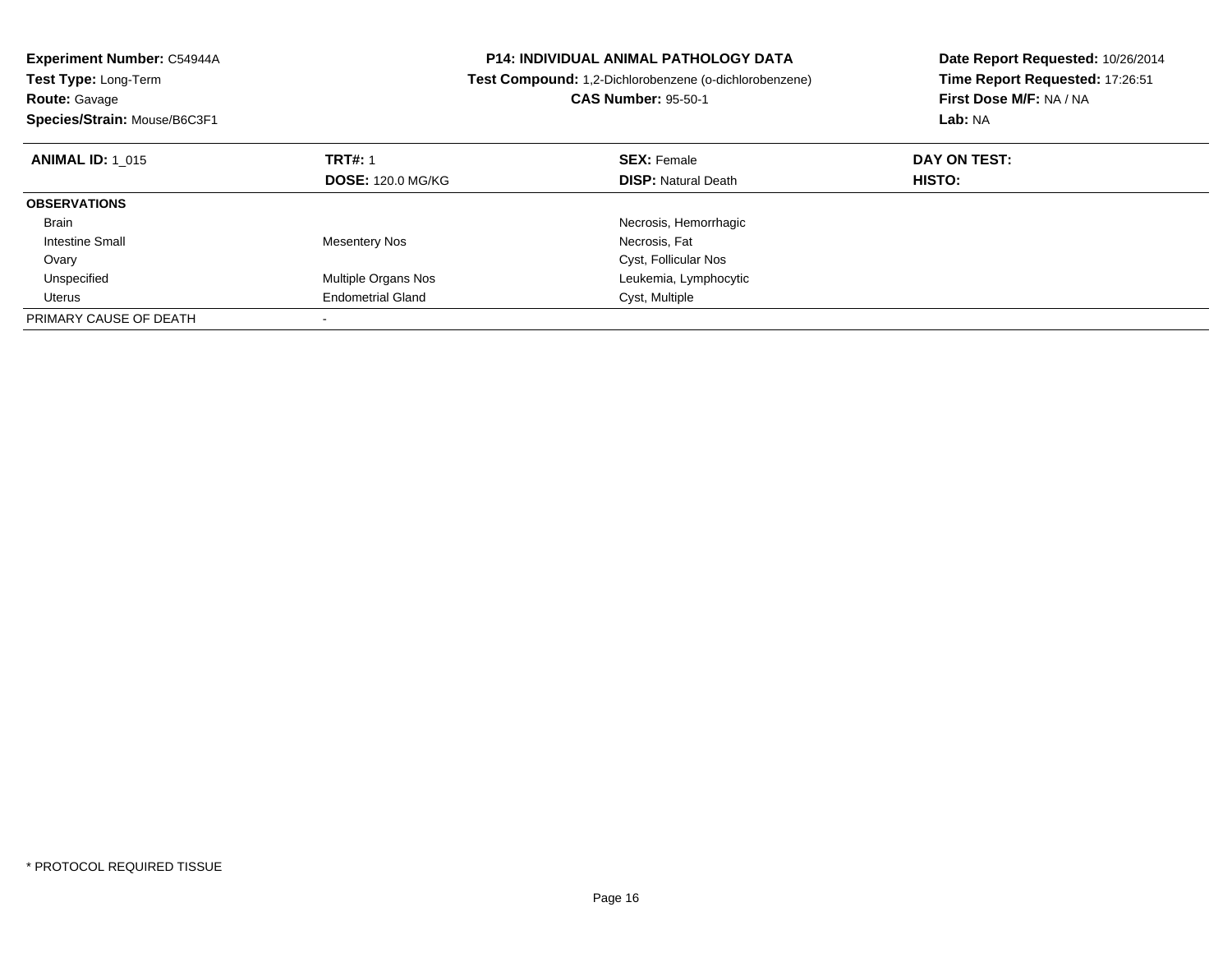**Experiment Number:** C54944A
**Test Type:** Long-Term
**Route:** Gavage
**Species/Strain:** Mouse/B6C3F1

**P14: INDIVIDUAL ANIMAL PATHOLOGY DATA**
**Test Compound:** 1,2-Dichlorobenzene (o-dichlorobenzene)
**CAS Number:** 95-50-1

**Date Report Requested:** 10/26/2014
**Time Report Requested:** 17:26:51
**First Dose M/F:** NA / NA
**Lab:** NA

| **ANIMAL ID:** 1_015 | **TRT#:** 1 | **SEX:** Female | **DAY ON TEST:** |
|---|---|---|---|
| | **DOSE:** 120.0 MG/KG | **DISP:** Natural Death | **HISTO:** |
| **OBSERVATIONS** | | | |
| Brain | | Necrosis, Hemorrhagic | |
| Intestine Small | Mesentery Nos | Necrosis, Fat | |
| Ovary | | Cyst, Follicular Nos | |
| Unspecified | Multiple Organs Nos | Leukemia, Lymphocytic | |
| Uterus | Endometrial Gland | Cyst, Multiple | |
| PRIMARY CAUSE OF DEATH | - | | |

* PROTOCOL REQUIRED TISSUE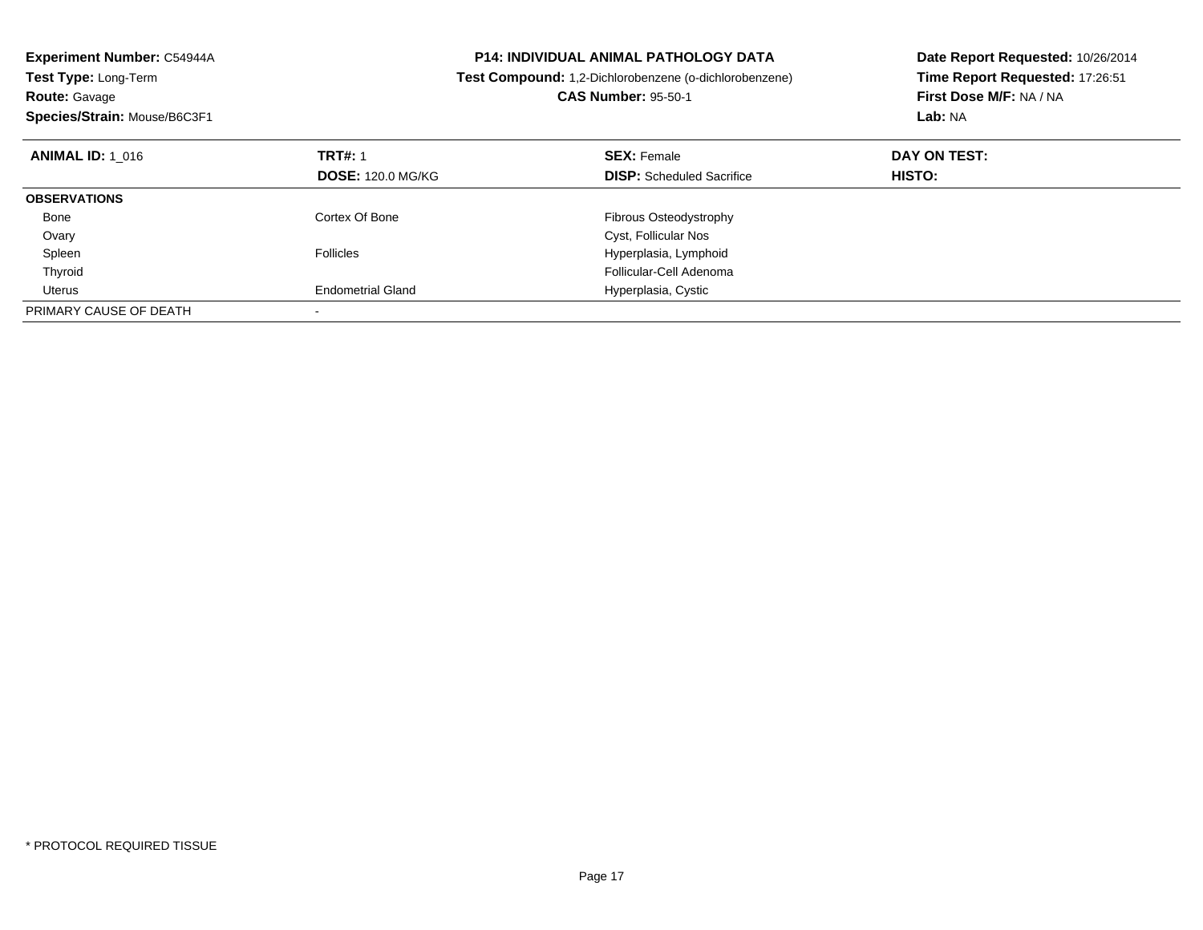**Experiment Number:** C54944A
**Test Type:** Long-Term
**Route:** Gavage
**Species/Strain:** Mouse/B6C3F1

**P14: INDIVIDUAL ANIMAL PATHOLOGY DATA**
**Test Compound:** 1,2-Dichlorobenzene (o-dichlorobenzene)
**CAS Number:** 95-50-1

**Date Report Requested:** 10/26/2014
**Time Report Requested:** 17:26:51
**First Dose M/F:** NA / NA
**Lab:** NA

| **ANIMAL ID:** 1_016 | **TRT#:** 1 | **SEX:** Female | **DAY ON TEST:** |
|---|---|---|---|
| | **DOSE:** 120.0 MG/KG | **DISP:** Scheduled Sacrifice | **HISTO:** |
| **OBSERVATIONS** | | | |
| Bone | Cortex Of Bone | Fibrous Osteodystrophy | |
| Ovary | | Cyst, Follicular Nos | |
| Spleen | Follicles | Hyperplasia, Lymphoid | |
| Thyroid | | Follicular-Cell Adenoma | |
| Uterus | Endometrial Gland | Hyperplasia, Cystic | |
| PRIMARY CAUSE OF DEATH | - | | |

* PROTOCOL REQUIRED TISSUE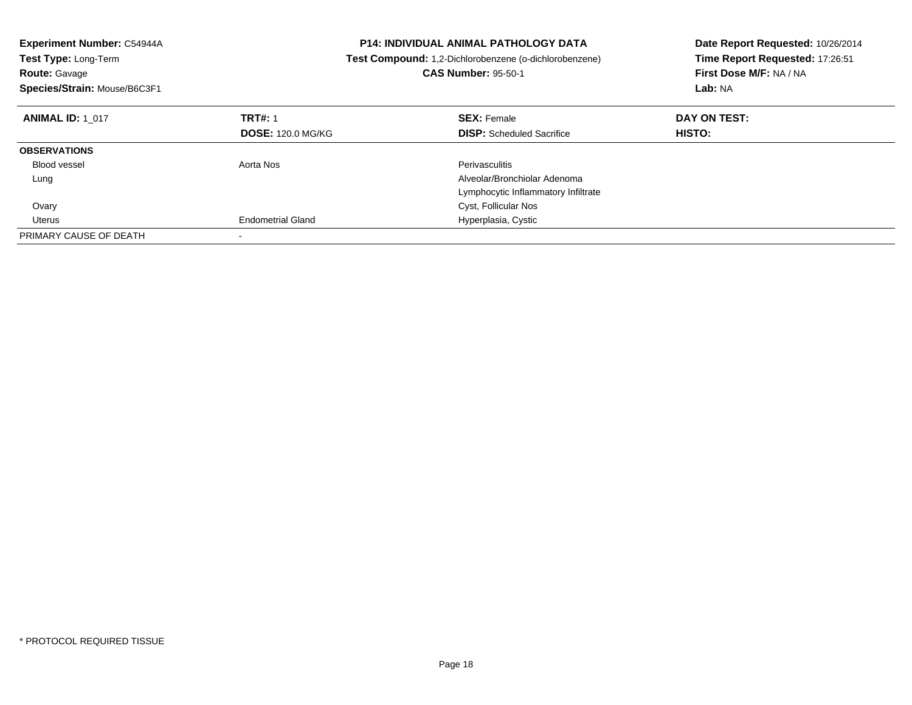**Experiment Number:** C54944A
**Test Type:** Long-Term
**Route:** Gavage
**Species/Strain:** Mouse/B6C3F1

**P14: INDIVIDUAL ANIMAL PATHOLOGY DATA**
**Test Compound:** 1,2-Dichlorobenzene (o-dichlorobenzene)
**CAS Number:** 95-50-1

**Date Report Requested:** 10/26/2014
**Time Report Requested:** 17:26:51
**First Dose M/F:** NA / NA
**Lab:** NA

| **ANIMAL ID:** 1_017 | **TRT#:** 1 | **SEX:** Female | **DAY ON TEST:** |
|---|---|---|---|
| | **DOSE:** 120.0 MG/KG | **DISP:** Scheduled Sacrifice | **HISTO:** |
| **OBSERVATIONS** | | | |
| Blood vessel | Aorta Nos | Perivasculitis | |
| Lung | | Alveolar/Bronchiolar Adenoma | |
| | | Lymphocytic Inflammatory Infiltrate | |
| Ovary | | Cyst, Follicular Nos | |
| Uterus | Endometrial Gland | Hyperplasia, Cystic | |
| PRIMARY CAUSE OF DEATH | - | | |

* PROTOCOL REQUIRED TISSUE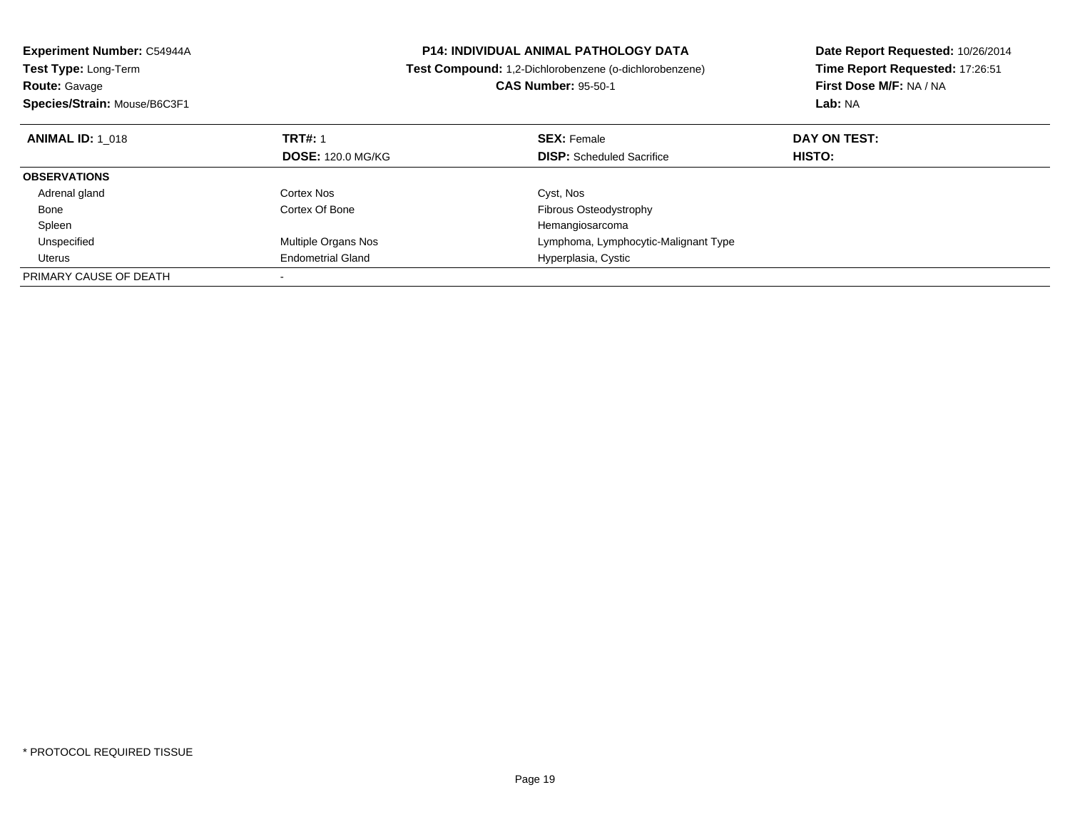**Experiment Number:** C54944A
**Test Type:** Long-Term
**Route:** Gavage
**Species/Strain:** Mouse/B6C3F1

**P14: INDIVIDUAL ANIMAL PATHOLOGY DATA**
**Test Compound:** 1,2-Dichlorobenzene (o-dichlorobenzene)
**CAS Number:** 95-50-1

**Date Report Requested:** 10/26/2014
**Time Report Requested:** 17:26:51
**First Dose M/F:** NA / NA
**Lab:** NA

| **ANIMAL ID:** 1_018 | **TRT#:** 1<br>**DOSE:** 120.0 MG/KG | **SEX:** Female<br>**DISP:** Scheduled Sacrifice | **DAY ON TEST:**<br>**HISTO:** |
|---|---|---|---|
| **OBSERVATIONS** | | | |
| Adrenal gland | Cortex Nos | Cyst, Nos | |
| Bone | Cortex Of Bone | Fibrous Osteodystrophy | |
| Spleen | | Hemangiosarcoma | |
| Unspecified | Multiple Organs Nos | Lymphoma, Lymphocytic-Malignant Type | |
| Uterus | Endometrial Gland | Hyperplasia, Cystic | |
| PRIMARY CAUSE OF DEATH | - | | |

* PROTOCOL REQUIRED TISSUE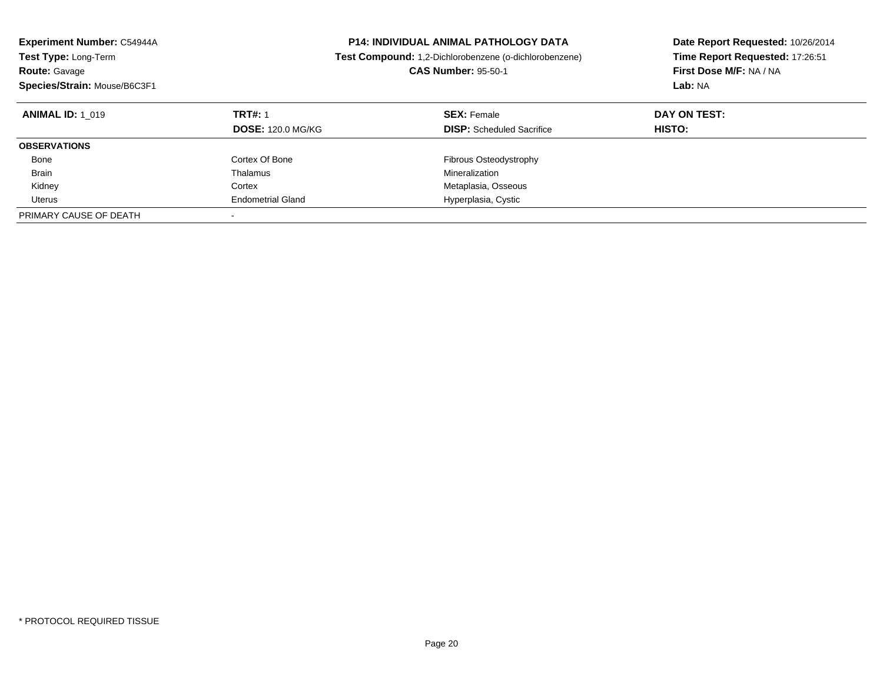**Experiment Number:** C54944A
**Test Type:** Long-Term
**Route:** Gavage
**Species/Strain:** Mouse/B6C3F1

**P14: INDIVIDUAL ANIMAL PATHOLOGY DATA**
**Test Compound:** 1,2-Dichlorobenzene (o-dichlorobenzene)
**CAS Number:** 95-50-1

**Date Report Requested:** 10/26/2014
**Time Report Requested:** 17:26:51
**First Dose M/F:** NA / NA
**Lab:** NA

| **ANIMAL ID:** 1_019 | **TRT#:** 1 | **SEX:** Female | **DAY ON TEST:** |
|---|---|---|---|
| | **DOSE:** 120.0 MG/KG | **DISP:** Scheduled Sacrifice | **HISTO:** |
| **OBSERVATIONS** | | | |
| Bone | Cortex Of Bone | Fibrous Osteodystrophy | |
| Brain | Thalamus | Mineralization | |
| Kidney | Cortex | Metaplasia, Osseous | |
| Uterus | Endometrial Gland | Hyperplasia, Cystic | |
| PRIMARY CAUSE OF DEATH | - | | |

* PROTOCOL REQUIRED TISSUE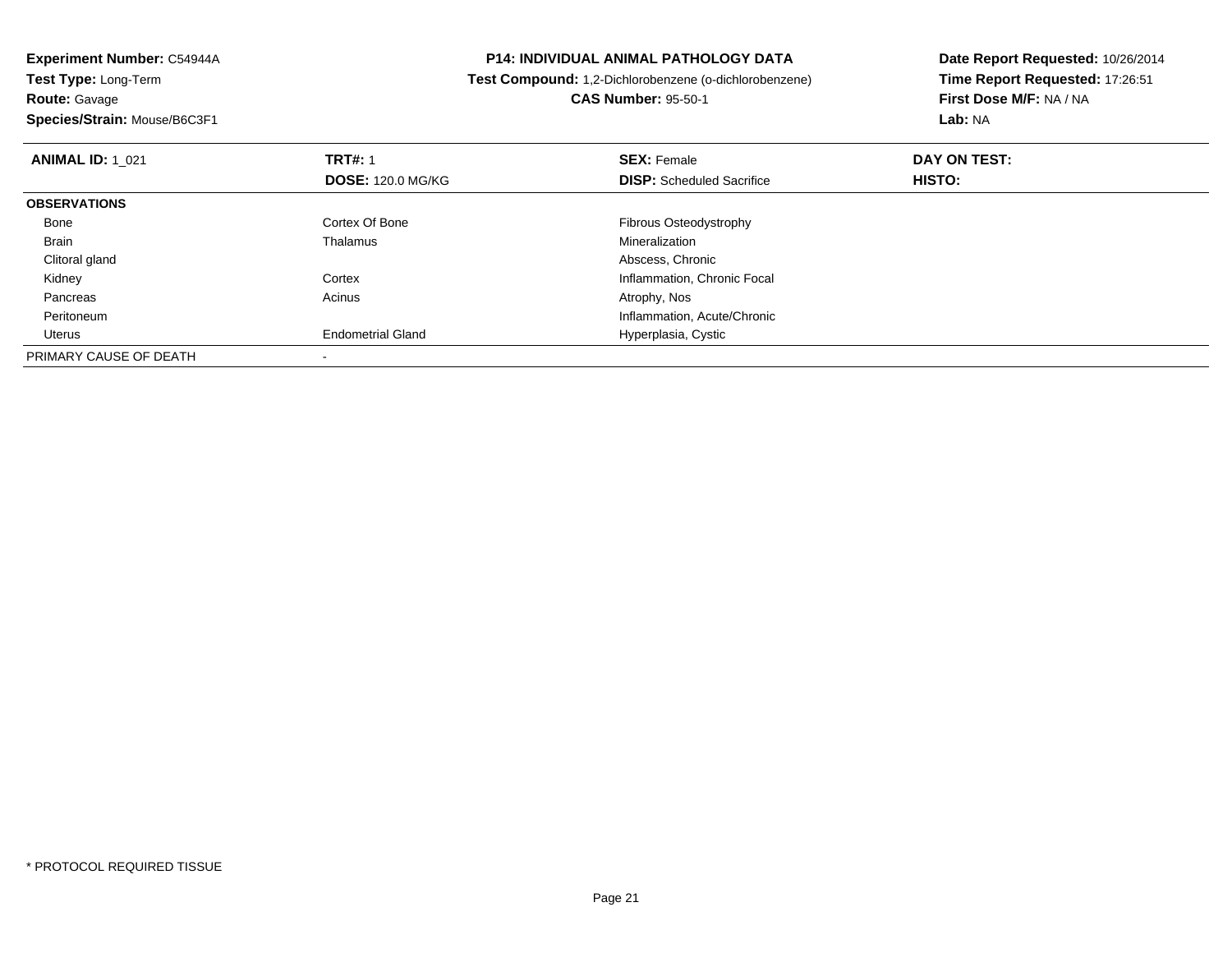**Experiment Number:** C54944A
**Test Type:** Long-Term
**Route:** Gavage
**Species/Strain:** Mouse/B6C3F1

**P14: INDIVIDUAL ANIMAL PATHOLOGY DATA**
**Test Compound:** 1,2-Dichlorobenzene (o-dichlorobenzene)
**CAS Number:** 95-50-1

**Date Report Requested:** 10/26/2014
**Time Report Requested:** 17:26:51
**First Dose M/F:** NA / NA
**Lab:** NA

| **ANIMAL ID:** 1_021 | **TRT#:** 1 | **SEX:** Female | **DAY ON TEST:** |
|---|---|---|---|
| | **DOSE:** 120.0 MG/KG | **DISP:** Scheduled Sacrifice | **HISTO:** |
| **OBSERVATIONS** | | | |
| Bone | Cortex Of Bone | Fibrous Osteodystrophy | |
| Brain | Thalamus | Mineralization | |
| Clitoral gland | | Abscess, Chronic | |
| Kidney | Cortex | Inflammation, Chronic Focal | |
| Pancreas | Acinus | Atrophy, Nos | |
| Peritoneum | | Inflammation, Acute/Chronic | |
| Uterus | Endometrial Gland | Hyperplasia, Cystic | |
| PRIMARY CAUSE OF DEATH | - | | |

* PROTOCOL REQUIRED TISSUE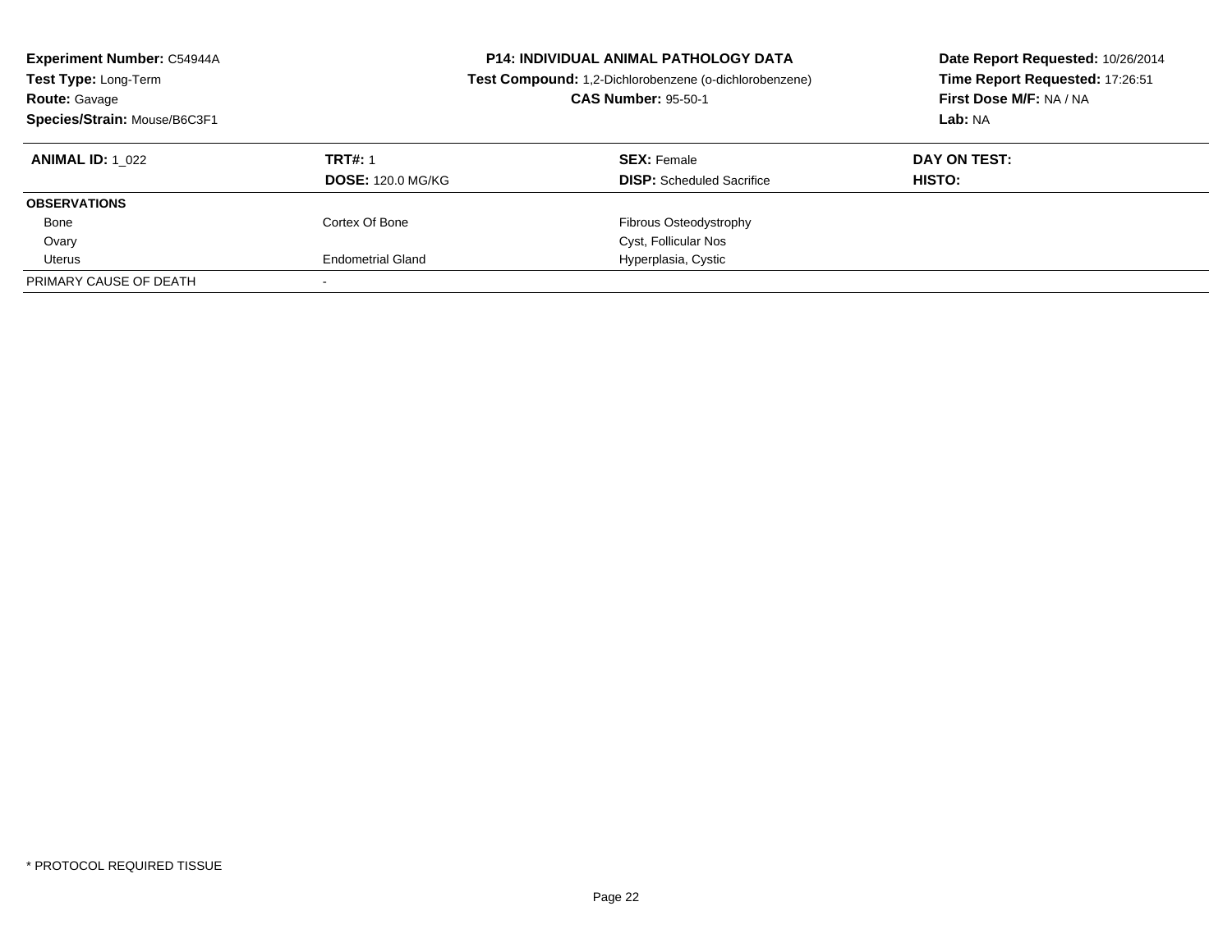**Experiment Number:** C54944A
**Test Type:** Long-Term
**Route:** Gavage
**Species/Strain:** Mouse/B6C3F1

**P14: INDIVIDUAL ANIMAL PATHOLOGY DATA**
**Test Compound:** 1,2-Dichlorobenzene (o-dichlorobenzene)
**CAS Number:** 95-50-1

**Date Report Requested:** 10/26/2014
**Time Report Requested:** 17:26:51
**First Dose M/F:** NA / NA
**Lab:** NA

| **ANIMAL ID:** 1_022 | **TRT#:** 1 | **SEX:** Female | **DAY ON TEST:** |
|---|---|---|---|
| | **DOSE:** 120.0 MG/KG | **DISP:** Scheduled Sacrifice | **HISTO:** |
| **OBSERVATIONS** | | | |
| Bone | Cortex Of Bone | Fibrous Osteodystrophy | |
| Ovary | | Cyst, Follicular Nos | |
| Uterus | Endometrial Gland | Hyperplasia, Cystic | |
| PRIMARY CAUSE OF DEATH | - | | |

* PROTOCOL REQUIRED TISSUE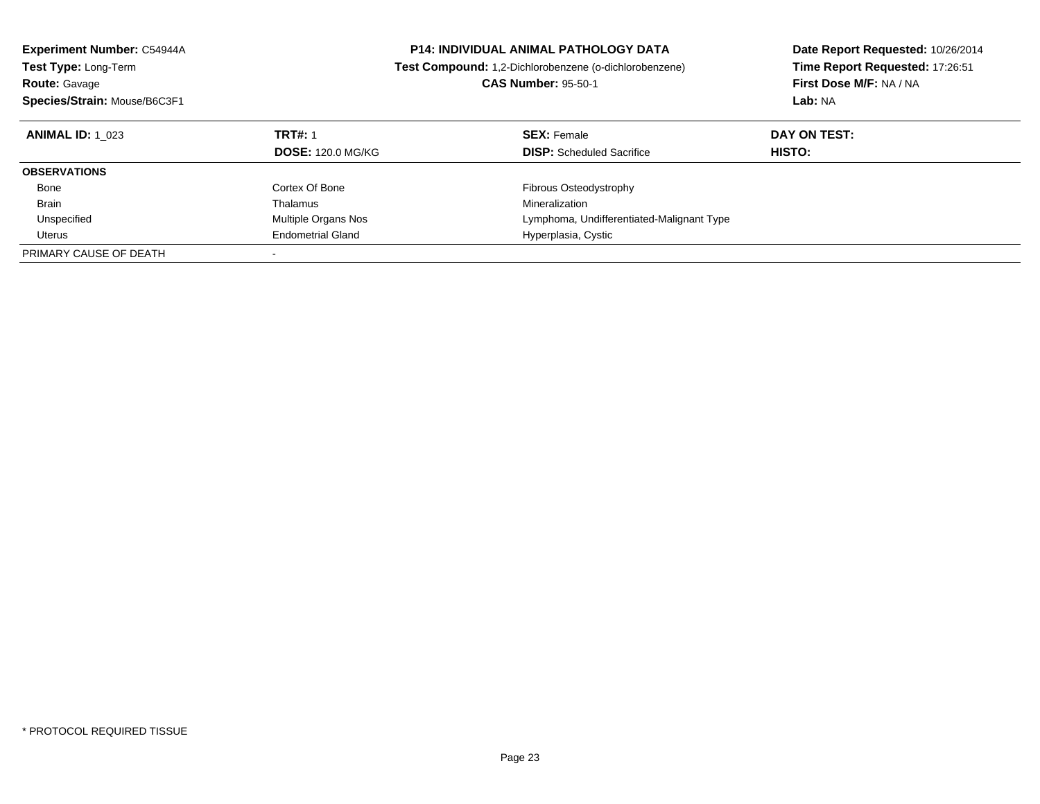**Experiment Number:** C54944A
**Test Type:** Long-Term
**Route:** Gavage
**Species/Strain:** Mouse/B6C3F1

**P14: INDIVIDUAL ANIMAL PATHOLOGY DATA**
**Test Compound:** 1,2-Dichlorobenzene (o-dichlorobenzene)
**CAS Number:** 95-50-1

**Date Report Requested:** 10/26/2014
**Time Report Requested:** 17:26:51
**First Dose M/F:** NA / NA
**Lab:** NA

| **ANIMAL ID:** 1_023 | **TRT#:** 1 | **SEX:** Female | **DAY ON TEST:** |
|---|---|---|---|
| | **DOSE:** 120.0 MG/KG | **DISP:** Scheduled Sacrifice | **HISTO:** |
| **OBSERVATIONS** | | | |
| Bone | Cortex Of Bone | Fibrous Osteodystrophy | |
| Brain | Thalamus | Mineralization | |
| Unspecified | Multiple Organs Nos | Lymphoma, Undifferentiated-Malignant Type | |
| Uterus | Endometrial Gland | Hyperplasia, Cystic | |
| PRIMARY CAUSE OF DEATH | - | | |

* PROTOCOL REQUIRED TISSUE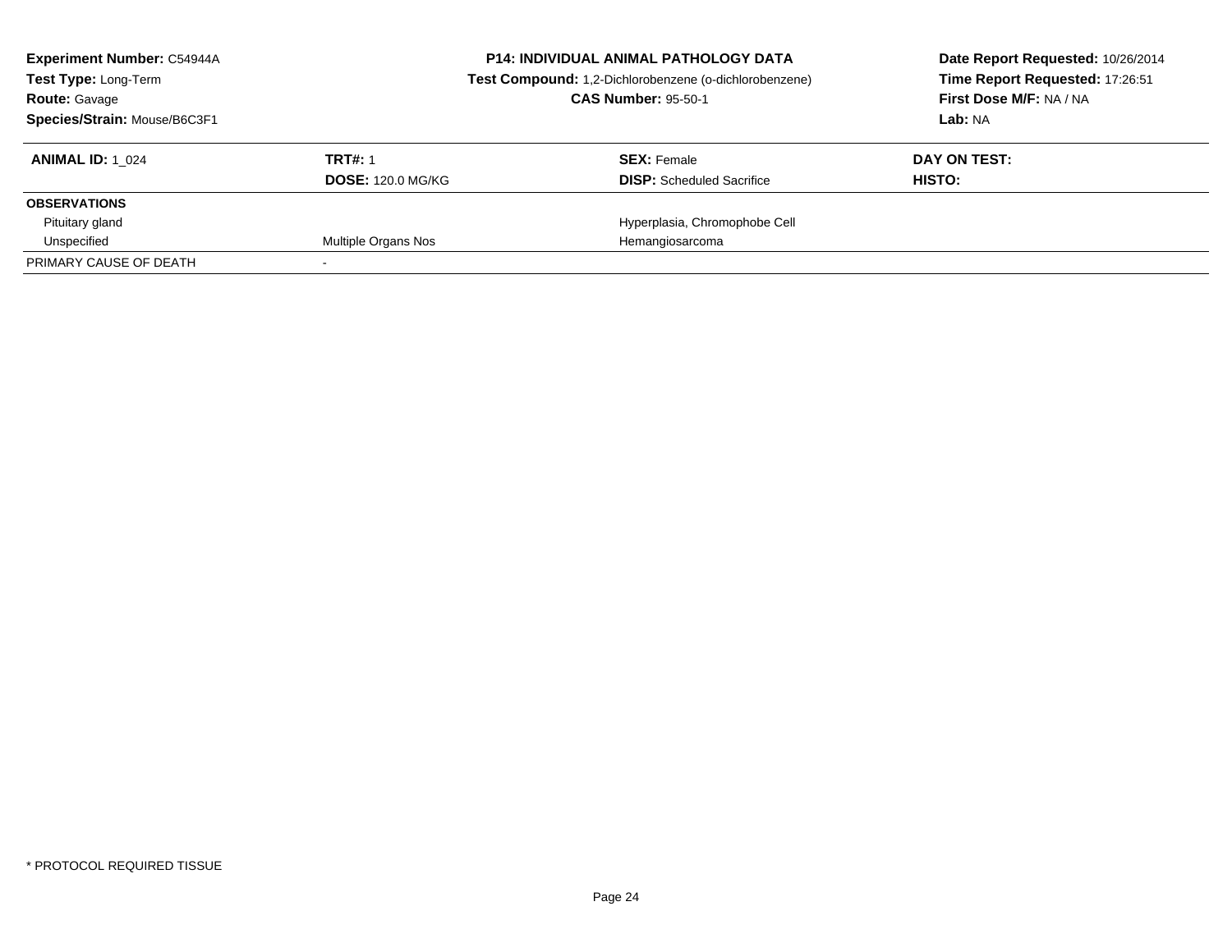**Experiment Number:** C54944A
**Test Type:** Long-Term
**Route:** Gavage
**Species/Strain:** Mouse/B6C3F1

**P14: INDIVIDUAL ANIMAL PATHOLOGY DATA**
**Test Compound:** 1,2-Dichlorobenzene (o-dichlorobenzene)
**CAS Number:** 95-50-1

**Date Report Requested:** 10/26/2014
**Time Report Requested:** 17:26:51
**First Dose M/F:** NA / NA
**Lab:** NA

| **ANIMAL ID:** 1_024 | **TRT#:** 1 | **SEX:** Female | **DAY ON TEST:** |
|---|---|---|---|
| | **DOSE:** 120.0 MG/KG | **DISP:** Scheduled Sacrifice | **HISTO:** |
| **OBSERVATIONS** | | | |
| Pituitary gland | | Hyperplasia, Chromophobe Cell | |
| Unspecified | Multiple Organs Nos | Hemangiosarcoma | |
| PRIMARY CAUSE OF DEATH | - | | |

* PROTOCOL REQUIRED TISSUE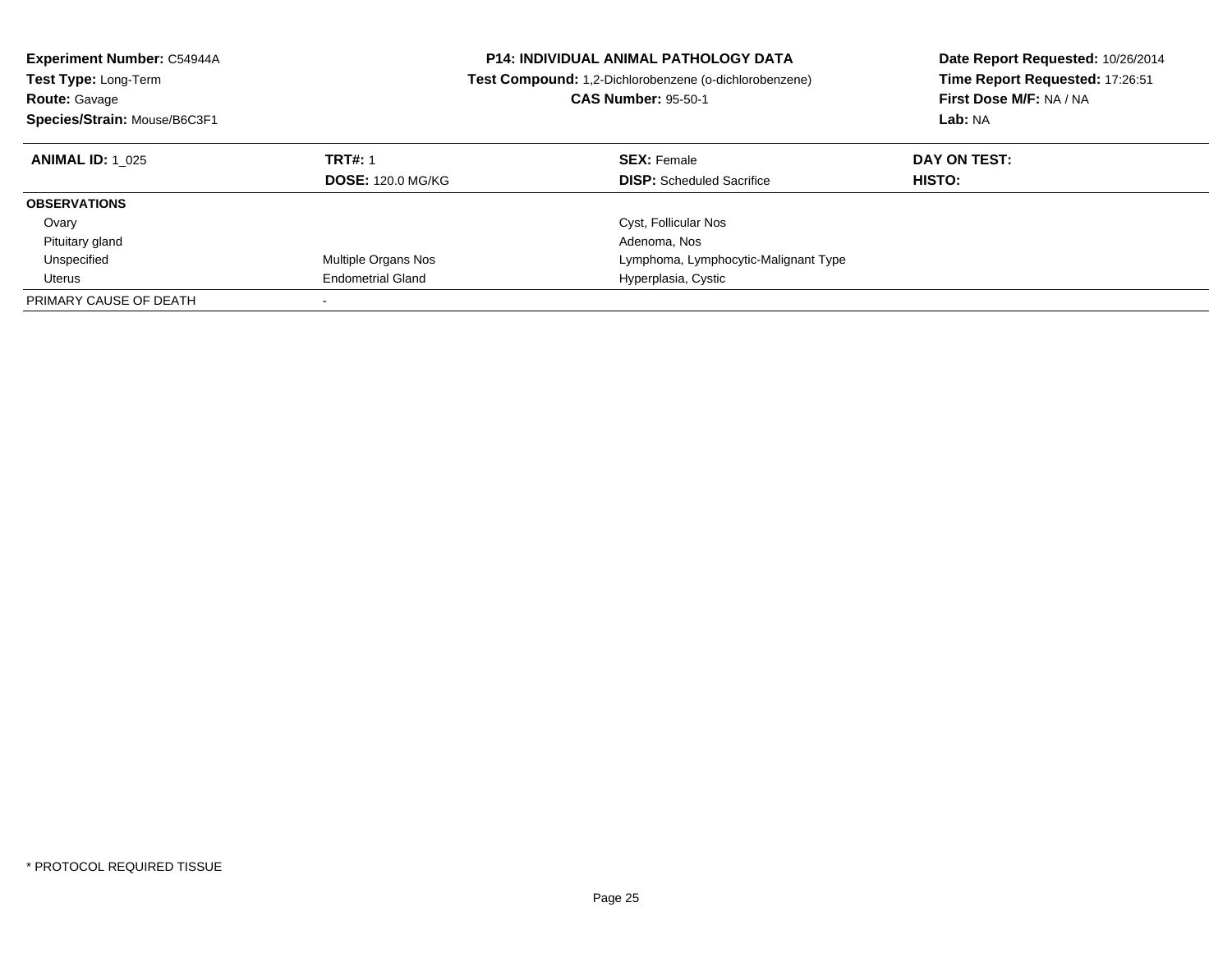**Experiment Number:** C54944A
**Test Type:** Long-Term
**Route:** Gavage
**Species/Strain:** Mouse/B6C3F1

**P14: INDIVIDUAL ANIMAL PATHOLOGY DATA**
**Test Compound:** 1,2-Dichlorobenzene (o-dichlorobenzene)
**CAS Number:** 95-50-1

**Date Report Requested:** 10/26/2014
**Time Report Requested:** 17:26:51
**First Dose M/F:** NA / NA
**Lab:** NA

| **ANIMAL ID:** 1_025 | **TRT#:** 1 | **SEX:** Female | **DAY ON TEST:** |
|---|---|---|---|
| | **DOSE:** 120.0 MG/KG | **DISP:** Scheduled Sacrifice | **HISTO:** |
| **OBSERVATIONS** | | | |
| Ovary | | Cyst, Follicular Nos | |
| Pituitary gland | | Adenoma, Nos | |
| Unspecified | Multiple Organs Nos | Lymphoma, Lymphocytic-Malignant Type | |
| Uterus | Endometrial Gland | Hyperplasia, Cystic | |
| PRIMARY CAUSE OF DEATH | - | | |

* PROTOCOL REQUIRED TISSUE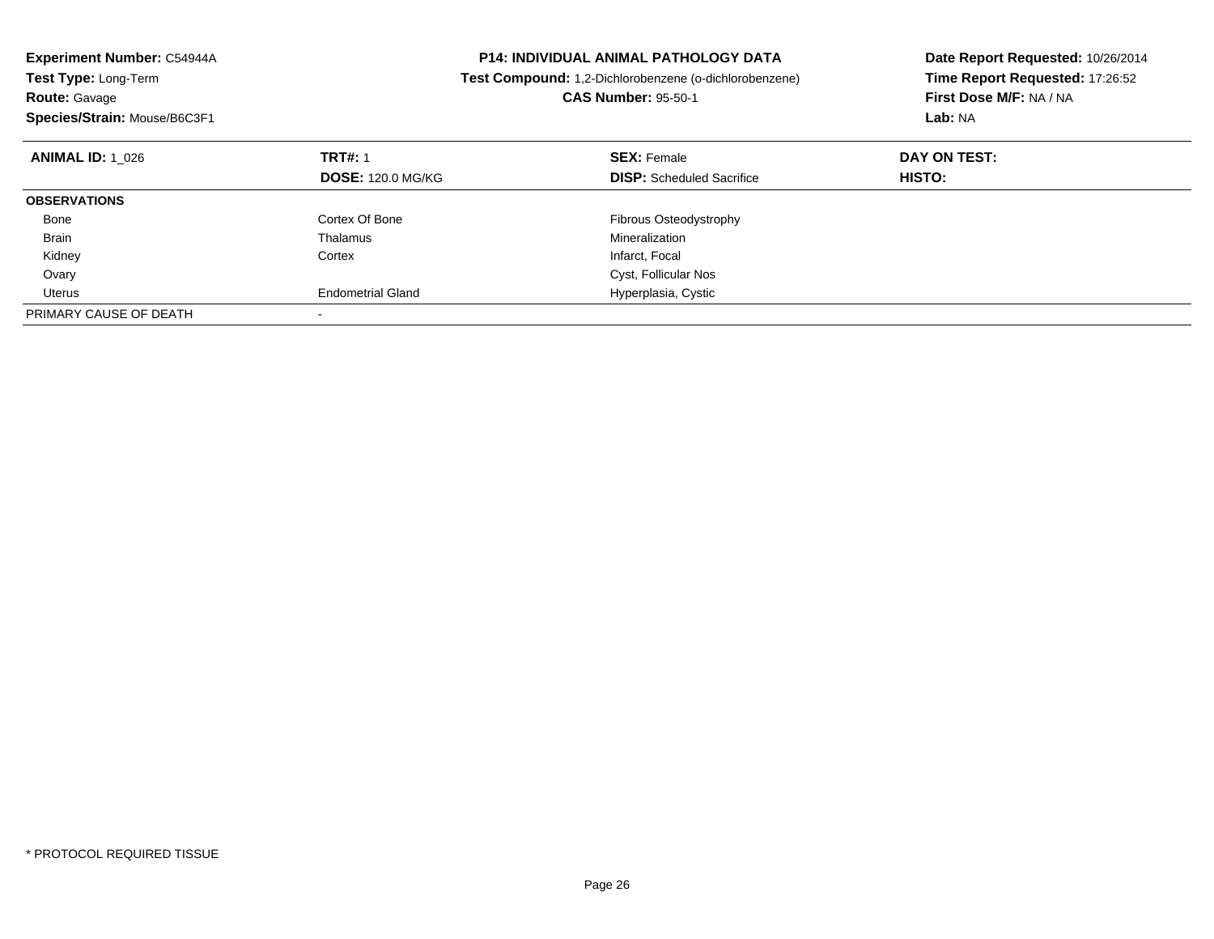**Experiment Number:** C54944A
**Test Type:** Long-Term
**Route:** Gavage
**Species/Strain:** Mouse/B6C3F1

**P14: INDIVIDUAL ANIMAL PATHOLOGY DATA**
**Test Compound:** 1,2-Dichlorobenzene (o-dichlorobenzene)
**CAS Number:** 95-50-1

**Date Report Requested:** 10/26/2014
**Time Report Requested:** 17:26:52
**First Dose M/F:** NA / NA
**Lab:** NA

| **ANIMAL ID:** 1_026 | **TRT#:** 1 | **SEX:** Female | **DAY ON TEST:** |
|---|---|---|---|
| | **DOSE:** 120.0 MG/KG | **DISP:** Scheduled Sacrifice | **HISTO:** |
| **OBSERVATIONS** | | | |
| Bone | Cortex Of Bone | Fibrous Osteodystrophy | |
| Brain | Thalamus | Mineralization | |
| Kidney | Cortex | Infarct, Focal | |
| Ovary | | Cyst, Follicular Nos | |
| Uterus | Endometrial Gland | Hyperplasia, Cystic | |
| PRIMARY CAUSE OF DEATH | - | | |

* PROTOCOL REQUIRED TISSUE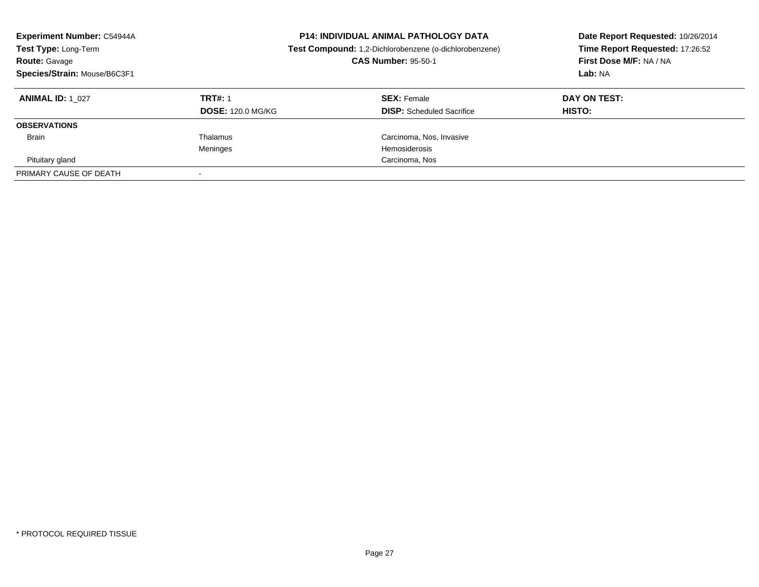**Experiment Number:** C54944A
**Test Type:** Long-Term
**Route:** Gavage
**Species/Strain:** Mouse/B6C3F1

**P14: INDIVIDUAL ANIMAL PATHOLOGY DATA**
**Test Compound:** 1,2-Dichlorobenzene (o-dichlorobenzene)
**CAS Number:** 95-50-1

**Date Report Requested:** 10/26/2014
**Time Report Requested:** 17:26:52
**First Dose M/F:** NA / NA
**Lab:** NA

| **ANIMAL ID:** 1_027 | **TRT#:** 1 | **SEX:** Female | **DAY ON TEST:** |
|---|---|---|---|
| | **DOSE:** 120.0 MG/KG | **DISP:** Scheduled Sacrifice | **HISTO:** |
| **OBSERVATIONS** | | | |
| Brain | Thalamus | Carcinoma, Nos, Invasive | |
| | Meninges | Hemosiderosis | |
| Pituitary gland | | Carcinoma, Nos | |
| PRIMARY CAUSE OF DEATH | - | | |

\* PROTOCOL REQUIRED TISSUE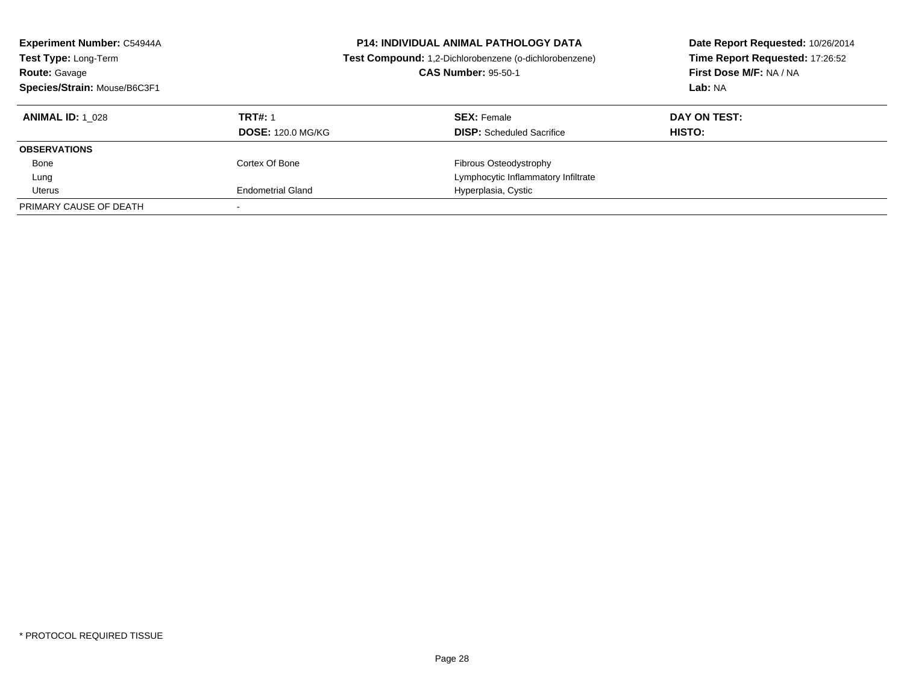**Experiment Number:** C54944A
**Test Type:** Long-Term
**Route:** Gavage
**Species/Strain:** Mouse/B6C3F1

**P14: INDIVIDUAL ANIMAL PATHOLOGY DATA**
**Test Compound:** 1,2-Dichlorobenzene (o-dichlorobenzene)
**CAS Number:** 95-50-1

**Date Report Requested:** 10/26/2014
**Time Report Requested:** 17:26:52
**First Dose M/F:** NA / NA
**Lab:** NA

| **ANIMAL ID:** 1_028 | **TRT#:** 1 | **SEX:** Female | **DAY ON TEST:** |
|---|---|---|---|
| | **DOSE:** 120.0 MG/KG | **DISP:** Scheduled Sacrifice | **HISTO:** |
| **OBSERVATIONS** | | | |
| Bone | Cortex Of Bone | Fibrous Osteodystrophy | |
| Lung | | Lymphocytic Inflammatory Infiltrate | |
| Uterus | Endometrial Gland | Hyperplasia, Cystic | |
| PRIMARY CAUSE OF DEATH | - | | |

* PROTOCOL REQUIRED TISSUE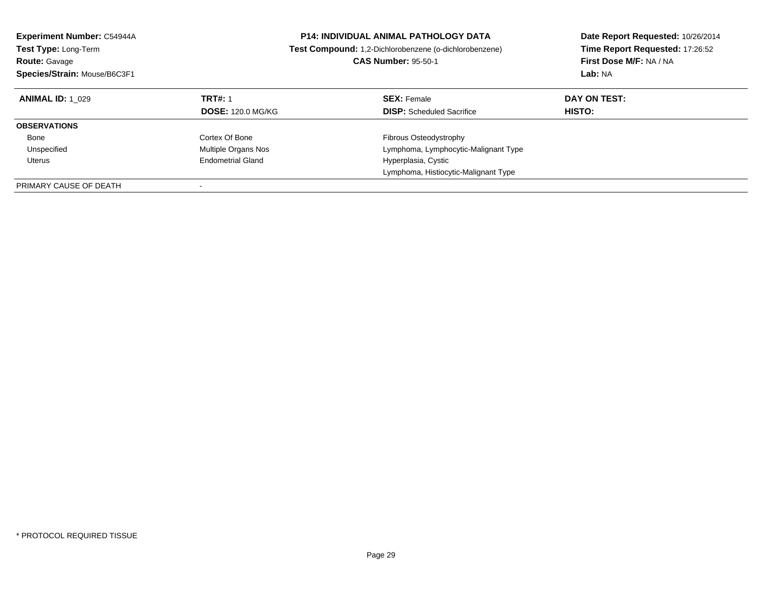**Experiment Number:** C54944A
**Test Type:** Long-Term
**Route:** Gavage
**Species/Strain:** Mouse/B6C3F1

**P14: INDIVIDUAL ANIMAL PATHOLOGY DATA**
**Test Compound:** 1,2-Dichlorobenzene (o-dichlorobenzene)
**CAS Number:** 95-50-1

**Date Report Requested:** 10/26/2014
**Time Report Requested:** 17:26:52
**First Dose M/F:** NA / NA
**Lab:** NA

| **ANIMAL ID:** 1_029 | **TRT#:** 1 | **SEX:** Female | **DAY ON TEST:** |
|---|---|---|---|
| | **DOSE:** 120.0 MG/KG | **DISP:** Scheduled Sacrifice | **HISTO:** |
| **OBSERVATIONS** | | | |
| Bone | Cortex Of Bone | Fibrous Osteodystrophy | |
| Unspecified | Multiple Organs Nos | Lymphoma, Lymphocytic-Malignant Type | |
| Uterus | Endometrial Gland | Hyperplasia, Cystic | |
| | | Lymphoma, Histiocytic-Malignant Type | |
| PRIMARY CAUSE OF DEATH | - | | |

* PROTOCOL REQUIRED TISSUE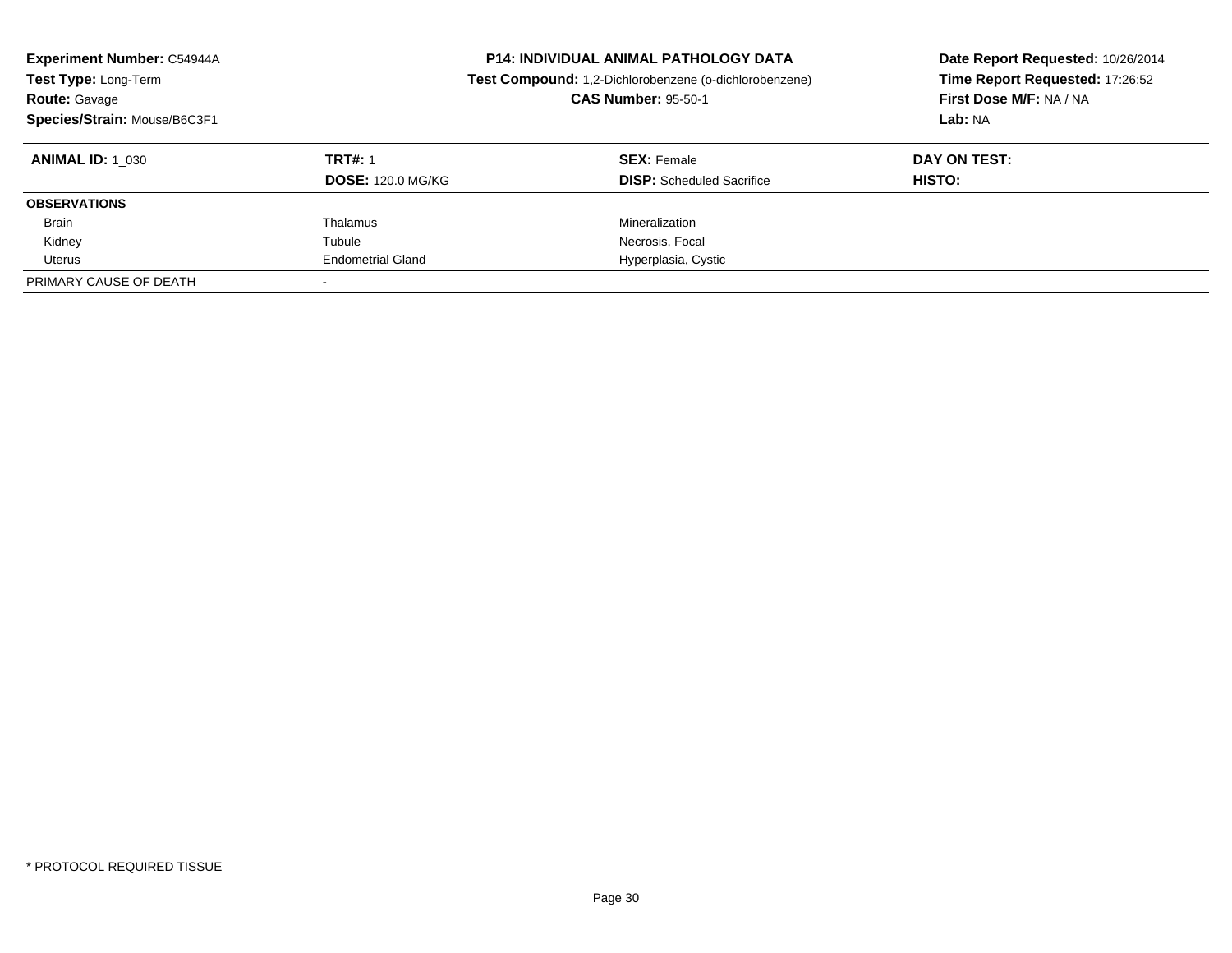**Experiment Number:** C54944A
**Test Type:** Long-Term
**Route:** Gavage
**Species/Strain:** Mouse/B6C3F1

**P14: INDIVIDUAL ANIMAL PATHOLOGY DATA**
**Test Compound:** 1,2-Dichlorobenzene (o-dichlorobenzene)
**CAS Number:** 95-50-1

**Date Report Requested:** 10/26/2014
**Time Report Requested:** 17:26:52
**First Dose M/F:** NA / NA
**Lab:** NA

| **ANIMAL ID:** 1_030 | **TRT#:** 1 | **SEX:** Female | **DAY ON TEST:** |
|---|---|---|---|
| | **DOSE:** 120.0 MG/KG | **DISP:** Scheduled Sacrifice | **HISTO:** |
| **OBSERVATIONS** | | | |
| Brain | Thalamus | Mineralization | |
| Kidney | Tubule | Necrosis, Focal | |
| Uterus | Endometrial Gland | Hyperplasia, Cystic | |
| PRIMARY CAUSE OF DEATH | - | | |

* PROTOCOL REQUIRED TISSUE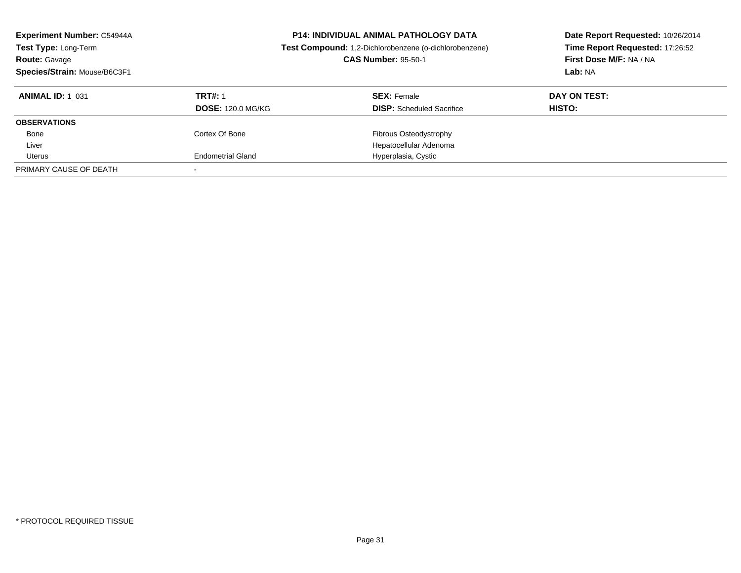**Experiment Number:** C54944A
**Test Type:** Long-Term
**Route:** Gavage
**Species/Strain:** Mouse/B6C3F1

**P14: INDIVIDUAL ANIMAL PATHOLOGY DATA**
**Test Compound:** 1,2-Dichlorobenzene (o-dichlorobenzene)
**CAS Number:** 95-50-1

**Date Report Requested:** 10/26/2014
**Time Report Requested:** 17:26:52
**First Dose M/F:** NA / NA
**Lab:** NA

| **ANIMAL ID:** 1_031 | **TRT#:** 1 | **SEX:** Female | **DAY ON TEST:** |
|---|---|---|---|
| | **DOSE:** 120.0 MG/KG | **DISP:** Scheduled Sacrifice | **HISTO:** |
| **OBSERVATIONS** | | | |
| Bone | Cortex Of Bone | Fibrous Osteodystrophy | |
| Liver | | Hepatocellular Adenoma | |
| Uterus | Endometrial Gland | Hyperplasia, Cystic | |
| PRIMARY CAUSE OF DEATH | - | | |

* PROTOCOL REQUIRED TISSUE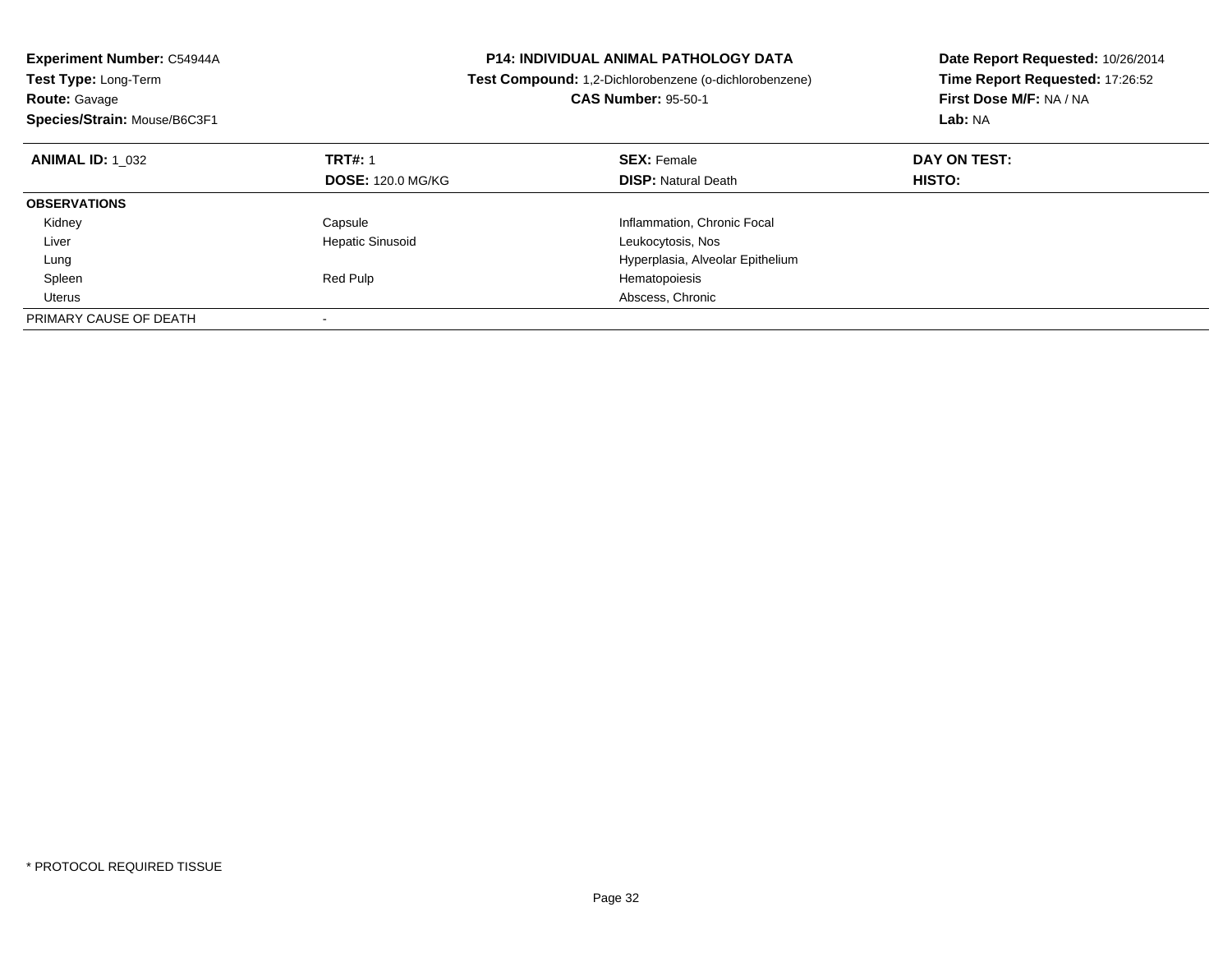**Experiment Number:** C54944A
**Test Type:** Long-Term
**Route:** Gavage
**Species/Strain:** Mouse/B6C3F1

**P14: INDIVIDUAL ANIMAL PATHOLOGY DATA**
**Test Compound:** 1,2-Dichlorobenzene (o-dichlorobenzene)
**CAS Number:** 95-50-1

**Date Report Requested:** 10/26/2014
**Time Report Requested:** 17:26:52
**First Dose M/F:** NA / NA
**Lab:** NA

| **ANIMAL ID:** 1_032 | **TRT#:** 1 | **SEX:** Female | **DAY ON TEST:** |
|---|---|---|---|
| | **DOSE:** 120.0 MG/KG | **DISP:** Natural Death | **HISTO:** |
| **OBSERVATIONS** | | | |
| Kidney | Capsule | Inflammation, Chronic Focal | |
| Liver | Hepatic Sinusoid | Leukocytosis, Nos | |
| Lung | | Hyperplasia, Alveolar Epithelium | |
| Spleen | Red Pulp | Hematopoiesis | |
| Uterus | | Abscess, Chronic | |
| PRIMARY CAUSE OF DEATH | - | | |

* PROTOCOL REQUIRED TISSUE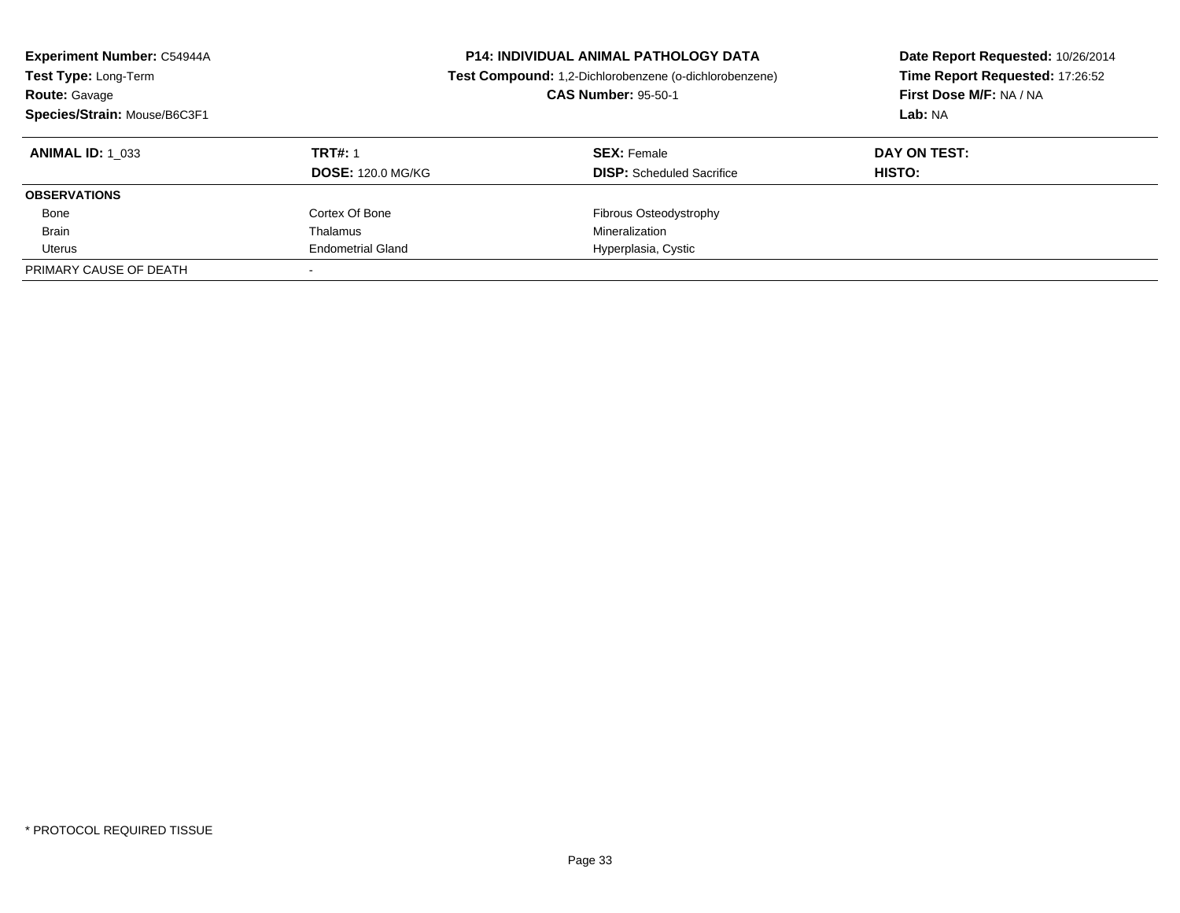**Experiment Number:** C54944A
**Test Type:** Long-Term
**Route:** Gavage
**Species/Strain:** Mouse/B6C3F1

**P14: INDIVIDUAL ANIMAL PATHOLOGY DATA**
**Test Compound:** 1,2-Dichlorobenzene (o-dichlorobenzene)
**CAS Number:** 95-50-1

**Date Report Requested:** 10/26/2014
**Time Report Requested:** 17:26:52
**First Dose M/F:** NA / NA
**Lab:** NA

| **ANIMAL ID:** 1_033 | **TRT#:** 1 | **SEX:** Female | **DAY ON TEST:** |
|---|---|---|---|
| | **DOSE:** 120.0 MG/KG | **DISP:** Scheduled Sacrifice | **HISTO:** |
| **OBSERVATIONS** | | | |
| Bone | Cortex Of Bone | Fibrous Osteodystrophy | |
| Brain | Thalamus | Mineralization | |
| Uterus | Endometrial Gland | Hyperplasia, Cystic | |
| PRIMARY CAUSE OF DEATH | - | | |

* PROTOCOL REQUIRED TISSUE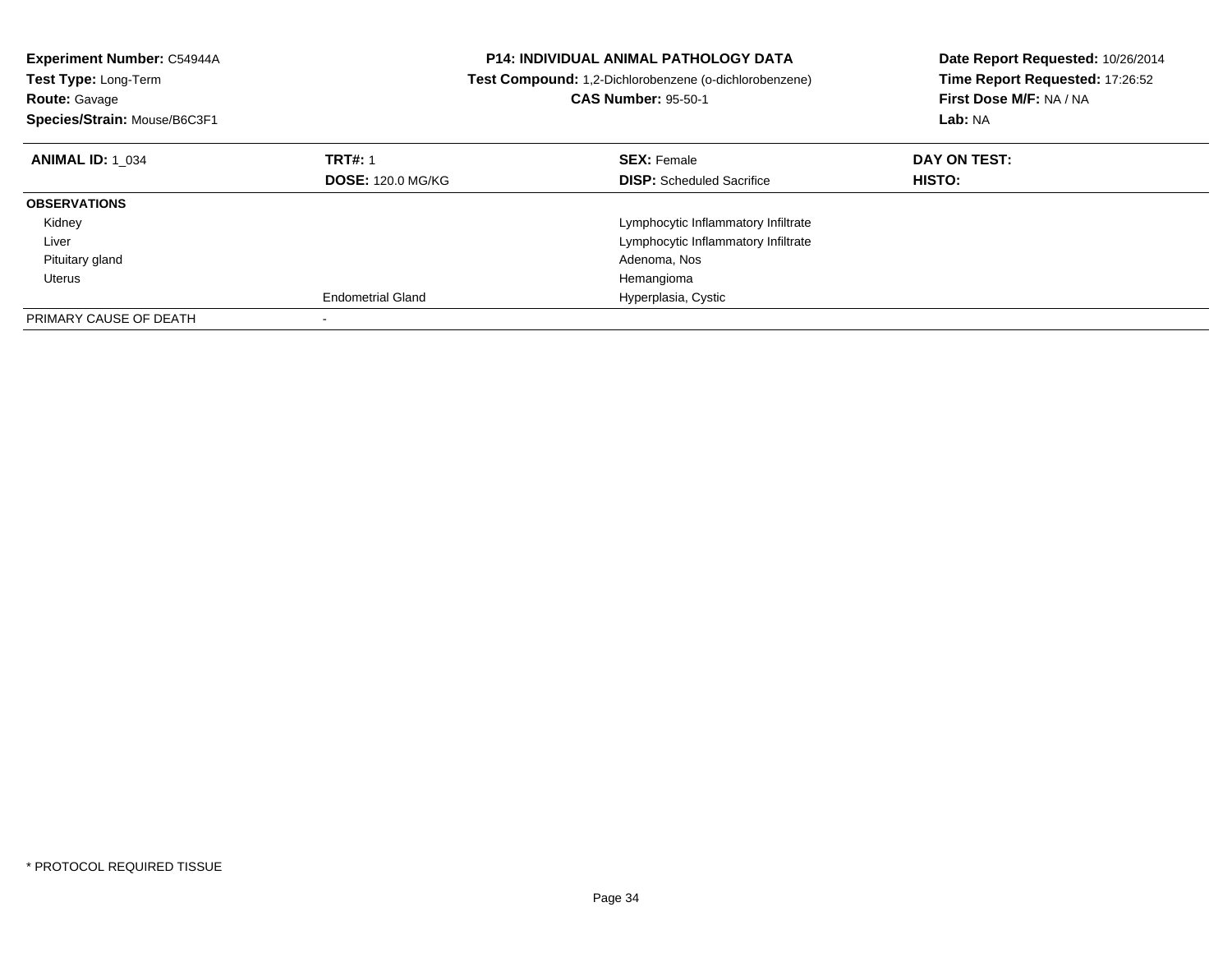**Experiment Number:** C54944A
**Test Type:** Long-Term
**Route:** Gavage
**Species/Strain:** Mouse/B6C3F1

**P14: INDIVIDUAL ANIMAL PATHOLOGY DATA**
**Test Compound:** 1,2-Dichlorobenzene (o-dichlorobenzene)
**CAS Number:** 95-50-1

**Date Report Requested:** 10/26/2014
**Time Report Requested:** 17:26:52
**First Dose M/F:** NA / NA
**Lab:** NA

| **ANIMAL ID:** 1_034 | **TRT#:** 1 | **SEX:** Female | **DAY ON TEST:** |
|---|---|---|---|
| | **DOSE:** 120.0 MG/KG | **DISP:** Scheduled Sacrifice | **HISTO:** |
| **OBSERVATIONS** | | | |
| Kidney | | Lymphocytic Inflammatory Infiltrate | |
| Liver | | Lymphocytic Inflammatory Infiltrate | |
| Pituitary gland | | Adenoma, Nos | |
| Uterus | | Hemangioma | |
| | Endometrial Gland | Hyperplasia, Cystic | |
| PRIMARY CAUSE OF DEATH | - | | |

* PROTOCOL REQUIRED TISSUE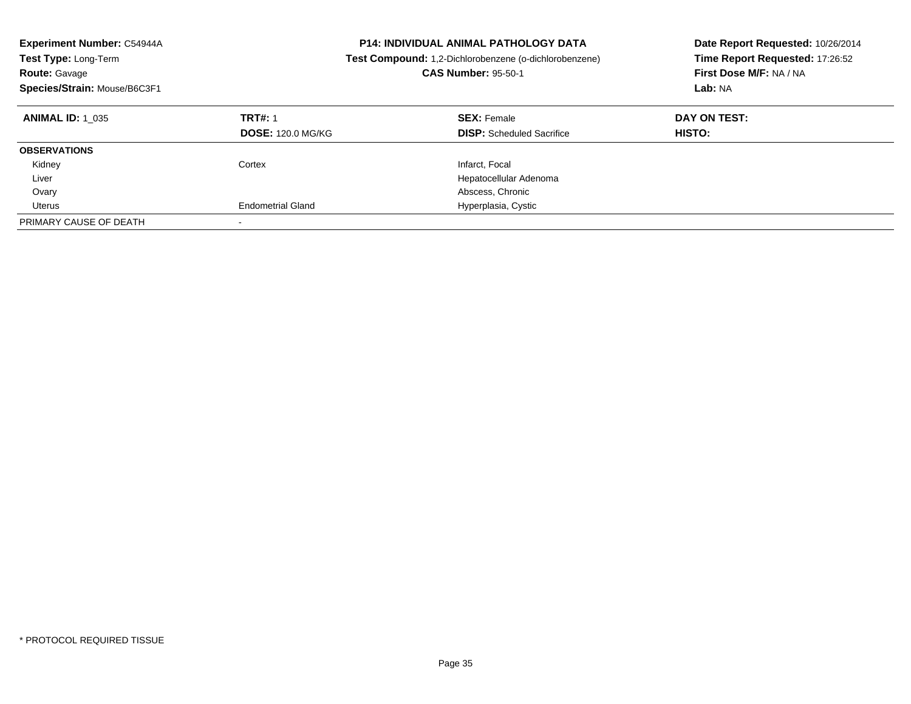**Experiment Number:** C54944A
**Test Type:** Long-Term
**Route:** Gavage
**Species/Strain:** Mouse/B6C3F1

**P14: INDIVIDUAL ANIMAL PATHOLOGY DATA**
**Test Compound:** 1,2-Dichlorobenzene (o-dichlorobenzene)
**CAS Number:** 95-50-1

**Date Report Requested:** 10/26/2014
**Time Report Requested:** 17:26:52
**First Dose M/F:** NA / NA
**Lab:** NA

| **ANIMAL ID:** 1_035 | **TRT#:** 1 | **SEX:** Female | **DAY ON TEST:** |
|---|---|---|---|
| | **DOSE:** 120.0 MG/KG | **DISP:** Scheduled Sacrifice | **HISTO:** |
| **OBSERVATIONS** | | | |
| Kidney | Cortex | Infarct, Focal | |
| Liver | | Hepatocellular Adenoma | |
| Ovary | | Abscess, Chronic | |
| Uterus | Endometrial Gland | Hyperplasia, Cystic | |
| PRIMARY CAUSE OF DEATH | - | | |

* PROTOCOL REQUIRED TISSUE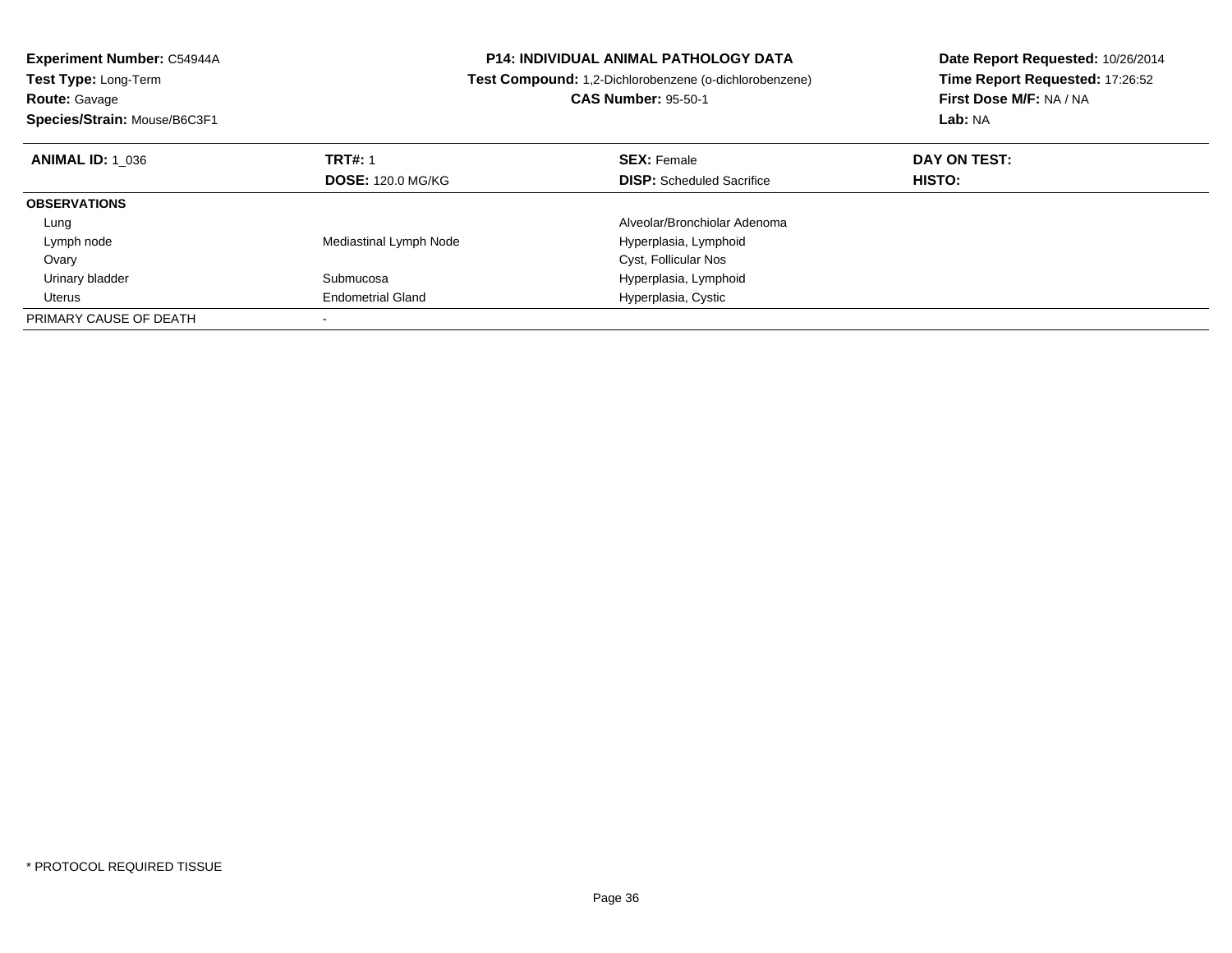**Experiment Number:** C54944A
**Test Type:** Long-Term
**Route:** Gavage
**Species/Strain:** Mouse/B6C3F1

**P14: INDIVIDUAL ANIMAL PATHOLOGY DATA**
**Test Compound:** 1,2-Dichlorobenzene (o-dichlorobenzene)
**CAS Number:** 95-50-1

**Date Report Requested:** 10/26/2014
**Time Report Requested:** 17:26:52
**First Dose M/F:** NA / NA
**Lab:** NA

| **ANIMAL ID:** 1_036 | **TRT#:** 1 | **SEX:** Female | **DAY ON TEST:** |
|---|---|---|---|
| | **DOSE:** 120.0 MG/KG | **DISP:** Scheduled Sacrifice | **HISTO:** |
| **OBSERVATIONS** | | | |
| Lung | | Alveolar/Bronchiolar Adenoma | |
| Lymph node | Mediastinal Lymph Node | Hyperplasia, Lymphoid | |
| Ovary | | Cyst, Follicular Nos | |
| Urinary bladder | Submucosa | Hyperplasia, Lymphoid | |
| Uterus | Endometrial Gland | Hyperplasia, Cystic | |
| PRIMARY CAUSE OF DEATH | - | | |

* PROTOCOL REQUIRED TISSUE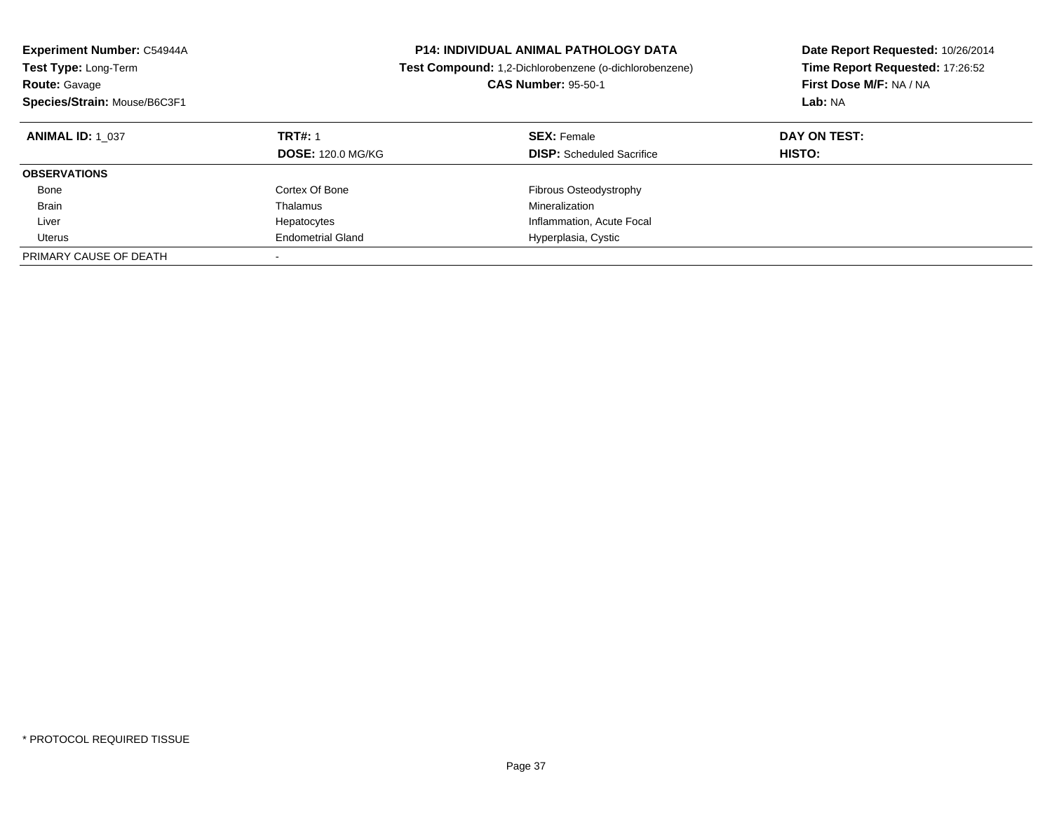**Experiment Number:** C54944A
**Test Type:** Long-Term
**Route:** Gavage
**Species/Strain:** Mouse/B6C3F1

## P14: INDIVIDUAL ANIMAL PATHOLOGY DATA

**Test Compound:** 1,2-Dichlorobenzene (o-dichlorobenzene)
**CAS Number:** 95-50-1

**Date Report Requested:** 10/26/2014
**Time Report Requested:** 17:26:52
**First Dose M/F:** NA / NA
**Lab:** NA

| **ANIMAL ID:** 1_037 | **TRT#:** 1 | **SEX:** Female | **DAY ON TEST:** |
|---|---|---|---|
| | **DOSE:** 120.0 MG/KG | **DISP:** Scheduled Sacrifice | **HISTO:** |
| **OBSERVATIONS** | | | |
| Bone | Cortex Of Bone | Fibrous Osteodystrophy | |
| Brain | Thalamus | Mineralization | |
| Liver | Hepatocytes | Inflammation, Acute Focal | |
| Uterus | Endometrial Gland | Hyperplasia, Cystic | |
| PRIMARY CAUSE OF DEATH | - | | |

* PROTOCOL REQUIRED TISSUE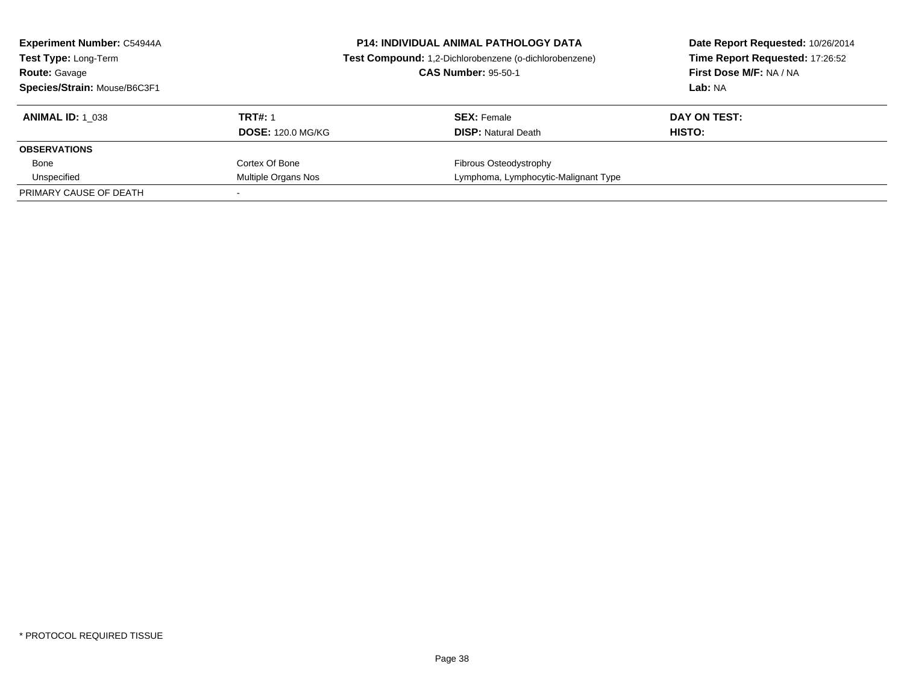**Experiment Number:** C54944A
**Test Type:** Long-Term
**Route:** Gavage
**Species/Strain:** Mouse/B6C3F1

**P14: INDIVIDUAL ANIMAL PATHOLOGY DATA**
**Test Compound:** 1,2-Dichlorobenzene (o-dichlorobenzene)
**CAS Number:** 95-50-1

**Date Report Requested:** 10/26/2014
**Time Report Requested:** 17:26:52
**First Dose M/F:** NA / NA
**Lab:** NA

| **ANIMAL ID:** 1_038 | **TRT#:** 1 | **SEX:** Female | **DAY ON TEST:** |
|---|---|---|---|
| | **DOSE:** 120.0 MG/KG | **DISP:** Natural Death | **HISTO:** |
| **OBSERVATIONS** | | | |
| Bone | Cortex Of Bone | Fibrous Osteodystrophy | |
| Unspecified | Multiple Organs Nos | Lymphoma, Lymphocytic-Malignant Type | |
| PRIMARY CAUSE OF DEATH | - | | |

* PROTOCOL REQUIRED TISSUE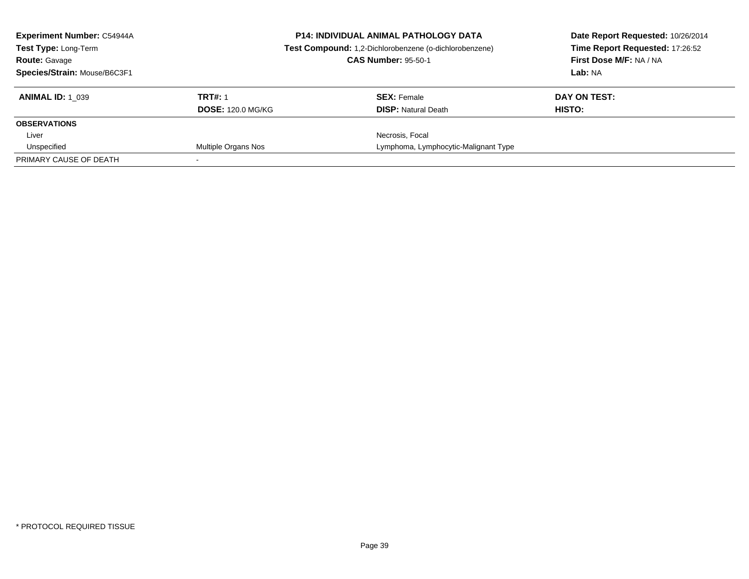**Experiment Number:** C54944A
**Test Type:** Long-Term
**Route:** Gavage
**Species/Strain:** Mouse/B6C3F1

**P14: INDIVIDUAL ANIMAL PATHOLOGY DATA**
**Test Compound:** 1,2-Dichlorobenzene (o-dichlorobenzene)
**CAS Number:** 95-50-1

**Date Report Requested:** 10/26/2014
**Time Report Requested:** 17:26:52
**First Dose M/F:** NA / NA
**Lab:** NA

| **ANIMAL ID:** 1_039 | **TRT#:** 1 | **SEX:** Female | **DAY ON TEST:** |
|---|---|---|---|
| | **DOSE:** 120.0 MG/KG | **DISP:** Natural Death | **HISTO:** |
| **OBSERVATIONS** | | | |
| Liver | | Necrosis, Focal | |
| Unspecified | Multiple Organs Nos | Lymphoma, Lymphocytic-Malignant Type | |
| PRIMARY CAUSE OF DEATH | - | | |

* PROTOCOL REQUIRED TISSUE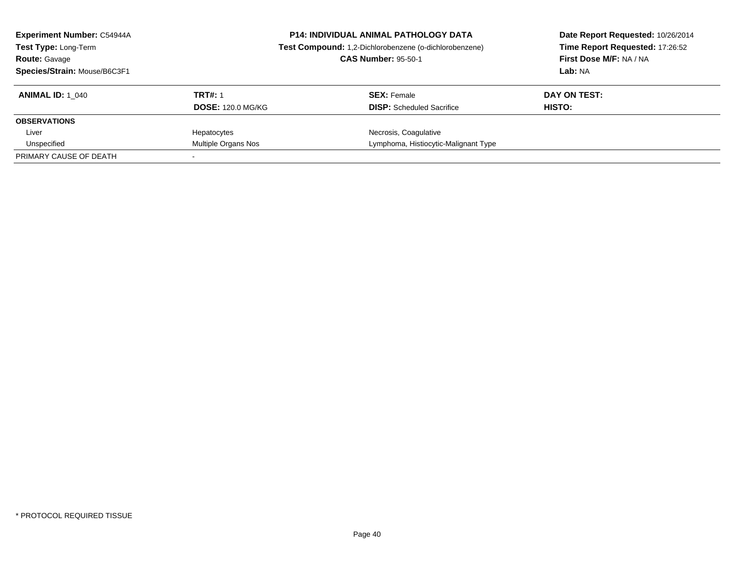**Experiment Number:** C54944A
**Test Type:** Long-Term
**Route:** Gavage
**Species/Strain:** Mouse/B6C3F1

**P14: INDIVIDUAL ANIMAL PATHOLOGY DATA**
**Test Compound:** 1,2-Dichlorobenzene (o-dichlorobenzene)
**CAS Number:** 95-50-1

**Date Report Requested:** 10/26/2014
**Time Report Requested:** 17:26:52
**First Dose M/F:** NA / NA
**Lab:** NA

| **ANIMAL ID:** 1_040 | **TRT#:** 1 | **SEX:** Female | **DAY ON TEST:** |
|---|---|---|---|
| | **DOSE:** 120.0 MG/KG | **DISP:** Scheduled Sacrifice | **HISTO:** |
| **OBSERVATIONS** | | | |
| Liver | Hepatocytes | Necrosis, Coagulative | |
| Unspecified | Multiple Organs Nos | Lymphoma, Histiocytic-Malignant Type | |
| PRIMARY CAUSE OF DEATH | - | | |

* PROTOCOL REQUIRED TISSUE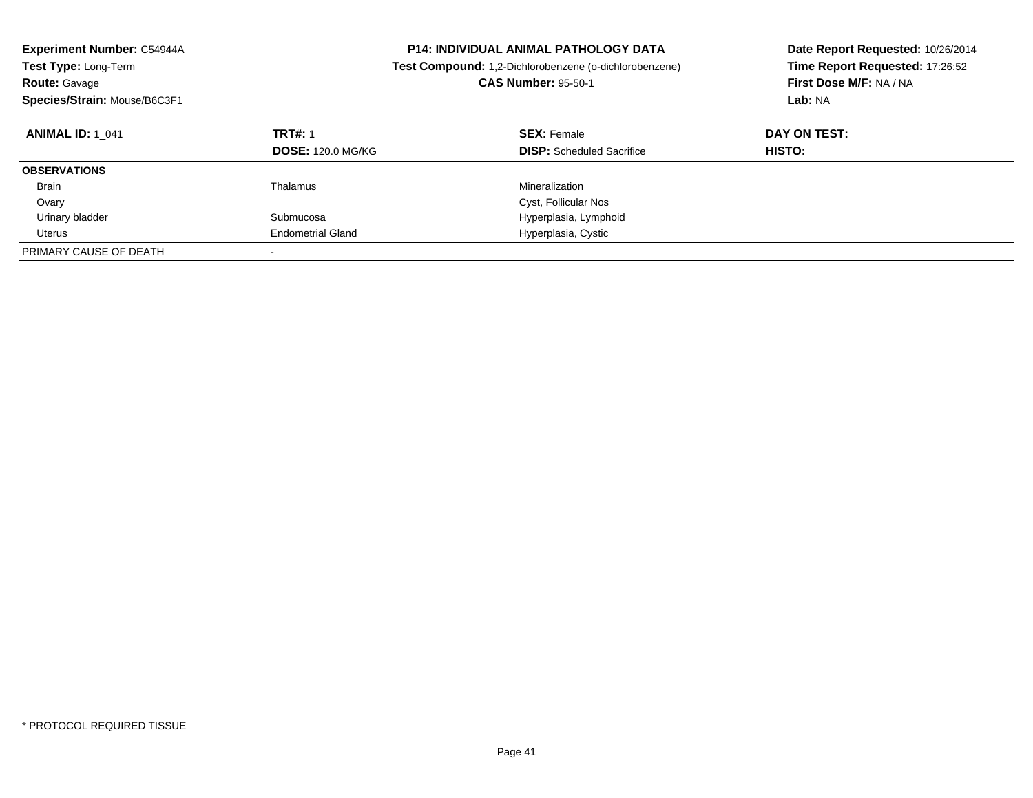**Experiment Number:** C54944A
**Test Type:** Long-Term
**Route:** Gavage
**Species/Strain:** Mouse/B6C3F1

**P14: INDIVIDUAL ANIMAL PATHOLOGY DATA**
**Test Compound:** 1,2-Dichlorobenzene (o-dichlorobenzene)
**CAS Number:** 95-50-1

**Date Report Requested:** 10/26/2014
**Time Report Requested:** 17:26:52
**First Dose M/F:** NA / NA
**Lab:** NA

| **ANIMAL ID:** 1_041 | **TRT#:** 1 | **SEX:** Female | **DAY ON TEST:** |
|---|---|---|---|
| | **DOSE:** 120.0 MG/KG | **DISP:** Scheduled Sacrifice | **HISTO:** |
| **OBSERVATIONS** | | | |
| Brain | Thalamus | Mineralization | |
| Ovary | | Cyst, Follicular Nos | |
| Urinary bladder | Submucosa | Hyperplasia, Lymphoid | |
| Uterus | Endometrial Gland | Hyperplasia, Cystic | |
| PRIMARY CAUSE OF DEATH | - | | |

\* PROTOCOL REQUIRED TISSUE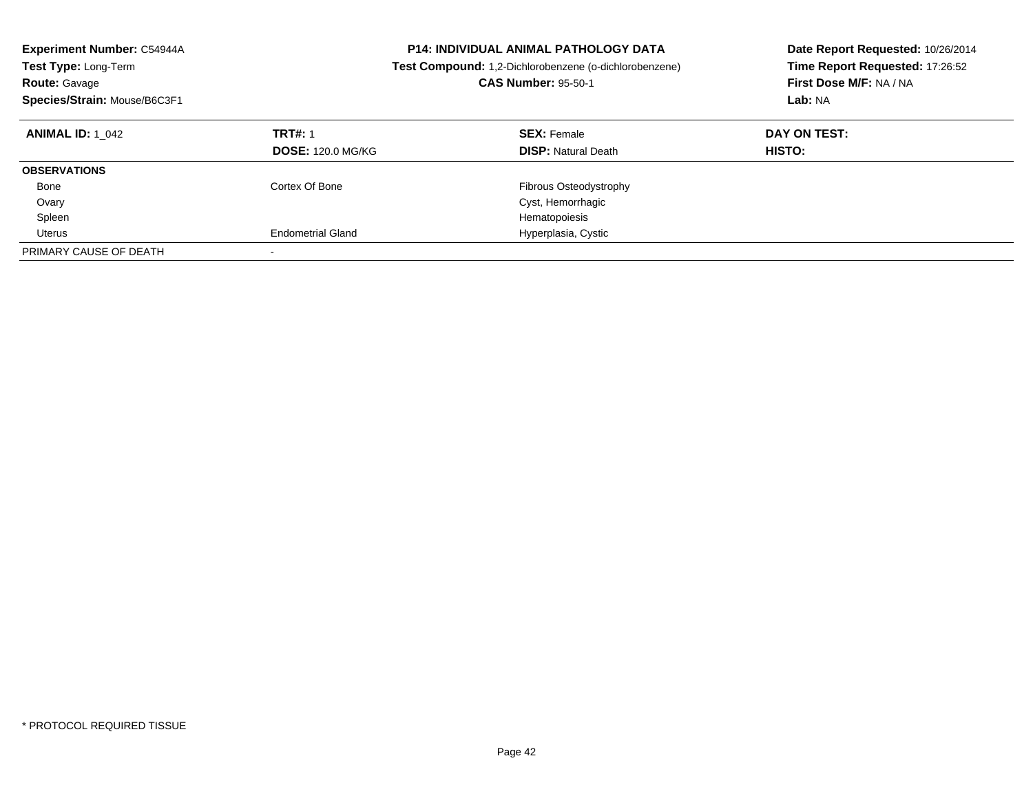**Experiment Number:** C54944A
**Test Type:** Long-Term
**Route:** Gavage
**Species/Strain:** Mouse/B6C3F1

**P14: INDIVIDUAL ANIMAL PATHOLOGY DATA**
**Test Compound:** 1,2-Dichlorobenzene (o-dichlorobenzene)
**CAS Number:** 95-50-1

**Date Report Requested:** 10/26/2014
**Time Report Requested:** 17:26:52
**First Dose M/F:** NA / NA
**Lab:** NA

| **ANIMAL ID:** 1_042 | **TRT#:** 1 | **SEX:** Female | **DAY ON TEST:** |
|---|---|---|---|
| | **DOSE:** 120.0 MG/KG | **DISP:** Natural Death | **HISTO:** |
| **OBSERVATIONS** | | | |
| Bone | Cortex Of Bone | Fibrous Osteodystrophy | |
| Ovary | | Cyst, Hemorrhagic | |
| Spleen | | Hematopoiesis | |
| Uterus | Endometrial Gland | Hyperplasia, Cystic | |
| PRIMARY CAUSE OF DEATH | - | | |

* PROTOCOL REQUIRED TISSUE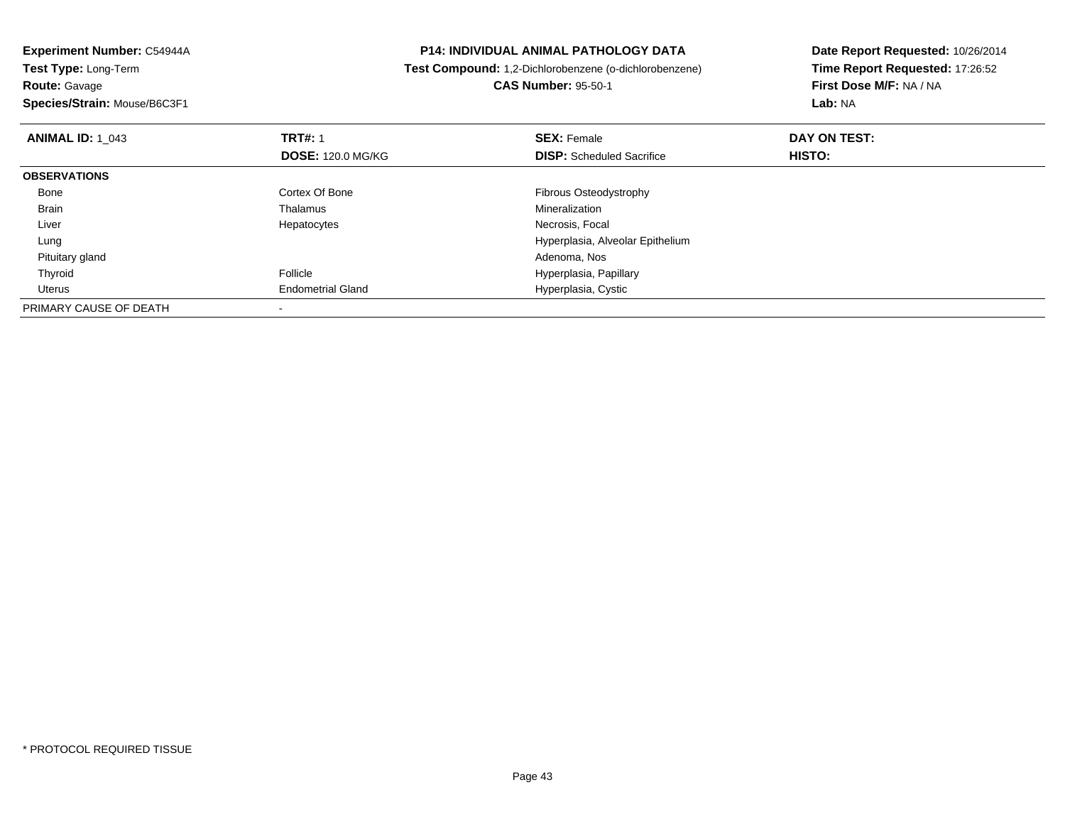**Experiment Number:** C54944A
**Test Type:** Long-Term
**Route:** Gavage
**Species/Strain:** Mouse/B6C3F1

**P14: INDIVIDUAL ANIMAL PATHOLOGY DATA**
**Test Compound:** 1,2-Dichlorobenzene (o-dichlorobenzene)
**CAS Number:** 95-50-1

**Date Report Requested:** 10/26/2014
**Time Report Requested:** 17:26:52
**First Dose M/F:** NA / NA
**Lab:** NA

| **ANIMAL ID:** 1_043 | **TRT#:** 1 | **SEX:** Female | **DAY ON TEST:** |
|---|---|---|---|
| | **DOSE:** 120.0 MG/KG | **DISP:** Scheduled Sacrifice | **HISTO:** |
| **OBSERVATIONS** | | | |
| Bone | Cortex Of Bone | Fibrous Osteodystrophy | |
| Brain | Thalamus | Mineralization | |
| Liver | Hepatocytes | Necrosis, Focal | |
| Lung | | Hyperplasia, Alveolar Epithelium | |
| Pituitary gland | | Adenoma, Nos | |
| Thyroid | Follicle | Hyperplasia, Papillary | |
| Uterus | Endometrial Gland | Hyperplasia, Cystic | |
| PRIMARY CAUSE OF DEATH | - | | |

* PROTOCOL REQUIRED TISSUE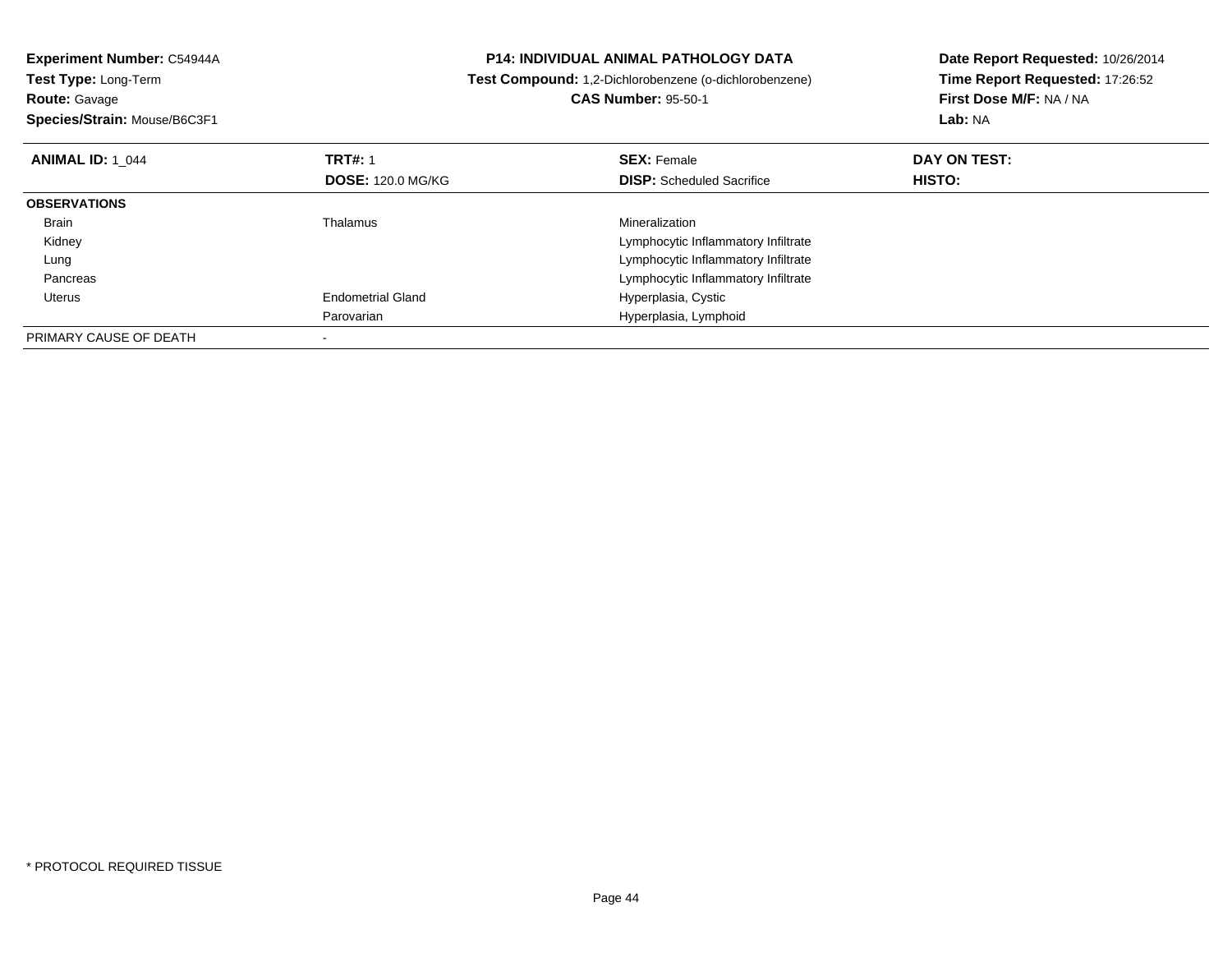**Experiment Number:** C54944A
**Test Type:** Long-Term
**Route:** Gavage
**Species/Strain:** Mouse/B6C3F1

**P14: INDIVIDUAL ANIMAL PATHOLOGY DATA**
**Test Compound:** 1,2-Dichlorobenzene (o-dichlorobenzene)
**CAS Number:** 95-50-1

**Date Report Requested:** 10/26/2014
**Time Report Requested:** 17:26:52
**First Dose M/F:** NA / NA
**Lab:** NA

| **ANIMAL ID:** 1_044 | **TRT#:** 1 | **SEX:** Female | **DAY ON TEST:** |
|---|---|---|---|
| | **DOSE:** 120.0 MG/KG | **DISP:** Scheduled Sacrifice | **HISTO:** |
| **OBSERVATIONS** | | | |
| Brain | Thalamus | Mineralization | |
| Kidney | | Lymphocytic Inflammatory Infiltrate | |
| Lung | | Lymphocytic Inflammatory Infiltrate | |
| Pancreas | | Lymphocytic Inflammatory Infiltrate | |
| Uterus | Endometrial Gland | Hyperplasia, Cystic | |
| | Parovarian | Hyperplasia, Lymphoid | |
| PRIMARY CAUSE OF DEATH | - | | |

* PROTOCOL REQUIRED TISSUE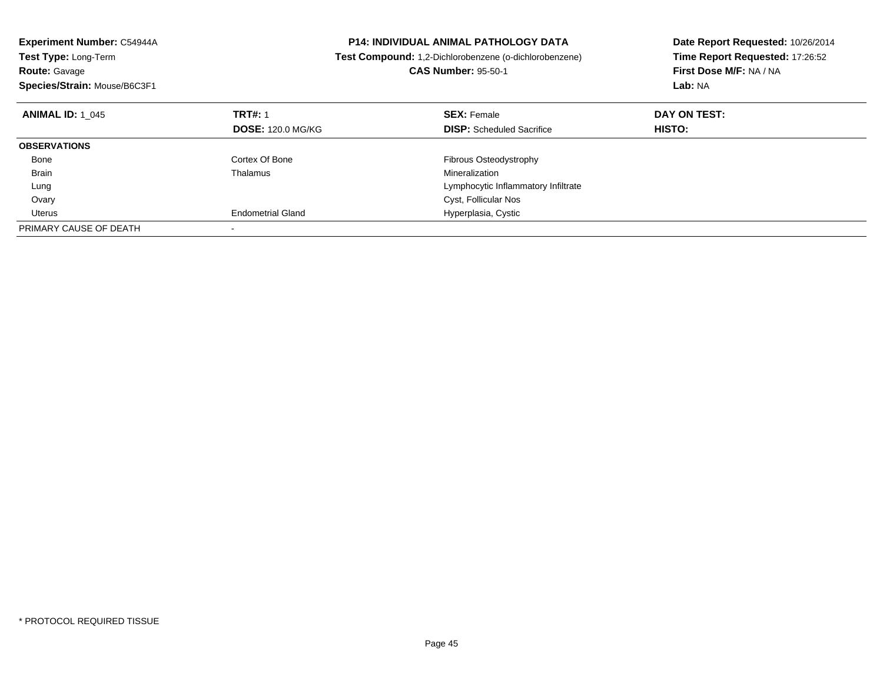**Experiment Number:** C54944A
**Test Type:** Long-Term
**Route:** Gavage
**Species/Strain:** Mouse/B6C3F1

**P14: INDIVIDUAL ANIMAL PATHOLOGY DATA**
**Test Compound:** 1,2-Dichlorobenzene (o-dichlorobenzene)
**CAS Number:** 95-50-1

**Date Report Requested:** 10/26/2014
**Time Report Requested:** 17:26:52
**First Dose M/F:** NA / NA
**Lab:** NA

| **ANIMAL ID:** 1_045 | **TRT#:** 1 | **SEX:** Female | **DAY ON TEST:** |
|---|---|---|---|
| | **DOSE:** 120.0 MG/KG | **DISP:** Scheduled Sacrifice | **HISTO:** |
| **OBSERVATIONS** | | | |
| Bone | Cortex Of Bone | Fibrous Osteodystrophy | |
| Brain | Thalamus | Mineralization | |
| Lung | | Lymphocytic Inflammatory Infiltrate | |
| Ovary | | Cyst, Follicular Nos | |
| Uterus | Endometrial Gland | Hyperplasia, Cystic | |
| PRIMARY CAUSE OF DEATH | - | | |

* PROTOCOL REQUIRED TISSUE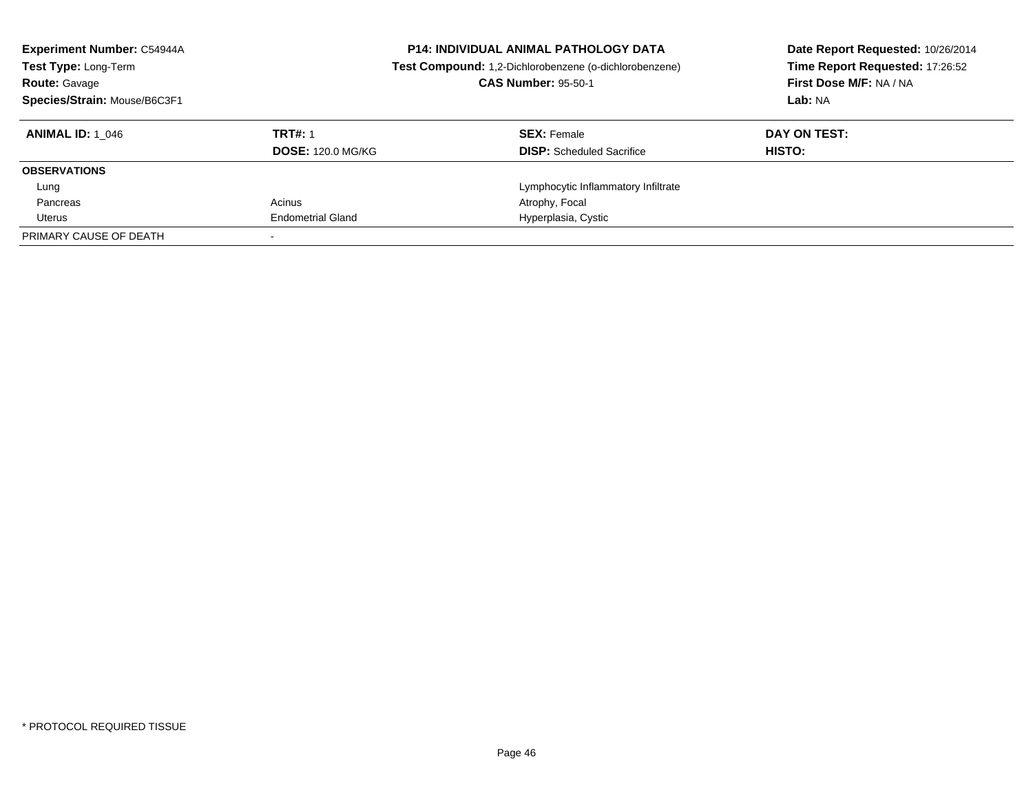**Experiment Number:** C54944A
**Test Type:** Long-Term
**Route:** Gavage
**Species/Strain:** Mouse/B6C3F1

**P14: INDIVIDUAL ANIMAL PATHOLOGY DATA**
**Test Compound:** 1,2-Dichlorobenzene (o-dichlorobenzene)
**CAS Number:** 95-50-1

**Date Report Requested:** 10/26/2014
**Time Report Requested:** 17:26:52
**First Dose M/F:** NA / NA
**Lab:** NA

| **ANIMAL ID:** 1_046 | **TRT#:** 1 | **SEX:** Female | **DAY ON TEST:** |
|---|---|---|---|
| | **DOSE:** 120.0 MG/KG | **DISP:** Scheduled Sacrifice | **HISTO:** |
| **OBSERVATIONS** | | | |
| Lung | | Lymphocytic Inflammatory Infiltrate | |
| Pancreas | Acinus | Atrophy, Focal | |
| Uterus | Endometrial Gland | Hyperplasia, Cystic | |
| PRIMARY CAUSE OF DEATH | - | | |

* PROTOCOL REQUIRED TISSUE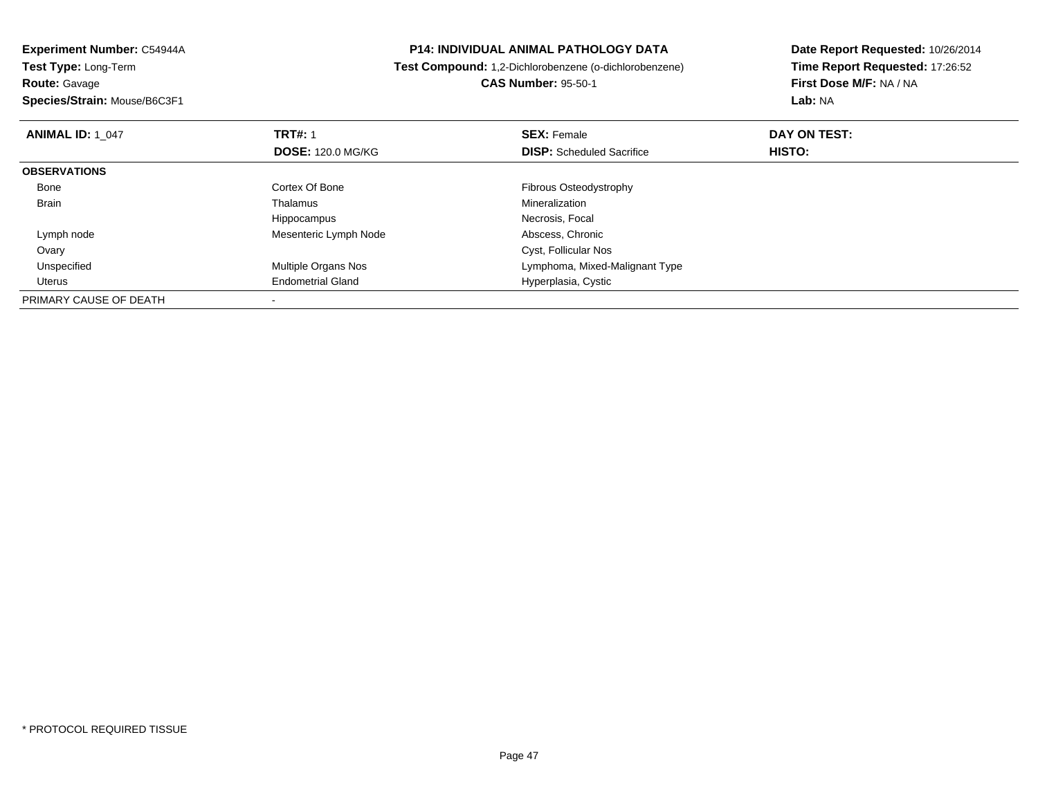**Experiment Number:** C54944A
**Test Type:** Long-Term
**Route:** Gavage
**Species/Strain:** Mouse/B6C3F1

**P14: INDIVIDUAL ANIMAL PATHOLOGY DATA**
**Test Compound:** 1,2-Dichlorobenzene (o-dichlorobenzene)
**CAS Number:** 95-50-1

**Date Report Requested:** 10/26/2014
**Time Report Requested:** 17:26:52
**First Dose M/F:** NA / NA
**Lab:** NA

| **ANIMAL ID:** 1_047 | **TRT#:** 1<br>**DOSE:** 120.0 MG/KG | **SEX:** Female<br>**DISP:** Scheduled Sacrifice | **DAY ON TEST:**<br>**HISTO:** |
|---|---|---|---|
| **OBSERVATIONS** | | | |
| Bone | Cortex Of Bone | Fibrous Osteodystrophy | |
| Brain | Thalamus | Mineralization | |
| | Hippocampus | Necrosis, Focal | |
| Lymph node | Mesenteric Lymph Node | Abscess, Chronic | |
| Ovary | | Cyst, Follicular Nos | |
| Unspecified | Multiple Organs Nos | Lymphoma, Mixed-Malignant Type | |
| Uterus | Endometrial Gland | Hyperplasia, Cystic | |
| PRIMARY CAUSE OF DEATH | - | | |

* PROTOCOL REQUIRED TISSUE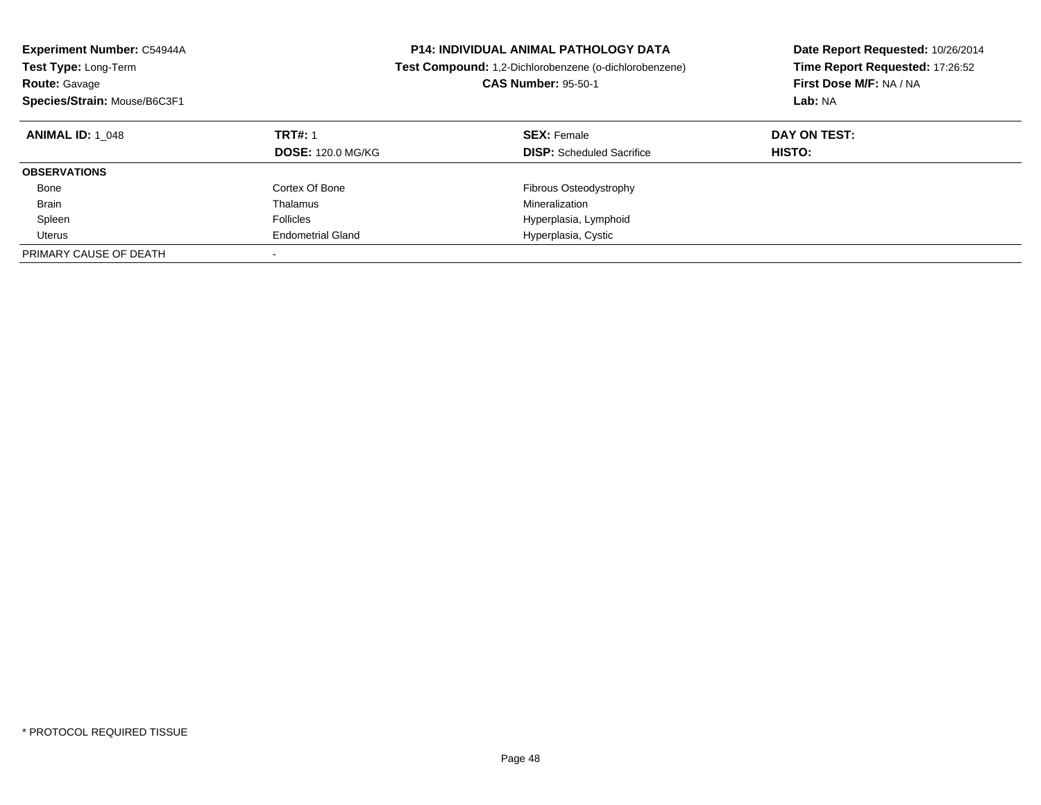**Experiment Number:** C54944A
**Test Type:** Long-Term
**Route:** Gavage
**Species/Strain:** Mouse/B6C3F1

**P14: INDIVIDUAL ANIMAL PATHOLOGY DATA**
**Test Compound:** 1,2-Dichlorobenzene (o-dichlorobenzene)
**CAS Number:** 95-50-1

**Date Report Requested:** 10/26/2014
**Time Report Requested:** 17:26:52
**First Dose M/F:** NA / NA
**Lab:** NA

| **ANIMAL ID:** 1_048 | **TRT#:** 1 | **SEX:** Female | **DAY ON TEST:** |
|---|---|---|---|
| | **DOSE:** 120.0 MG/KG | **DISP:** Scheduled Sacrifice | **HISTO:** |
| **OBSERVATIONS** | | | |
| Bone | Cortex Of Bone | Fibrous Osteodystrophy | |
| Brain | Thalamus | Mineralization | |
| Spleen | Follicles | Hyperplasia, Lymphoid | |
| Uterus | Endometrial Gland | Hyperplasia, Cystic | |
| PRIMARY CAUSE OF DEATH | - | | |

* PROTOCOL REQUIRED TISSUE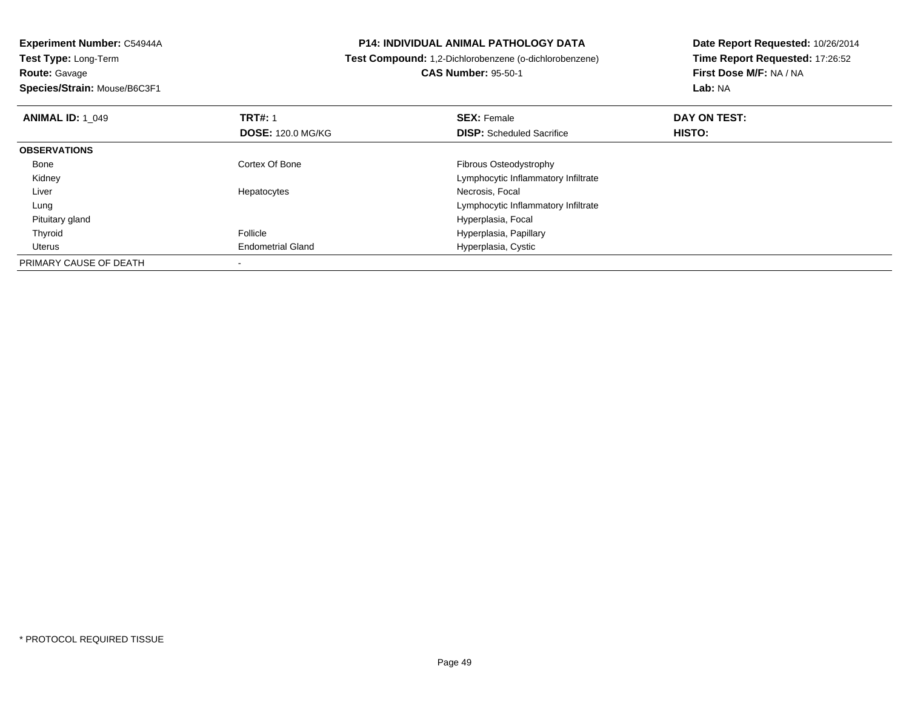**Experiment Number:** C54944A
**Test Type:** Long-Term
**Route:** Gavage
**Species/Strain:** Mouse/B6C3F1

**P14: INDIVIDUAL ANIMAL PATHOLOGY DATA**
**Test Compound:** 1,2-Dichlorobenzene (o-dichlorobenzene)
**CAS Number:** 95-50-1

**Date Report Requested:** 10/26/2014
**Time Report Requested:** 17:26:52
**First Dose M/F:** NA / NA
**Lab:** NA

| **ANIMAL ID:** 1_049 | **TRT#:** 1 | **SEX:** Female | **DAY ON TEST:** |
|---|---|---|---|
| | **DOSE:** 120.0 MG/KG | **DISP:** Scheduled Sacrifice | **HISTO:** |
| **OBSERVATIONS** | | | |
| Bone | Cortex Of Bone | Fibrous Osteodystrophy | |
| Kidney | | Lymphocytic Inflammatory Infiltrate | |
| Liver | Hepatocytes | Necrosis, Focal | |
| Lung | | Lymphocytic Inflammatory Infiltrate | |
| Pituitary gland | | Hyperplasia, Focal | |
| Thyroid | Follicle | Hyperplasia, Papillary | |
| Uterus | Endometrial Gland | Hyperplasia, Cystic | |
| PRIMARY CAUSE OF DEATH | - | | |

* PROTOCOL REQUIRED TISSUE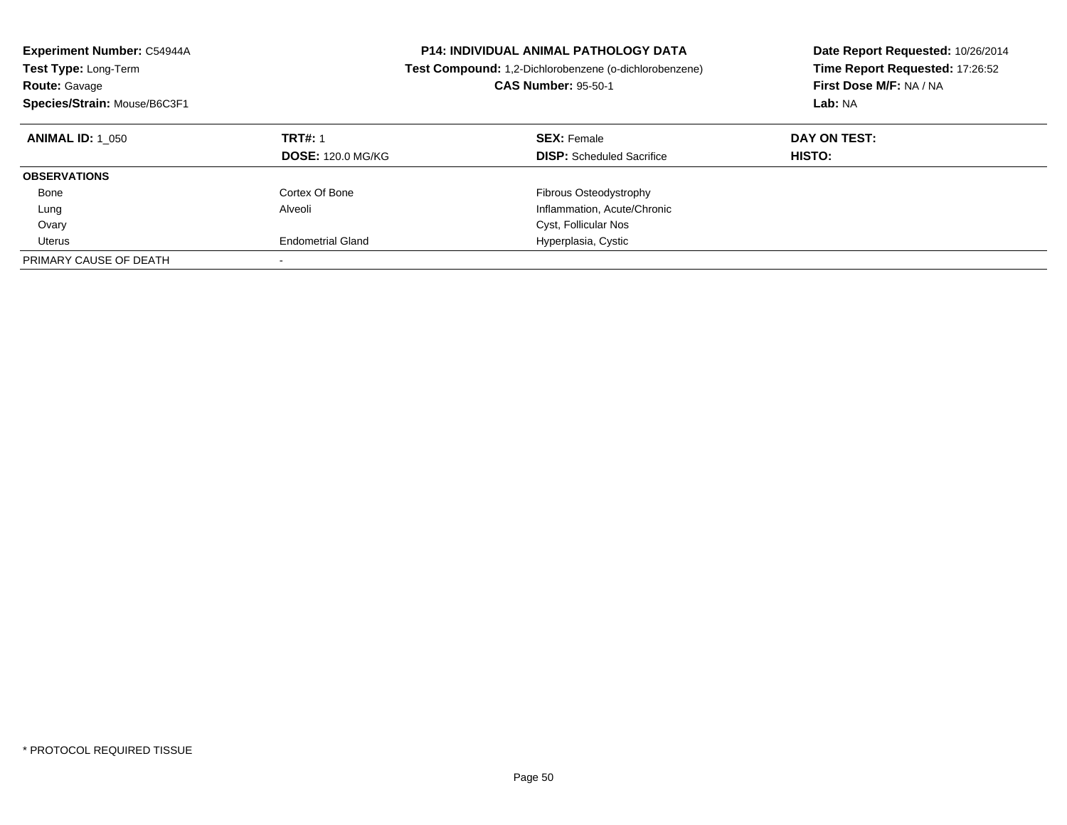**Experiment Number:** C54944A
**Test Type:** Long-Term
**Route:** Gavage
**Species/Strain:** Mouse/B6C3F1

**P14: INDIVIDUAL ANIMAL PATHOLOGY DATA**
**Test Compound:** 1,2-Dichlorobenzene (o-dichlorobenzene)
**CAS Number:** 95-50-1

**Date Report Requested:** 10/26/2014
**Time Report Requested:** 17:26:52
**First Dose M/F:** NA / NA
**Lab:** NA

| **ANIMAL ID:** 1_050 | **TRT#:** 1 | **SEX:** Female | **DAY ON TEST:** |
|---|---|---|---|
| | **DOSE:** 120.0 MG/KG | **DISP:** Scheduled Sacrifice | **HISTO:** |
| **OBSERVATIONS** | | | |
| Bone | Cortex Of Bone | Fibrous Osteodystrophy | |
| Lung | Alveoli | Inflammation, Acute/Chronic | |
| Ovary | | Cyst, Follicular Nos | |
| Uterus | Endometrial Gland | Hyperplasia, Cystic | |
| PRIMARY CAUSE OF DEATH | - | | |

* PROTOCOL REQUIRED TISSUE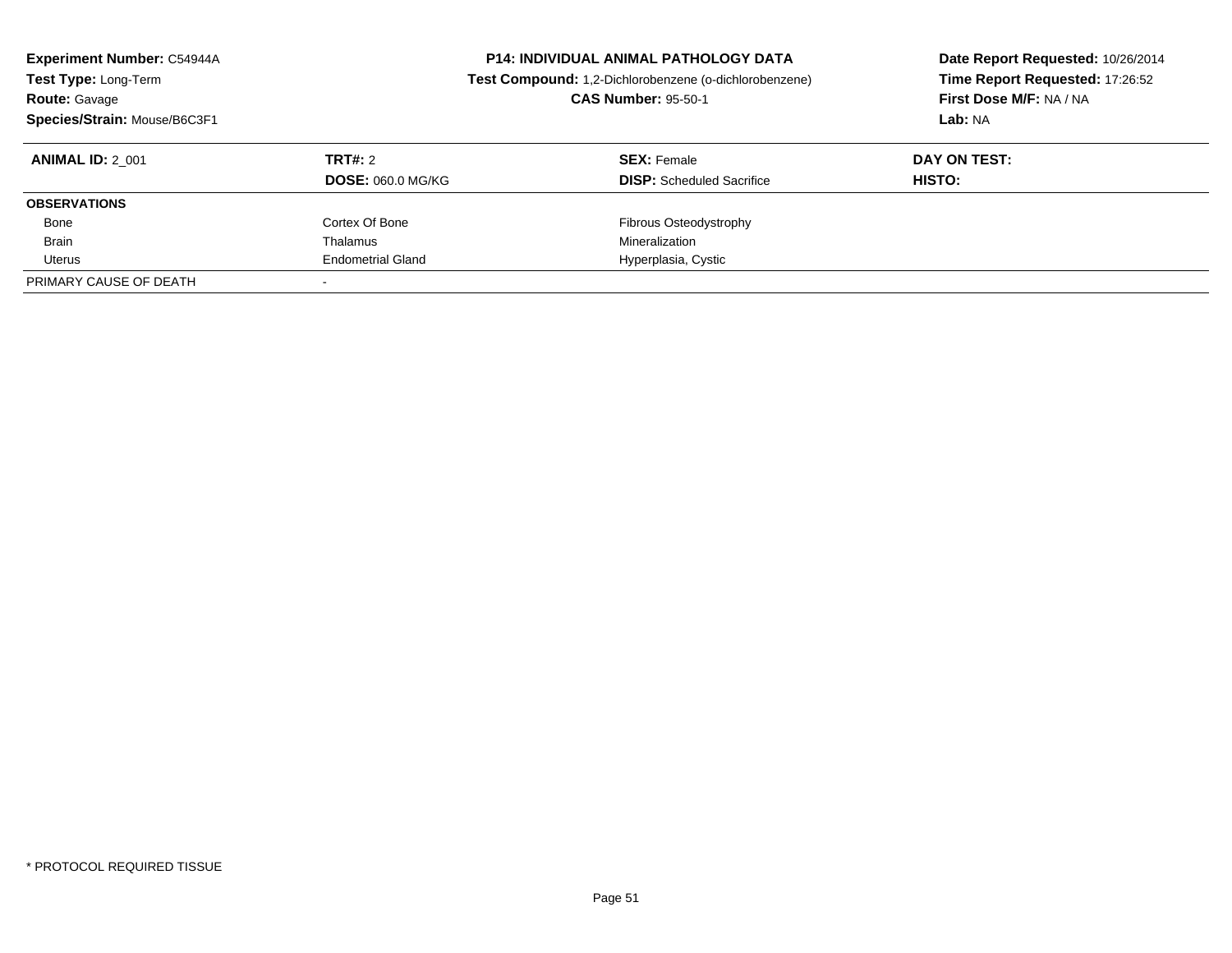**Experiment Number:** C54944A
**Test Type:** Long-Term
**Route:** Gavage
**Species/Strain:** Mouse/B6C3F1

**P14: INDIVIDUAL ANIMAL PATHOLOGY DATA**
**Test Compound:** 1,2-Dichlorobenzene (o-dichlorobenzene)
**CAS Number:** 95-50-1

**Date Report Requested:** 10/26/2014
**Time Report Requested:** 17:26:52
**First Dose M/F:** NA / NA
**Lab:** NA

| **ANIMAL ID:** 2_001 | **TRT#:** 2 | **SEX:** Female | **DAY ON TEST:** |
|---|---|---|---|
| | **DOSE:** 060.0 MG/KG | **DISP:** Scheduled Sacrifice | **HISTO:** |
| **OBSERVATIONS** | | | |
| Bone | Cortex Of Bone | Fibrous Osteodystrophy | |
| Brain | Thalamus | Mineralization | |
| Uterus | Endometrial Gland | Hyperplasia, Cystic | |
| PRIMARY CAUSE OF DEATH | - | | |

* PROTOCOL REQUIRED TISSUE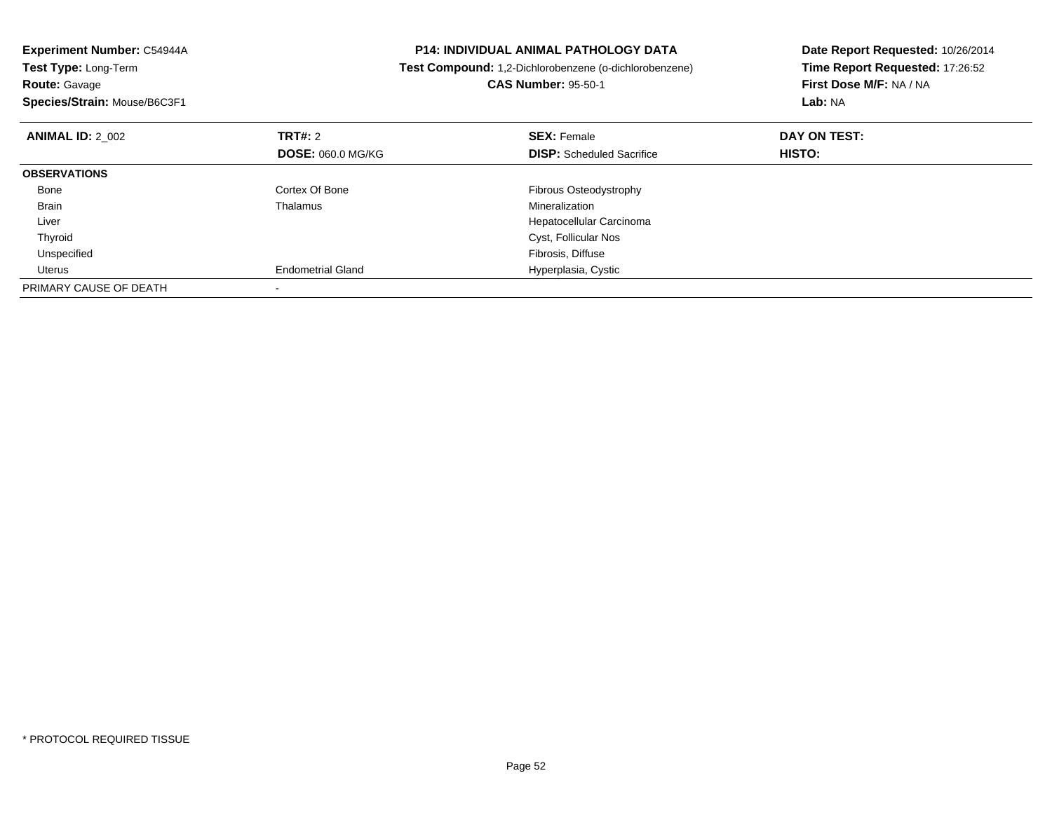**Experiment Number:** C54944A
**Test Type:** Long-Term
**Route:** Gavage
**Species/Strain:** Mouse/B6C3F1

**P14: INDIVIDUAL ANIMAL PATHOLOGY DATA**
**Test Compound:** 1,2-Dichlorobenzene (o-dichlorobenzene)
**CAS Number:** 95-50-1

**Date Report Requested:** 10/26/2014
**Time Report Requested:** 17:26:52
**First Dose M/F:** NA / NA
**Lab:** NA

| **ANIMAL ID:** 2_002 | **TRT#:** 2 | **SEX:** Female | **DAY ON TEST:** |
|---|---|---|---|
| | **DOSE:** 060.0 MG/KG | **DISP:** Scheduled Sacrifice | **HISTO:** |
| **OBSERVATIONS** | | | |
| Bone | Cortex Of Bone | Fibrous Osteodystrophy | |
| Brain | Thalamus | Mineralization | |
| Liver | | Hepatocellular Carcinoma | |
| Thyroid | | Cyst, Follicular Nos | |
| Unspecified | | Fibrosis, Diffuse | |
| Uterus | Endometrial Gland | Hyperplasia, Cystic | |
| PRIMARY CAUSE OF DEATH | - | | |

* PROTOCOL REQUIRED TISSUE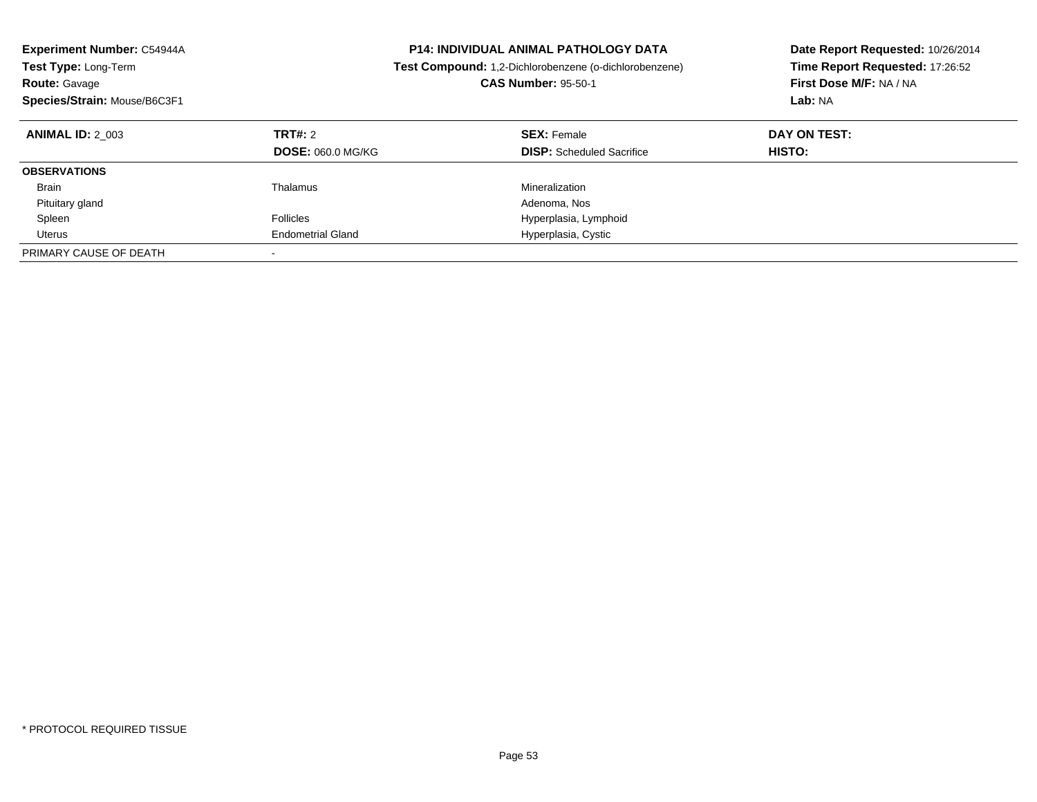**Experiment Number:** C54944A
**Test Type:** Long-Term
**Route:** Gavage
**Species/Strain:** Mouse/B6C3F1

**P14: INDIVIDUAL ANIMAL PATHOLOGY DATA**
**Test Compound:** 1,2-Dichlorobenzene (o-dichlorobenzene)
**CAS Number:** 95-50-1

**Date Report Requested:** 10/26/2014
**Time Report Requested:** 17:26:52
**First Dose M/F:** NA / NA
**Lab:** NA

| **ANIMAL ID:** 2_003 | **TRT#:** 2 | **SEX:** Female | **DAY ON TEST:** |
|---|---|---|---|
| | **DOSE:** 060.0 MG/KG | **DISP:** Scheduled Sacrifice | **HISTO:** |
| **OBSERVATIONS** | | | |
| Brain | Thalamus | Mineralization | |
| Pituitary gland | | Adenoma, Nos | |
| Spleen | Follicles | Hyperplasia, Lymphoid | |
| Uterus | Endometrial Gland | Hyperplasia, Cystic | |
| PRIMARY CAUSE OF DEATH | - | | |

* PROTOCOL REQUIRED TISSUE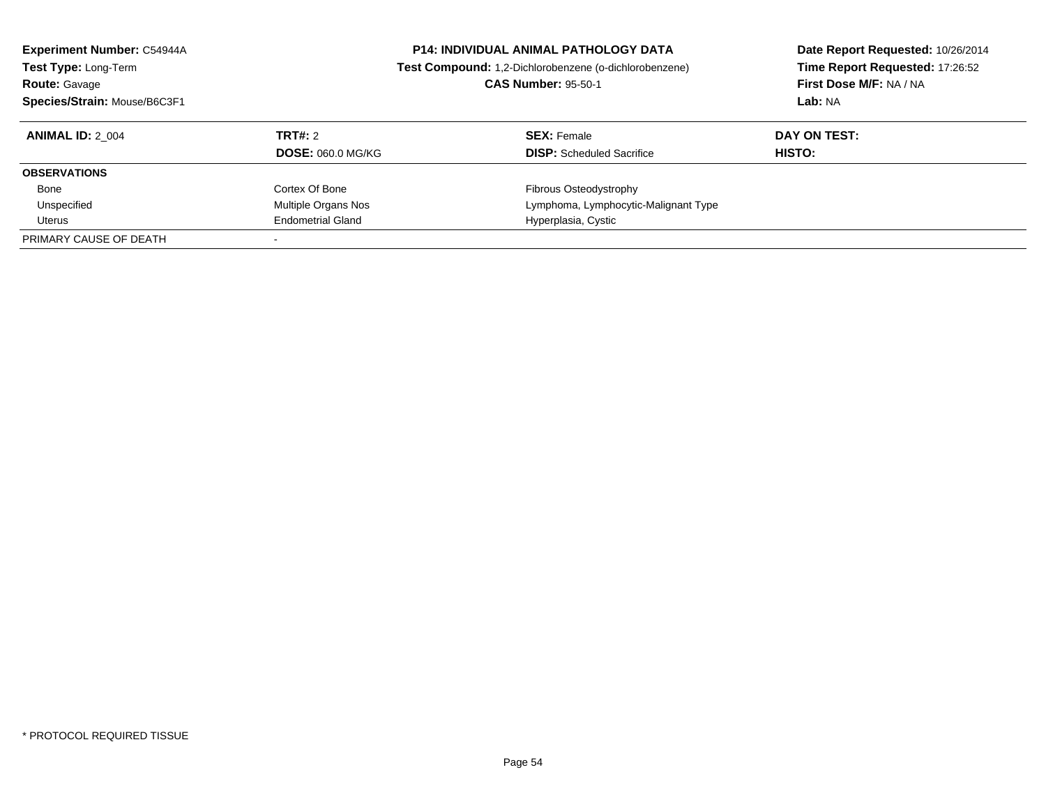**Experiment Number:** C54944A
**Test Type:** Long-Term
**Route:** Gavage
**Species/Strain:** Mouse/B6C3F1

**P14: INDIVIDUAL ANIMAL PATHOLOGY DATA**
**Test Compound:** 1,2-Dichlorobenzene (o-dichlorobenzene)
**CAS Number:** 95-50-1

**Date Report Requested:** 10/26/2014
**Time Report Requested:** 17:26:52
**First Dose M/F:** NA / NA
**Lab:** NA

| **ANIMAL ID:** 2_004 | **TRT#:** 2 | **SEX:** Female | **DAY ON TEST:** |
|---|---|---|---|
| | **DOSE:** 060.0 MG/KG | **DISP:** Scheduled Sacrifice | **HISTO:** |
| **OBSERVATIONS** | | | |
| Bone | Cortex Of Bone | Fibrous Osteodystrophy | |
| Unspecified | Multiple Organs Nos | Lymphoma, Lymphocytic-Malignant Type | |
| Uterus | Endometrial Gland | Hyperplasia, Cystic | |
| PRIMARY CAUSE OF DEATH | - | | |

* PROTOCOL REQUIRED TISSUE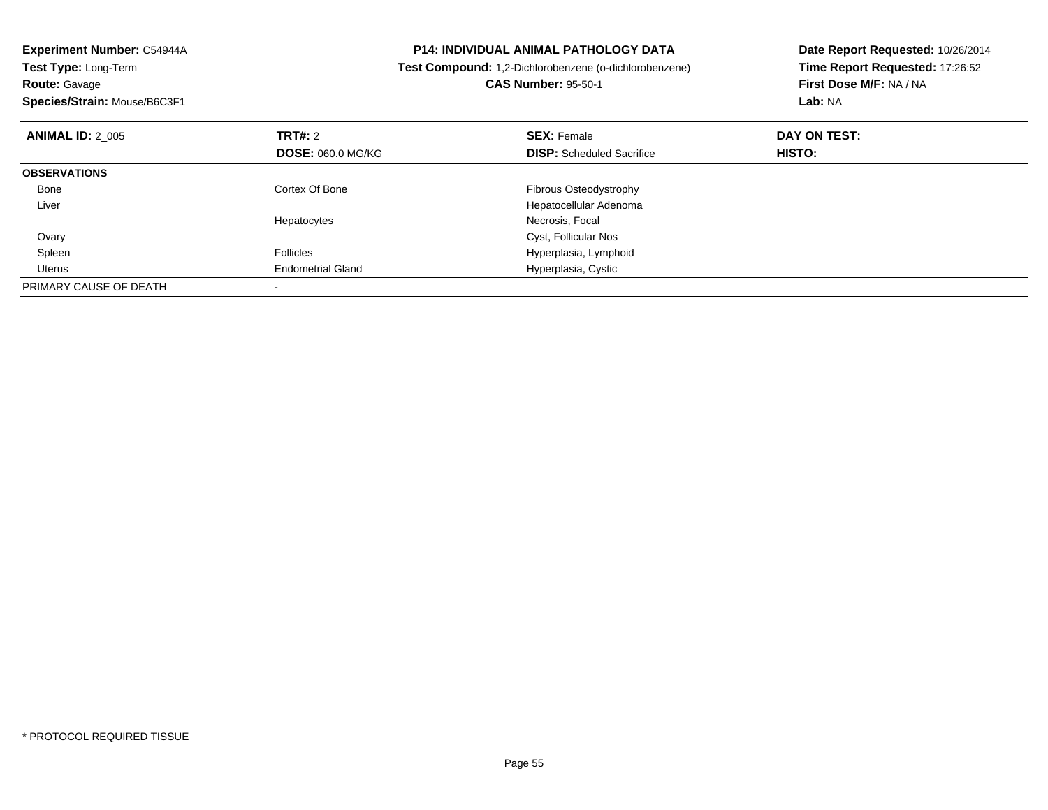**Experiment Number:** C54944A
**Test Type:** Long-Term
**Route:** Gavage
**Species/Strain:** Mouse/B6C3F1

**P14: INDIVIDUAL ANIMAL PATHOLOGY DATA**
**Test Compound:** 1,2-Dichlorobenzene (o-dichlorobenzene)
**CAS Number:** 95-50-1

**Date Report Requested:** 10/26/2014
**Time Report Requested:** 17:26:52
**First Dose M/F:** NA / NA
**Lab:** NA

| **ANIMAL ID:** 2_005 | **TRT#:** 2 | **SEX:** Female | **DAY ON TEST:** |
|---|---|---|---|
| | **DOSE:** 060.0 MG/KG | **DISP:** Scheduled Sacrifice | **HISTO:** |
| **OBSERVATIONS** | | | |
| Bone | Cortex Of Bone | Fibrous Osteodystrophy | |
| Liver | | Hepatocellular Adenoma | |
| | Hepatocytes | Necrosis, Focal | |
| Ovary | | Cyst, Follicular Nos | |
| Spleen | Follicles | Hyperplasia, Lymphoid | |
| Uterus | Endometrial Gland | Hyperplasia, Cystic | |
| PRIMARY CAUSE OF DEATH | - | | |

* PROTOCOL REQUIRED TISSUE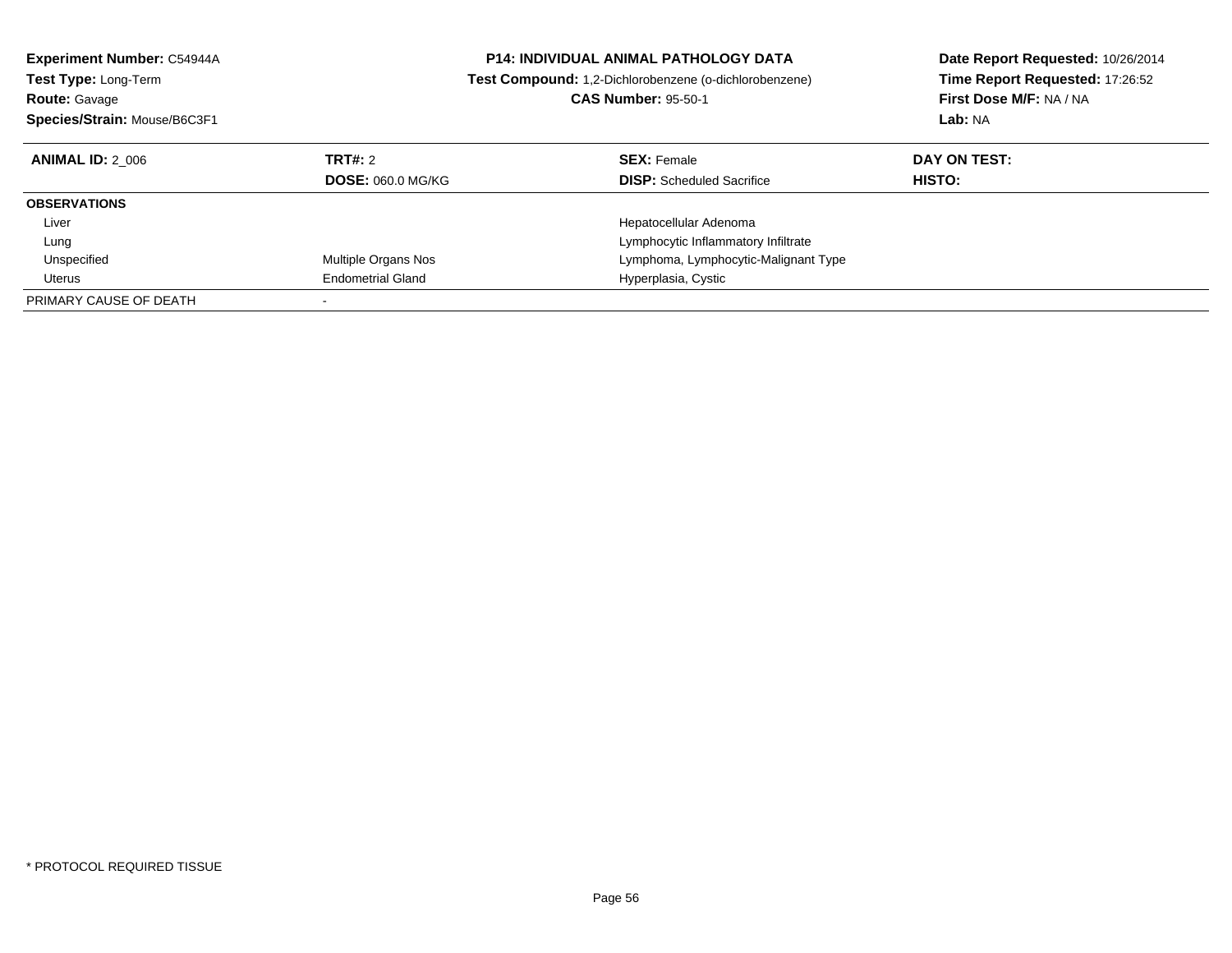**Experiment Number:** C54944A
**Test Type:** Long-Term
**Route:** Gavage
**Species/Strain:** Mouse/B6C3F1

**P14: INDIVIDUAL ANIMAL PATHOLOGY DATA**
**Test Compound:** 1,2-Dichlorobenzene (o-dichlorobenzene)
**CAS Number:** 95-50-1

**Date Report Requested:** 10/26/2014
**Time Report Requested:** 17:26:52
**First Dose M/F:** NA / NA
**Lab:** NA

| **ANIMAL ID:** 2_006 | **TRT#:** 2 | **SEX:** Female | **DAY ON TEST:** |
|---|---|---|---|
| | **DOSE:** 060.0 MG/KG | **DISP:** Scheduled Sacrifice | **HISTO:** |
| **OBSERVATIONS** | | | |
| Liver | | Hepatocellular Adenoma | |
| Lung | | Lymphocytic Inflammatory Infiltrate | |
| Unspecified | Multiple Organs Nos | Lymphoma, Lymphocytic-Malignant Type | |
| Uterus | Endometrial Gland | Hyperplasia, Cystic | |
| PRIMARY CAUSE OF DEATH | - | | |

* PROTOCOL REQUIRED TISSUE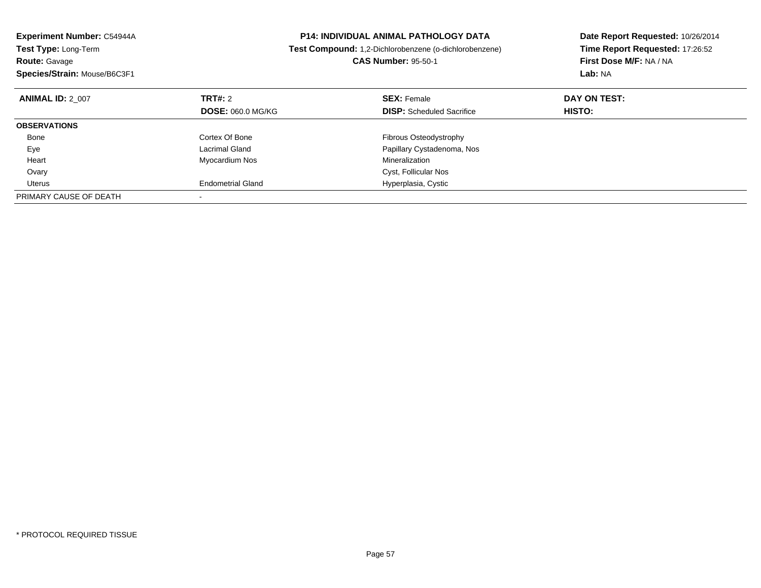**Experiment Number:** C54944A
**Test Type:** Long-Term
**Route:** Gavage
**Species/Strain:** Mouse/B6C3F1

**P14: INDIVIDUAL ANIMAL PATHOLOGY DATA**
**Test Compound:** 1,2-Dichlorobenzene (o-dichlorobenzene)
**CAS Number:** 95-50-1

**Date Report Requested:** 10/26/2014
**Time Report Requested:** 17:26:52
**First Dose M/F:** NA / NA
**Lab:** NA

| **ANIMAL ID:** 2_007 | **TRT#:** 2 | **SEX:** Female | **DAY ON TEST:** |
|---|---|---|---|
| | **DOSE:** 060.0 MG/KG | **DISP:** Scheduled Sacrifice | **HISTO:** |
| **OBSERVATIONS** | | | |
| Bone | Cortex Of Bone | Fibrous Osteodystrophy | |
| Eye | Lacrimal Gland | Papillary Cystadenoma, Nos | |
| Heart | Myocardium Nos | Mineralization | |
| Ovary | | Cyst, Follicular Nos | |
| Uterus | Endometrial Gland | Hyperplasia, Cystic | |
| PRIMARY CAUSE OF DEATH | - | | |

* PROTOCOL REQUIRED TISSUE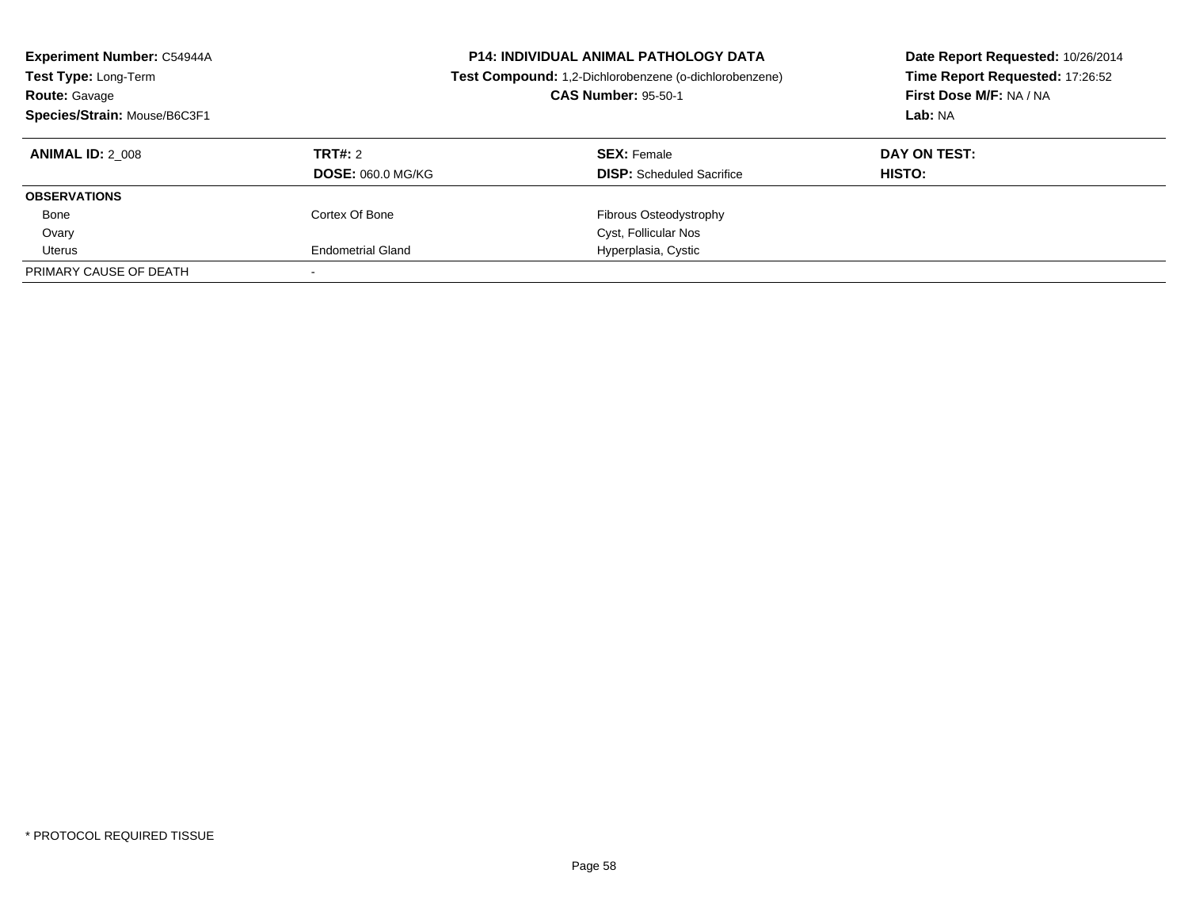**Experiment Number:** C54944A
**Test Type:** Long-Term
**Route:** Gavage
**Species/Strain:** Mouse/B6C3F1

**P14: INDIVIDUAL ANIMAL PATHOLOGY DATA**
**Test Compound:** 1,2-Dichlorobenzene (o-dichlorobenzene)
**CAS Number:** 95-50-1

**Date Report Requested:** 10/26/2014
**Time Report Requested:** 17:26:52
**First Dose M/F:** NA / NA
**Lab:** NA

| **ANIMAL ID:** 2_008 | **TRT#:** 2 | **SEX:** Female | **DAY ON TEST:** |
|---|---|---|---|
| | **DOSE:** 060.0 MG/KG | **DISP:** Scheduled Sacrifice | **HISTO:** |
| **OBSERVATIONS** | | | |
| Bone | Cortex Of Bone | Fibrous Osteodystrophy | |
| Ovary | | Cyst, Follicular Nos | |
| Uterus | Endometrial Gland | Hyperplasia, Cystic | |
| PRIMARY CAUSE OF DEATH | - | | |

* PROTOCOL REQUIRED TISSUE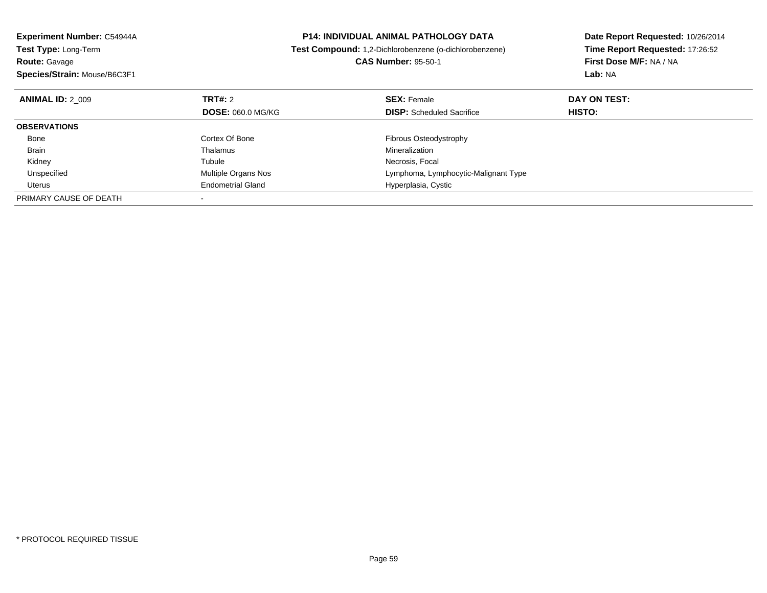**Experiment Number:** C54944A
**Test Type:** Long-Term
**Route:** Gavage
**Species/Strain:** Mouse/B6C3F1

**P14: INDIVIDUAL ANIMAL PATHOLOGY DATA**
**Test Compound:** 1,2-Dichlorobenzene (o-dichlorobenzene)
**CAS Number:** 95-50-1

**Date Report Requested:** 10/26/2014
**Time Report Requested:** 17:26:52
**First Dose M/F:** NA / NA
**Lab:** NA

| **ANIMAL ID:** 2_009 | **TRT#:** 2<br>**DOSE:** 060.0 MG/KG | **SEX:** Female<br>**DISP:** Scheduled Sacrifice | **DAY ON TEST:**<br>**HISTO:** |
|---|---|---|---|
| **OBSERVATIONS** | | | |
| Bone | Cortex Of Bone | Fibrous Osteodystrophy | |
| Brain | Thalamus | Mineralization | |
| Kidney | Tubule | Necrosis, Focal | |
| Unspecified | Multiple Organs Nos | Lymphoma, Lymphocytic-Malignant Type | |
| Uterus | Endometrial Gland | Hyperplasia, Cystic | |
| PRIMARY CAUSE OF DEATH | - | | |

* PROTOCOL REQUIRED TISSUE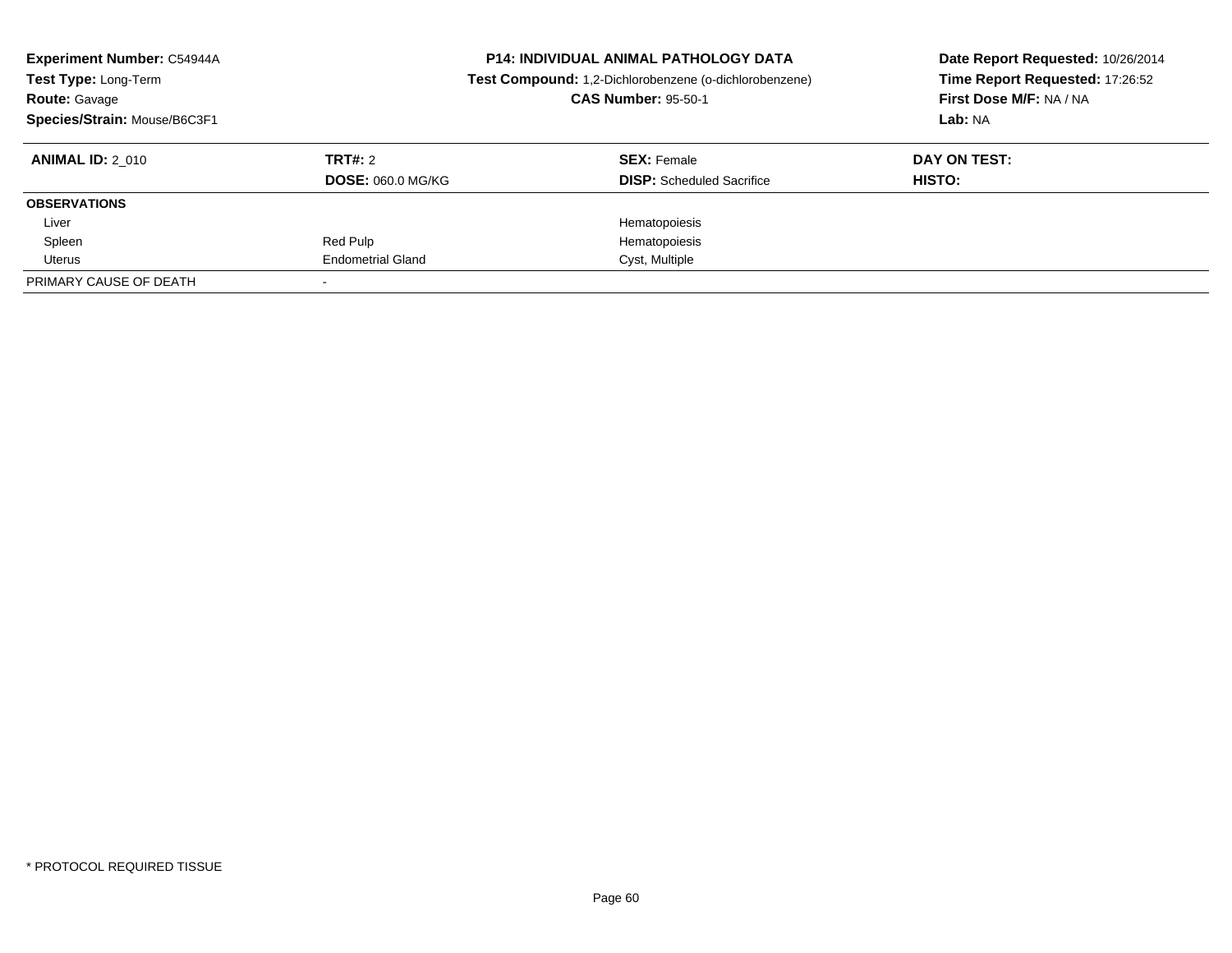**Experiment Number:** C54944A
**Test Type:** Long-Term
**Route:** Gavage
**Species/Strain:** Mouse/B6C3F1

**P14: INDIVIDUAL ANIMAL PATHOLOGY DATA**
**Test Compound:** 1,2-Dichlorobenzene (o-dichlorobenzene)
**CAS Number:** 95-50-1

**Date Report Requested:** 10/26/2014
**Time Report Requested:** 17:26:52
**First Dose M/F:** NA / NA
**Lab:** NA

| **ANIMAL ID:** 2_010 | **TRT#:** 2 | **SEX:** Female | **DAY ON TEST:** |
|---|---|---|---|
| | **DOSE:** 060.0 MG/KG | **DISP:** Scheduled Sacrifice | **HISTO:** |
| **OBSERVATIONS** | | | |
| Liver | | Hematopoiesis | |
| Spleen | Red Pulp | Hematopoiesis | |
| Uterus | Endometrial Gland | Cyst, Multiple | |
| PRIMARY CAUSE OF DEATH | - | | |

* PROTOCOL REQUIRED TISSUE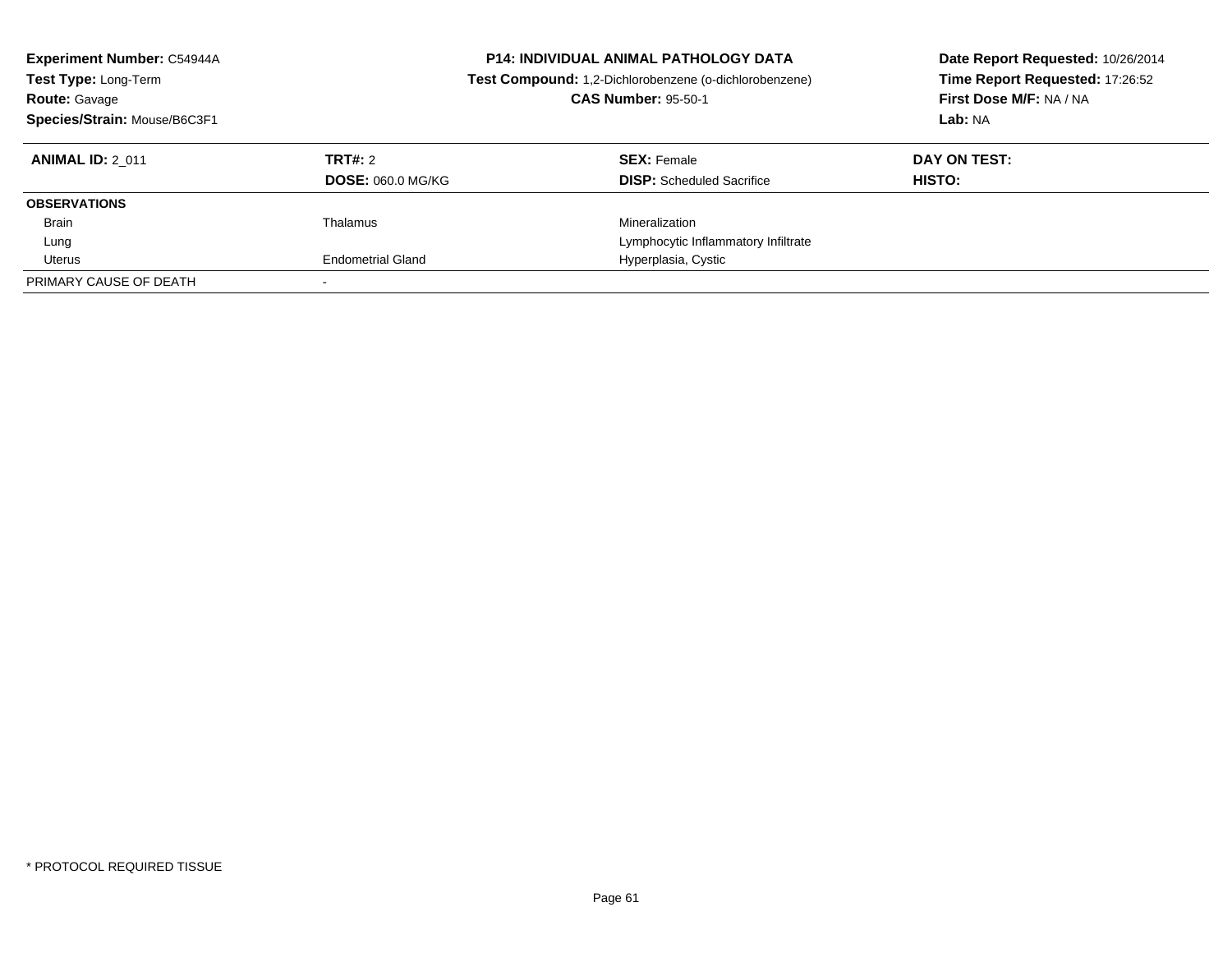**Experiment Number:** C54944A
**Test Type:** Long-Term
**Route:** Gavage
**Species/Strain:** Mouse/B6C3F1

**P14: INDIVIDUAL ANIMAL PATHOLOGY DATA**
**Test Compound:** 1,2-Dichlorobenzene (o-dichlorobenzene)
**CAS Number:** 95-50-1

**Date Report Requested:** 10/26/2014
**Time Report Requested:** 17:26:52
**First Dose M/F:** NA / NA
**Lab:** NA

| **ANIMAL ID:** 2_011 | **TRT#:** 2 | **SEX:** Female | **DAY ON TEST:** |
|---|---|---|---|
| | **DOSE:** 060.0 MG/KG | **DISP:** Scheduled Sacrifice | **HISTO:** |
| **OBSERVATIONS** | | | |
| Brain | Thalamus | Mineralization | |
| Lung | | Lymphocytic Inflammatory Infiltrate | |
| Uterus | Endometrial Gland | Hyperplasia, Cystic | |
| PRIMARY CAUSE OF DEATH | - | | |

* PROTOCOL REQUIRED TISSUE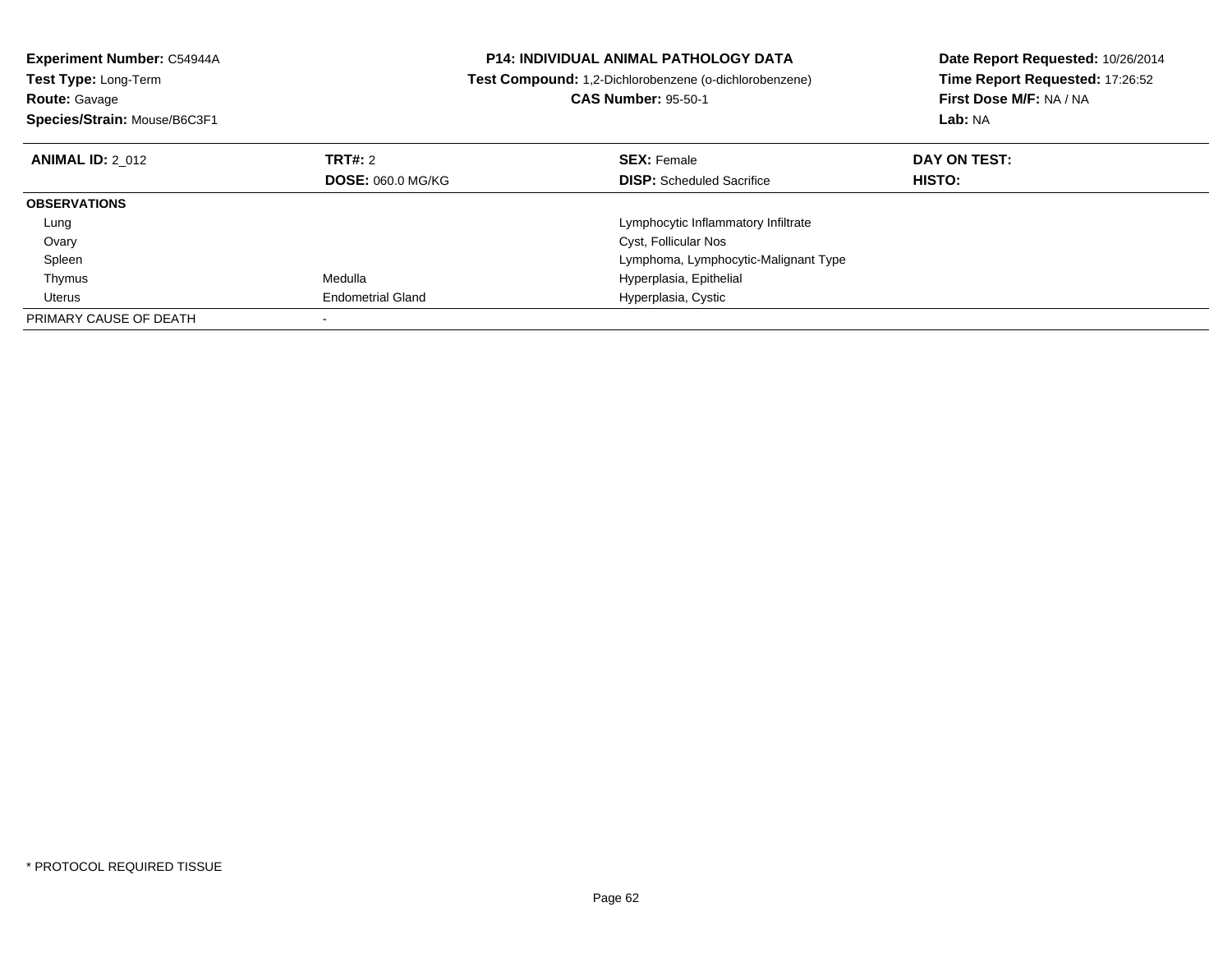**Experiment Number:** C54944A
**Test Type:** Long-Term
**Route:** Gavage
**Species/Strain:** Mouse/B6C3F1

**P14: INDIVIDUAL ANIMAL PATHOLOGY DATA**
**Test Compound:** 1,2-Dichlorobenzene (o-dichlorobenzene)
**CAS Number:** 95-50-1

**Date Report Requested:** 10/26/2014
**Time Report Requested:** 17:26:52
**First Dose M/F:** NA / NA
**Lab:** NA

| **ANIMAL ID:** 2_012 | **TRT#:** 2 | **SEX:** Female | **DAY ON TEST:** |
|---|---|---|---|
| | **DOSE:** 060.0 MG/KG | **DISP:** Scheduled Sacrifice | **HISTO:** |
| **OBSERVATIONS** | | | |
| Lung | | Lymphocytic Inflammatory Infiltrate | |
| Ovary | | Cyst, Follicular Nos | |
| Spleen | | Lymphoma, Lymphocytic-Malignant Type | |
| Thymus | Medulla | Hyperplasia, Epithelial | |
| Uterus | Endometrial Gland | Hyperplasia, Cystic | |
| PRIMARY CAUSE OF DEATH | - | | |

* PROTOCOL REQUIRED TISSUE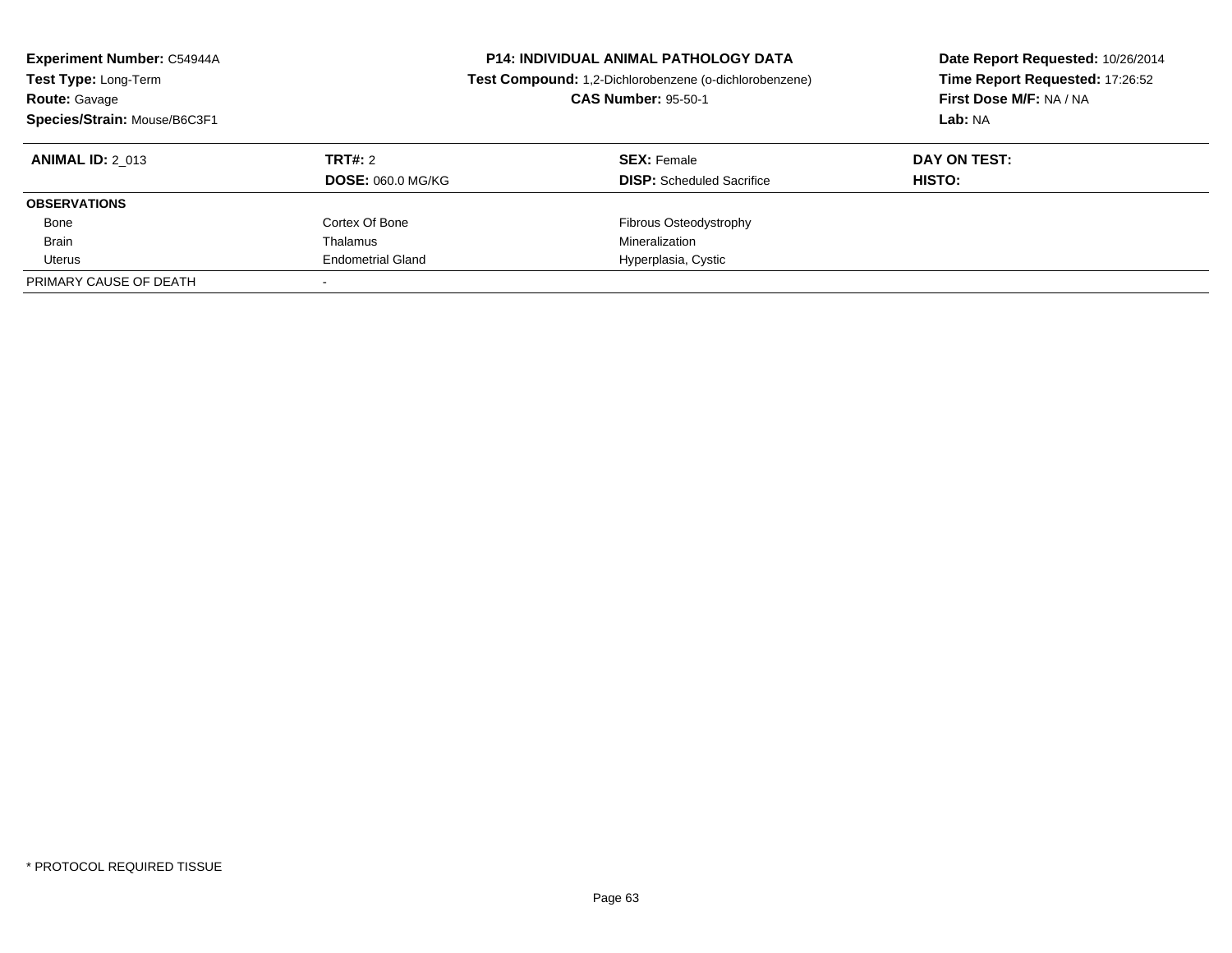**Experiment Number:** C54944A
**Test Type:** Long-Term
**Route:** Gavage
**Species/Strain:** Mouse/B6C3F1

**P14: INDIVIDUAL ANIMAL PATHOLOGY DATA**
**Test Compound:** 1,2-Dichlorobenzene (o-dichlorobenzene)
**CAS Number:** 95-50-1

**Date Report Requested:** 10/26/2014
**Time Report Requested:** 17:26:52
**First Dose M/F:** NA / NA
**Lab:** NA

| **ANIMAL ID:** 2_013 | **TRT#:** 2 | **SEX:** Female | **DAY ON TEST:** |
|---|---|---|---|
| | **DOSE:** 060.0 MG/KG | **DISP:** Scheduled Sacrifice | **HISTO:** |
| **OBSERVATIONS** | | | |
| Bone | Cortex Of Bone | Fibrous Osteodystrophy | |
| Brain | Thalamus | Mineralization | |
| Uterus | Endometrial Gland | Hyperplasia, Cystic | |
| PRIMARY CAUSE OF DEATH | - | | |

* PROTOCOL REQUIRED TISSUE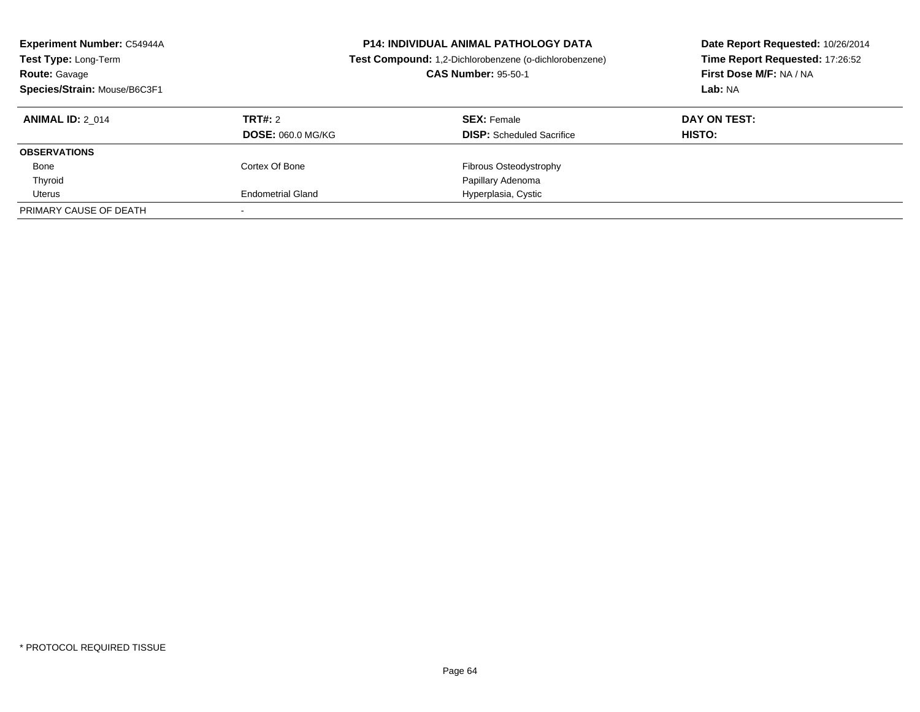**Experiment Number:** C54944A
**Test Type:** Long-Term
**Route:** Gavage
**Species/Strain:** Mouse/B6C3F1

**P14: INDIVIDUAL ANIMAL PATHOLOGY DATA**
**Test Compound:** 1,2-Dichlorobenzene (o-dichlorobenzene)
**CAS Number:** 95-50-1

**Date Report Requested:** 10/26/2014
**Time Report Requested:** 17:26:52
**First Dose M/F:** NA / NA
**Lab:** NA

| **ANIMAL ID:** 2_014 | **TRT#:** 2 | **SEX:** Female | **DAY ON TEST:** |
|---|---|---|---|
| | **DOSE:** 060.0 MG/KG | **DISP:** Scheduled Sacrifice | **HISTO:** |
| **OBSERVATIONS** | | | |
| Bone | Cortex Of Bone | Fibrous Osteodystrophy | |
| Thyroid | | Papillary Adenoma | |
| Uterus | Endometrial Gland | Hyperplasia, Cystic | |
| PRIMARY CAUSE OF DEATH | - | | |

* PROTOCOL REQUIRED TISSUE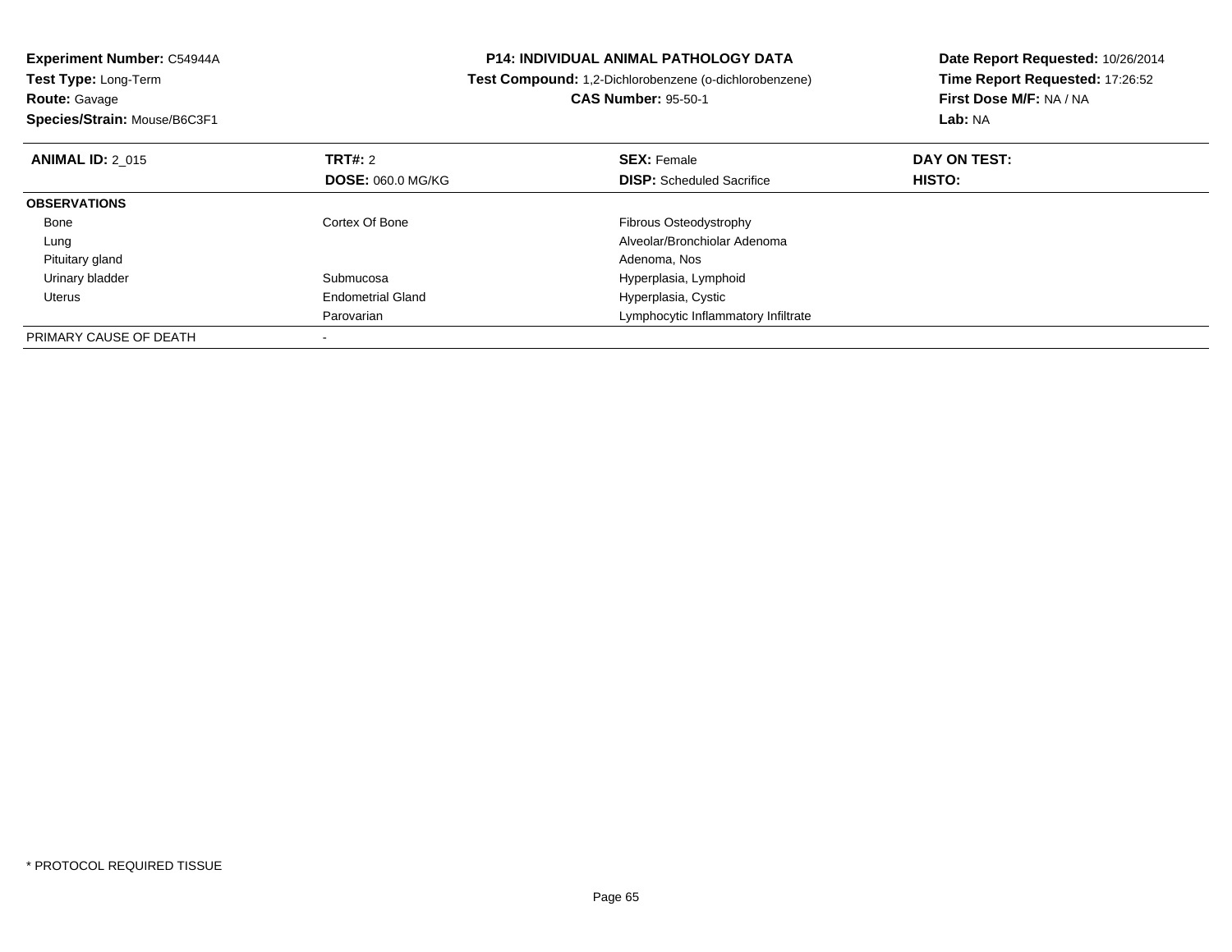**Experiment Number:** C54944A
**Test Type:** Long-Term
**Route:** Gavage
**Species/Strain:** Mouse/B6C3F1

**P14: INDIVIDUAL ANIMAL PATHOLOGY DATA**
**Test Compound:** 1,2-Dichlorobenzene (o-dichlorobenzene)
**CAS Number:** 95-50-1

**Date Report Requested:** 10/26/2014
**Time Report Requested:** 17:26:52
**First Dose M/F:** NA / NA
**Lab:** NA

| **ANIMAL ID:** 2_015 | **TRT#:** 2<br>**DOSE:** 060.0 MG/KG | **SEX:** Female<br>**DISP:** Scheduled Sacrifice | **DAY ON TEST:**<br>**HISTO:** |
|---|---|---|---|
| **OBSERVATIONS** | | | |
| Bone | Cortex Of Bone | Fibrous Osteodystrophy | |
| Lung | | Alveolar/Bronchiolar Adenoma | |
| Pituitary gland | | Adenoma, Nos | |
| Urinary bladder | Submucosa | Hyperplasia, Lymphoid | |
| Uterus | Endometrial Gland | Hyperplasia, Cystic | |
| | Parovarian | Lymphocytic Inflammatory Infiltrate | |
| PRIMARY CAUSE OF DEATH | - | | |

* PROTOCOL REQUIRED TISSUE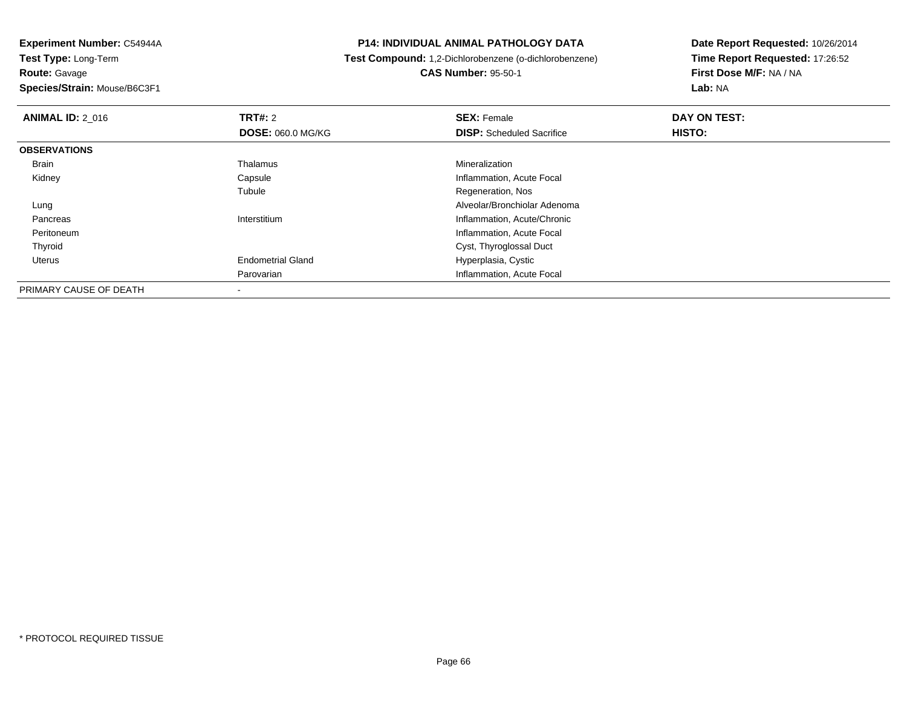**Experiment Number:** C54944A
**Test Type:** Long-Term
**Route:** Gavage
**Species/Strain:** Mouse/B6C3F1

**P14: INDIVIDUAL ANIMAL PATHOLOGY DATA**
**Test Compound:** 1,2-Dichlorobenzene (o-dichlorobenzene)
**CAS Number:** 95-50-1

**Date Report Requested:** 10/26/2014
**Time Report Requested:** 17:26:52
**First Dose M/F:** NA / NA
**Lab:** NA

| **ANIMAL ID:** 2_016 | **TRT#:** 2 | **SEX:** Female | **DAY ON TEST:** |
|---|---|---|---|
| | **DOSE:** 060.0 MG/KG | **DISP:** Scheduled Sacrifice | **HISTO:** |
| **OBSERVATIONS** | | | |
| Brain | Thalamus | Mineralization | |
| Kidney | Capsule | Inflammation, Acute Focal | |
| | Tubule | Regeneration, Nos | |
| Lung | | Alveolar/Bronchiolar Adenoma | |
| Pancreas | Interstitium | Inflammation, Acute/Chronic | |
| Peritoneum | | Inflammation, Acute Focal | |
| Thyroid | | Cyst, Thyroglossal Duct | |
| Uterus | Endometrial Gland | Hyperplasia, Cystic | |
| | Parovarian | Inflammation, Acute Focal | |
| PRIMARY CAUSE OF DEATH | - | | |

* PROTOCOL REQUIRED TISSUE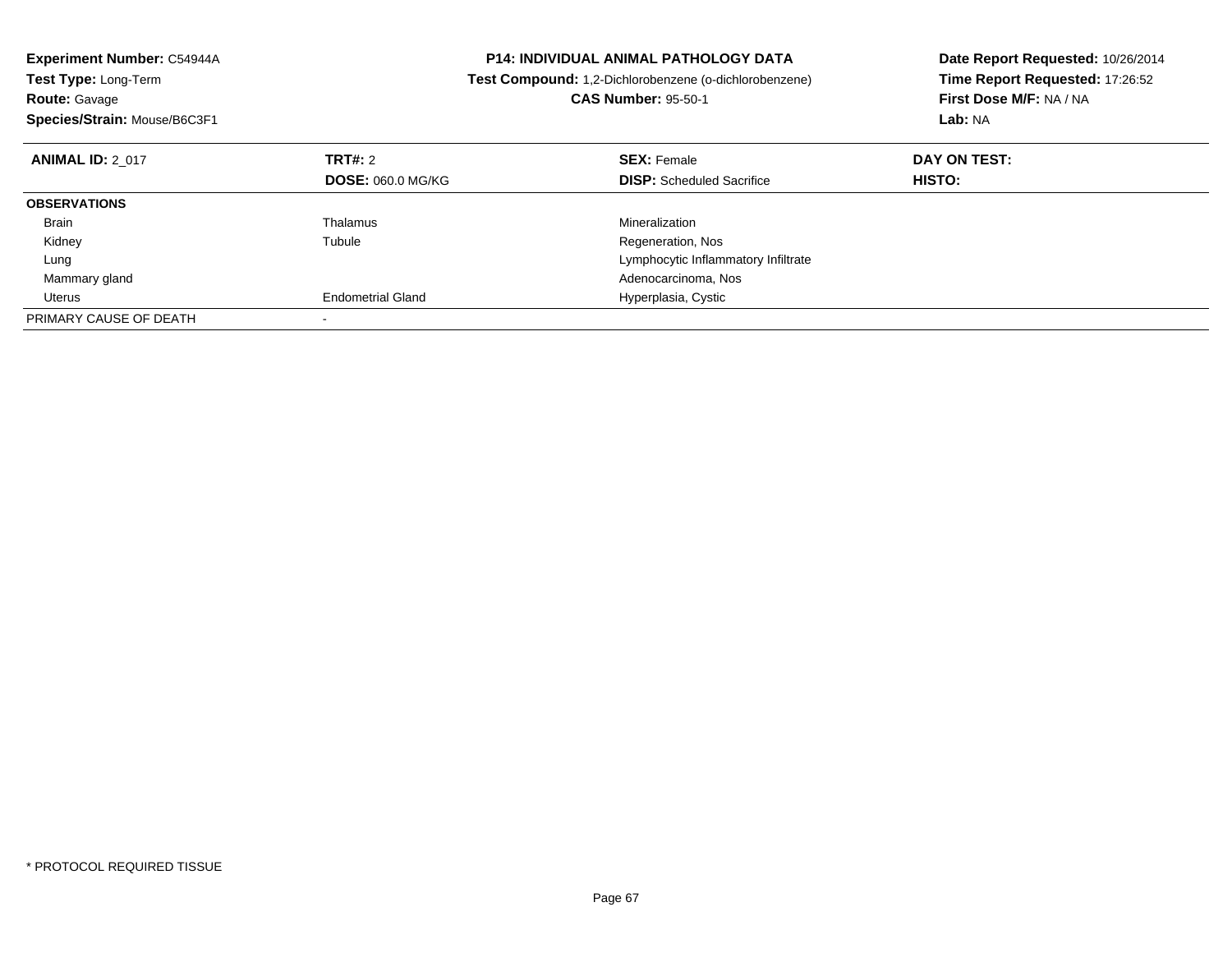**Experiment Number:** C54944A
**Test Type:** Long-Term
**Route:** Gavage
**Species/Strain:** Mouse/B6C3F1

**P14: INDIVIDUAL ANIMAL PATHOLOGY DATA**
**Test Compound:** 1,2-Dichlorobenzene (o-dichlorobenzene)
**CAS Number:** 95-50-1

**Date Report Requested:** 10/26/2014
**Time Report Requested:** 17:26:52
**First Dose M/F:** NA / NA
**Lab:** NA

| **ANIMAL ID:** 2_017 | **TRT#:** 2 | **SEX:** Female | **DAY ON TEST:** |
|---|---|---|---|
| | **DOSE:** 060.0 MG/KG | **DISP:** Scheduled Sacrifice | **HISTO:** |
| **OBSERVATIONS** | | | |
| Brain | Thalamus | Mineralization | |
| Kidney | Tubule | Regeneration, Nos | |
| Lung | | Lymphocytic Inflammatory Infiltrate | |
| Mammary gland | | Adenocarcinoma, Nos | |
| Uterus | Endometrial Gland | Hyperplasia, Cystic | |
| PRIMARY CAUSE OF DEATH | - | | |

* PROTOCOL REQUIRED TISSUE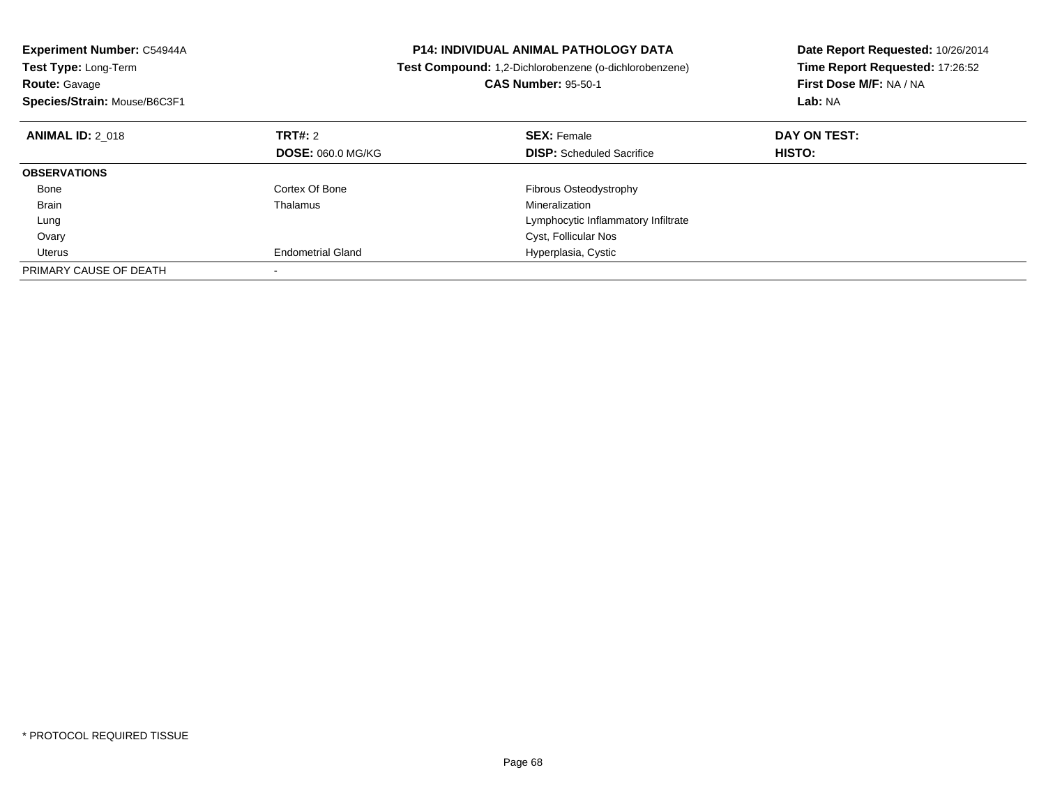**Experiment Number:** C54944A
**Test Type:** Long-Term
**Route:** Gavage
**Species/Strain:** Mouse/B6C3F1

**P14: INDIVIDUAL ANIMAL PATHOLOGY DATA**
**Test Compound:** 1,2-Dichlorobenzene (o-dichlorobenzene)
**CAS Number:** 95-50-1

**Date Report Requested:** 10/26/2014
**Time Report Requested:** 17:26:52
**First Dose M/F:** NA / NA
**Lab:** NA

| **ANIMAL ID:** 2_018 | **TRT#:** 2 | **SEX:** Female | **DAY ON TEST:** |
|---|---|---|---|
| | **DOSE:** 060.0 MG/KG | **DISP:** Scheduled Sacrifice | **HISTO:** |
| **OBSERVATIONS** | | | |
| Bone | Cortex Of Bone | Fibrous Osteodystrophy | |
| Brain | Thalamus | Mineralization | |
| Lung | | Lymphocytic Inflammatory Infiltrate | |
| Ovary | | Cyst, Follicular Nos | |
| Uterus | Endometrial Gland | Hyperplasia, Cystic | |
| PRIMARY CAUSE OF DEATH | - | | |

* PROTOCOL REQUIRED TISSUE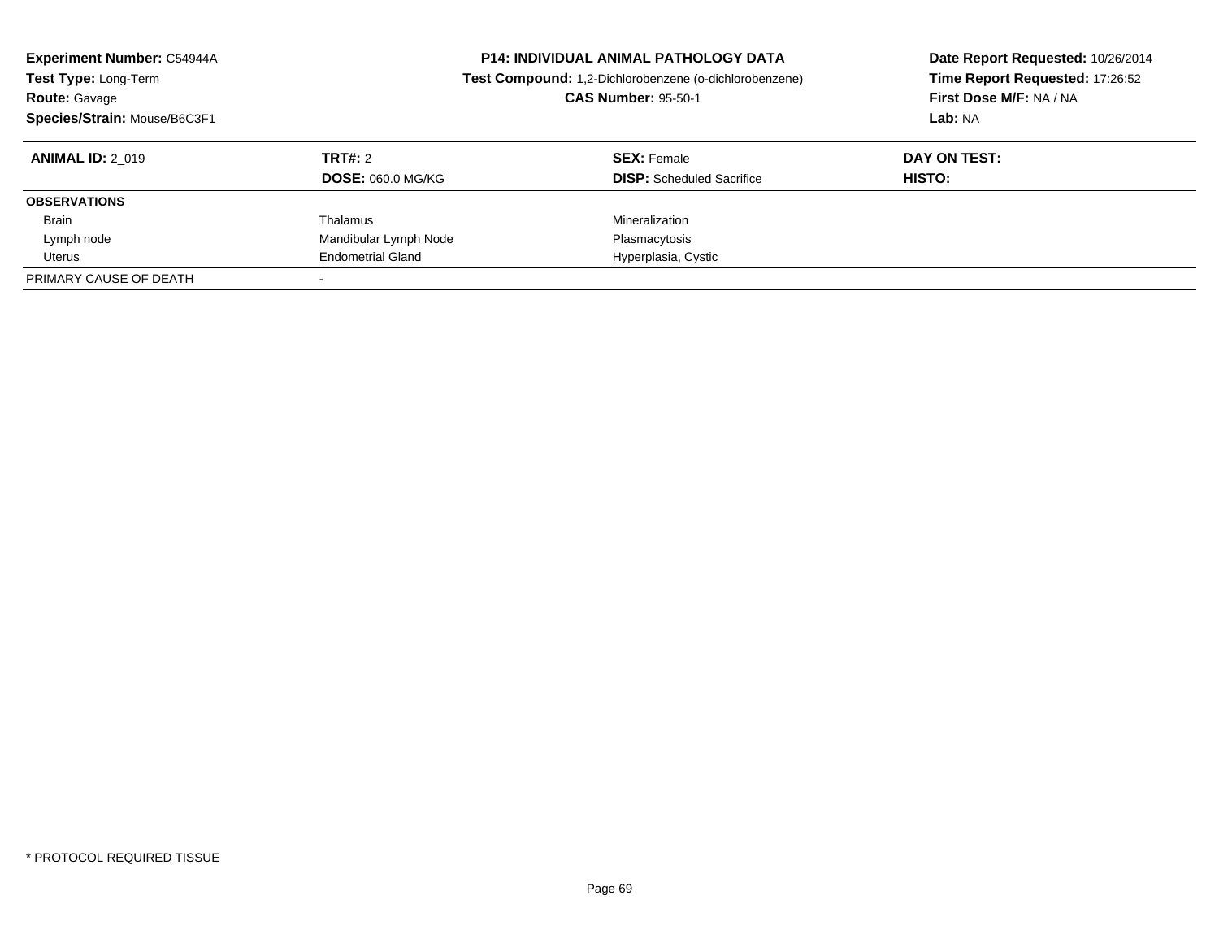**Experiment Number:** C54944A
**Test Type:** Long-Term
**Route:** Gavage
**Species/Strain:** Mouse/B6C3F1

**P14: INDIVIDUAL ANIMAL PATHOLOGY DATA**
**Test Compound:** 1,2-Dichlorobenzene (o-dichlorobenzene)
**CAS Number:** 95-50-1

**Date Report Requested:** 10/26/2014
**Time Report Requested:** 17:26:52
**First Dose M/F:** NA / NA
**Lab:** NA

| **ANIMAL ID:** 2_019 | **TRT#:** 2 | **SEX:** Female | **DAY ON TEST:** |
|---|---|---|---|
| | **DOSE:** 060.0 MG/KG | **DISP:** Scheduled Sacrifice | **HISTO:** |
| **OBSERVATIONS** | | | |
| Brain | Thalamus | Mineralization | |
| Lymph node | Mandibular Lymph Node | Plasmacytosis | |
| Uterus | Endometrial Gland | Hyperplasia, Cystic | |
| PRIMARY CAUSE OF DEATH | - | | |

* PROTOCOL REQUIRED TISSUE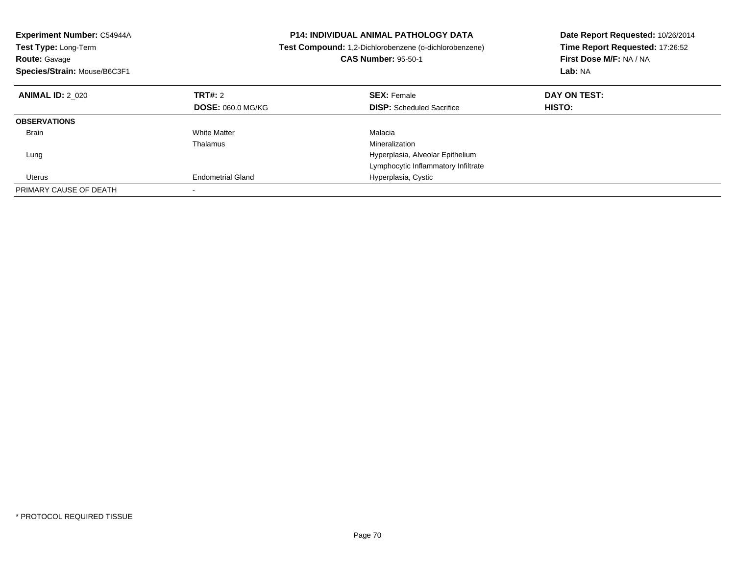**Experiment Number:** C54944A
**Test Type:** Long-Term
**Route:** Gavage
**Species/Strain:** Mouse/B6C3F1

**P14: INDIVIDUAL ANIMAL PATHOLOGY DATA**
**Test Compound:** 1,2-Dichlorobenzene (o-dichlorobenzene)
**CAS Number:** 95-50-1

**Date Report Requested:** 10/26/2014
**Time Report Requested:** 17:26:52
**First Dose M/F:** NA / NA
**Lab:** NA

| **ANIMAL ID:** 2_020 | **TRT#:** 2 | **SEX:** Female | **DAY ON TEST:** |
|---|---|---|---|
| | **DOSE:** 060.0 MG/KG | **DISP:** Scheduled Sacrifice | **HISTO:** |
| **OBSERVATIONS** | | | |
| Brain | White Matter | Malacia | |
| | Thalamus | Mineralization | |
| Lung | | Hyperplasia, Alveolar Epithelium | |
| | | Lymphocytic Inflammatory Infiltrate | |
| Uterus | Endometrial Gland | Hyperplasia, Cystic | |
| PRIMARY CAUSE OF DEATH | - | | |

* PROTOCOL REQUIRED TISSUE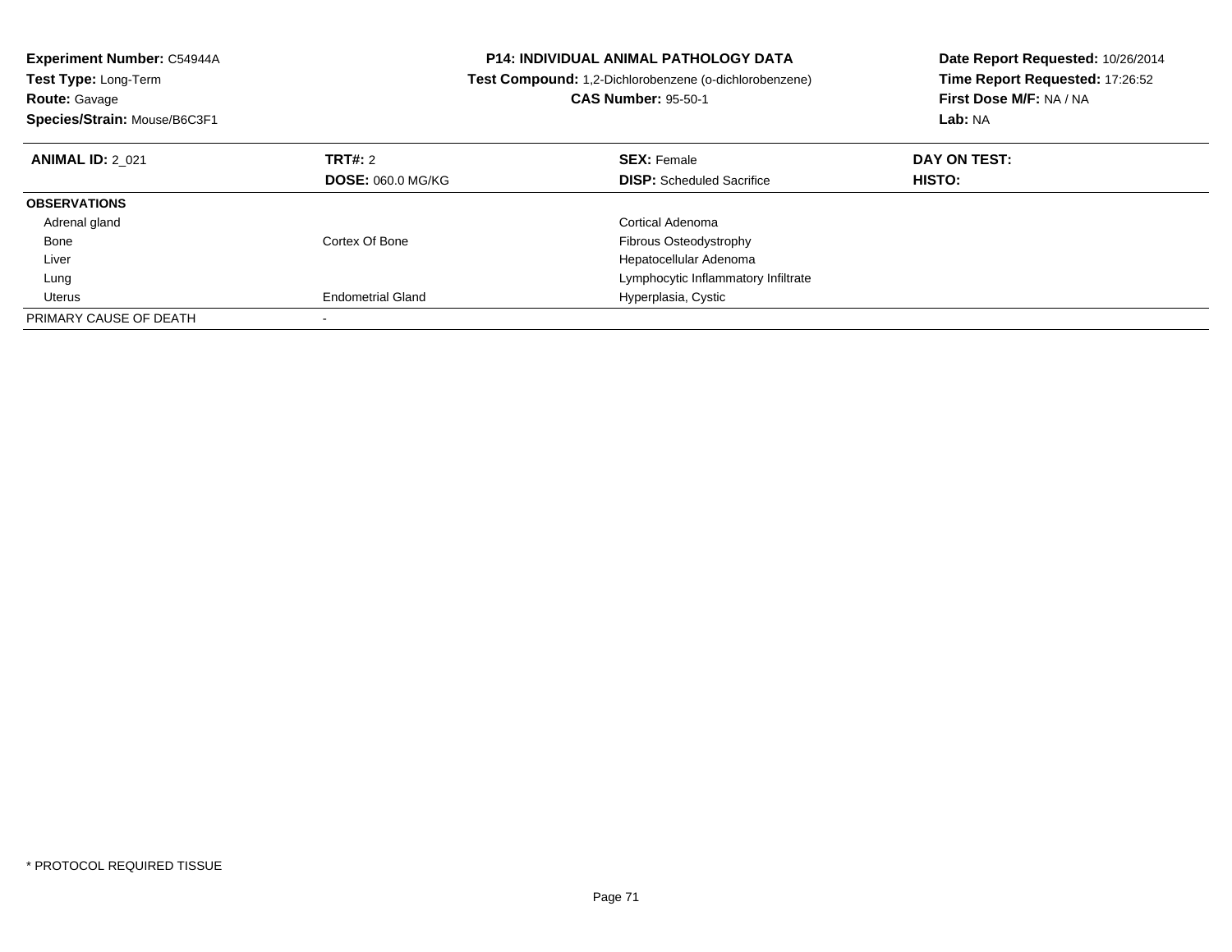**Experiment Number:** C54944A
**Test Type:** Long-Term
**Route:** Gavage
**Species/Strain:** Mouse/B6C3F1

**P14: INDIVIDUAL ANIMAL PATHOLOGY DATA**
**Test Compound:** 1,2-Dichlorobenzene (o-dichlorobenzene)
**CAS Number:** 95-50-1

**Date Report Requested:** 10/26/2014
**Time Report Requested:** 17:26:52
**First Dose M/F:** NA / NA
**Lab:** NA

| **ANIMAL ID:** 2_021 | **TRT#:** 2 | **SEX:** Female | **DAY ON TEST:** |
|---|---|---|---|
| | **DOSE:** 060.0 MG/KG | **DISP:** Scheduled Sacrifice | **HISTO:** |
| **OBSERVATIONS** | | | |
| Adrenal gland | | Cortical Adenoma | |
| Bone | Cortex Of Bone | Fibrous Osteodystrophy | |
| Liver | | Hepatocellular Adenoma | |
| Lung | | Lymphocytic Inflammatory Infiltrate | |
| Uterus | Endometrial Gland | Hyperplasia, Cystic | |
| PRIMARY CAUSE OF DEATH | - | | |

* PROTOCOL REQUIRED TISSUE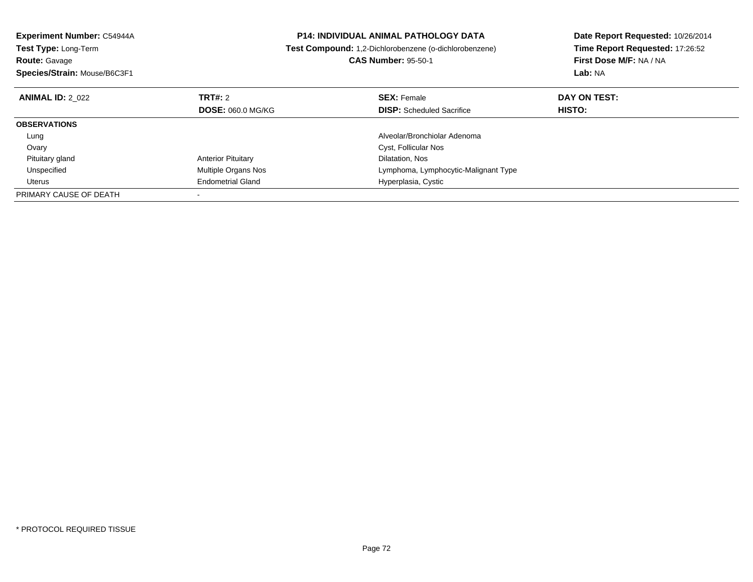**Experiment Number:** C54944A
**Test Type:** Long-Term
**Route:** Gavage
**Species/Strain:** Mouse/B6C3F1

**P14: INDIVIDUAL ANIMAL PATHOLOGY DATA**
**Test Compound:** 1,2-Dichlorobenzene (o-dichlorobenzene)
**CAS Number:** 95-50-1

**Date Report Requested:** 10/26/2014
**Time Report Requested:** 17:26:52
**First Dose M/F:** NA / NA
**Lab:** NA

| **ANIMAL ID:** 2_022 | **TRT#:** 2 | **SEX:** Female | **DAY ON TEST:** |
|---|---|---|---|
| | **DOSE:** 060.0 MG/KG | **DISP:** Scheduled Sacrifice | **HISTO:** |
| **OBSERVATIONS** | | | |
| Lung | | Alveolar/Bronchiolar Adenoma | |
| Ovary | | Cyst, Follicular Nos | |
| Pituitary gland | Anterior Pituitary | Dilatation, Nos | |
| Unspecified | Multiple Organs Nos | Lymphoma, Lymphocytic-Malignant Type | |
| Uterus | Endometrial Gland | Hyperplasia, Cystic | |
| PRIMARY CAUSE OF DEATH | - | | |

* PROTOCOL REQUIRED TISSUE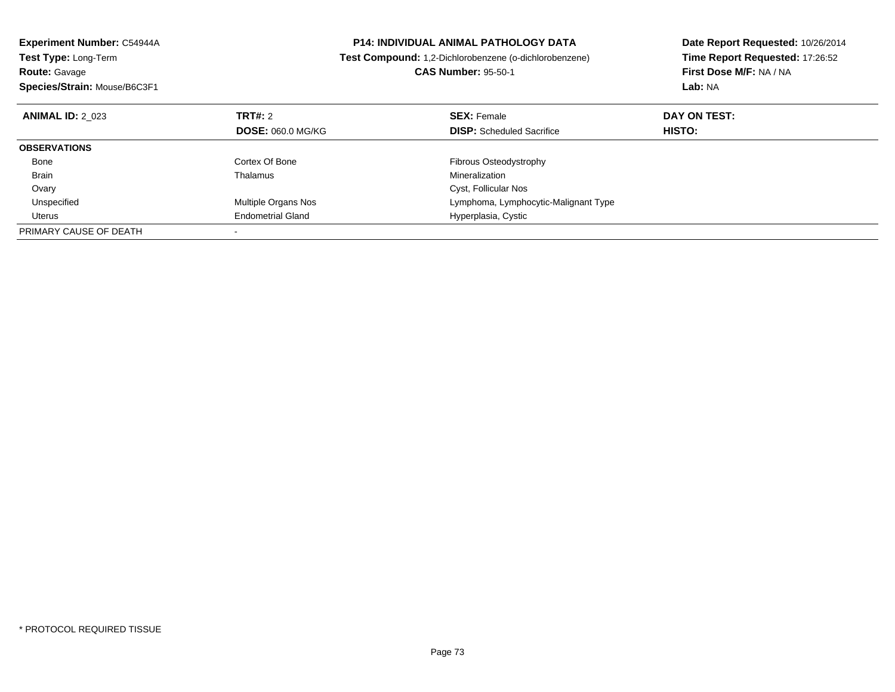**Experiment Number:** C54944A
**Test Type:** Long-Term
**Route:** Gavage
**Species/Strain:** Mouse/B6C3F1

**P14: INDIVIDUAL ANIMAL PATHOLOGY DATA**
**Test Compound:** 1,2-Dichlorobenzene (o-dichlorobenzene)
**CAS Number:** 95-50-1

**Date Report Requested:** 10/26/2014
**Time Report Requested:** 17:26:52
**First Dose M/F:** NA / NA
**Lab:** NA

| **ANIMAL ID:** 2_023 | **TRT#:** 2 | **SEX:** Female | **DAY ON TEST:** |
|---|---|---|---|
| | **DOSE:** 060.0 MG/KG | **DISP:** Scheduled Sacrifice | **HISTO:** |
| **OBSERVATIONS** | | | |
| Bone | Cortex Of Bone | Fibrous Osteodystrophy | |
| Brain | Thalamus | Mineralization | |
| Ovary | | Cyst, Follicular Nos | |
| Unspecified | Multiple Organs Nos | Lymphoma, Lymphocytic-Malignant Type | |
| Uterus | Endometrial Gland | Hyperplasia, Cystic | |
| PRIMARY CAUSE OF DEATH | - | | |

* PROTOCOL REQUIRED TISSUE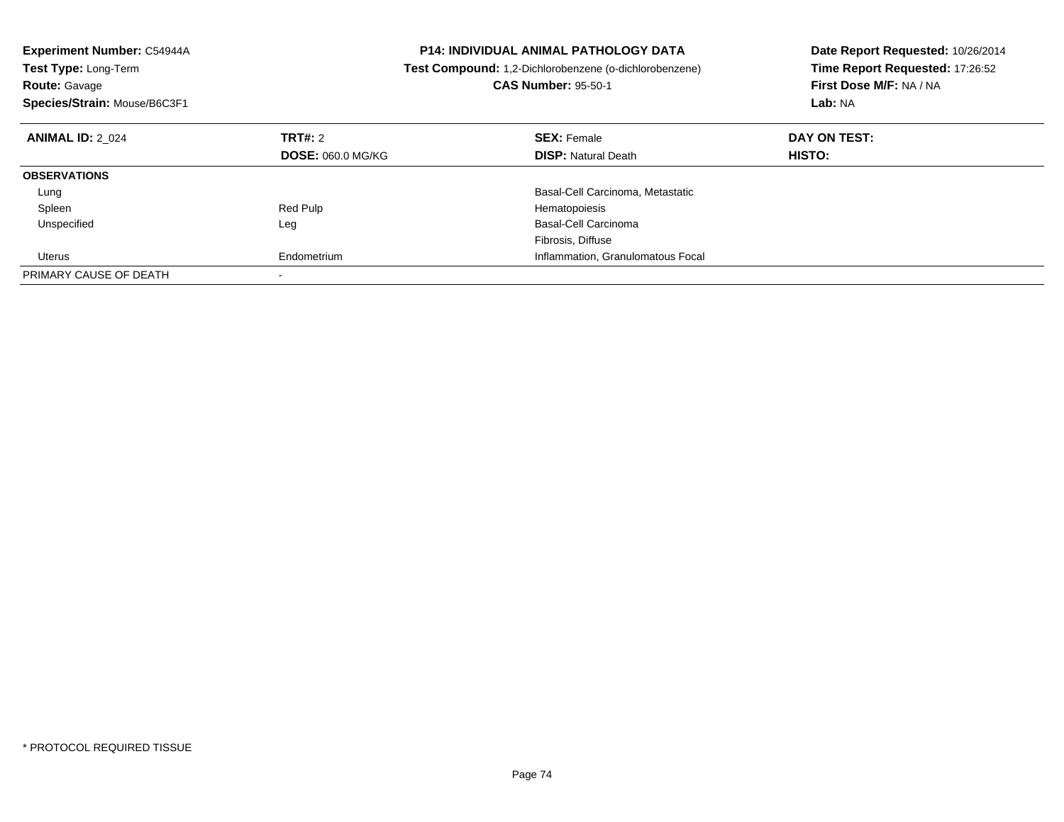**Experiment Number:** C54944A
**Test Type:** Long-Term
**Route:** Gavage
**Species/Strain:** Mouse/B6C3F1

**P14: INDIVIDUAL ANIMAL PATHOLOGY DATA**
**Test Compound:** 1,2-Dichlorobenzene (o-dichlorobenzene)
**CAS Number:** 95-50-1

**Date Report Requested:** 10/26/2014
**Time Report Requested:** 17:26:52
**First Dose M/F:** NA / NA
**Lab:** NA

| **ANIMAL ID:** 2_024 | **TRT#:** 2 | **SEX:** Female | **DAY ON TEST:** |
|---|---|---|---|
| | **DOSE:** 060.0 MG/KG | **DISP:** Natural Death | **HISTO:** |
| **OBSERVATIONS** | | | |
| Lung | | Basal-Cell Carcinoma, Metastatic | |
| Spleen | Red Pulp | Hematopoiesis | |
| Unspecified | Leg | Basal-Cell Carcinoma | |
| | | Fibrosis, Diffuse | |
| Uterus | Endometrium | Inflammation, Granulomatous Focal | |
| PRIMARY CAUSE OF DEATH | - | | |

* PROTOCOL REQUIRED TISSUE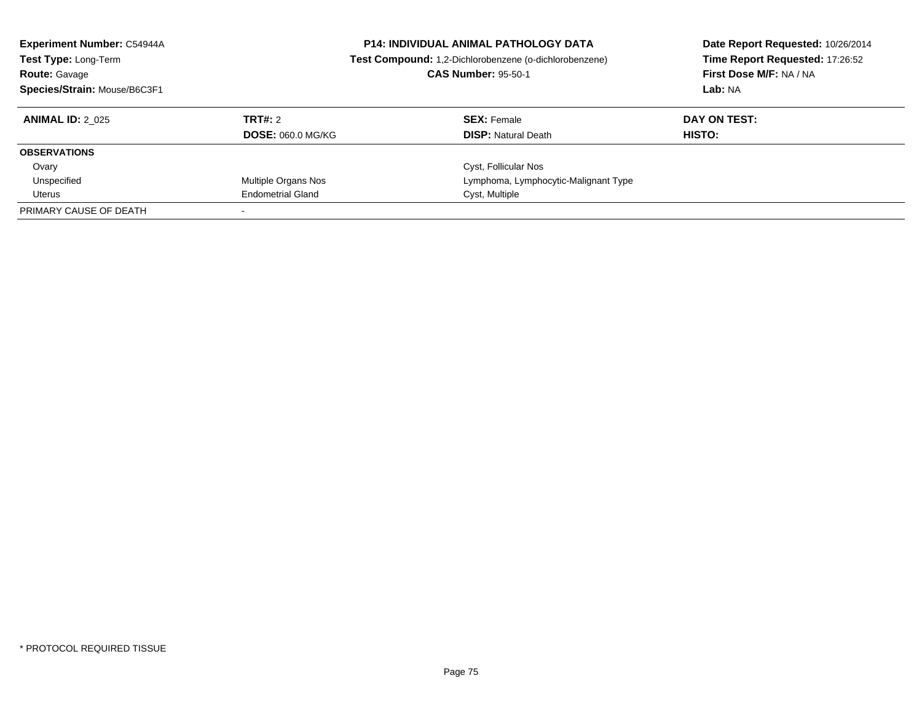**Experiment Number:** C54944A
**Test Type:** Long-Term
**Route:** Gavage
**Species/Strain:** Mouse/B6C3F1

**P14: INDIVIDUAL ANIMAL PATHOLOGY DATA**
**Test Compound:** 1,2-Dichlorobenzene (o-dichlorobenzene)
**CAS Number:** 95-50-1

**Date Report Requested:** 10/26/2014
**Time Report Requested:** 17:26:52
**First Dose M/F:** NA / NA
**Lab:** NA

| **ANIMAL ID:** 2_025 | **TRT#:** 2 | **SEX:** Female | **DAY ON TEST:** |
|---|---|---|---|
| | **DOSE:** 060.0 MG/KG | **DISP:** Natural Death | **HISTO:** |
| **OBSERVATIONS** | | | |
| Ovary | | Cyst, Follicular Nos | |
| Unspecified | Multiple Organs Nos | Lymphoma, Lymphocytic-Malignant Type | |
| Uterus | Endometrial Gland | Cyst, Multiple | |
| PRIMARY CAUSE OF DEATH | - | | |

* PROTOCOL REQUIRED TISSUE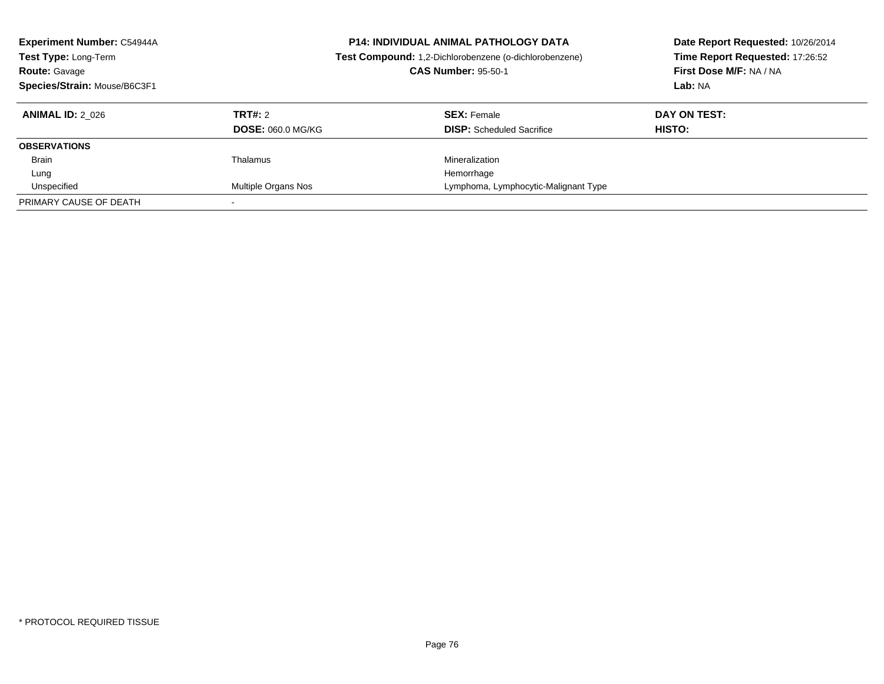**Experiment Number:** C54944A
**Test Type:** Long-Term
**Route:** Gavage
**Species/Strain:** Mouse/B6C3F1

**P14: INDIVIDUAL ANIMAL PATHOLOGY DATA**
**Test Compound:** 1,2-Dichlorobenzene (o-dichlorobenzene)
**CAS Number:** 95-50-1

**Date Report Requested:** 10/26/2014
**Time Report Requested:** 17:26:52
**First Dose M/F:** NA / NA
**Lab:** NA

| **ANIMAL ID:** 2_026 | **TRT#:** 2 | **SEX:** Female | **DAY ON TEST:** |
|---|---|---|---|
| | **DOSE:** 060.0 MG/KG | **DISP:** Scheduled Sacrifice | **HISTO:** |
| **OBSERVATIONS** | | | |
| Brain | Thalamus | Mineralization | |
| Lung | | Hemorrhage | |
| Unspecified | Multiple Organs Nos | Lymphoma, Lymphocytic-Malignant Type | |
| PRIMARY CAUSE OF DEATH | - | | |

* PROTOCOL REQUIRED TISSUE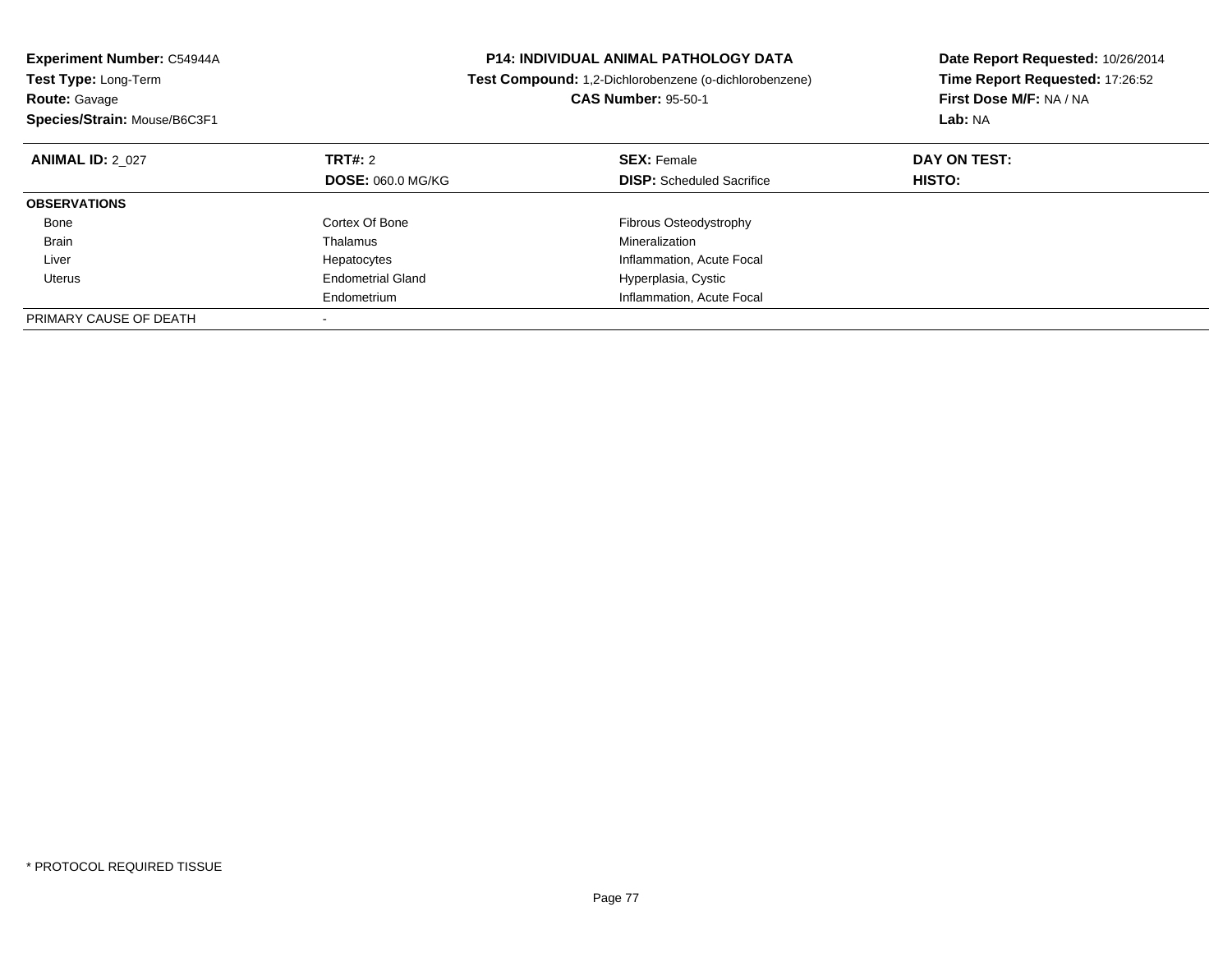**Experiment Number:** C54944A
**Test Type:** Long-Term
**Route:** Gavage
**Species/Strain:** Mouse/B6C3F1

**P14: INDIVIDUAL ANIMAL PATHOLOGY DATA**
**Test Compound:** 1,2-Dichlorobenzene (o-dichlorobenzene)
**CAS Number:** 95-50-1

**Date Report Requested:** 10/26/2014
**Time Report Requested:** 17:26:52
**First Dose M/F:** NA / NA
**Lab:** NA

| **ANIMAL ID:** 2_027 | **TRT#:** 2 | **SEX:** Female | **DAY ON TEST:** |
|---|---|---|---|
| | **DOSE:** 060.0 MG/KG | **DISP:** Scheduled Sacrifice | **HISTO:** |
| **OBSERVATIONS** | | | |
| Bone | Cortex Of Bone | Fibrous Osteodystrophy | |
| Brain | Thalamus | Mineralization | |
| Liver | Hepatocytes | Inflammation, Acute Focal | |
| Uterus | Endometrial Gland | Hyperplasia, Cystic | |
| | Endometrium | Inflammation, Acute Focal | |
| PRIMARY CAUSE OF DEATH | - | | |

* PROTOCOL REQUIRED TISSUE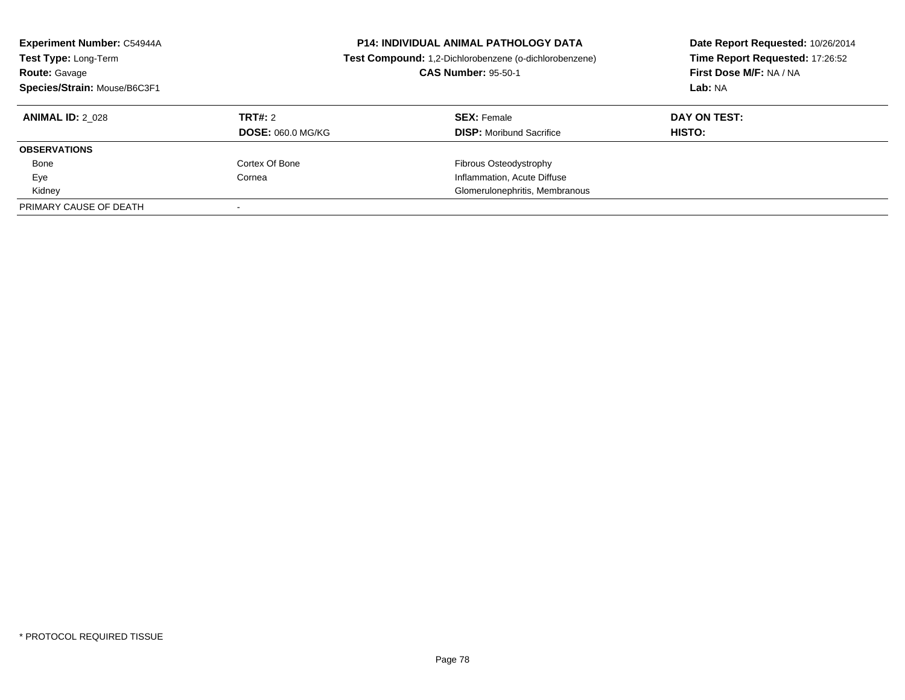**Experiment Number:** C54944A
**Test Type:** Long-Term
**Route:** Gavage
**Species/Strain:** Mouse/B6C3F1

**P14: INDIVIDUAL ANIMAL PATHOLOGY DATA**
**Test Compound:** 1,2-Dichlorobenzene (o-dichlorobenzene)
**CAS Number:** 95-50-1

**Date Report Requested:** 10/26/2014
**Time Report Requested:** 17:26:52
**First Dose M/F:** NA / NA
**Lab:** NA

| **ANIMAL ID:** 2_028 | **TRT#:** 2 | **SEX:** Female | **DAY ON TEST:** |
|---|---|---|---|
| | **DOSE:** 060.0 MG/KG | **DISP:** Moribund Sacrifice | **HISTO:** |
| **OBSERVATIONS** | | | |
| Bone | Cortex Of Bone | Fibrous Osteodystrophy | |
| Eye | Cornea | Inflammation, Acute Diffuse | |
| Kidney | | Glomerulonephritis, Membranous | |
| PRIMARY CAUSE OF DEATH | - | | |

* PROTOCOL REQUIRED TISSUE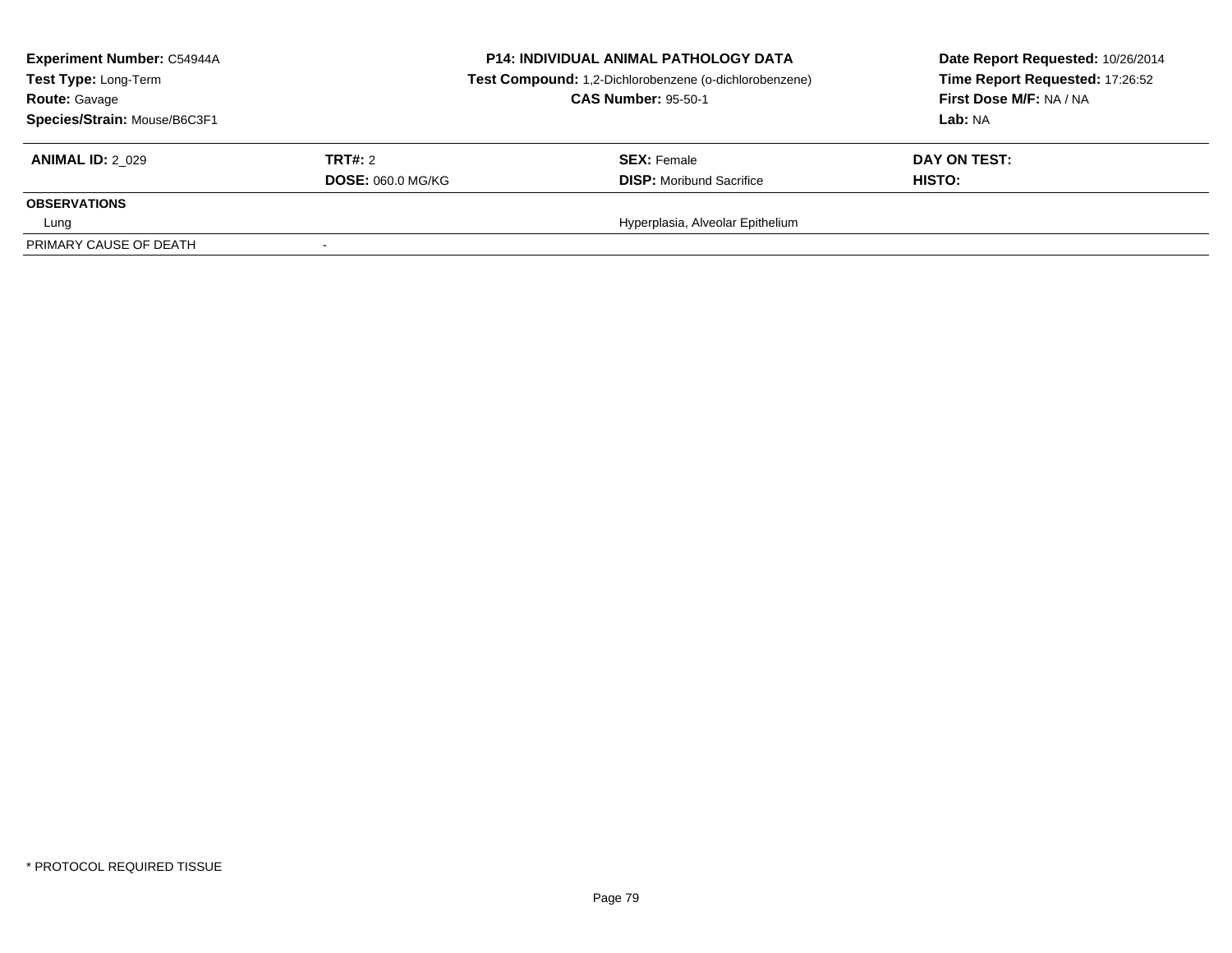| Experiment Number: C54944A | P14: INDIVIDUAL ANIMAL PATHOLOGY DATA | Date Report Requested: 10/26/2014 |
|---|---|---|
| Test Type: Long-Term | Test Compound: 1,2-Dichlorobenzene (o-dichlorobenzene) | Time Report Requested: 17:26:52 |
| Route: Gavage | CAS Number: 95-50-1 | First Dose M/F: NA / NA |
| Species/Strain: Mouse/B6C3F1 | | Lab: NA |

| ANIMAL ID: 2_029 | TRT#: 2 | SEX: Female | DAY ON TEST: |
|---|---|---|---|
| | DOSE: 060.0 MG/KG | DISP: Moribund Sacrifice | HISTO: |
| **OBSERVATIONS** | | | |
| Lung | | Hyperplasia, Alveolar Epithelium | |
| PRIMARY CAUSE OF DEATH | - | | |

* PROTOCOL REQUIRED TISSUE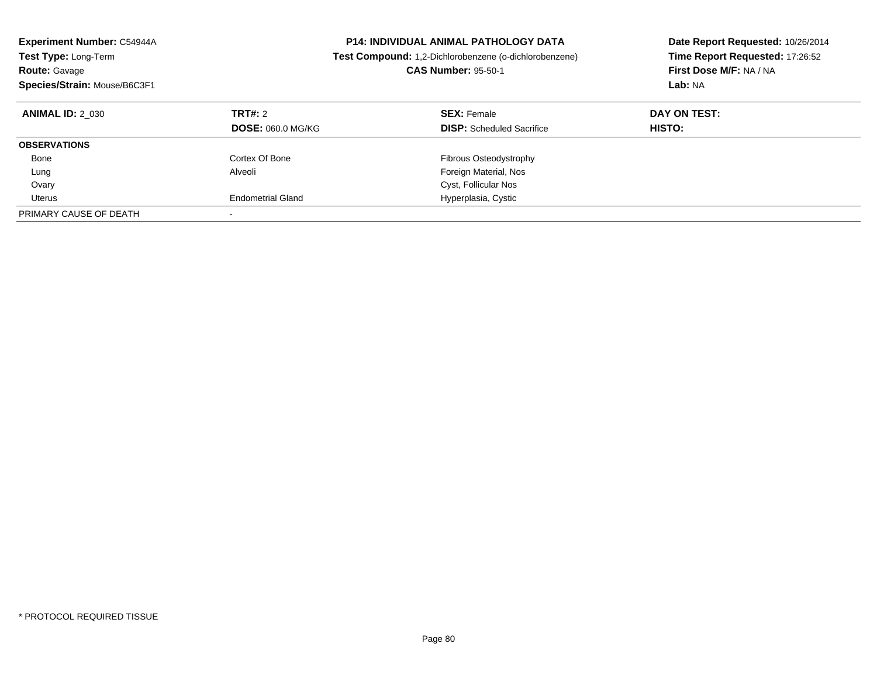**Experiment Number:** C54944A
**Test Type:** Long-Term
**Route:** Gavage
**Species/Strain:** Mouse/B6C3F1

**P14: INDIVIDUAL ANIMAL PATHOLOGY DATA**
**Test Compound:** 1,2-Dichlorobenzene (o-dichlorobenzene)
**CAS Number:** 95-50-1

**Date Report Requested:** 10/26/2014
**Time Report Requested:** 17:26:52
**First Dose M/F:** NA / NA
**Lab:** NA

| **ANIMAL ID:** 2_030 | **TRT#:** 2 | **SEX:** Female | **DAY ON TEST:** |
|---|---|---|---|
| | **DOSE:** 060.0 MG/KG | **DISP:** Scheduled Sacrifice | **HISTO:** |
| **OBSERVATIONS** | | | |
| Bone | Cortex Of Bone | Fibrous Osteodystrophy | |
| Lung | Alveoli | Foreign Material, Nos | |
| Ovary | | Cyst, Follicular Nos | |
| Uterus | Endometrial Gland | Hyperplasia, Cystic | |
| PRIMARY CAUSE OF DEATH | - | | |

* PROTOCOL REQUIRED TISSUE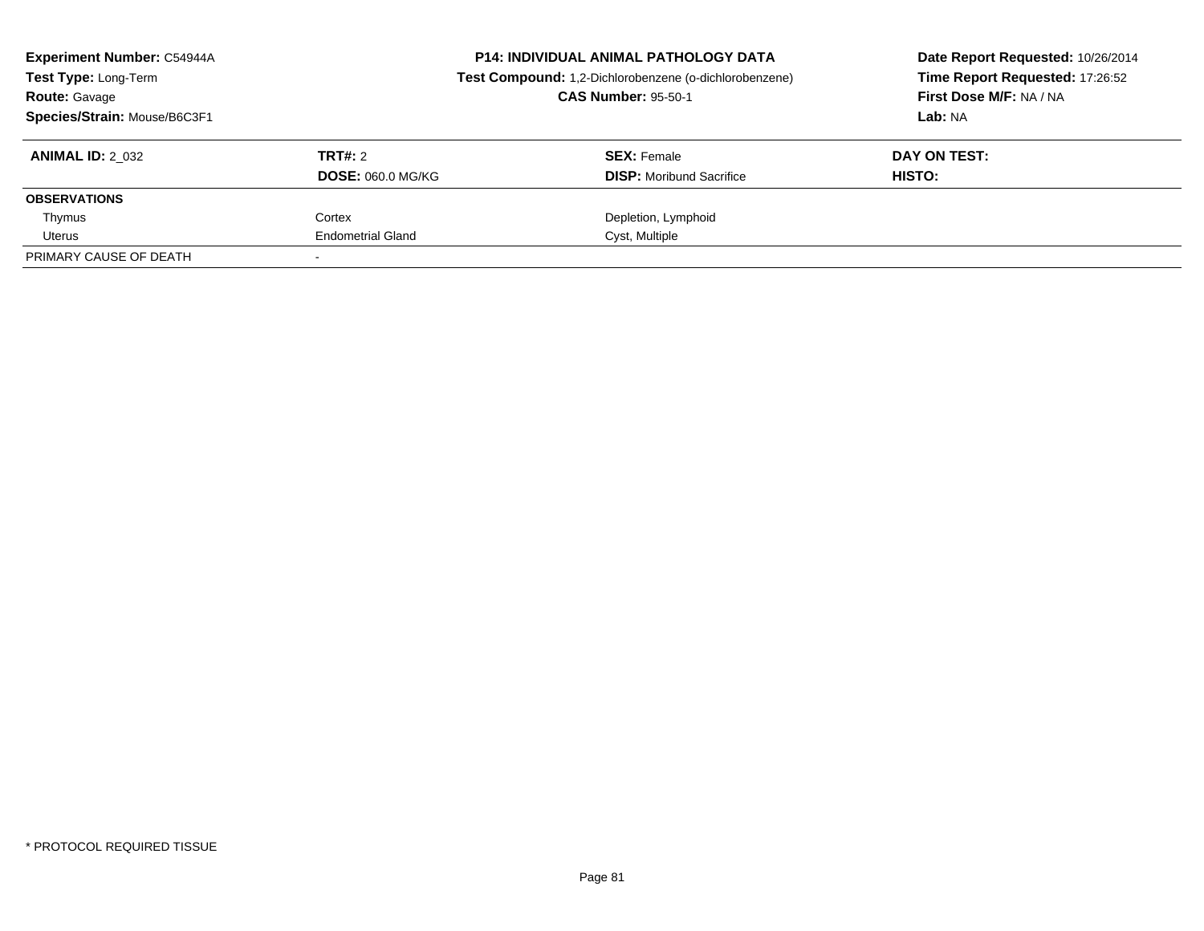**Experiment Number:** C54944A
**Test Type:** Long-Term
**Route:** Gavage
**Species/Strain:** Mouse/B6C3F1

**P14: INDIVIDUAL ANIMAL PATHOLOGY DATA**
**Test Compound:** 1,2-Dichlorobenzene (o-dichlorobenzene)
**CAS Number:** 95-50-1

**Date Report Requested:** 10/26/2014
**Time Report Requested:** 17:26:52
**First Dose M/F:** NA / NA
**Lab:** NA

| **ANIMAL ID:** 2_032 | **TRT#:** 2 | **SEX:** Female | **DAY ON TEST:** |
|---|---|---|---|
| | **DOSE:** 060.0 MG/KG | **DISP:** Moribund Sacrifice | **HISTO:** |
| **OBSERVATIONS** | | | |
| Thymus | Cortex | Depletion, Lymphoid | |
| Uterus | Endometrial Gland | Cyst, Multiple | |
| PRIMARY CAUSE OF DEATH | - | | |

* PROTOCOL REQUIRED TISSUE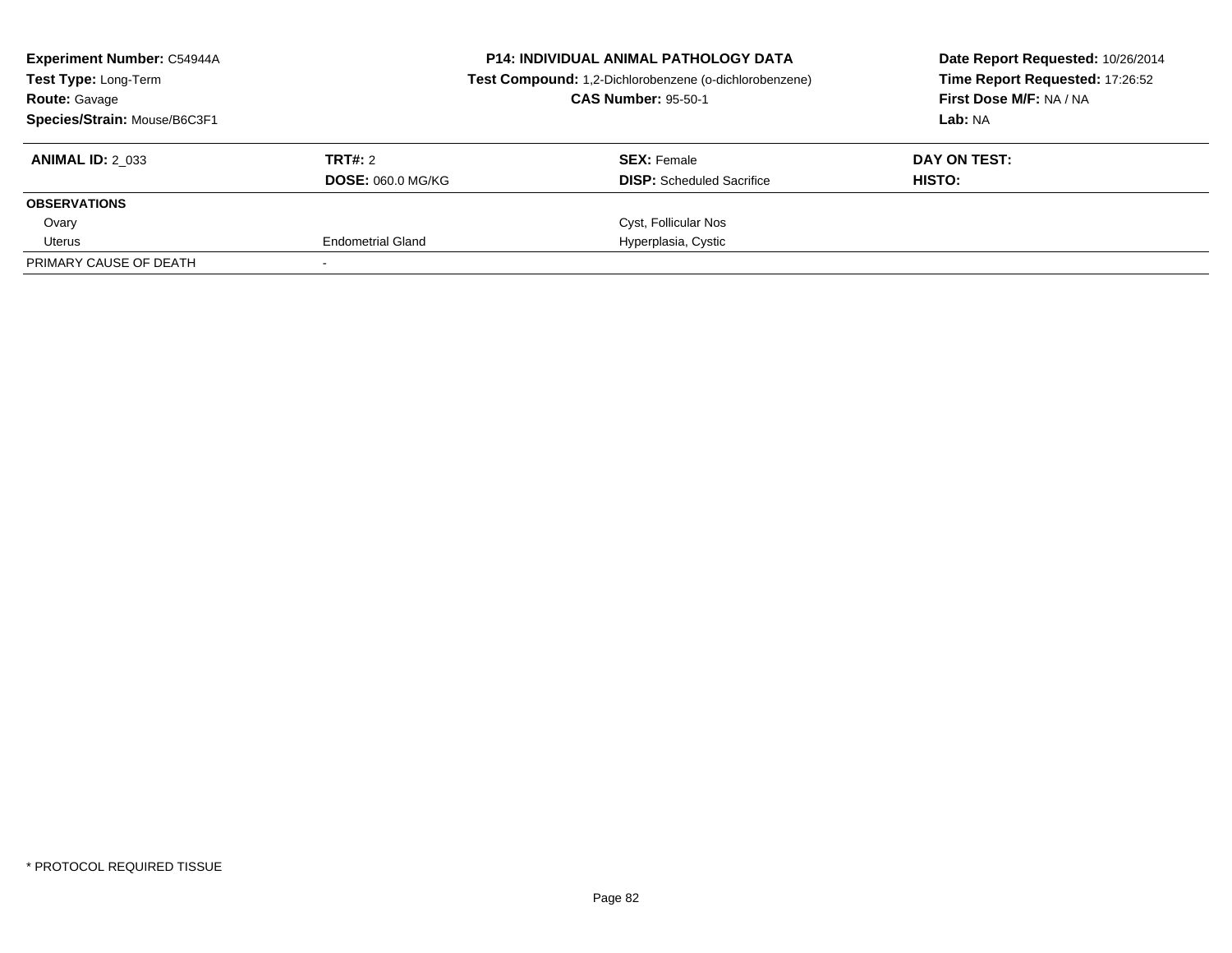**Experiment Number:** C54944A
**Test Type:** Long-Term
**Route:** Gavage
**Species/Strain:** Mouse/B6C3F1

**P14: INDIVIDUAL ANIMAL PATHOLOGY DATA**
**Test Compound:** 1,2-Dichlorobenzene (o-dichlorobenzene)
**CAS Number:** 95-50-1

**Date Report Requested:** 10/26/2014
**Time Report Requested:** 17:26:52
**First Dose M/F:** NA / NA
**Lab:** NA

| **ANIMAL ID:** 2_033 | **TRT#:** 2 | **SEX:** Female | **DAY ON TEST:** |
|---|---|---|---|
| | **DOSE:** 060.0 MG/KG | **DISP:** Scheduled Sacrifice | **HISTO:** |
| **OBSERVATIONS** | | | |
| Ovary | | Cyst, Follicular Nos | |
| Uterus | Endometrial Gland | Hyperplasia, Cystic | |
| PRIMARY CAUSE OF DEATH | - | | |

* PROTOCOL REQUIRED TISSUE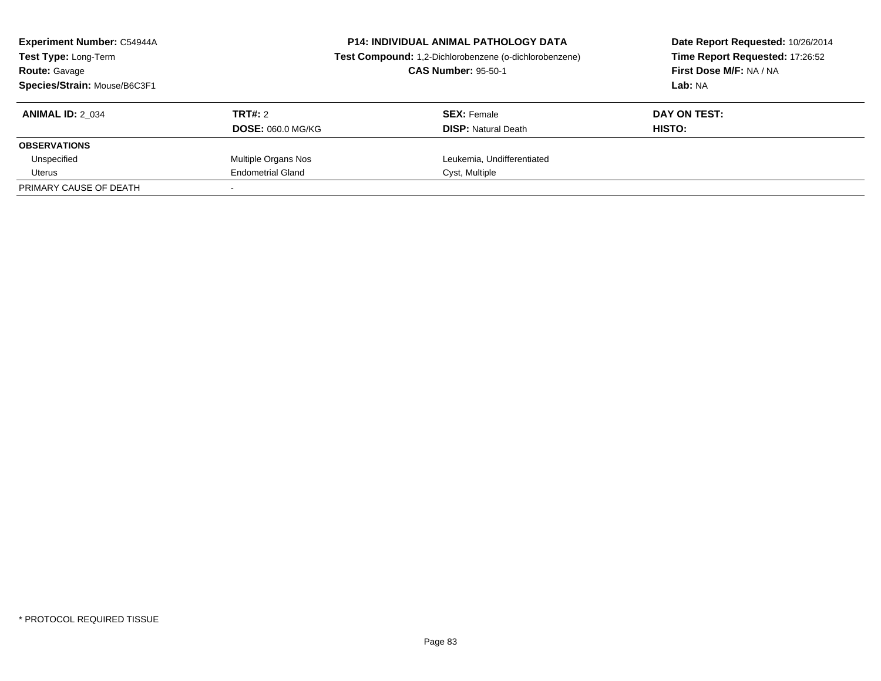**Experiment Number:** C54944A
**Test Type:** Long-Term
**Route:** Gavage
**Species/Strain:** Mouse/B6C3F1

**P14: INDIVIDUAL ANIMAL PATHOLOGY DATA**
**Test Compound:** 1,2-Dichlorobenzene (o-dichlorobenzene)
**CAS Number:** 95-50-1

**Date Report Requested:** 10/26/2014
**Time Report Requested:** 17:26:52
**First Dose M/F:** NA / NA
**Lab:** NA

| **ANIMAL ID:** 2_034 | **TRT#:** 2 | **SEX:** Female | **DAY ON TEST:** |
|---|---|---|---|
| | **DOSE:** 060.0 MG/KG | **DISP:** Natural Death | **HISTO:** |
| **OBSERVATIONS** | | | |
| Unspecified | Multiple Organs Nos | Leukemia, Undifferentiated | |
| Uterus | Endometrial Gland | Cyst, Multiple | |
| PRIMARY CAUSE OF DEATH | - | | |

* PROTOCOL REQUIRED TISSUE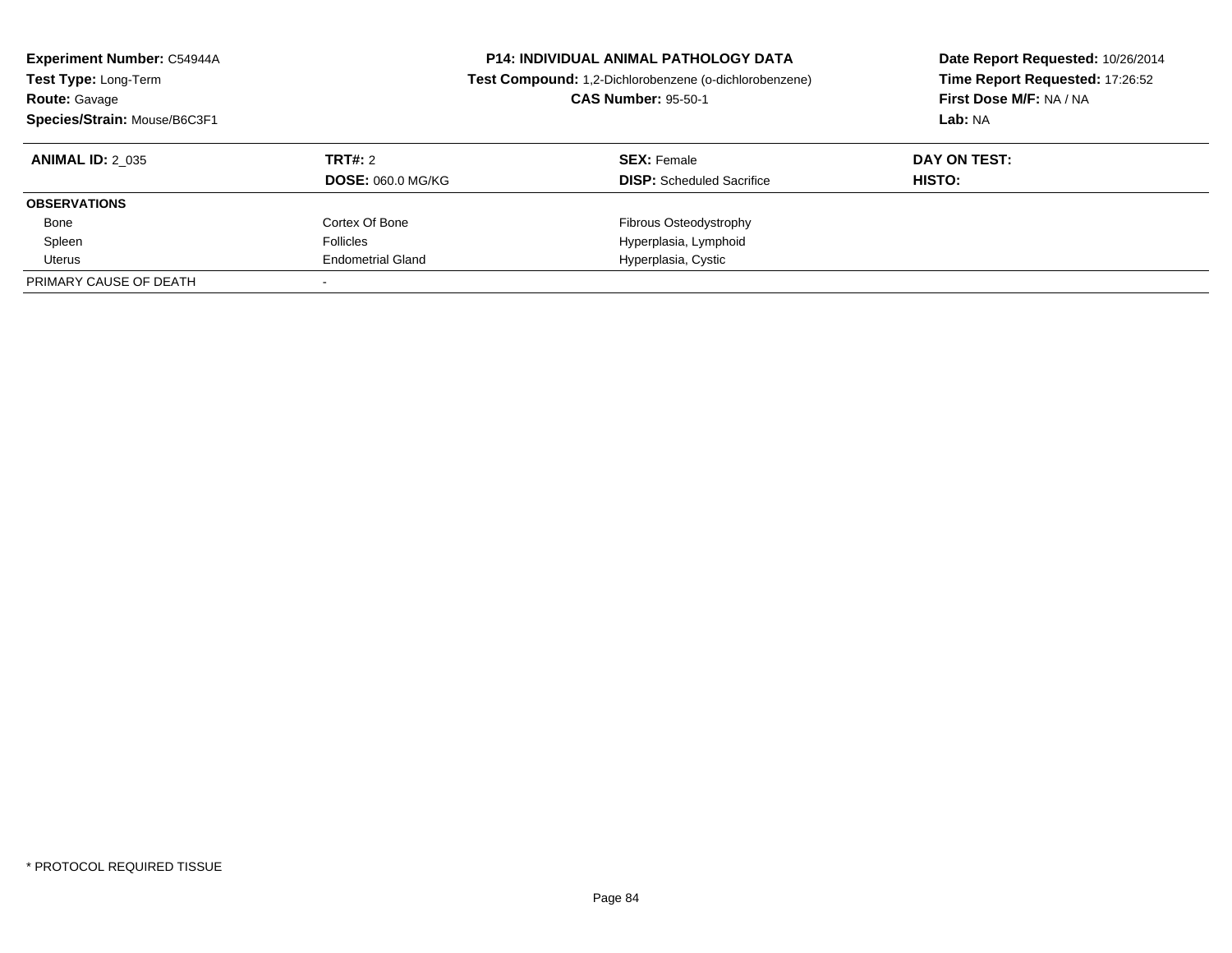**Experiment Number:** C54944A
**Test Type:** Long-Term
**Route:** Gavage
**Species/Strain:** Mouse/B6C3F1

**P14: INDIVIDUAL ANIMAL PATHOLOGY DATA**
**Test Compound:** 1,2-Dichlorobenzene (o-dichlorobenzene)
**CAS Number:** 95-50-1

**Date Report Requested:** 10/26/2014
**Time Report Requested:** 17:26:52
**First Dose M/F:** NA / NA
**Lab:** NA

| **ANIMAL ID:** 2_035 | **TRT#:** 2 | **SEX:** Female | **DAY ON TEST:** |
|---|---|---|---|
| | **DOSE:** 060.0 MG/KG | **DISP:** Scheduled Sacrifice | **HISTO:** |
| **OBSERVATIONS** | | | |
| Bone | Cortex Of Bone | Fibrous Osteodystrophy | |
| Spleen | Follicles | Hyperplasia, Lymphoid | |
| Uterus | Endometrial Gland | Hyperplasia, Cystic | |
| PRIMARY CAUSE OF DEATH | - | | |

* PROTOCOL REQUIRED TISSUE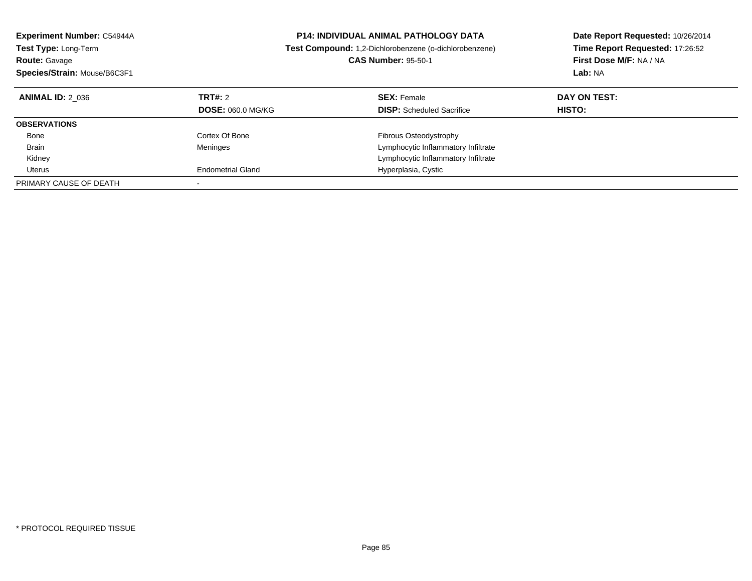**Experiment Number:** C54944A
**Test Type:** Long-Term
**Route:** Gavage
**Species/Strain:** Mouse/B6C3F1

**P14: INDIVIDUAL ANIMAL PATHOLOGY DATA**
**Test Compound:** 1,2-Dichlorobenzene (o-dichlorobenzene)
**CAS Number:** 95-50-1

**Date Report Requested:** 10/26/2014
**Time Report Requested:** 17:26:52
**First Dose M/F:** NA / NA
**Lab:** NA

| **ANIMAL ID:** 2_036 | **TRT#:** 2 | **SEX:** Female | **DAY ON TEST:** |
|---|---|---|---|
| | **DOSE:** 060.0 MG/KG | **DISP:** Scheduled Sacrifice | **HISTO:** |
| **OBSERVATIONS** | | | |
| Bone | Cortex Of Bone | Fibrous Osteodystrophy | |
| Brain | Meninges | Lymphocytic Inflammatory Infiltrate | |
| Kidney | | Lymphocytic Inflammatory Infiltrate | |
| Uterus | Endometrial Gland | Hyperplasia, Cystic | |
| PRIMARY CAUSE OF DEATH | - | | |

* PROTOCOL REQUIRED TISSUE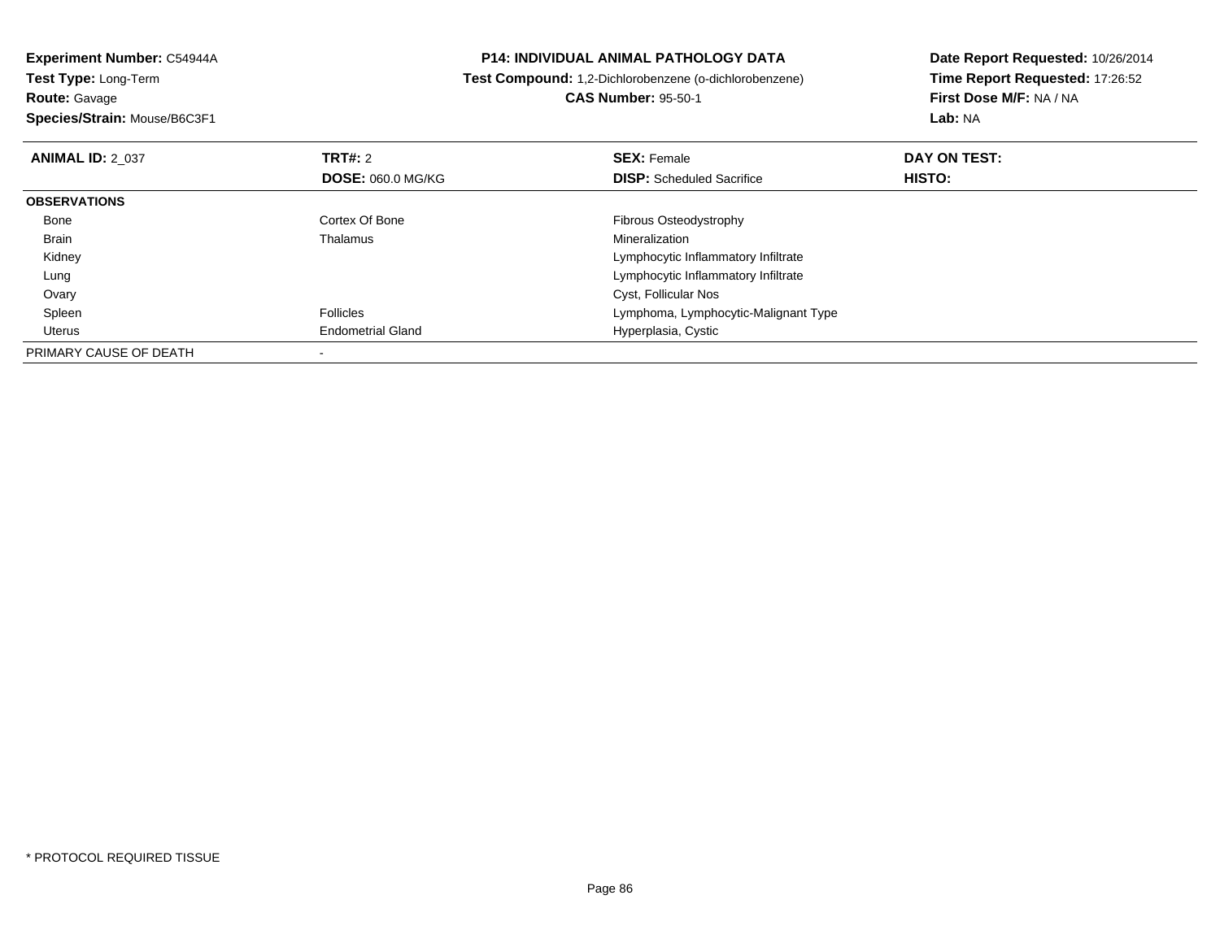**Experiment Number:** C54944A
**Test Type:** Long-Term
**Route:** Gavage
**Species/Strain:** Mouse/B6C3F1

**P14: INDIVIDUAL ANIMAL PATHOLOGY DATA**
**Test Compound:** 1,2-Dichlorobenzene (o-dichlorobenzene)
**CAS Number:** 95-50-1

**Date Report Requested:** 10/26/2014
**Time Report Requested:** 17:26:52
**First Dose M/F:** NA / NA
**Lab:** NA

| **ANIMAL ID:** 2_037 | **TRT#:** 2 | **SEX:** Female | **DAY ON TEST:** |
|---|---|---|---|
| | **DOSE:** 060.0 MG/KG | **DISP:** Scheduled Sacrifice | **HISTO:** |
| **OBSERVATIONS** | | | |
| Bone | Cortex Of Bone | Fibrous Osteodystrophy | |
| Brain | Thalamus | Mineralization | |
| Kidney | | Lymphocytic Inflammatory Infiltrate | |
| Lung | | Lymphocytic Inflammatory Infiltrate | |
| Ovary | | Cyst, Follicular Nos | |
| Spleen | Follicles | Lymphoma, Lymphocytic-Malignant Type | |
| Uterus | Endometrial Gland | Hyperplasia, Cystic | |
| PRIMARY CAUSE OF DEATH | - | | |

* PROTOCOL REQUIRED TISSUE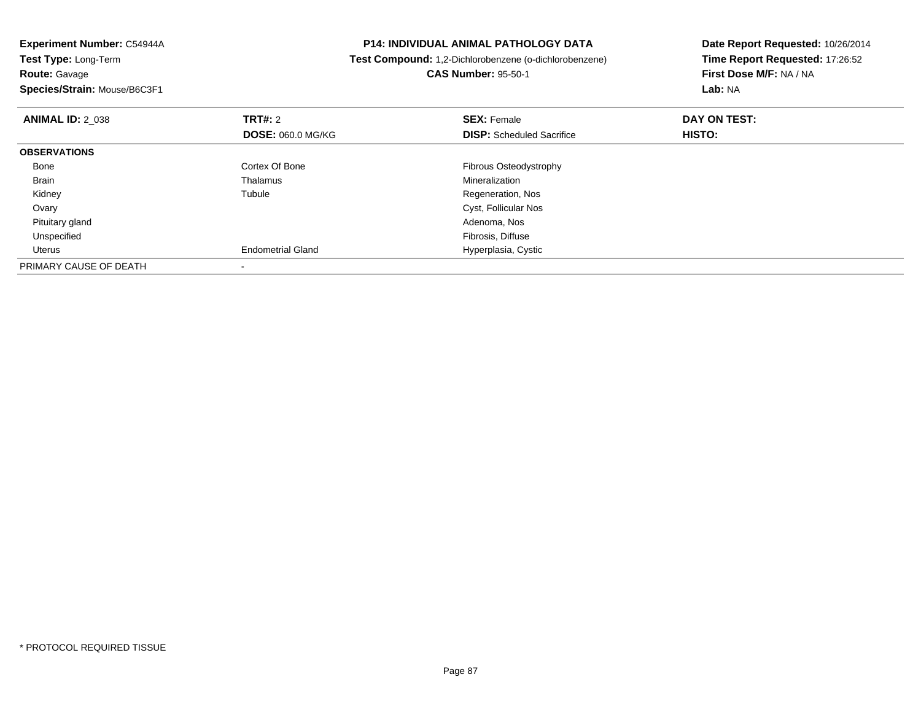**Experiment Number:** C54944A
**Test Type:** Long-Term
**Route:** Gavage
**Species/Strain:** Mouse/B6C3F1

**P14: INDIVIDUAL ANIMAL PATHOLOGY DATA**
**Test Compound:** 1,2-Dichlorobenzene (o-dichlorobenzene)
**CAS Number:** 95-50-1

**Date Report Requested:** 10/26/2014
**Time Report Requested:** 17:26:52
**First Dose M/F:** NA / NA
**Lab:** NA

| **ANIMAL ID:** 2_038 | **TRT#:** 2 | **SEX:** Female | **DAY ON TEST:** |
|---|---|---|---|
| | **DOSE:** 060.0 MG/KG | **DISP:** Scheduled Sacrifice | **HISTO:** |
| **OBSERVATIONS** | | | |
| Bone | Cortex Of Bone | Fibrous Osteodystrophy | |
| Brain | Thalamus | Mineralization | |
| Kidney | Tubule | Regeneration, Nos | |
| Ovary | | Cyst, Follicular Nos | |
| Pituitary gland | | Adenoma, Nos | |
| Unspecified | | Fibrosis, Diffuse | |
| Uterus | Endometrial Gland | Hyperplasia, Cystic | |
| PRIMARY CAUSE OF DEATH | - | | |

* PROTOCOL REQUIRED TISSUE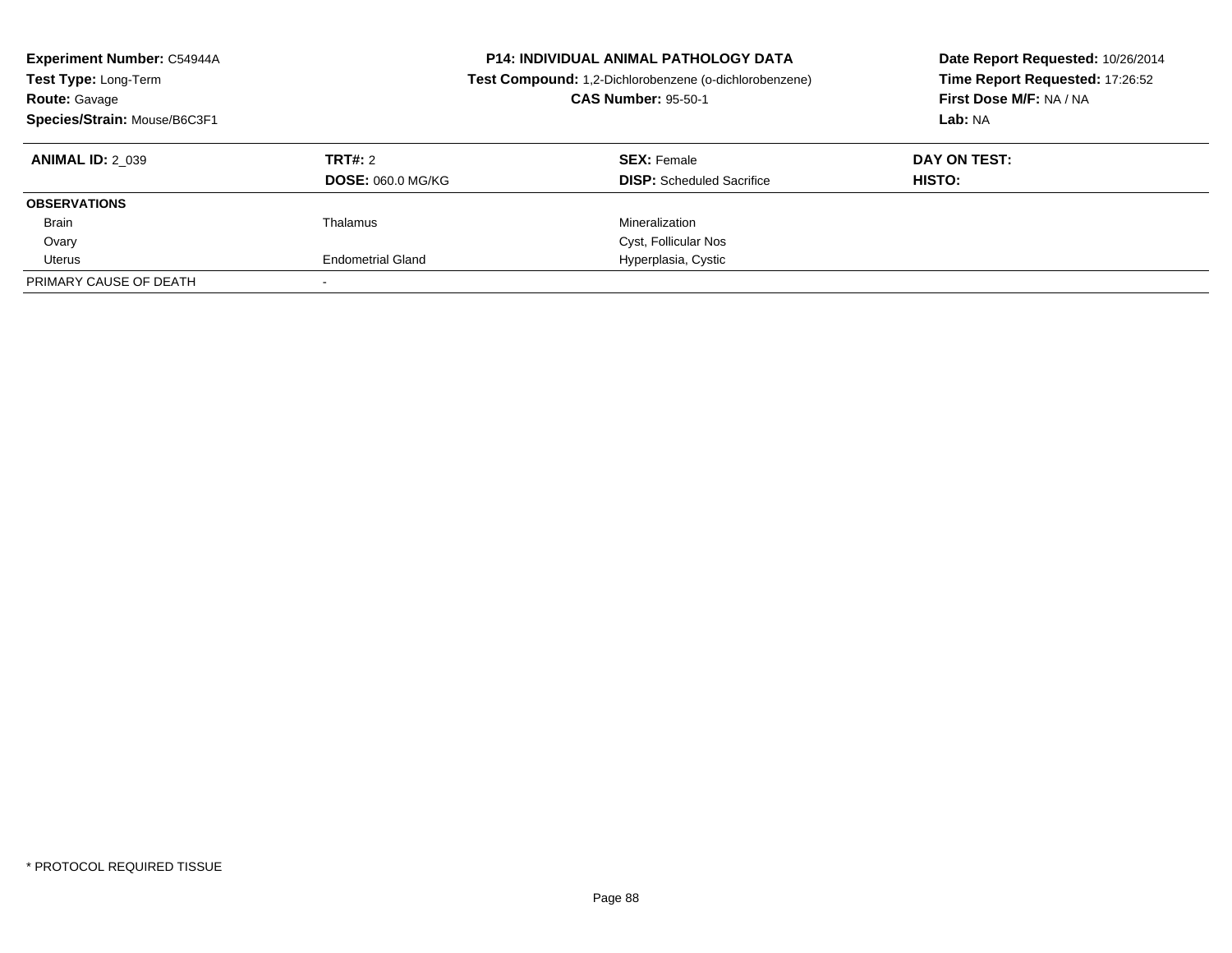**Experiment Number:** C54944A
**Test Type:** Long-Term
**Route:** Gavage
**Species/Strain:** Mouse/B6C3F1

**P14: INDIVIDUAL ANIMAL PATHOLOGY DATA**
**Test Compound:** 1,2-Dichlorobenzene (o-dichlorobenzene)
**CAS Number:** 95-50-1

**Date Report Requested:** 10/26/2014
**Time Report Requested:** 17:26:52
**First Dose M/F:** NA / NA
**Lab:** NA

| **ANIMAL ID:** 2_039 | **TRT#:** 2 | **SEX:** Female | **DAY ON TEST:** |
|---|---|---|---|
| | **DOSE:** 060.0 MG/KG | **DISP:** Scheduled Sacrifice | **HISTO:** |
| **OBSERVATIONS** | | | |
| Brain | Thalamus | Mineralization | |
| Ovary | | Cyst, Follicular Nos | |
| Uterus | Endometrial Gland | Hyperplasia, Cystic | |
| PRIMARY CAUSE OF DEATH | - | | |

* PROTOCOL REQUIRED TISSUE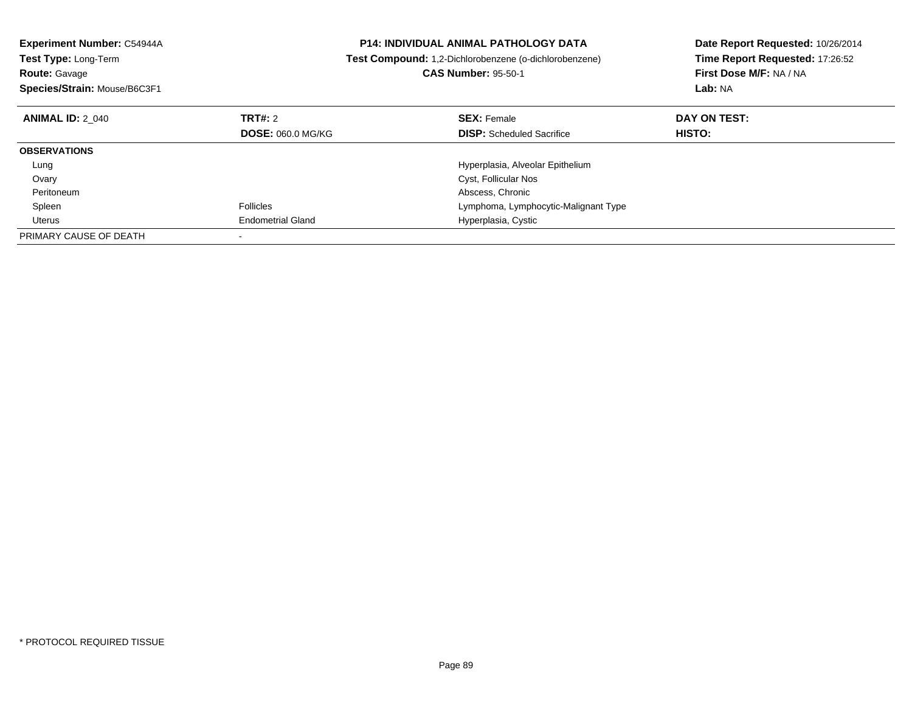**Experiment Number:** C54944A
**Test Type:** Long-Term
**Route:** Gavage
**Species/Strain:** Mouse/B6C3F1

**P14: INDIVIDUAL ANIMAL PATHOLOGY DATA**
**Test Compound:** 1,2-Dichlorobenzene (o-dichlorobenzene)
**CAS Number:** 95-50-1

**Date Report Requested:** 10/26/2014
**Time Report Requested:** 17:26:52
**First Dose M/F:** NA / NA
**Lab:** NA

| **ANIMAL ID:** 2_040 | **TRT#:** 2 | **SEX:** Female | **DAY ON TEST:** |
|---|---|---|---|
| | **DOSE:** 060.0 MG/KG | **DISP:** Scheduled Sacrifice | **HISTO:** |
| **OBSERVATIONS** | | | |
| Lung | | Hyperplasia, Alveolar Epithelium | |
| Ovary | | Cyst, Follicular Nos | |
| Peritoneum | | Abscess, Chronic | |
| Spleen | Follicles | Lymphoma, Lymphocytic-Malignant Type | |
| Uterus | Endometrial Gland | Hyperplasia, Cystic | |
| PRIMARY CAUSE OF DEATH | - | | |

* PROTOCOL REQUIRED TISSUE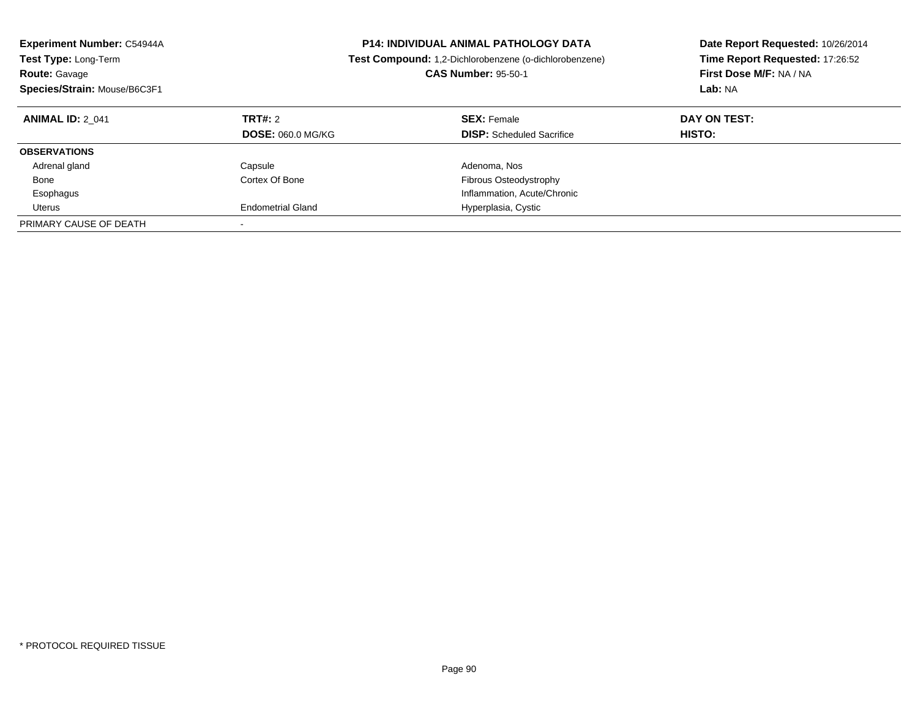**Experiment Number:** C54944A
**Test Type:** Long-Term
**Route:** Gavage
**Species/Strain:** Mouse/B6C3F1

**P14: INDIVIDUAL ANIMAL PATHOLOGY DATA**
**Test Compound:** 1,2-Dichlorobenzene (o-dichlorobenzene)
**CAS Number:** 95-50-1

**Date Report Requested:** 10/26/2014
**Time Report Requested:** 17:26:52
**First Dose M/F:** NA / NA
**Lab:** NA

| **ANIMAL ID:** 2_041 | **TRT#:** 2 | **SEX:** Female | **DAY ON TEST:** |
|---|---|---|---|
| | **DOSE:** 060.0 MG/KG | **DISP:** Scheduled Sacrifice | **HISTO:** |
| **OBSERVATIONS** | | | |
| Adrenal gland | Capsule | Adenoma, Nos | |
| Bone | Cortex Of Bone | Fibrous Osteodystrophy | |
| Esophagus | | Inflammation, Acute/Chronic | |
| Uterus | Endometrial Gland | Hyperplasia, Cystic | |
| PRIMARY CAUSE OF DEATH | - | | |

* PROTOCOL REQUIRED TISSUE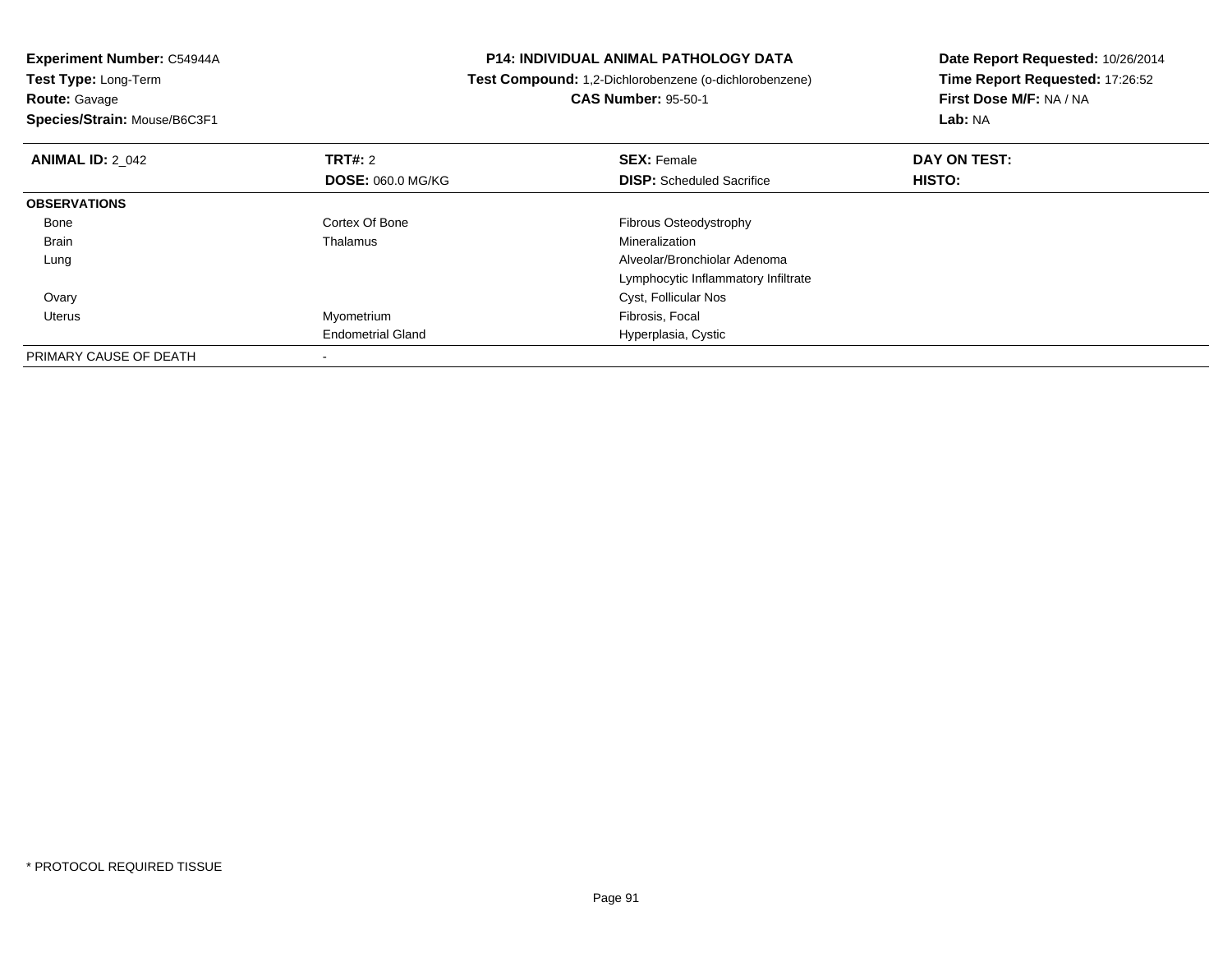**Experiment Number:** C54944A
**Test Type:** Long-Term
**Route:** Gavage
**Species/Strain:** Mouse/B6C3F1

**P14: INDIVIDUAL ANIMAL PATHOLOGY DATA**
**Test Compound:** 1,2-Dichlorobenzene (o-dichlorobenzene)
**CAS Number:** 95-50-1

**Date Report Requested:** 10/26/2014
**Time Report Requested:** 17:26:52
**First Dose M/F:** NA / NA
**Lab:** NA

| **ANIMAL ID:** 2_042 | **TRT#:** 2 | **SEX:** Female | **DAY ON TEST:** |
|---|---|---|---|
| | **DOSE:** 060.0 MG/KG | **DISP:** Scheduled Sacrifice | **HISTO:** |
| **OBSERVATIONS** | | | |
| Bone | Cortex Of Bone | Fibrous Osteodystrophy | |
| Brain | Thalamus | Mineralization | |
| Lung | | Alveolar/Bronchiolar Adenoma | |
| | | Lymphocytic Inflammatory Infiltrate | |
| Ovary | | Cyst, Follicular Nos | |
| Uterus | Myometrium | Fibrosis, Focal | |
| | Endometrial Gland | Hyperplasia, Cystic | |
| PRIMARY CAUSE OF DEATH | - | | |

* PROTOCOL REQUIRED TISSUE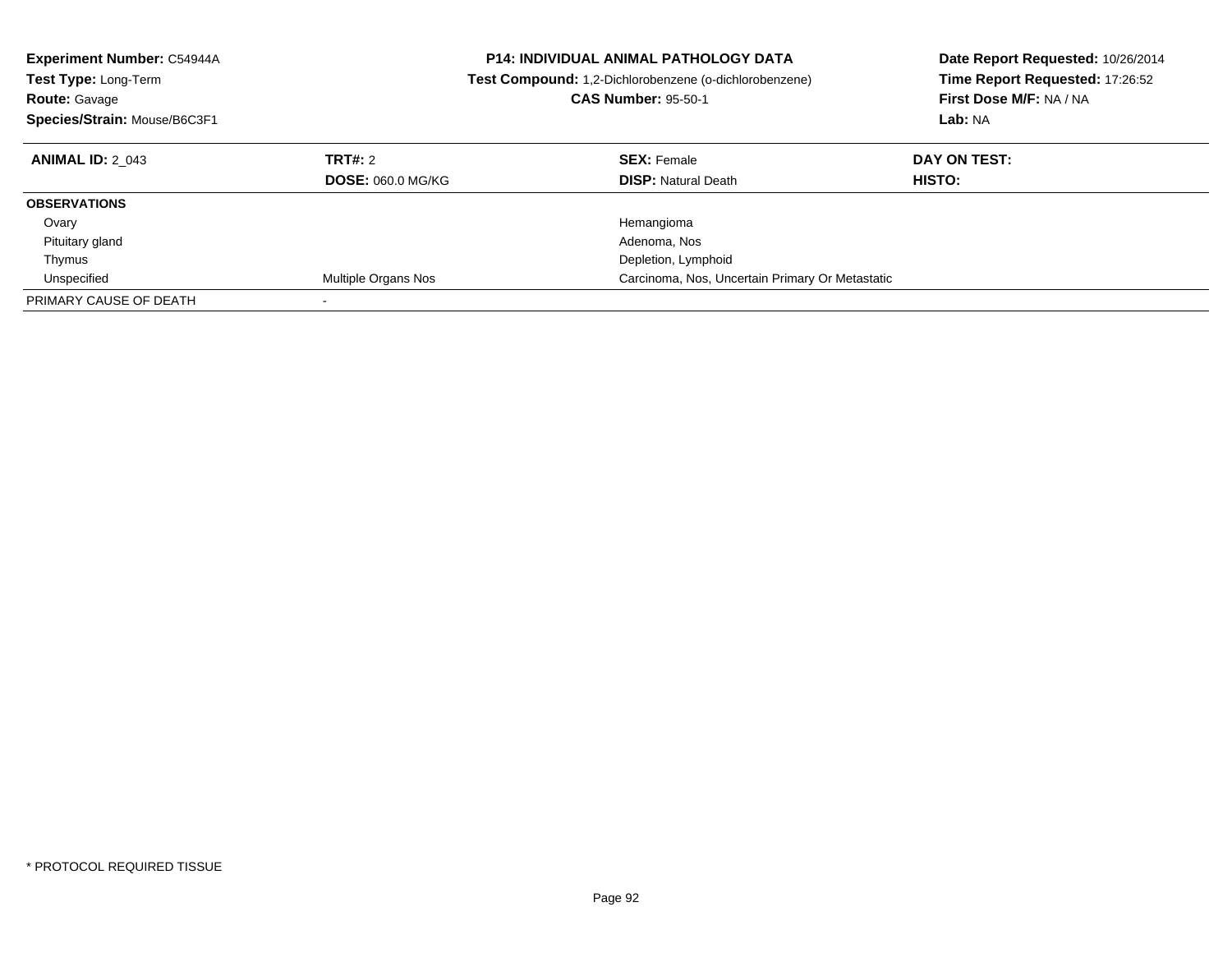**Experiment Number:** C54944A
**Test Type:** Long-Term
**Route:** Gavage
**Species/Strain:** Mouse/B6C3F1

**P14: INDIVIDUAL ANIMAL PATHOLOGY DATA**
**Test Compound:** 1,2-Dichlorobenzene (o-dichlorobenzene)
**CAS Number:** 95-50-1

**Date Report Requested:** 10/26/2014
**Time Report Requested:** 17:26:52
**First Dose M/F:** NA / NA
**Lab:** NA

| **ANIMAL ID:** 2_043 | **TRT#:** 2 | **SEX:** Female | **DAY ON TEST:** |
|---|---|---|---|
| | **DOSE:** 060.0 MG/KG | **DISP:** Natural Death | **HISTO:** |
| **OBSERVATIONS** | | | |
| Ovary | | Hemangioma | |
| Pituitary gland | | Adenoma, Nos | |
| Thymus | | Depletion, Lymphoid | |
| Unspecified | Multiple Organs Nos | Carcinoma, Nos, Uncertain Primary Or Metastatic | |
| PRIMARY CAUSE OF DEATH | - | | |

* PROTOCOL REQUIRED TISSUE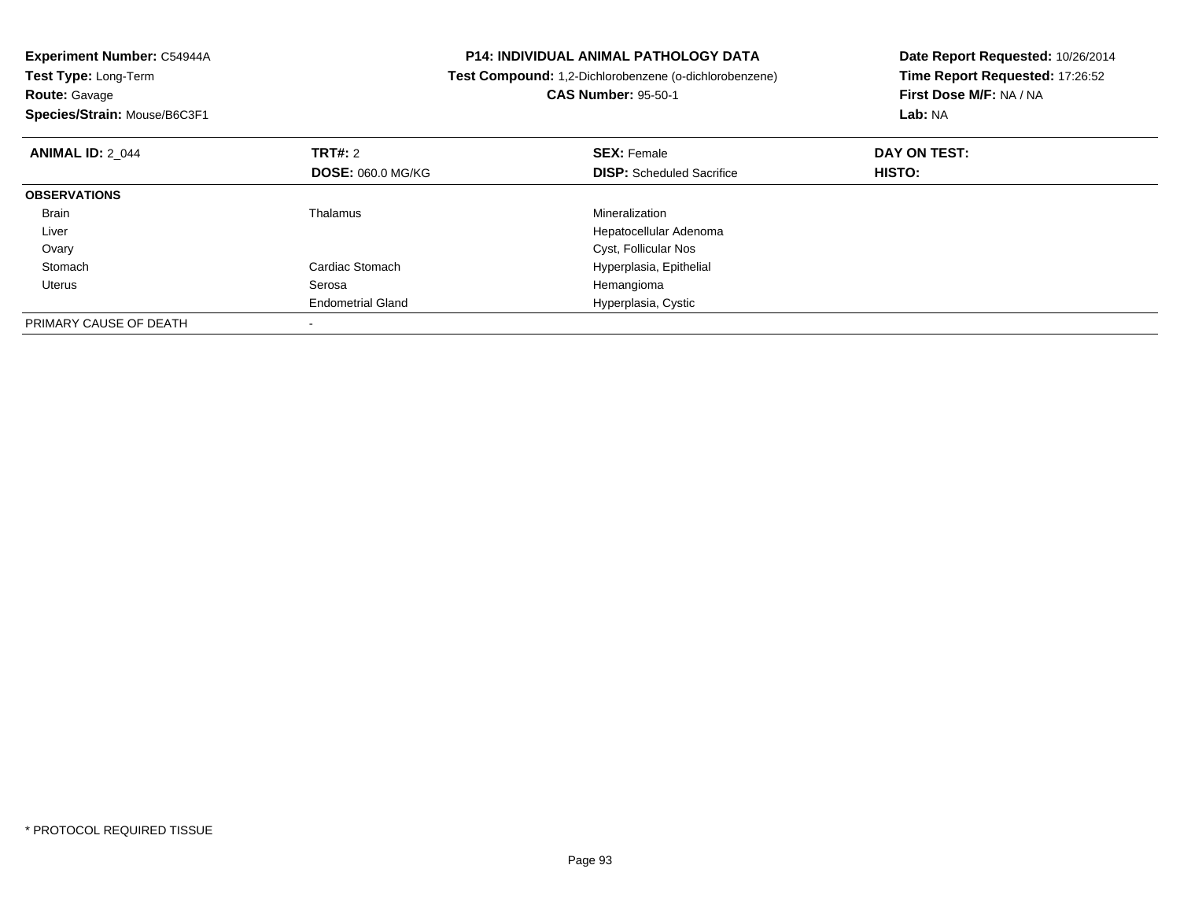**Experiment Number:** C54944A
**Test Type:** Long-Term
**Route:** Gavage
**Species/Strain:** Mouse/B6C3F1

**P14: INDIVIDUAL ANIMAL PATHOLOGY DATA**
**Test Compound:** 1,2-Dichlorobenzene (o-dichlorobenzene)
**CAS Number:** 95-50-1

**Date Report Requested:** 10/26/2014
**Time Report Requested:** 17:26:52
**First Dose M/F:** NA / NA
**Lab:** NA

| **ANIMAL ID:** 2_044 | **TRT#:** 2 | **SEX:** Female | **DAY ON TEST:** |
|---|---|---|---|
| | **DOSE:** 060.0 MG/KG | **DISP:** Scheduled Sacrifice | **HISTO:** |
| **OBSERVATIONS** | | | |
| Brain | Thalamus | Mineralization | |
| Liver | | Hepatocellular Adenoma | |
| Ovary | | Cyst, Follicular Nos | |
| Stomach | Cardiac Stomach | Hyperplasia, Epithelial | |
| Uterus | Serosa | Hemangioma | |
| | Endometrial Gland | Hyperplasia, Cystic | |
| PRIMARY CAUSE OF DEATH | - | | |

* PROTOCOL REQUIRED TISSUE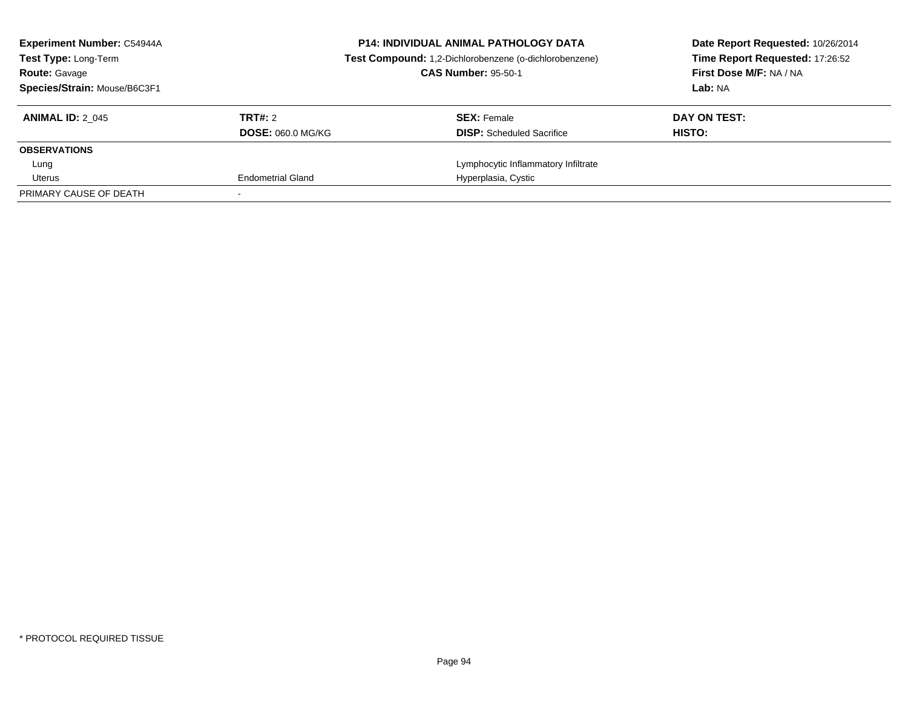**Experiment Number:** C54944A
**Test Type:** Long-Term
**Route:** Gavage
**Species/Strain:** Mouse/B6C3F1

**P14: INDIVIDUAL ANIMAL PATHOLOGY DATA**
**Test Compound:** 1,2-Dichlorobenzene (o-dichlorobenzene)
**CAS Number:** 95-50-1

**Date Report Requested:** 10/26/2014
**Time Report Requested:** 17:26:52
**First Dose M/F:** NA / NA
**Lab:** NA

| **ANIMAL ID:** 2_045 | **TRT#:** 2 | **SEX:** Female | **DAY ON TEST:** |
|---|---|---|---|
| | **DOSE:** 060.0 MG/KG | **DISP:** Scheduled Sacrifice | **HISTO:** |
| **OBSERVATIONS** | | | |
| Lung | | Lymphocytic Inflammatory Infiltrate | |
| Uterus | Endometrial Gland | Hyperplasia, Cystic | |
| PRIMARY CAUSE OF DEATH | - | | |

* PROTOCOL REQUIRED TISSUE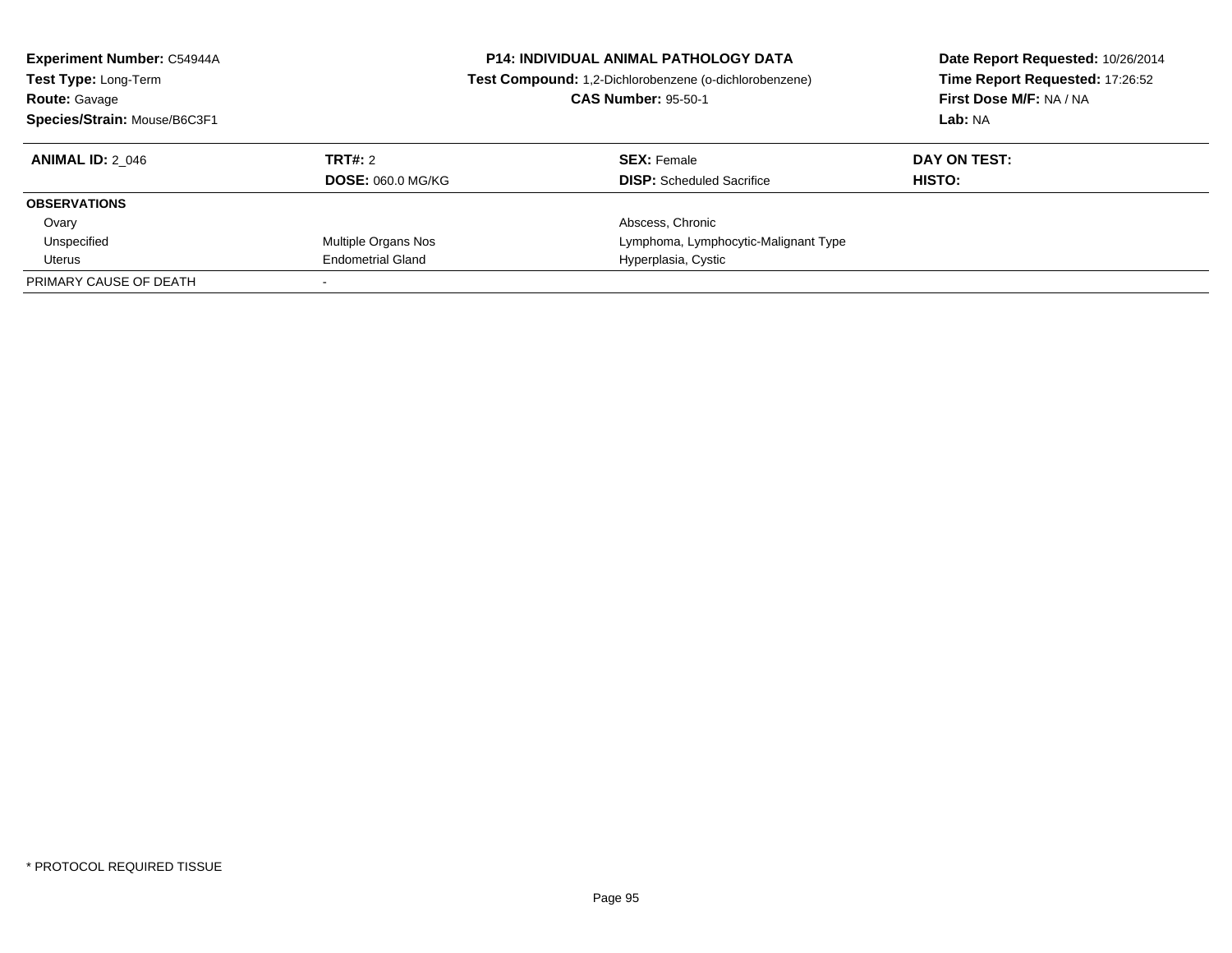**Experiment Number:** C54944A
**Test Type:** Long-Term
**Route:** Gavage
**Species/Strain:** Mouse/B6C3F1

**P14: INDIVIDUAL ANIMAL PATHOLOGY DATA**
**Test Compound:** 1,2-Dichlorobenzene (o-dichlorobenzene)
**CAS Number:** 95-50-1

**Date Report Requested:** 10/26/2014
**Time Report Requested:** 17:26:52
**First Dose M/F:** NA / NA
**Lab:** NA

| **ANIMAL ID:** 2_046 | **TRT#:** 2 | **SEX:** Female | **DAY ON TEST:** |
|---|---|---|---|
| | **DOSE:** 060.0 MG/KG | **DISP:** Scheduled Sacrifice | **HISTO:** |
| **OBSERVATIONS** | | | |
| Ovary | | Abscess, Chronic | |
| Unspecified | Multiple Organs Nos | Lymphoma, Lymphocytic-Malignant Type | |
| Uterus | Endometrial Gland | Hyperplasia, Cystic | |
| PRIMARY CAUSE OF DEATH | - | | |

* PROTOCOL REQUIRED TISSUE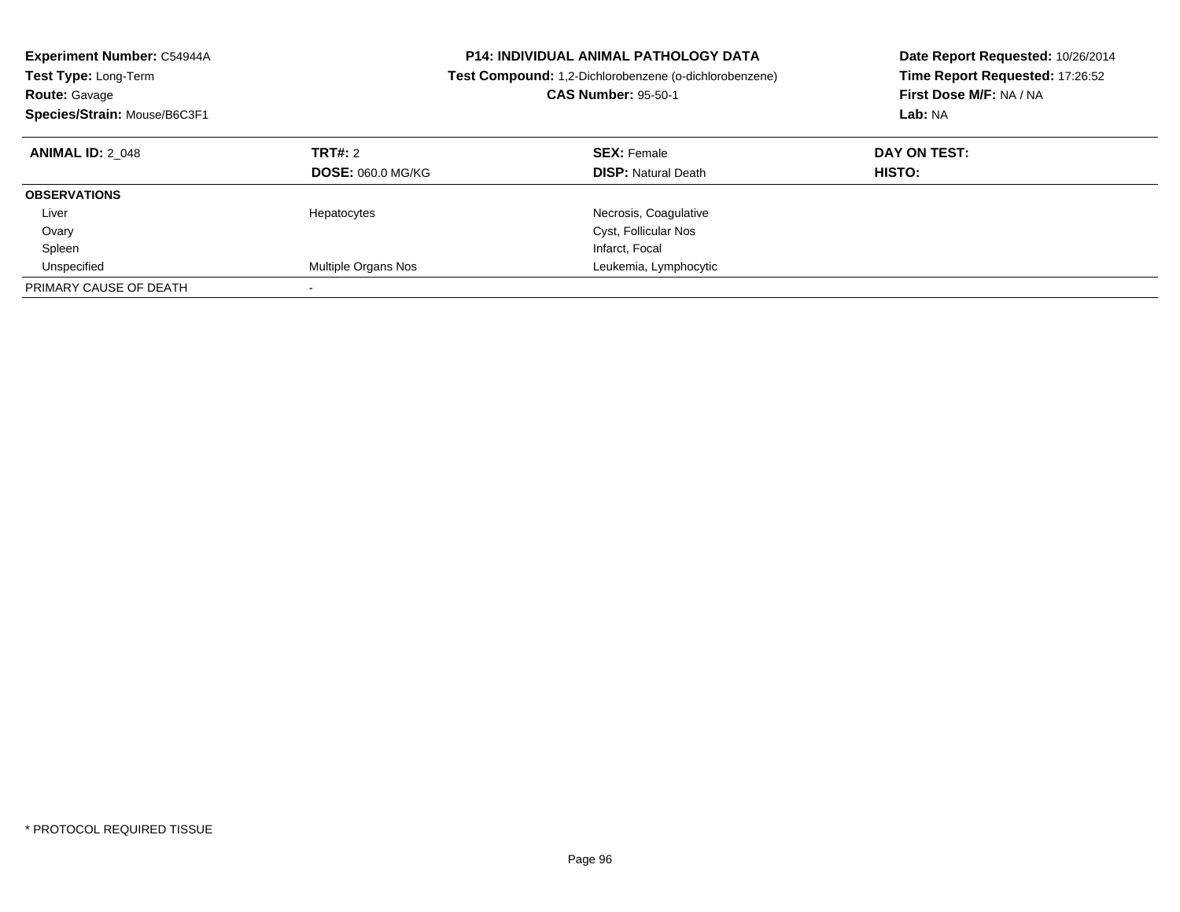**Experiment Number:** C54944A
**Test Type:** Long-Term
**Route:** Gavage
**Species/Strain:** Mouse/B6C3F1

**P14: INDIVIDUAL ANIMAL PATHOLOGY DATA**
**Test Compound:** 1,2-Dichlorobenzene (o-dichlorobenzene)
**CAS Number:** 95-50-1

**Date Report Requested:** 10/26/2014
**Time Report Requested:** 17:26:52
**First Dose M/F:** NA / NA
**Lab:** NA

| **ANIMAL ID:** 2_048 | **TRT#:** 2 | **SEX:** Female | **DAY ON TEST:** |
|---|---|---|---|
| | **DOSE:** 060.0 MG/KG | **DISP:** Natural Death | **HISTO:** |
| **OBSERVATIONS** | | | |
| Liver | Hepatocytes | Necrosis, Coagulative | |
| Ovary | | Cyst, Follicular Nos | |
| Spleen | | Infarct, Focal | |
| Unspecified | Multiple Organs Nos | Leukemia, Lymphocytic | |
| PRIMARY CAUSE OF DEATH | - | | |

* PROTOCOL REQUIRED TISSUE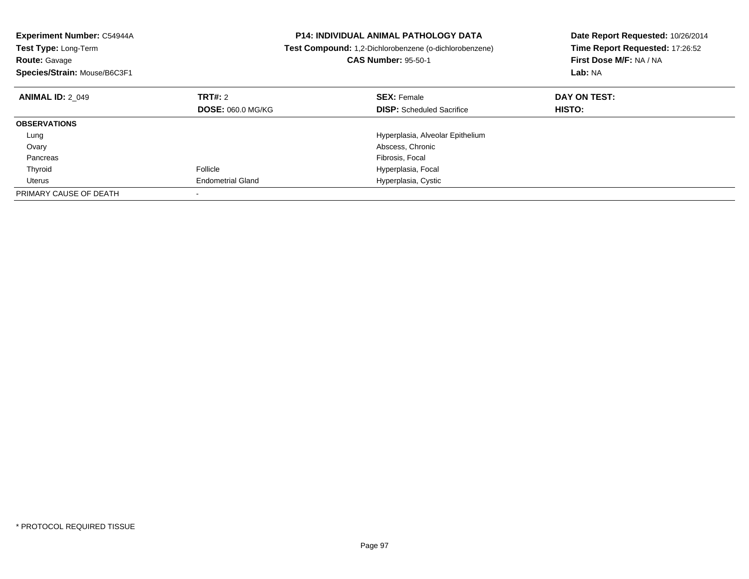**Experiment Number:** C54944A
**Test Type:** Long-Term
**Route:** Gavage
**Species/Strain:** Mouse/B6C3F1

**P14: INDIVIDUAL ANIMAL PATHOLOGY DATA**
**Test Compound:** 1,2-Dichlorobenzene (o-dichlorobenzene)
**CAS Number:** 95-50-1

**Date Report Requested:** 10/26/2014
**Time Report Requested:** 17:26:52
**First Dose M/F:** NA / NA
**Lab:** NA

| **ANIMAL ID:** 2_049 | **TRT#:** 2 | **SEX:** Female | **DAY ON TEST:** |
|---|---|---|---|
| | **DOSE:** 060.0 MG/KG | **DISP:** Scheduled Sacrifice | **HISTO:** |
| **OBSERVATIONS** | | | |
| Lung | | Hyperplasia, Alveolar Epithelium | |
| Ovary | | Abscess, Chronic | |
| Pancreas | | Fibrosis, Focal | |
| Thyroid | Follicle | Hyperplasia, Focal | |
| Uterus | Endometrial Gland | Hyperplasia, Cystic | |
| PRIMARY CAUSE OF DEATH | - | | |

* PROTOCOL REQUIRED TISSUE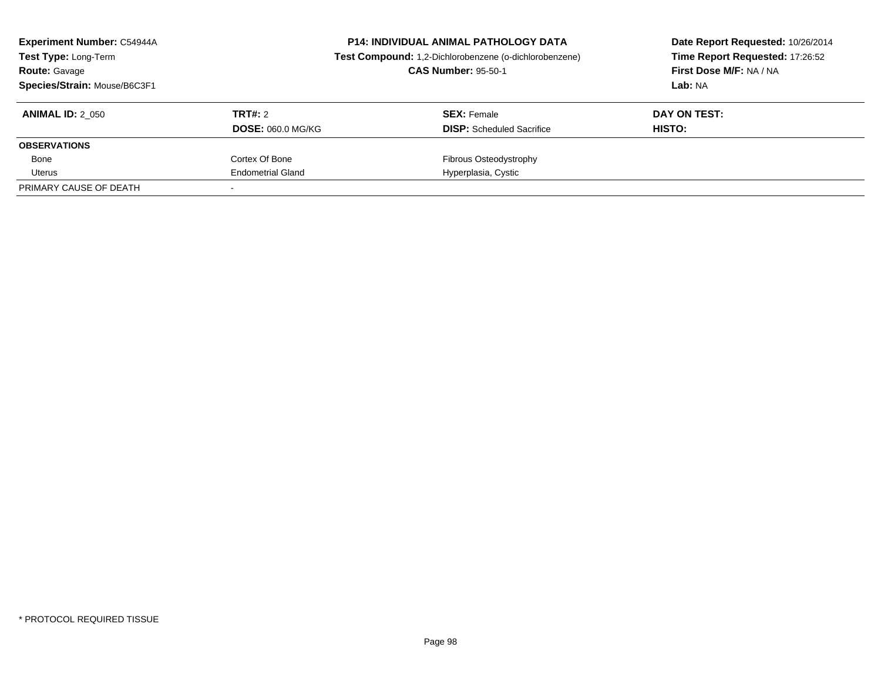**Experiment Number:** C54944A
**Test Type:** Long-Term
**Route:** Gavage
**Species/Strain:** Mouse/B6C3F1

**P14: INDIVIDUAL ANIMAL PATHOLOGY DATA**
**Test Compound:** 1,2-Dichlorobenzene (o-dichlorobenzene)
**CAS Number:** 95-50-1

**Date Report Requested:** 10/26/2014
**Time Report Requested:** 17:26:52
**First Dose M/F:** NA / NA
**Lab:** NA

| **ANIMAL ID:** 2_050 | **TRT#:** 2 | **SEX:** Female | **DAY ON TEST:** |
|---|---|---|---|
| | **DOSE:** 060.0 MG/KG | **DISP:** Scheduled Sacrifice | **HISTO:** |
| **OBSERVATIONS** | | | |
| Bone | Cortex Of Bone | Fibrous Osteodystrophy | |
| Uterus | Endometrial Gland | Hyperplasia, Cystic | |
| PRIMARY CAUSE OF DEATH | - | | |

* PROTOCOL REQUIRED TISSUE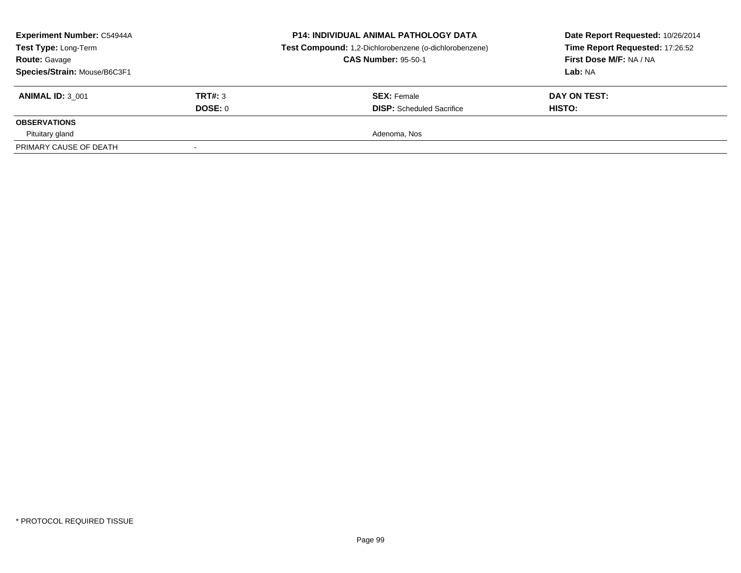**Experiment Number:** C54944A
**Test Type:** Long-Term
**Route:** Gavage
**Species/Strain:** Mouse/B6C3F1

**P14: INDIVIDUAL ANIMAL PATHOLOGY DATA**
**Test Compound:** 1,2-Dichlorobenzene (o-dichlorobenzene)
**CAS Number:** 95-50-1

**Date Report Requested:** 10/26/2014
**Time Report Requested:** 17:26:52
**First Dose M/F:** NA / NA
**Lab:** NA

| **ANIMAL ID:** 3_001 | **TRT#:** 3 | **SEX:** Female | **DAY ON TEST:** |
|---|---|---|---|
| | **DOSE:** 0 | **DISP:** Scheduled Sacrifice | **HISTO:** |
| **OBSERVATIONS** | | | |
| Pituitary gland | | Adenoma, Nos | |
| PRIMARY CAUSE OF DEATH | - | | |

\* PROTOCOL REQUIRED TISSUE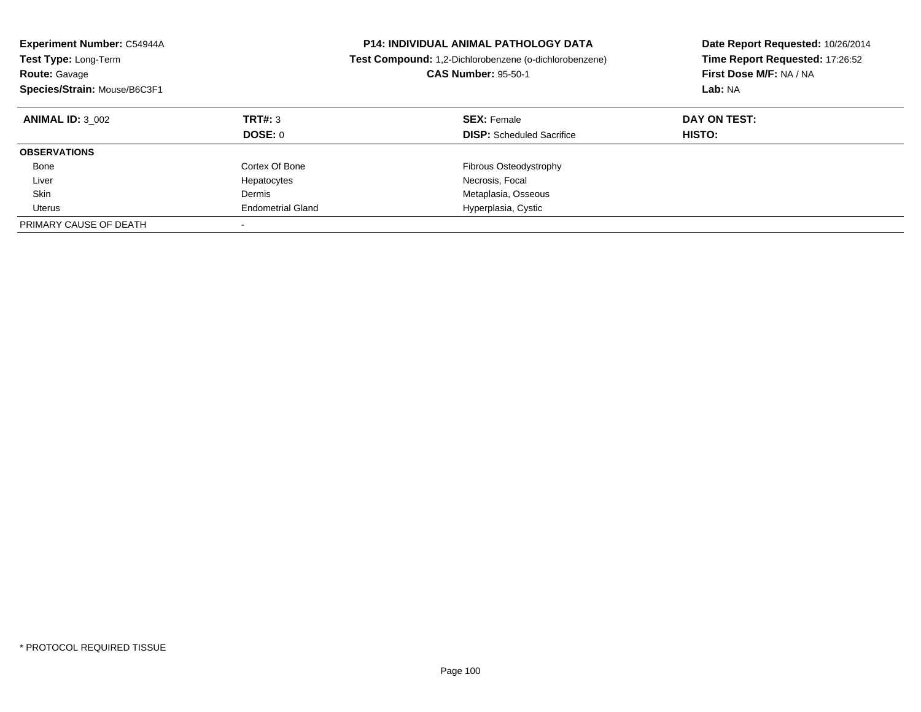**Experiment Number:** C54944A
**Test Type:** Long-Term
**Route:** Gavage
**Species/Strain:** Mouse/B6C3F1

**P14: INDIVIDUAL ANIMAL PATHOLOGY DATA**
**Test Compound:** 1,2-Dichlorobenzene (o-dichlorobenzene)
**CAS Number:** 95-50-1

**Date Report Requested:** 10/26/2014
**Time Report Requested:** 17:26:52
**First Dose M/F:** NA / NA
**Lab:** NA

| **ANIMAL ID:** 3_002 | **TRT#:** 3 | **SEX:** Female | **DAY ON TEST:** |
|---|---|---|---|
| | **DOSE:** 0 | **DISP:** Scheduled Sacrifice | **HISTO:** |
| **OBSERVATIONS** | | | |
| Bone | Cortex Of Bone | Fibrous Osteodystrophy | |
| Liver | Hepatocytes | Necrosis, Focal | |
| Skin | Dermis | Metaplasia, Osseous | |
| Uterus | Endometrial Gland | Hyperplasia, Cystic | |
| PRIMARY CAUSE OF DEATH | - | | |

* PROTOCOL REQUIRED TISSUE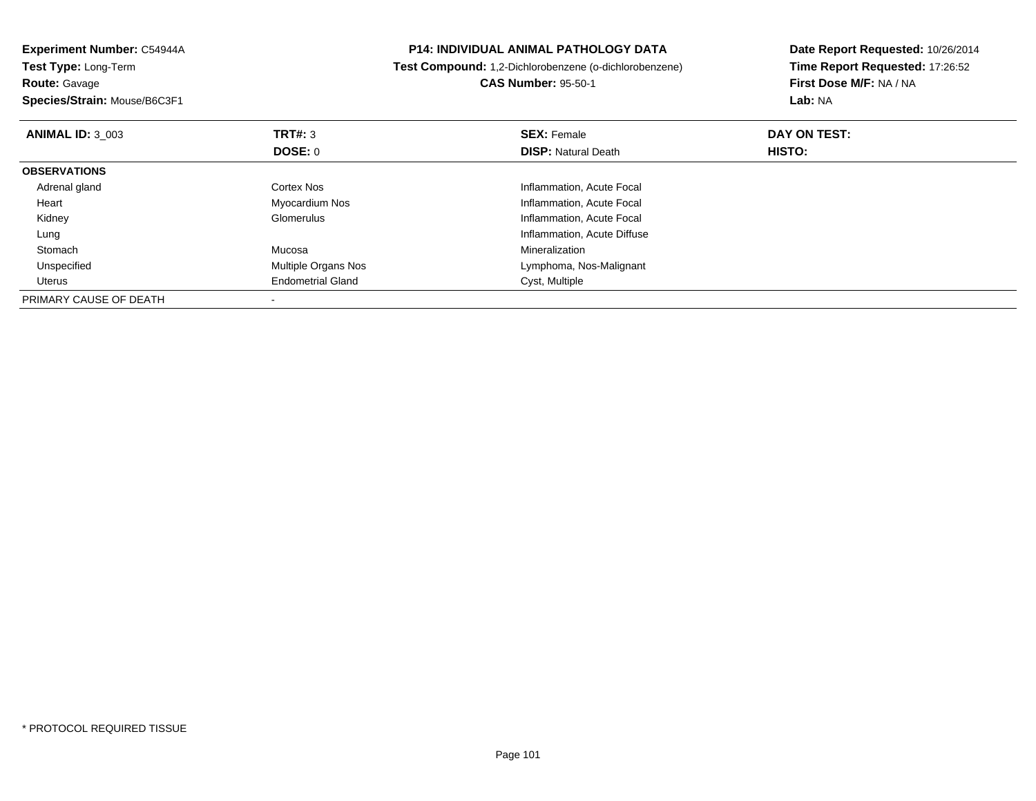**Experiment Number:** C54944A
**Test Type:** Long-Term
**Route:** Gavage
**Species/Strain:** Mouse/B6C3F1

**P14: INDIVIDUAL ANIMAL PATHOLOGY DATA**
**Test Compound:** 1,2-Dichlorobenzene (o-dichlorobenzene)
**CAS Number:** 95-50-1

**Date Report Requested:** 10/26/2014
**Time Report Requested:** 17:26:52
**First Dose M/F:** NA / NA
**Lab:** NA

| **ANIMAL ID:** 3_003 | **TRT#:** 3 | **SEX:** Female | **DAY ON TEST:** |
|---|---|---|---|
| | **DOSE:** 0 | **DISP:** Natural Death | **HISTO:** |
| **OBSERVATIONS** | | | |
| Adrenal gland | Cortex Nos | Inflammation, Acute Focal | |
| Heart | Myocardium Nos | Inflammation, Acute Focal | |
| Kidney | Glomerulus | Inflammation, Acute Focal | |
| Lung | | Inflammation, Acute Diffuse | |
| Stomach | Mucosa | Mineralization | |
| Unspecified | Multiple Organs Nos | Lymphoma, Nos-Malignant | |
| Uterus | Endometrial Gland | Cyst, Multiple | |
| PRIMARY CAUSE OF DEATH | - | | |

* PROTOCOL REQUIRED TISSUE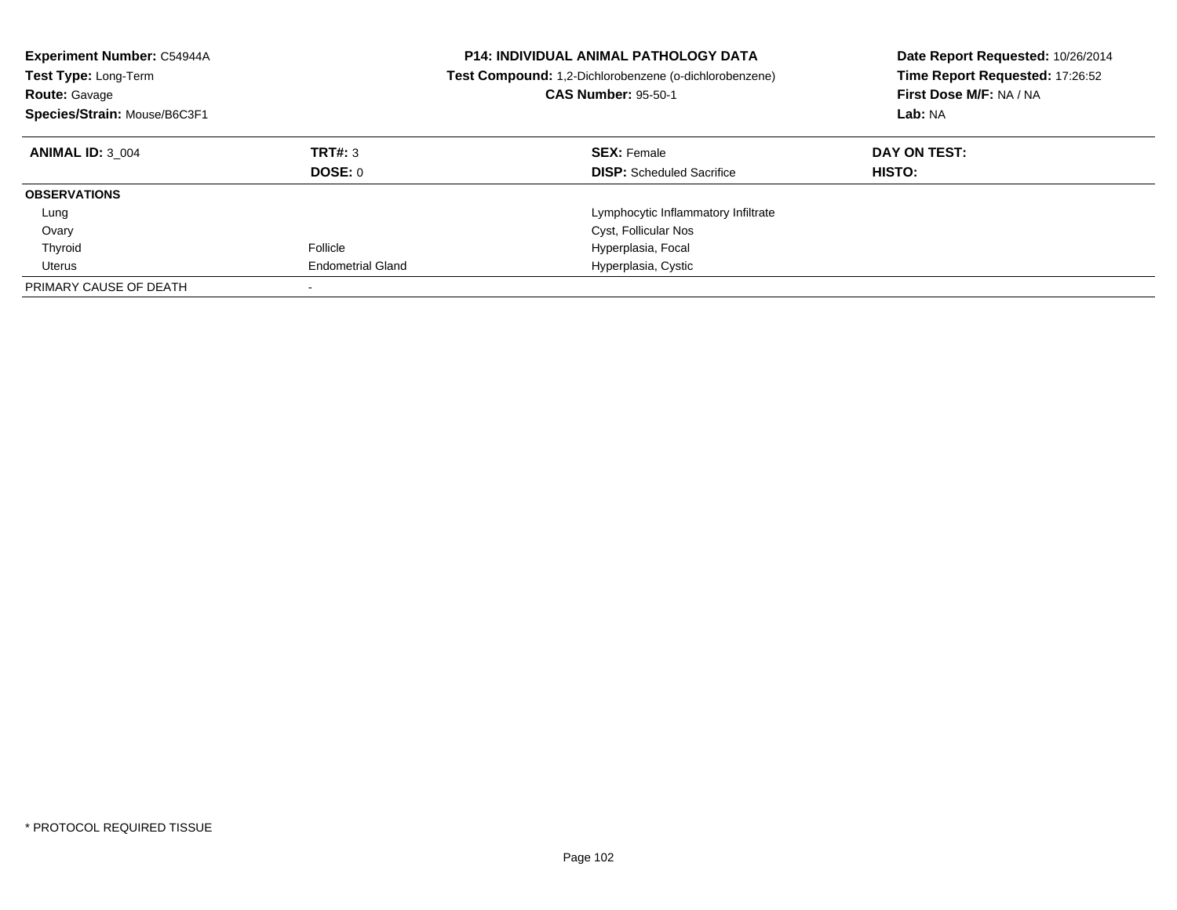**Experiment Number:** C54944A
**Test Type:** Long-Term
**Route:** Gavage
**Species/Strain:** Mouse/B6C3F1

**P14: INDIVIDUAL ANIMAL PATHOLOGY DATA**
**Test Compound:** 1,2-Dichlorobenzene (o-dichlorobenzene)
**CAS Number:** 95-50-1

**Date Report Requested:** 10/26/2014
**Time Report Requested:** 17:26:52
**First Dose M/F:** NA / NA
**Lab:** NA

| **ANIMAL ID:** 3_004 | **TRT#:** 3 | **SEX:** Female | **DAY ON TEST:** |
|---|---|---|---|
| | **DOSE:** 0 | **DISP:** Scheduled Sacrifice | **HISTO:** |
| **OBSERVATIONS** | | | |
| Lung | | Lymphocytic Inflammatory Infiltrate | |
| Ovary | | Cyst, Follicular Nos | |
| Thyroid | Follicle | Hyperplasia, Focal | |
| Uterus | Endometrial Gland | Hyperplasia, Cystic | |
| PRIMARY CAUSE OF DEATH | - | | |

* PROTOCOL REQUIRED TISSUE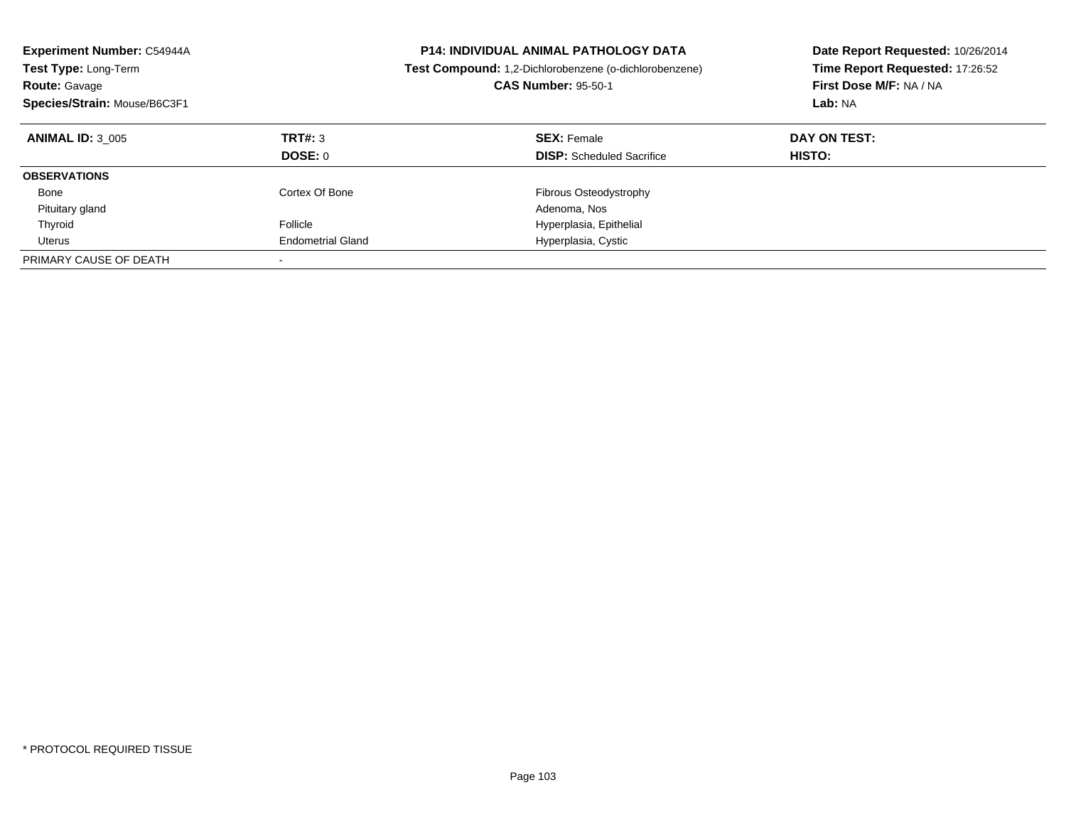**Experiment Number:** C54944A
**Test Type:** Long-Term
**Route:** Gavage
**Species/Strain:** Mouse/B6C3F1

**P14: INDIVIDUAL ANIMAL PATHOLOGY DATA**
**Test Compound:** 1,2-Dichlorobenzene (o-dichlorobenzene)
**CAS Number:** 95-50-1

**Date Report Requested:** 10/26/2014
**Time Report Requested:** 17:26:52
**First Dose M/F:** NA / NA
**Lab:** NA

| **ANIMAL ID:** 3_005 | **TRT#:** 3 | **SEX:** Female | **DAY ON TEST:** |
|---|---|---|---|
| | **DOSE:** 0 | **DISP:** Scheduled Sacrifice | **HISTO:** |
| **OBSERVATIONS** | | | |
| Bone | Cortex Of Bone | Fibrous Osteodystrophy | |
| Pituitary gland | | Adenoma, Nos | |
| Thyroid | Follicle | Hyperplasia, Epithelial | |
| Uterus | Endometrial Gland | Hyperplasia, Cystic | |
| PRIMARY CAUSE OF DEATH | - | | |

* PROTOCOL REQUIRED TISSUE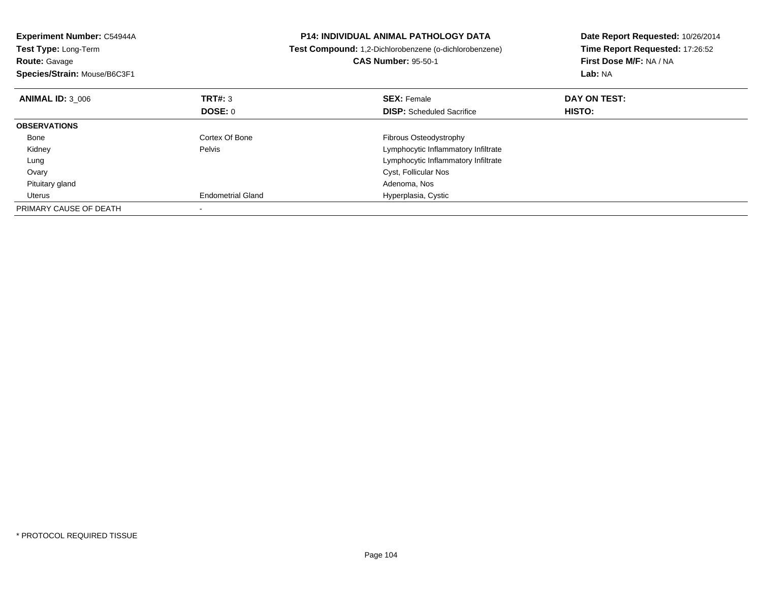**Experiment Number:** C54944A
**Test Type:** Long-Term
**Route:** Gavage
**Species/Strain:** Mouse/B6C3F1

**P14: INDIVIDUAL ANIMAL PATHOLOGY DATA**
**Test Compound:** 1,2-Dichlorobenzene (o-dichlorobenzene)
**CAS Number:** 95-50-1

**Date Report Requested:** 10/26/2014
**Time Report Requested:** 17:26:52
**First Dose M/F:** NA / NA
**Lab:** NA

| **ANIMAL ID:** 3_006 | **TRT#:** 3 | **SEX:** Female | **DAY ON TEST:** |
|---|---|---|---|
| | **DOSE:** 0 | **DISP:** Scheduled Sacrifice | **HISTO:** |
| **OBSERVATIONS** | | | |
| Bone | Cortex Of Bone | Fibrous Osteodystrophy | |
| Kidney | Pelvis | Lymphocytic Inflammatory Infiltrate | |
| Lung | | Lymphocytic Inflammatory Infiltrate | |
| Ovary | | Cyst, Follicular Nos | |
| Pituitary gland | | Adenoma, Nos | |
| Uterus | Endometrial Gland | Hyperplasia, Cystic | |
| PRIMARY CAUSE OF DEATH | - | | |

* PROTOCOL REQUIRED TISSUE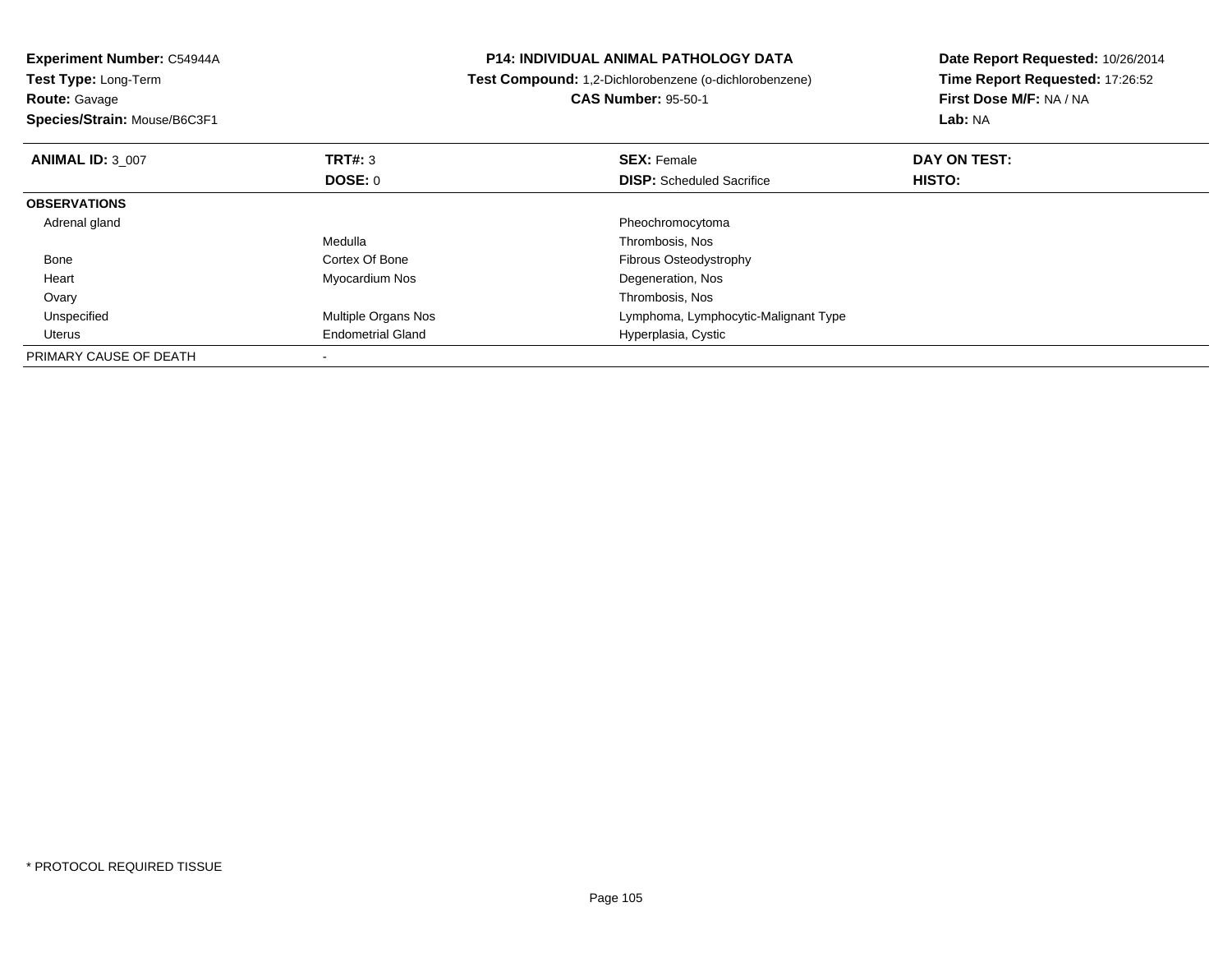**Experiment Number:** C54944A
**Test Type:** Long-Term
**Route:** Gavage
**Species/Strain:** Mouse/B6C3F1

**P14: INDIVIDUAL ANIMAL PATHOLOGY DATA**
**Test Compound:** 1,2-Dichlorobenzene (o-dichlorobenzene)
**CAS Number:** 95-50-1

**Date Report Requested:** 10/26/2014
**Time Report Requested:** 17:26:52
**First Dose M/F:** NA / NA
**Lab:** NA

| **ANIMAL ID:** 3_007 | **TRT#:** 3 | **SEX:** Female | **DAY ON TEST:** |
|---|---|---|---|
| | **DOSE:** 0 | **DISP:** Scheduled Sacrifice | **HISTO:** |
| **OBSERVATIONS** | | | |
| Adrenal gland | | Pheochromocytoma | |
| | Medulla | Thrombosis, Nos | |
| Bone | Cortex Of Bone | Fibrous Osteodystrophy | |
| Heart | Myocardium Nos | Degeneration, Nos | |
| Ovary | | Thrombosis, Nos | |
| Unspecified | Multiple Organs Nos | Lymphoma, Lymphocytic-Malignant Type | |
| Uterus | Endometrial Gland | Hyperplasia, Cystic | |
| PRIMARY CAUSE OF DEATH | - | | |

* PROTOCOL REQUIRED TISSUE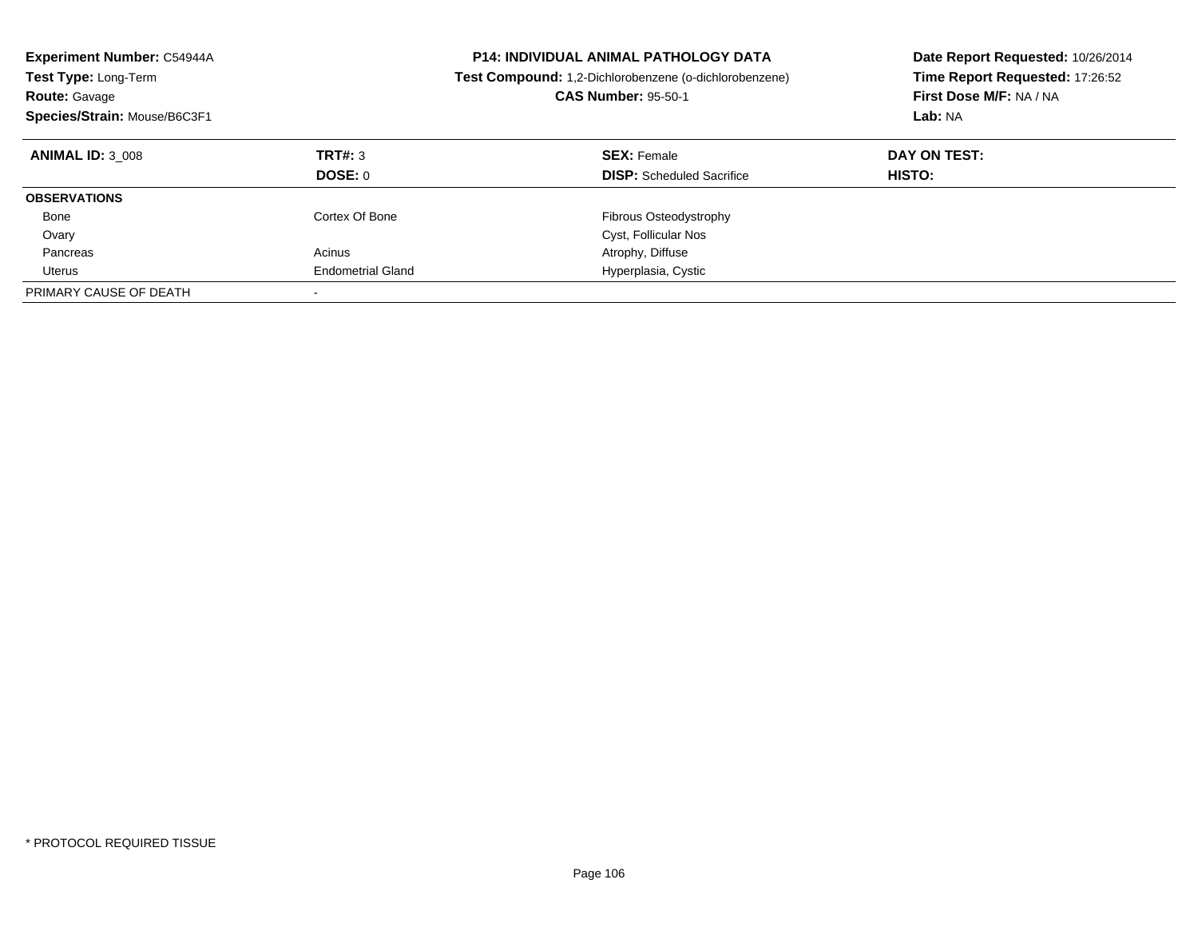**Experiment Number:** C54944A
**Test Type:** Long-Term
**Route:** Gavage
**Species/Strain:** Mouse/B6C3F1

**P14: INDIVIDUAL ANIMAL PATHOLOGY DATA**
**Test Compound:** 1,2-Dichlorobenzene (o-dichlorobenzene)
**CAS Number:** 95-50-1

**Date Report Requested:** 10/26/2014
**Time Report Requested:** 17:26:52
**First Dose M/F:** NA / NA
**Lab:** NA

| **ANIMAL ID:** 3_008 | **TRT#:** 3 | **SEX:** Female | **DAY ON TEST:** |
|---|---|---|---|
| | **DOSE:** 0 | **DISP:** Scheduled Sacrifice | **HISTO:** |
| **OBSERVATIONS** | | | |
| Bone | Cortex Of Bone | Fibrous Osteodystrophy | |
| Ovary | | Cyst, Follicular Nos | |
| Pancreas | Acinus | Atrophy, Diffuse | |
| Uterus | Endometrial Gland | Hyperplasia, Cystic | |
| PRIMARY CAUSE OF DEATH | - | | |

* PROTOCOL REQUIRED TISSUE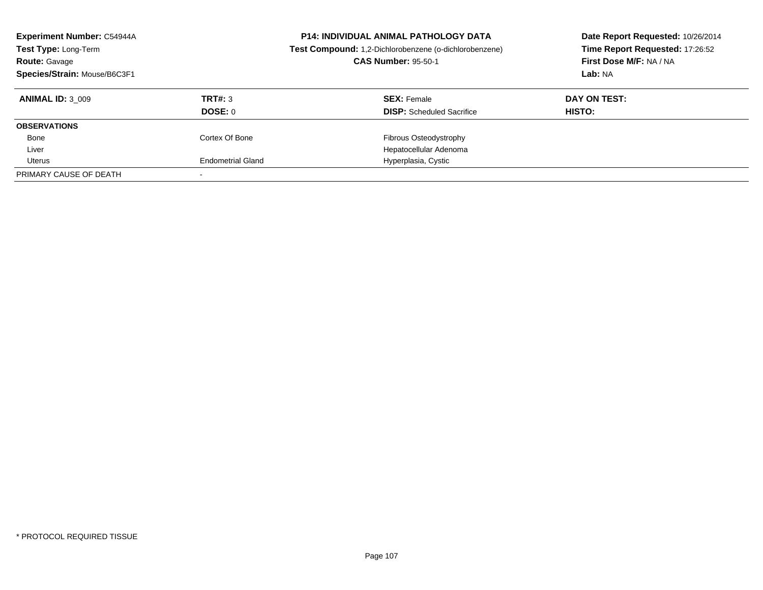**Experiment Number:** C54944A
**Test Type:** Long-Term
**Route:** Gavage
**Species/Strain:** Mouse/B6C3F1

**P14: INDIVIDUAL ANIMAL PATHOLOGY DATA**
**Test Compound:** 1,2-Dichlorobenzene (o-dichlorobenzene)
**CAS Number:** 95-50-1

**Date Report Requested:** 10/26/2014
**Time Report Requested:** 17:26:52
**First Dose M/F:** NA / NA
**Lab:** NA

| **ANIMAL ID:** 3_009 | **TRT#:** 3 | **SEX:** Female | **DAY ON TEST:** |
|---|---|---|---|
| | **DOSE:** 0 | **DISP:** Scheduled Sacrifice | **HISTO:** |
| **OBSERVATIONS** | | | |
| Bone | Cortex Of Bone | Fibrous Osteodystrophy | |
| Liver | | Hepatocellular Adenoma | |
| Uterus | Endometrial Gland | Hyperplasia, Cystic | |
| PRIMARY CAUSE OF DEATH | - | | |

* PROTOCOL REQUIRED TISSUE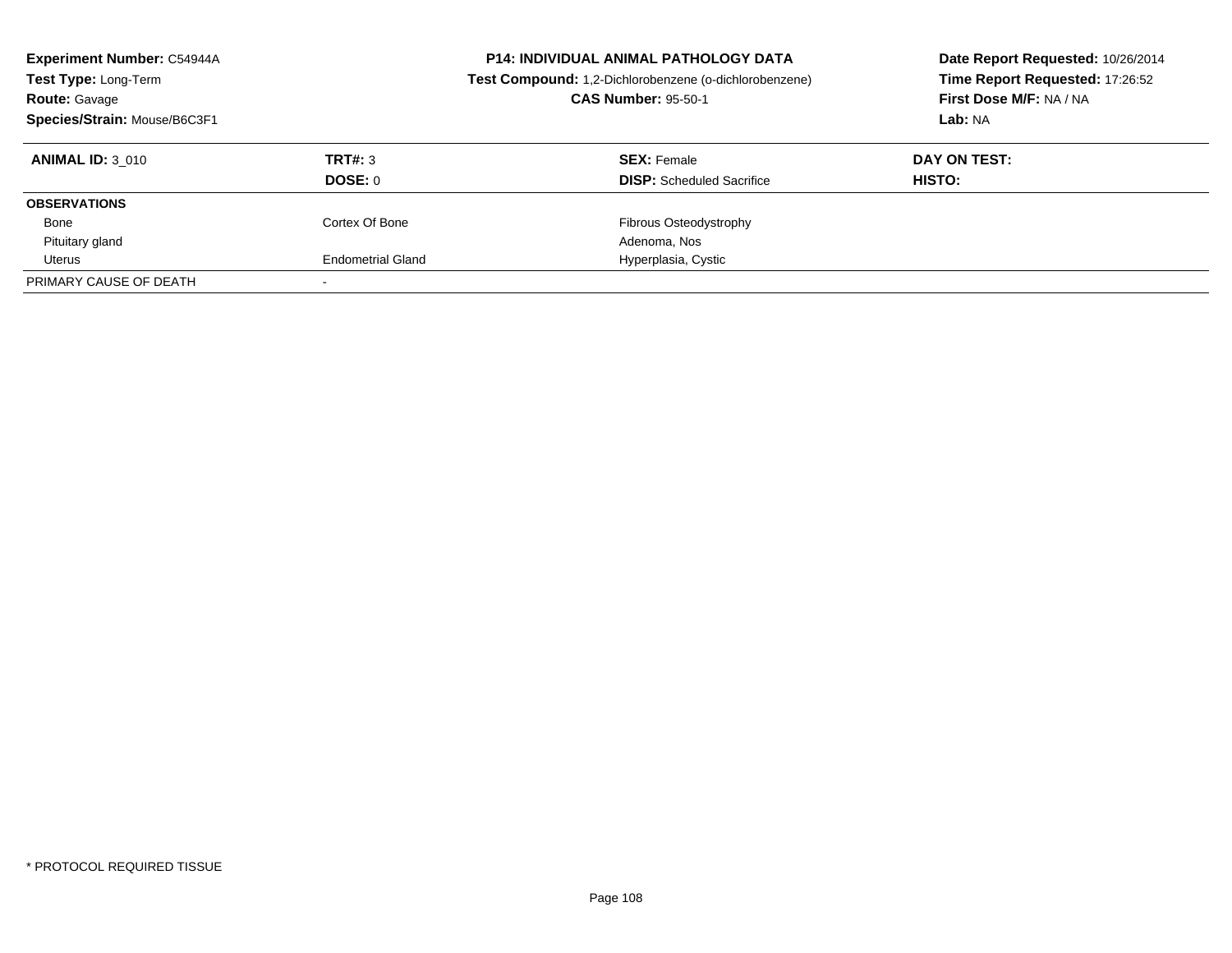**Experiment Number:** C54944A
**Test Type:** Long-Term
**Route:** Gavage
**Species/Strain:** Mouse/B6C3F1

**P14: INDIVIDUAL ANIMAL PATHOLOGY DATA**
**Test Compound:** 1,2-Dichlorobenzene (o-dichlorobenzene)
**CAS Number:** 95-50-1

**Date Report Requested:** 10/26/2014
**Time Report Requested:** 17:26:52
**First Dose M/F:** NA / NA
**Lab:** NA

| **ANIMAL ID:** 3_010 | **TRT#:** 3 | **SEX:** Female | **DAY ON TEST:** |
|---|---|---|---|
| | **DOSE:** 0 | **DISP:** Scheduled Sacrifice | **HISTO:** |
| **OBSERVATIONS** | | | |
| Bone | Cortex Of Bone | Fibrous Osteodystrophy | |
| Pituitary gland | | Adenoma, Nos | |
| Uterus | Endometrial Gland | Hyperplasia, Cystic | |
| PRIMARY CAUSE OF DEATH | - | | |

* PROTOCOL REQUIRED TISSUE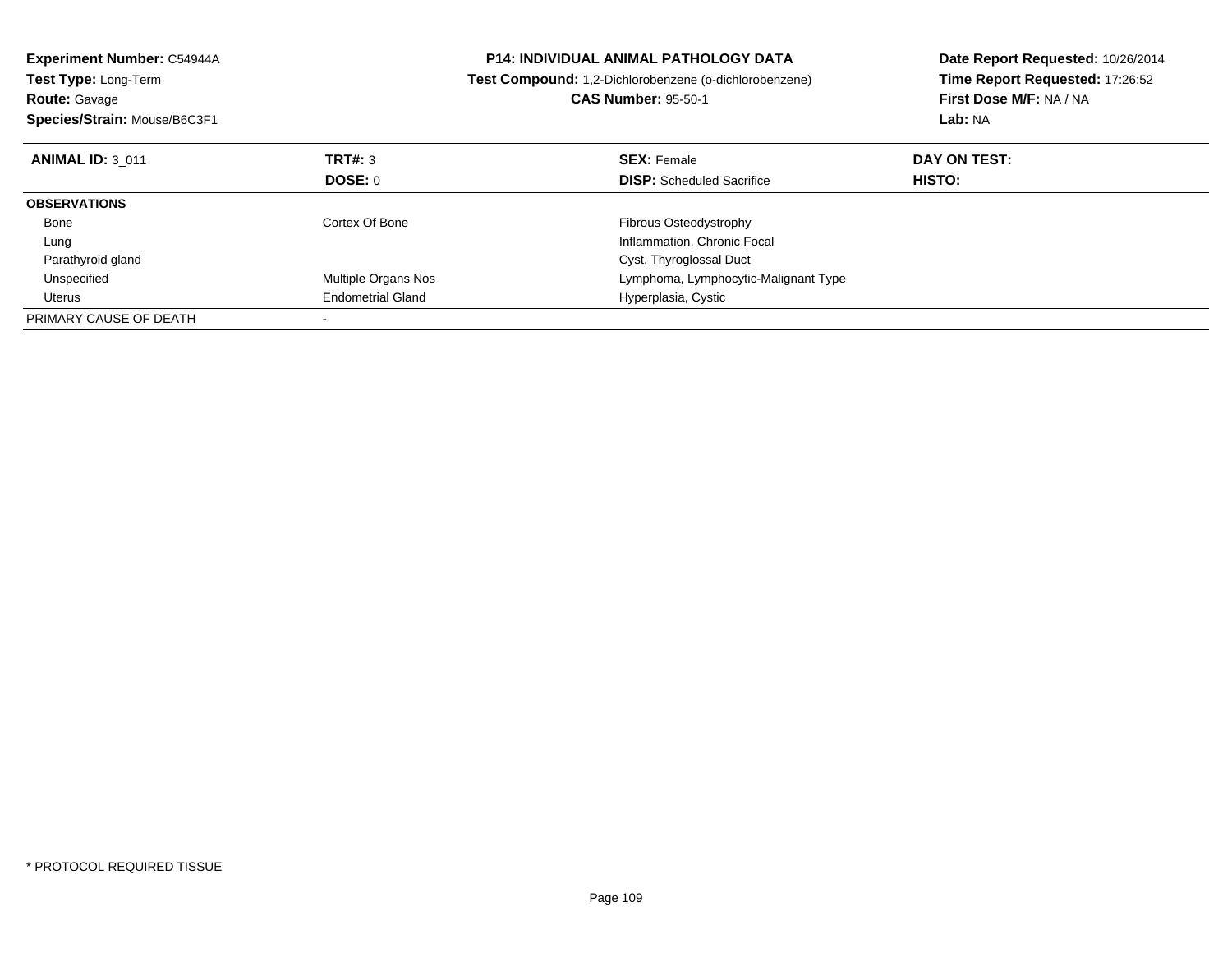**Experiment Number:** C54944A
**Test Type:** Long-Term
**Route:** Gavage
**Species/Strain:** Mouse/B6C3F1

**P14: INDIVIDUAL ANIMAL PATHOLOGY DATA**
**Test Compound:** 1,2-Dichlorobenzene (o-dichlorobenzene)
**CAS Number:** 95-50-1

**Date Report Requested:** 10/26/2014
**Time Report Requested:** 17:26:52
**First Dose M/F:** NA / NA
**Lab:** NA

| **ANIMAL ID:** 3_011 | **TRT#:** 3 | **SEX:** Female | **DAY ON TEST:** |
|---|---|---|---|
| | **DOSE:** 0 | **DISP:** Scheduled Sacrifice | **HISTO:** |
| **OBSERVATIONS** | | | |
| Bone | Cortex Of Bone | Fibrous Osteodystrophy | |
| Lung | | Inflammation, Chronic Focal | |
| Parathyroid gland | | Cyst, Thyroglossal Duct | |
| Unspecified | Multiple Organs Nos | Lymphoma, Lymphocytic-Malignant Type | |
| Uterus | Endometrial Gland | Hyperplasia, Cystic | |
| PRIMARY CAUSE OF DEATH | - | | |

\* PROTOCOL REQUIRED TISSUE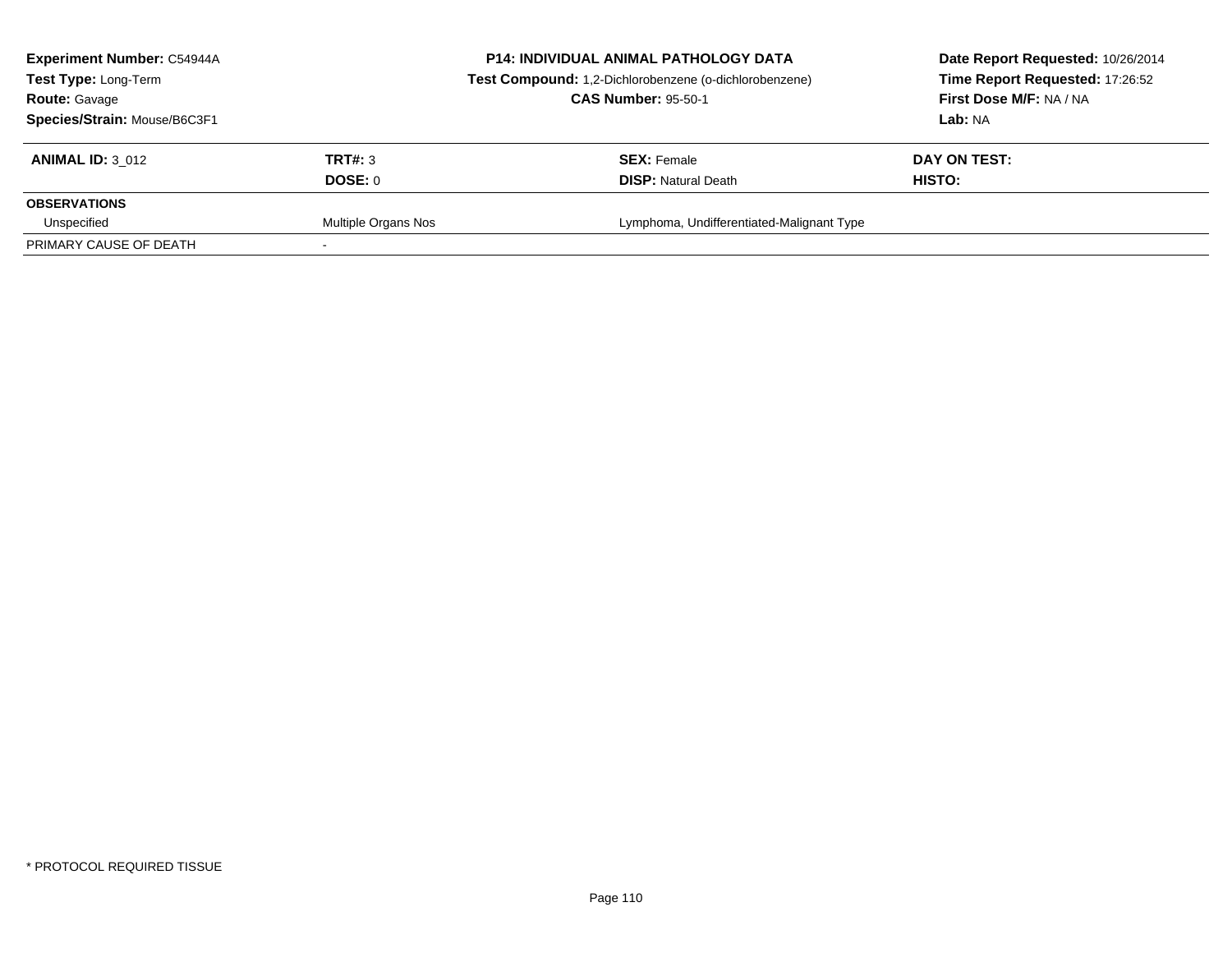**Experiment Number:** C54944A
**Test Type:** Long-Term
**Route:** Gavage
**Species/Strain:** Mouse/B6C3F1

**P14: INDIVIDUAL ANIMAL PATHOLOGY DATA**
**Test Compound:** 1,2-Dichlorobenzene (o-dichlorobenzene)
**CAS Number:** 95-50-1

**Date Report Requested:** 10/26/2014
**Time Report Requested:** 17:26:52
**First Dose M/F:** NA / NA
**Lab:** NA

| **ANIMAL ID:** 3_012 | **TRT#:** 3 | **SEX:** Female | **DAY ON TEST:** |
|---|---|---|---|
| | **DOSE:** 0 | **DISP:** Natural Death | **HISTO:** |
| **OBSERVATIONS** | | | |
| Unspecified | Multiple Organs Nos | Lymphoma, Undifferentiated-Malignant Type | |
| PRIMARY CAUSE OF DEATH | - | | |

\* PROTOCOL REQUIRED TISSUE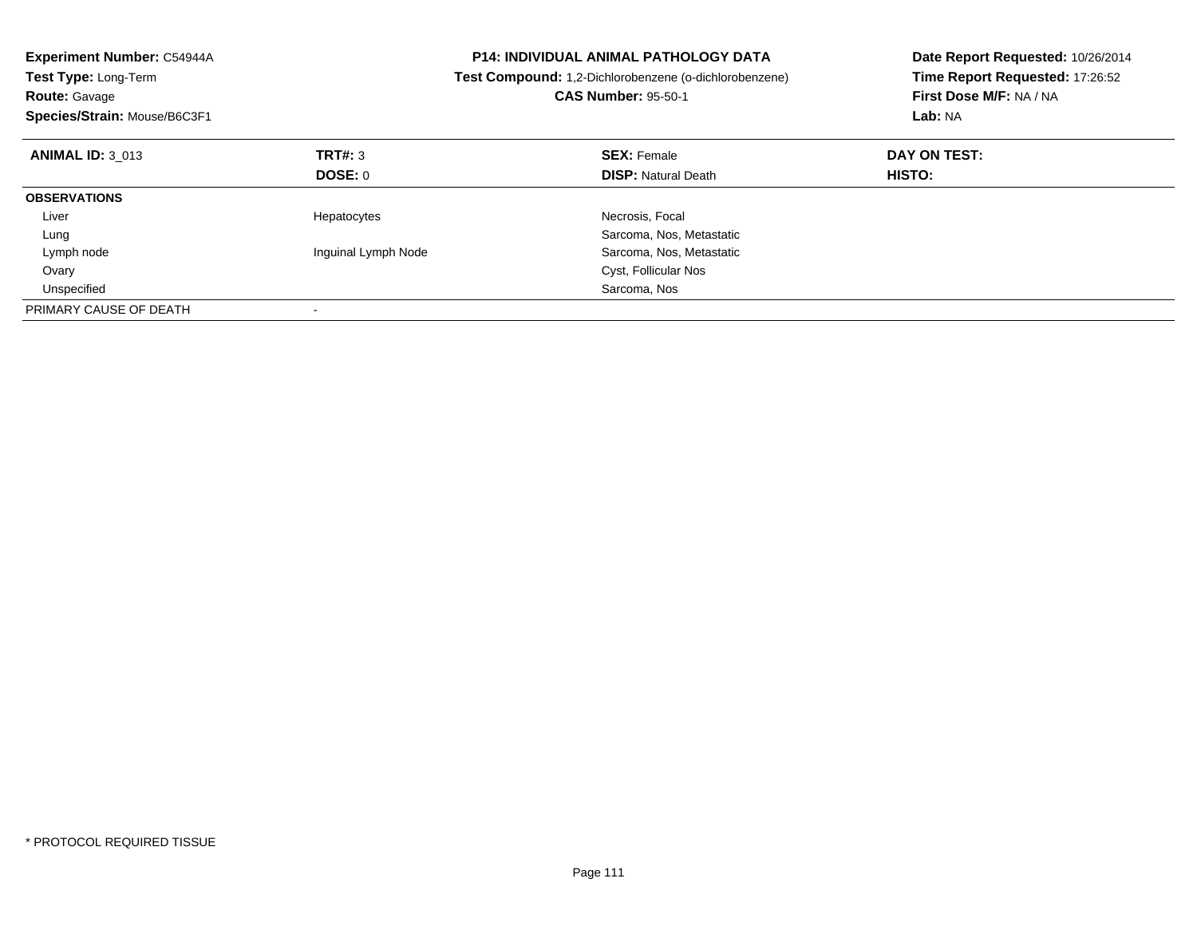**Experiment Number:** C54944A
**Test Type:** Long-Term
**Route:** Gavage
**Species/Strain:** Mouse/B6C3F1

**P14: INDIVIDUAL ANIMAL PATHOLOGY DATA**
**Test Compound:** 1,2-Dichlorobenzene (o-dichlorobenzene)
**CAS Number:** 95-50-1

**Date Report Requested:** 10/26/2014
**Time Report Requested:** 17:26:52
**First Dose M/F:** NA / NA
**Lab:** NA

| **ANIMAL ID:** 3_013 | **TRT#:** 3 | **SEX:** Female | **DAY ON TEST:** |
|---|---|---|---|
| | **DOSE:** 0 | **DISP:** Natural Death | **HISTO:** |
| **OBSERVATIONS** | | | |
| Liver | Hepatocytes | Necrosis, Focal | |
| Lung | | Sarcoma, Nos, Metastatic | |
| Lymph node | Inguinal Lymph Node | Sarcoma, Nos, Metastatic | |
| Ovary | | Cyst, Follicular Nos | |
| Unspecified | | Sarcoma, Nos | |
| PRIMARY CAUSE OF DEATH | - | | |

* PROTOCOL REQUIRED TISSUE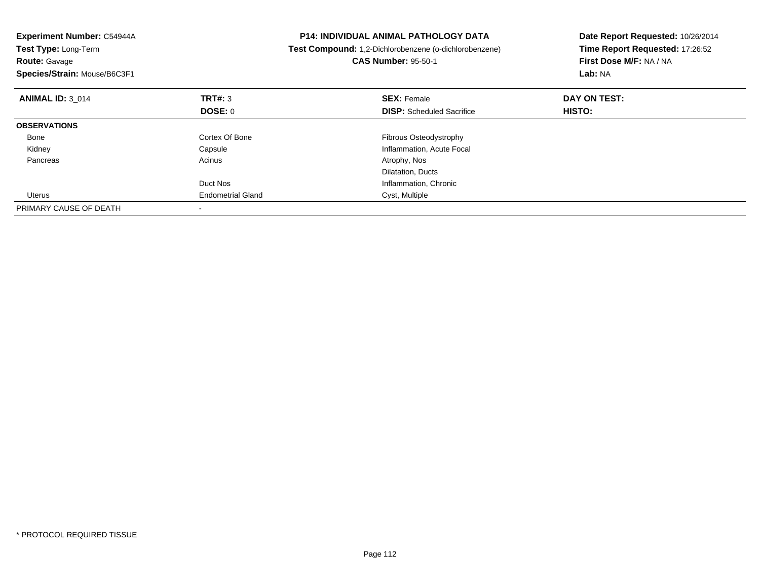**Experiment Number:** C54944A
**Test Type:** Long-Term
**Route:** Gavage
**Species/Strain:** Mouse/B6C3F1

**P14: INDIVIDUAL ANIMAL PATHOLOGY DATA**
**Test Compound:** 1,2-Dichlorobenzene (o-dichlorobenzene)
**CAS Number:** 95-50-1

**Date Report Requested:** 10/26/2014
**Time Report Requested:** 17:26:52
**First Dose M/F:** NA / NA
**Lab:** NA

| **ANIMAL ID:** 3_014 | **TRT#:** 3 | **SEX:** Female | **DAY ON TEST:** |
|---|---|---|---|
| | **DOSE:** 0 | **DISP:** Scheduled Sacrifice | **HISTO:** |
| **OBSERVATIONS** | | | |
| Bone | Cortex Of Bone | Fibrous Osteodystrophy | |
| Kidney | Capsule | Inflammation, Acute Focal | |
| Pancreas | Acinus | Atrophy, Nos | |
| | | Dilatation, Ducts | |
| | Duct Nos | Inflammation, Chronic | |
| Uterus | Endometrial Gland | Cyst, Multiple | |
| PRIMARY CAUSE OF DEATH | - | | |

* PROTOCOL REQUIRED TISSUE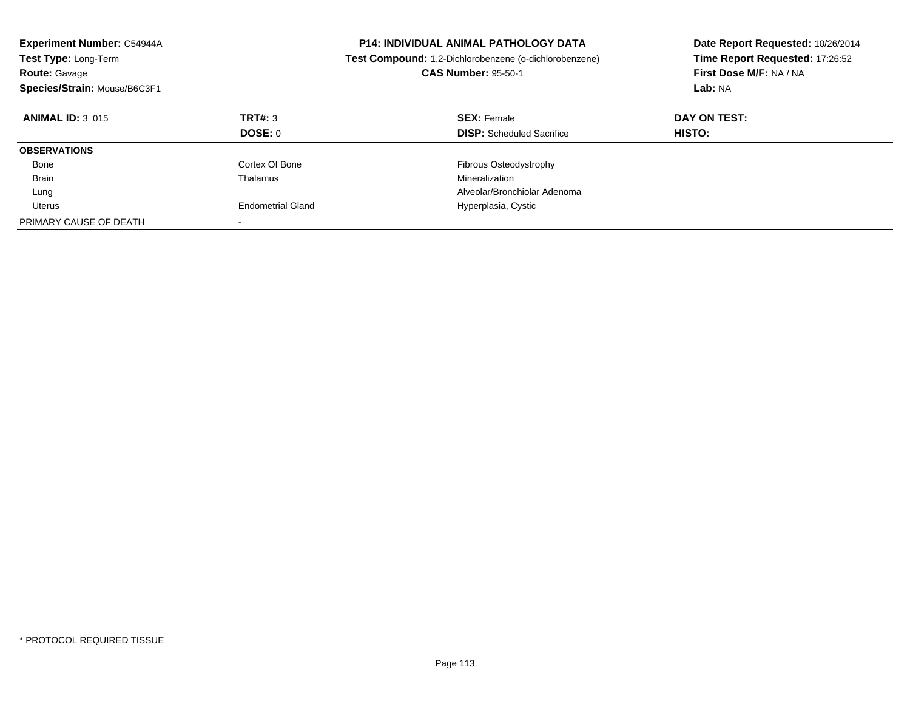**Experiment Number:** C54944A
**Test Type:** Long-Term
**Route:** Gavage
**Species/Strain:** Mouse/B6C3F1

**P14: INDIVIDUAL ANIMAL PATHOLOGY DATA**
**Test Compound:** 1,2-Dichlorobenzene (o-dichlorobenzene)
**CAS Number:** 95-50-1

**Date Report Requested:** 10/26/2014
**Time Report Requested:** 17:26:52
**First Dose M/F:** NA / NA
**Lab:** NA

| **ANIMAL ID:** 3_015 | **TRT#:** 3 | **SEX:** Female | **DAY ON TEST:** |
|---|---|---|---|
| | **DOSE:** 0 | **DISP:** Scheduled Sacrifice | **HISTO:** |
| **OBSERVATIONS** | | | |
| Bone | Cortex Of Bone | Fibrous Osteodystrophy | |
| Brain | Thalamus | Mineralization | |
| Lung | | Alveolar/Bronchiolar Adenoma | |
| Uterus | Endometrial Gland | Hyperplasia, Cystic | |
| PRIMARY CAUSE OF DEATH | - | | |

* PROTOCOL REQUIRED TISSUE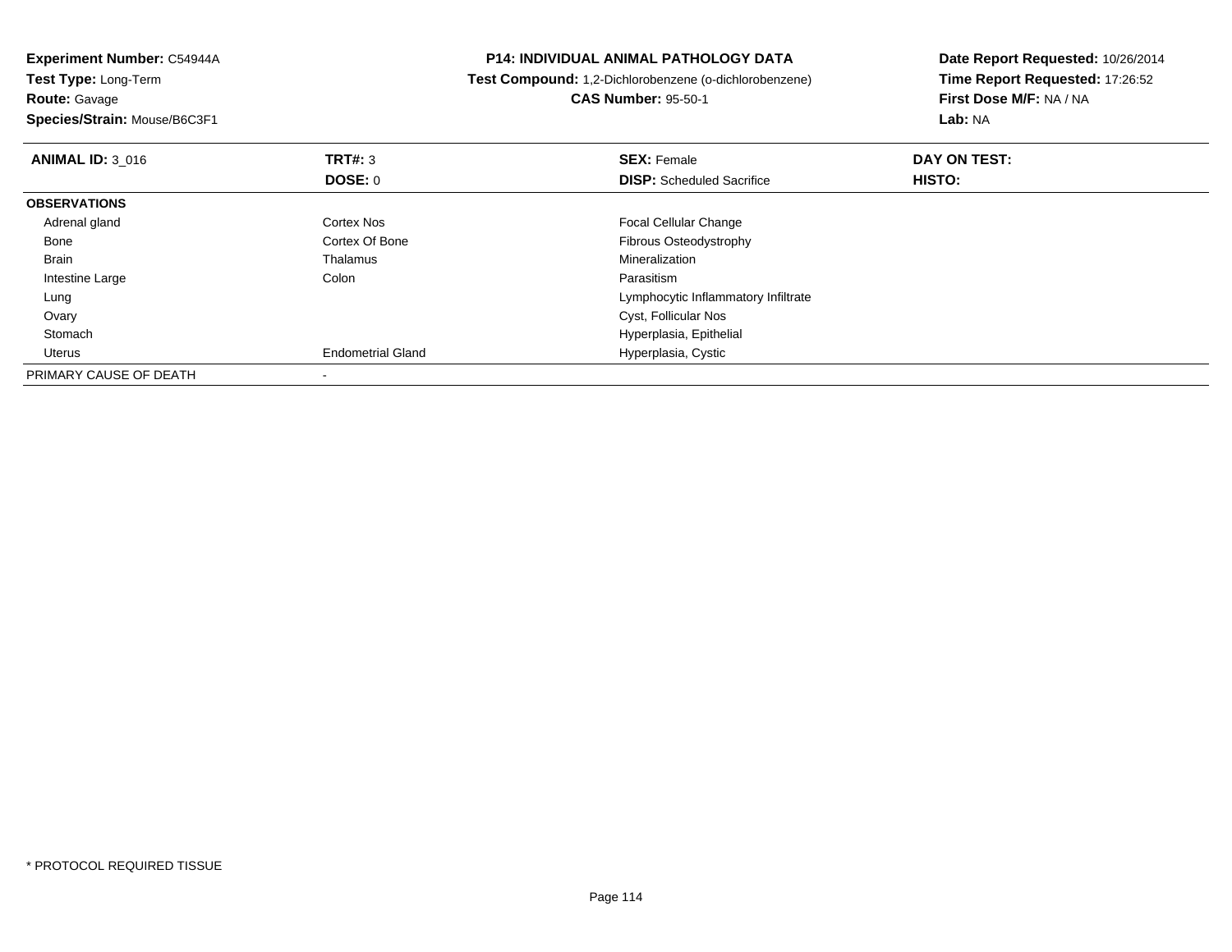**Experiment Number:** C54944A
**Test Type:** Long-Term
**Route:** Gavage
**Species/Strain:** Mouse/B6C3F1

**P14: INDIVIDUAL ANIMAL PATHOLOGY DATA**
**Test Compound:** 1,2-Dichlorobenzene (o-dichlorobenzene)
**CAS Number:** 95-50-1

**Date Report Requested:** 10/26/2014
**Time Report Requested:** 17:26:52
**First Dose M/F:** NA / NA
**Lab:** NA

| **ANIMAL ID:** 3_016 | **TRT#:** 3 | **SEX:** Female | **DAY ON TEST:** |
|---|---|---|---|
| | **DOSE:** 0 | **DISP:** Scheduled Sacrifice | **HISTO:** |
| **OBSERVATIONS** | | | |
| Adrenal gland | Cortex Nos | Focal Cellular Change | |
| Bone | Cortex Of Bone | Fibrous Osteodystrophy | |
| Brain | Thalamus | Mineralization | |
| Intestine Large | Colon | Parasitism | |
| Lung | | Lymphocytic Inflammatory Infiltrate | |
| Ovary | | Cyst, Follicular Nos | |
| Stomach | | Hyperplasia, Epithelial | |
| Uterus | Endometrial Gland | Hyperplasia, Cystic | |
| PRIMARY CAUSE OF DEATH | - | | |

* PROTOCOL REQUIRED TISSUE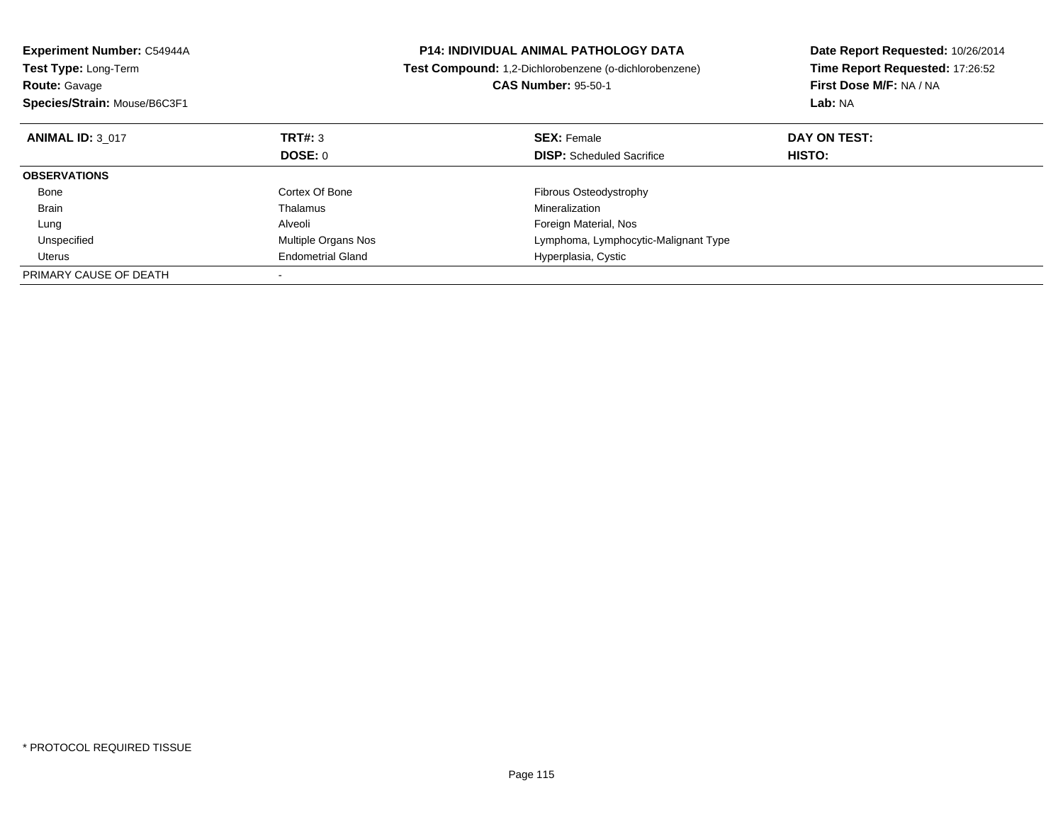**Experiment Number:** C54944A
**Test Type:** Long-Term
**Route:** Gavage
**Species/Strain:** Mouse/B6C3F1

**P14: INDIVIDUAL ANIMAL PATHOLOGY DATA**
**Test Compound:** 1,2-Dichlorobenzene (o-dichlorobenzene)
**CAS Number:** 95-50-1

**Date Report Requested:** 10/26/2014
**Time Report Requested:** 17:26:52
**First Dose M/F:** NA / NA
**Lab:** NA

| **ANIMAL ID:** 3_017 | **TRT#:** 3 | **SEX:** Female | **DAY ON TEST:** |
|---|---|---|---|
| | **DOSE:** 0 | **DISP:** Scheduled Sacrifice | **HISTO:** |
| **OBSERVATIONS** | | | |
| Bone | Cortex Of Bone | Fibrous Osteodystrophy | |
| Brain | Thalamus | Mineralization | |
| Lung | Alveoli | Foreign Material, Nos | |
| Unspecified | Multiple Organs Nos | Lymphoma, Lymphocytic-Malignant Type | |
| Uterus | Endometrial Gland | Hyperplasia, Cystic | |
| PRIMARY CAUSE OF DEATH | - | | |

* PROTOCOL REQUIRED TISSUE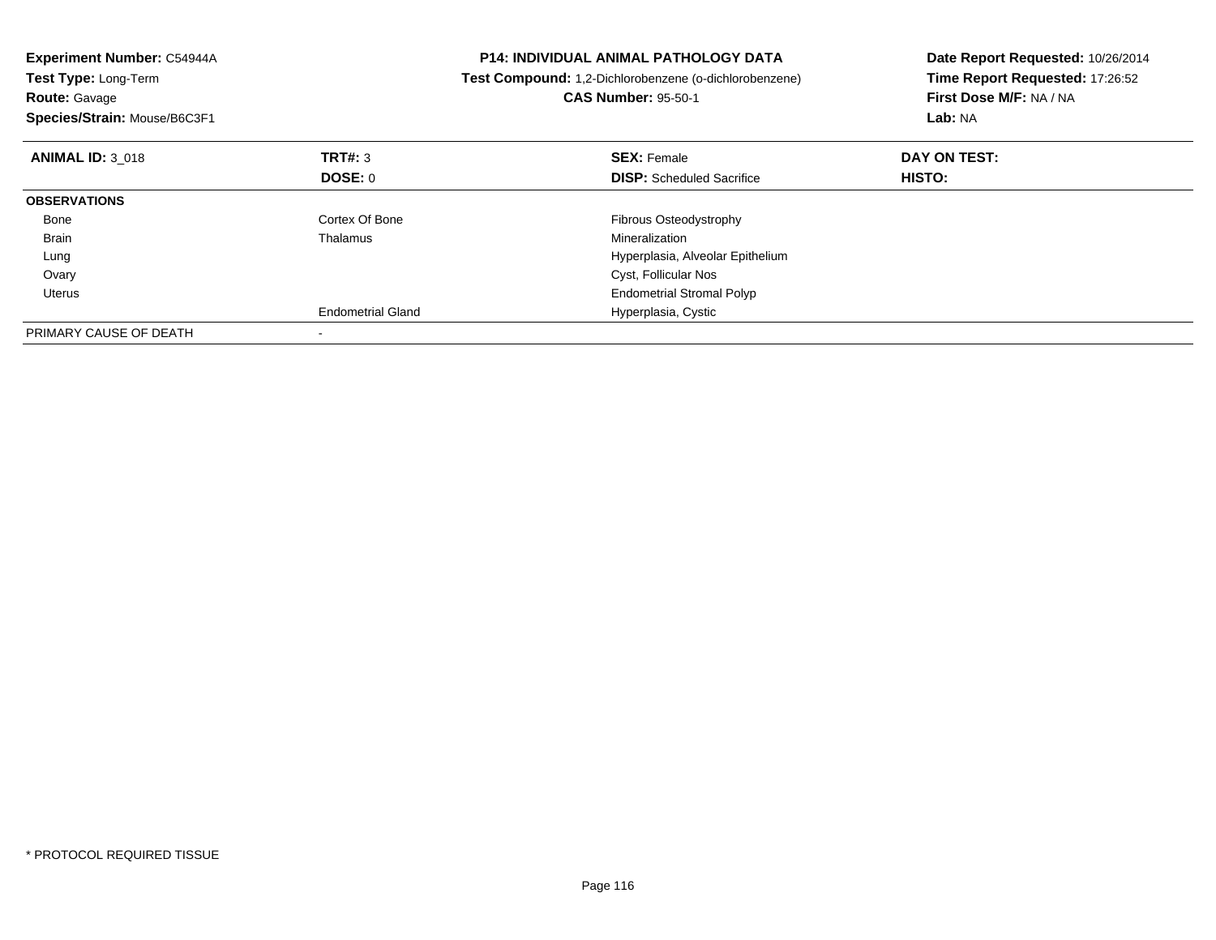**Experiment Number:** C54944A
**Test Type:** Long-Term
**Route:** Gavage
**Species/Strain:** Mouse/B6C3F1

**P14: INDIVIDUAL ANIMAL PATHOLOGY DATA**
**Test Compound:** 1,2-Dichlorobenzene (o-dichlorobenzene)
**CAS Number:** 95-50-1

**Date Report Requested:** 10/26/2014
**Time Report Requested:** 17:26:52
**First Dose M/F:** NA / NA
**Lab:** NA

| **ANIMAL ID:** 3_018 | **TRT#:** 3 | **SEX:** Female | **DAY ON TEST:** |
|---|---|---|---|
| | **DOSE:** 0 | **DISP:** Scheduled Sacrifice | **HISTO:** |
| **OBSERVATIONS** | | | |
| Bone | Cortex Of Bone | Fibrous Osteodystrophy | |
| Brain | Thalamus | Mineralization | |
| Lung | | Hyperplasia, Alveolar Epithelium | |
| Ovary | | Cyst, Follicular Nos | |
| Uterus | | Endometrial Stromal Polyp | |
| | Endometrial Gland | Hyperplasia, Cystic | |
| PRIMARY CAUSE OF DEATH | - | | |

* PROTOCOL REQUIRED TISSUE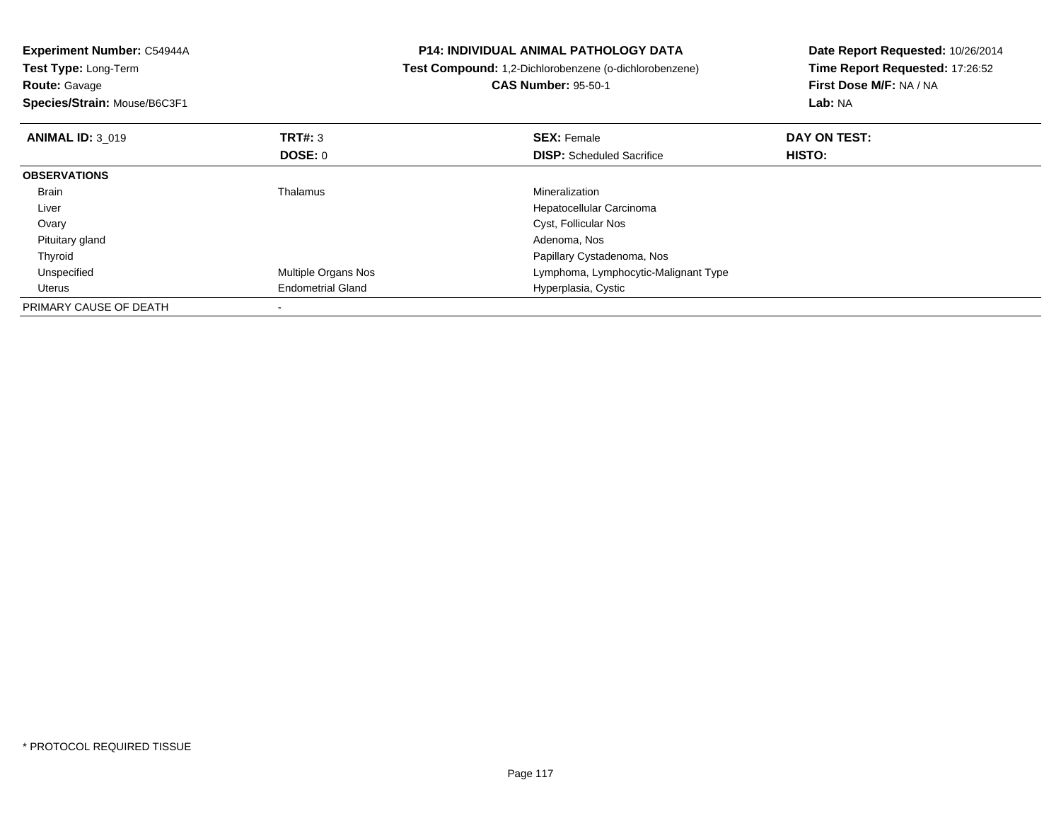**Experiment Number:** C54944A
**Test Type:** Long-Term
**Route:** Gavage
**Species/Strain:** Mouse/B6C3F1

**P14: INDIVIDUAL ANIMAL PATHOLOGY DATA**
**Test Compound:** 1,2-Dichlorobenzene (o-dichlorobenzene)
**CAS Number:** 95-50-1

**Date Report Requested:** 10/26/2014
**Time Report Requested:** 17:26:52
**First Dose M/F:** NA / NA
**Lab:** NA

| **ANIMAL ID:** 3_019 | **TRT#:** 3 | **SEX:** Female | **DAY ON TEST:** |
|---|---|---|---|
| | **DOSE:** 0 | **DISP:** Scheduled Sacrifice | **HISTO:** |
| **OBSERVATIONS** | | | |
| Brain | Thalamus | Mineralization | |
| Liver | | Hepatocellular Carcinoma | |
| Ovary | | Cyst, Follicular Nos | |
| Pituitary gland | | Adenoma, Nos | |
| Thyroid | | Papillary Cystadenoma, Nos | |
| Unspecified | Multiple Organs Nos | Lymphoma, Lymphocytic-Malignant Type | |
| Uterus | Endometrial Gland | Hyperplasia, Cystic | |
| PRIMARY CAUSE OF DEATH | - | | |

* PROTOCOL REQUIRED TISSUE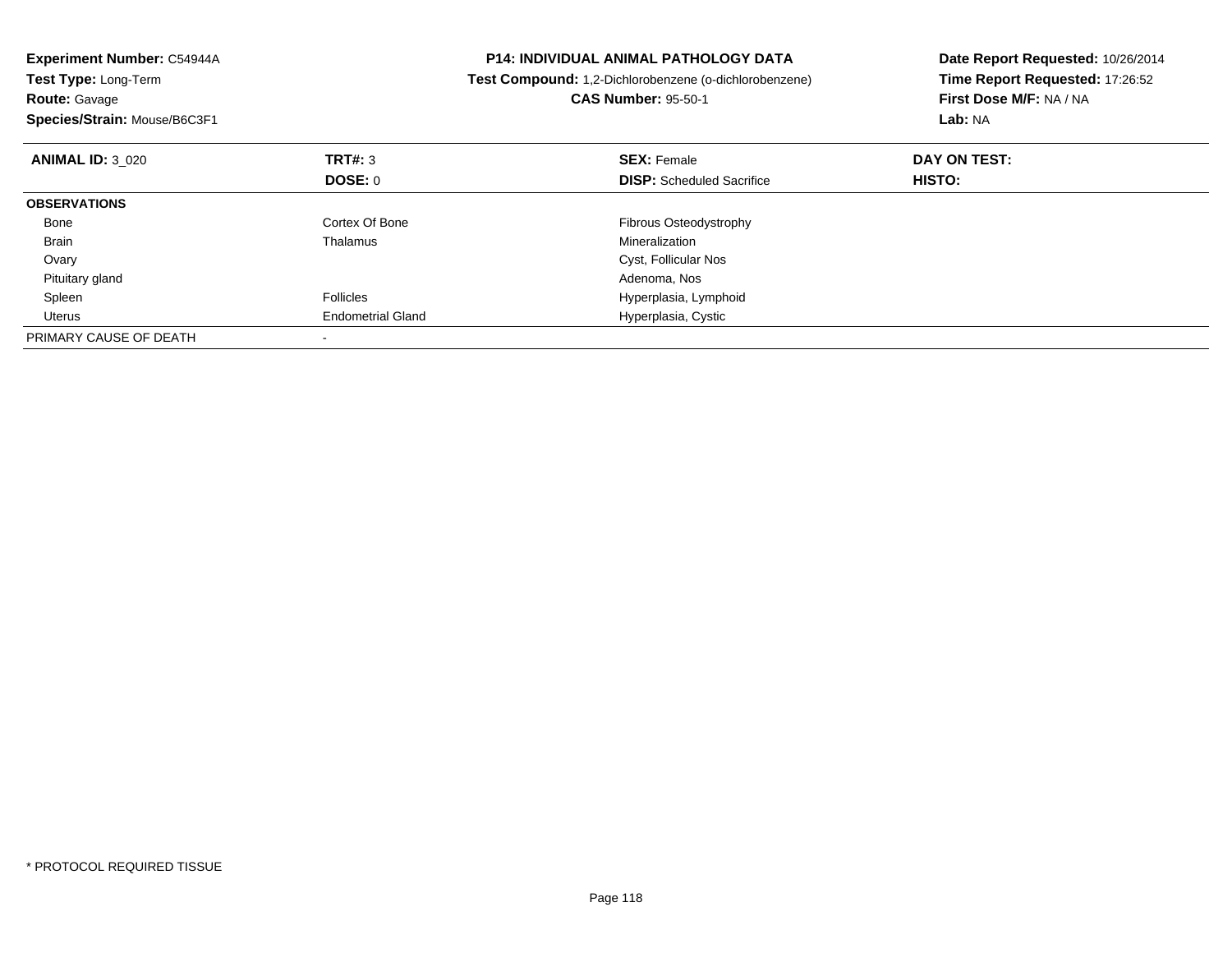**Experiment Number:** C54944A
**Test Type:** Long-Term
**Route:** Gavage
**Species/Strain:** Mouse/B6C3F1

**P14: INDIVIDUAL ANIMAL PATHOLOGY DATA**
**Test Compound:** 1,2-Dichlorobenzene (o-dichlorobenzene)
**CAS Number:** 95-50-1

**Date Report Requested:** 10/26/2014
**Time Report Requested:** 17:26:52
**First Dose M/F:** NA / NA
**Lab:** NA

| **ANIMAL ID:** 3_020 | **TRT#:** 3 | **SEX:** Female | **DAY ON TEST:** |
|---|---|---|---|
| | **DOSE:** 0 | **DISP:** Scheduled Sacrifice | **HISTO:** |
| **OBSERVATIONS** | | | |
| Bone | Cortex Of Bone | Fibrous Osteodystrophy | |
| Brain | Thalamus | Mineralization | |
| Ovary | | Cyst, Follicular Nos | |
| Pituitary gland | | Adenoma, Nos | |
| Spleen | Follicles | Hyperplasia, Lymphoid | |
| Uterus | Endometrial Gland | Hyperplasia, Cystic | |
| PRIMARY CAUSE OF DEATH | - | | |

* PROTOCOL REQUIRED TISSUE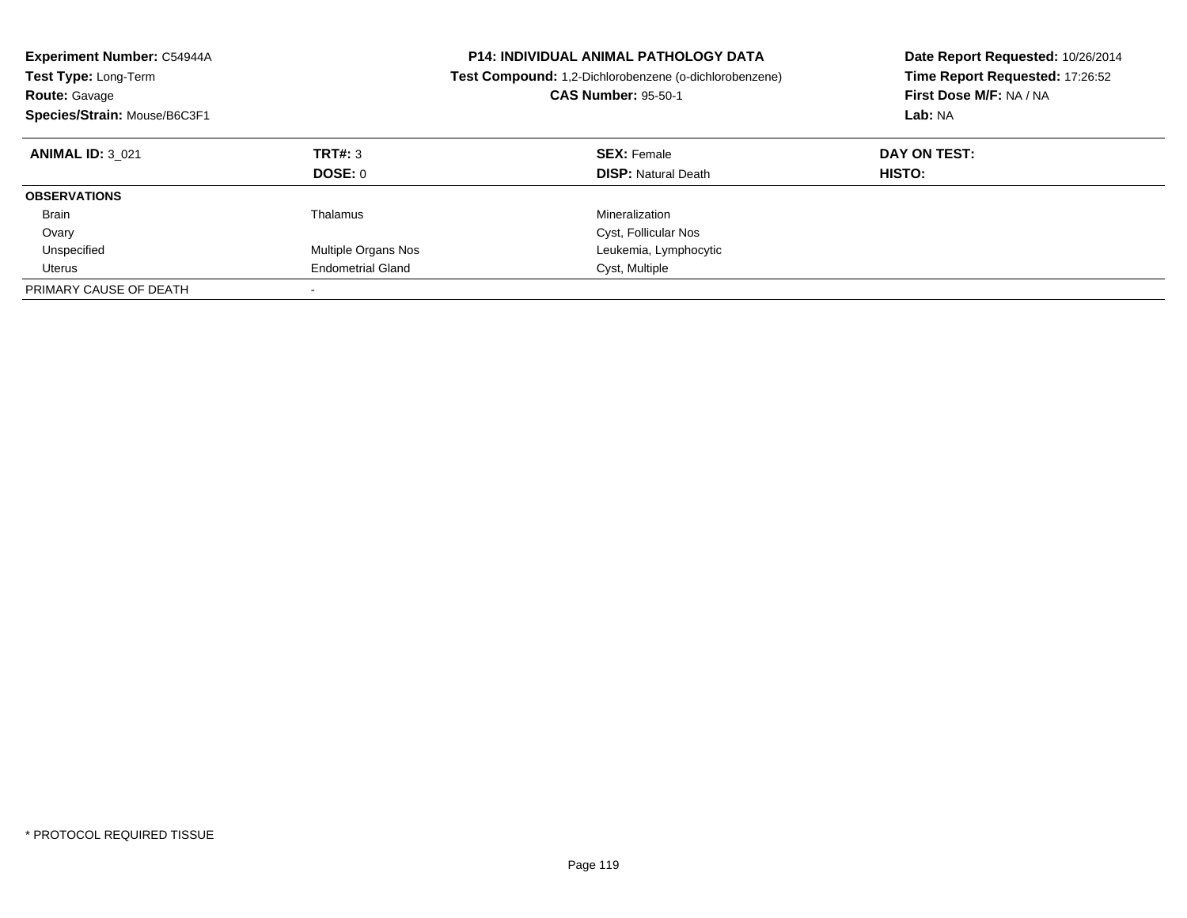**Experiment Number:** C54944A
**Test Type:** Long-Term
**Route:** Gavage
**Species/Strain:** Mouse/B6C3F1

**P14: INDIVIDUAL ANIMAL PATHOLOGY DATA**
**Test Compound:** 1,2-Dichlorobenzene (o-dichlorobenzene)
**CAS Number:** 95-50-1

**Date Report Requested:** 10/26/2014
**Time Report Requested:** 17:26:52
**First Dose M/F:** NA / NA
**Lab:** NA

| **ANIMAL ID:** 3_021 | **TRT#:** 3 | **SEX:** Female | **DAY ON TEST:** |
|---|---|---|---|
| | **DOSE:** 0 | **DISP:** Natural Death | **HISTO:** |
| **OBSERVATIONS** | | | |
| Brain | Thalamus | Mineralization | |
| Ovary | | Cyst, Follicular Nos | |
| Unspecified | Multiple Organs Nos | Leukemia, Lymphocytic | |
| Uterus | Endometrial Gland | Cyst, Multiple | |
| PRIMARY CAUSE OF DEATH | - | | |

* PROTOCOL REQUIRED TISSUE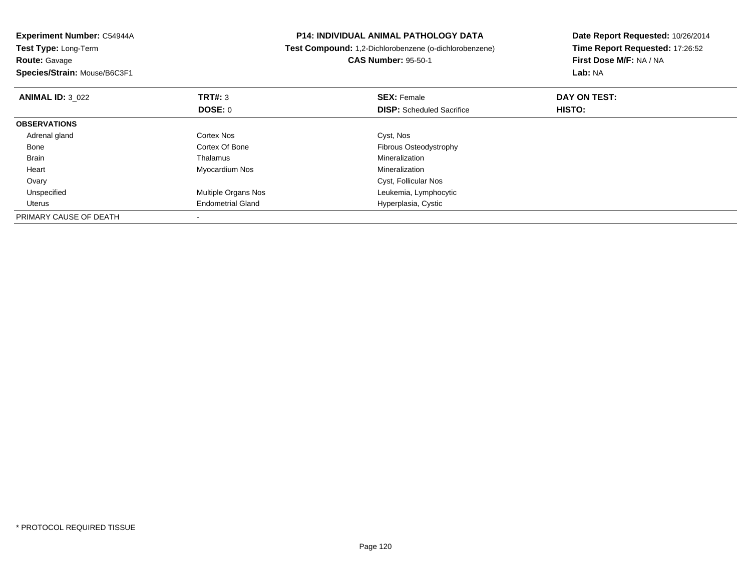**Experiment Number:** C54944A
**Test Type:** Long-Term
**Route:** Gavage
**Species/Strain:** Mouse/B6C3F1

**P14: INDIVIDUAL ANIMAL PATHOLOGY DATA**
**Test Compound:** 1,2-Dichlorobenzene (o-dichlorobenzene)
**CAS Number:** 95-50-1

**Date Report Requested:** 10/26/2014
**Time Report Requested:** 17:26:52
**First Dose M/F:** NA / NA
**Lab:** NA

| **ANIMAL ID:** 3_022 | **TRT#:** 3 | **SEX:** Female | **DAY ON TEST:** |
|---|---|---|---|
| | **DOSE:** 0 | **DISP:** Scheduled Sacrifice | **HISTO:** |
| **OBSERVATIONS** | | | |
| Adrenal gland | Cortex Nos | Cyst, Nos | |
| Bone | Cortex Of Bone | Fibrous Osteodystrophy | |
| Brain | Thalamus | Mineralization | |
| Heart | Myocardium Nos | Mineralization | |
| Ovary | | Cyst, Follicular Nos | |
| Unspecified | Multiple Organs Nos | Leukemia, Lymphocytic | |
| Uterus | Endometrial Gland | Hyperplasia, Cystic | |
| PRIMARY CAUSE OF DEATH | - | | |

* PROTOCOL REQUIRED TISSUE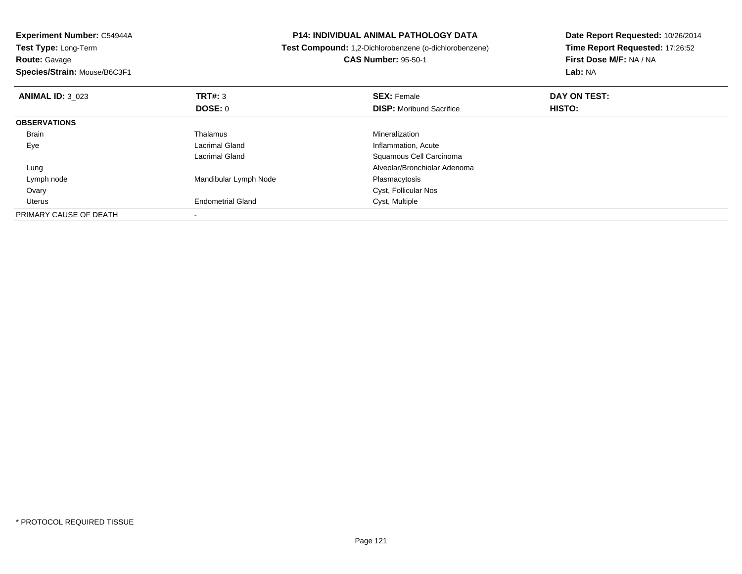**Experiment Number:** C54944A
**Test Type:** Long-Term
**Route:** Gavage
**Species/Strain:** Mouse/B6C3F1

**P14: INDIVIDUAL ANIMAL PATHOLOGY DATA**
**Test Compound:** 1,2-Dichlorobenzene (o-dichlorobenzene)
**CAS Number:** 95-50-1

**Date Report Requested:** 10/26/2014
**Time Report Requested:** 17:26:52
**First Dose M/F:** NA / NA
**Lab:** NA

| **ANIMAL ID:** 3_023 | **TRT#:** 3 | **SEX:** Female | **DAY ON TEST:** |
|---|---|---|---|
| | **DOSE:** 0 | **DISP:** Moribund Sacrifice | **HISTO:** |
| **OBSERVATIONS** | | | |
| Brain | Thalamus | Mineralization | |
| Eye | Lacrimal Gland | Inflammation, Acute | |
| | Lacrimal Gland | Squamous Cell Carcinoma | |
| Lung | | Alveolar/Bronchiolar Adenoma | |
| Lymph node | Mandibular Lymph Node | Plasmacytosis | |
| Ovary | | Cyst, Follicular Nos | |
| Uterus | Endometrial Gland | Cyst, Multiple | |
| PRIMARY CAUSE OF DEATH | - | | |

* PROTOCOL REQUIRED TISSUE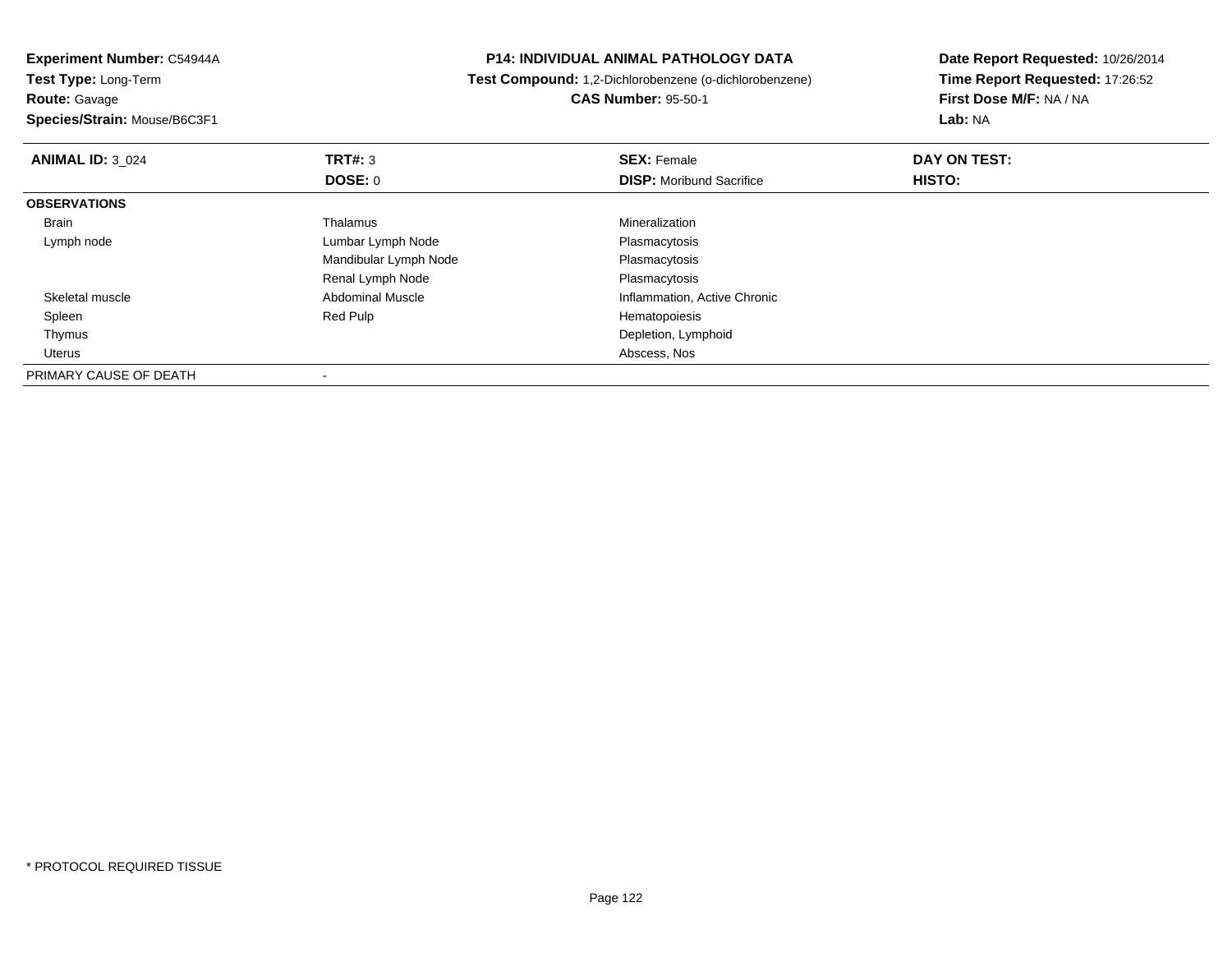**Experiment Number:** C54944A
**Test Type:** Long-Term
**Route:** Gavage
**Species/Strain:** Mouse/B6C3F1

**P14: INDIVIDUAL ANIMAL PATHOLOGY DATA**
**Test Compound:** 1,2-Dichlorobenzene (o-dichlorobenzene)
**CAS Number:** 95-50-1

**Date Report Requested:** 10/26/2014
**Time Report Requested:** 17:26:52
**First Dose M/F:** NA / NA
**Lab:** NA

| **ANIMAL ID:** 3_024 | **TRT#:** 3 | **SEX:** Female | **DAY ON TEST:** |
|---|---|---|---|
| | **DOSE:** 0 | **DISP:** Moribund Sacrifice | **HISTO:** |
| **OBSERVATIONS** | | | |
| Brain | Thalamus | Mineralization | |
| Lymph node | Lumbar Lymph Node | Plasmacytosis | |
| | Mandibular Lymph Node | Plasmacytosis | |
| | Renal Lymph Node | Plasmacytosis | |
| Skeletal muscle | Abdominal Muscle | Inflammation, Active Chronic | |
| Spleen | Red Pulp | Hematopoiesis | |
| Thymus | | Depletion, Lymphoid | |
| Uterus | | Abscess, Nos | |
| PRIMARY CAUSE OF DEATH | - | | |

* PROTOCOL REQUIRED TISSUE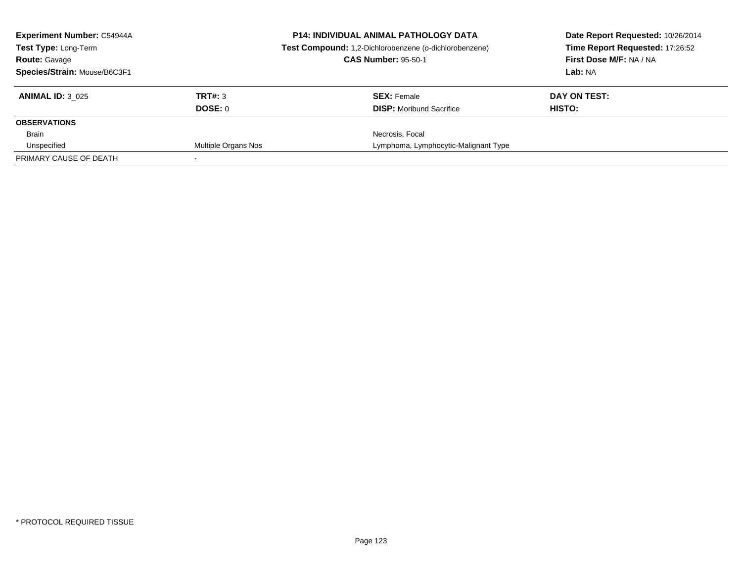**Experiment Number:** C54944A
**Test Type:** Long-Term
**Route:** Gavage
**Species/Strain:** Mouse/B6C3F1

**P14: INDIVIDUAL ANIMAL PATHOLOGY DATA**
**Test Compound:** 1,2-Dichlorobenzene (o-dichlorobenzene)
**CAS Number:** 95-50-1

**Date Report Requested:** 10/26/2014
**Time Report Requested:** 17:26:52
**First Dose M/F:** NA / NA
**Lab:** NA

| **ANIMAL ID:** 3_025 | **TRT#:** 3 | **SEX:** Female | **DAY ON TEST:** |
|---|---|---|---|
| | **DOSE:** 0 | **DISP:** Moribund Sacrifice | **HISTO:** |
| **OBSERVATIONS** | | | |
| Brain | | Necrosis, Focal | |
| Unspecified | Multiple Organs Nos | Lymphoma, Lymphocytic-Malignant Type | |
| PRIMARY CAUSE OF DEATH | - | | |

* PROTOCOL REQUIRED TISSUE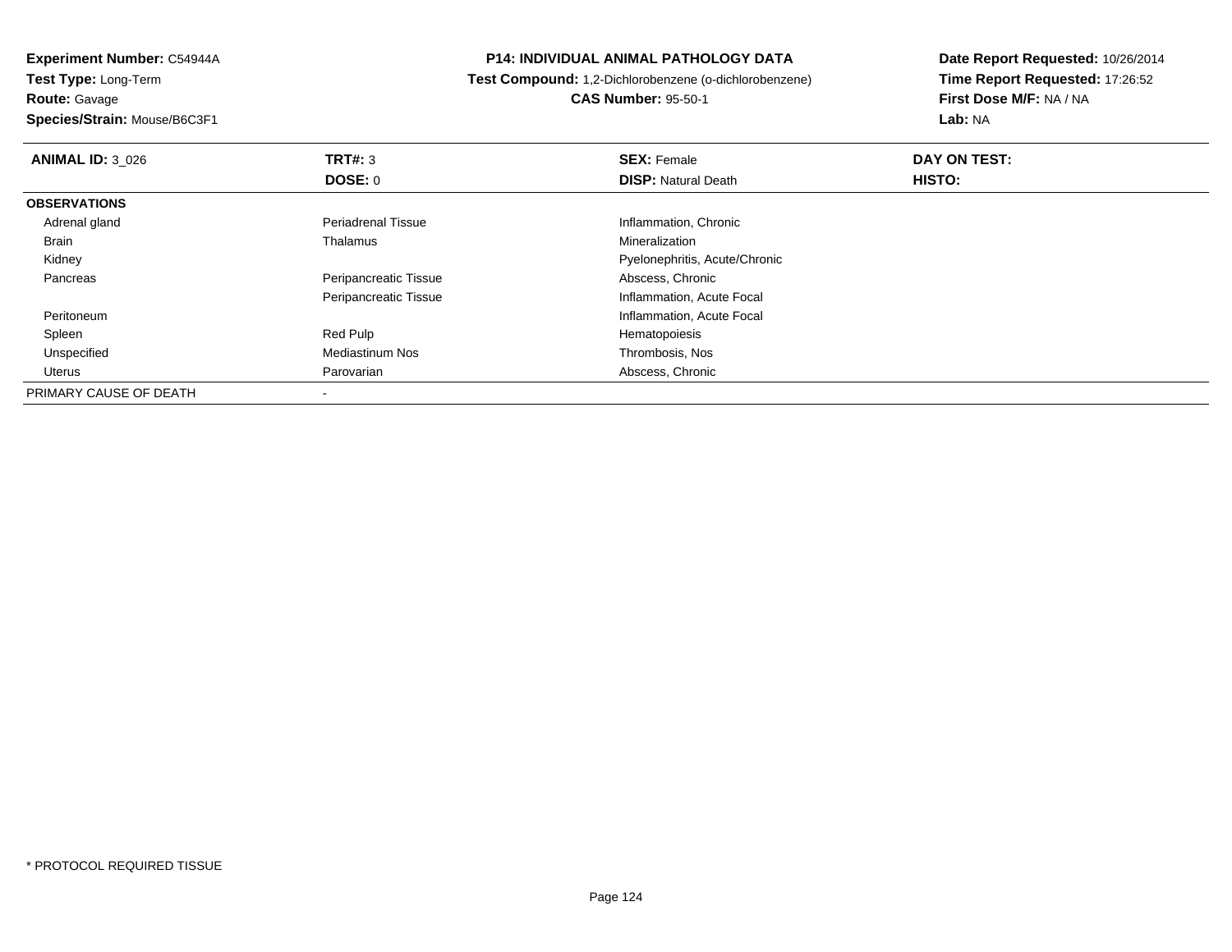**Experiment Number:** C54944A
**Test Type:** Long-Term
**Route:** Gavage
**Species/Strain:** Mouse/B6C3F1

**P14: INDIVIDUAL ANIMAL PATHOLOGY DATA**
**Test Compound:** 1,2-Dichlorobenzene (o-dichlorobenzene)
**CAS Number:** 95-50-1

**Date Report Requested:** 10/26/2014
**Time Report Requested:** 17:26:52
**First Dose M/F:** NA / NA
**Lab:** NA

| **ANIMAL ID:** 3_026 | **TRT#:** 3 | **SEX:** Female | **DAY ON TEST:** |
|---|---|---|---|
| | **DOSE:** 0 | **DISP:** Natural Death | **HISTO:** |
| **OBSERVATIONS** | | | |
| Adrenal gland | Periadrenal Tissue | Inflammation, Chronic | |
| Brain | Thalamus | Mineralization | |
| Kidney | | Pyelonephritis, Acute/Chronic | |
| Pancreas | Peripancreatic Tissue | Abscess, Chronic | |
| | Peripancreatic Tissue | Inflammation, Acute Focal | |
| Peritoneum | | Inflammation, Acute Focal | |
| Spleen | Red Pulp | Hematopoiesis | |
| Unspecified | Mediastinum Nos | Thrombosis, Nos | |
| Uterus | Parovarian | Abscess, Chronic | |
| PRIMARY CAUSE OF DEATH | - | | |

* PROTOCOL REQUIRED TISSUE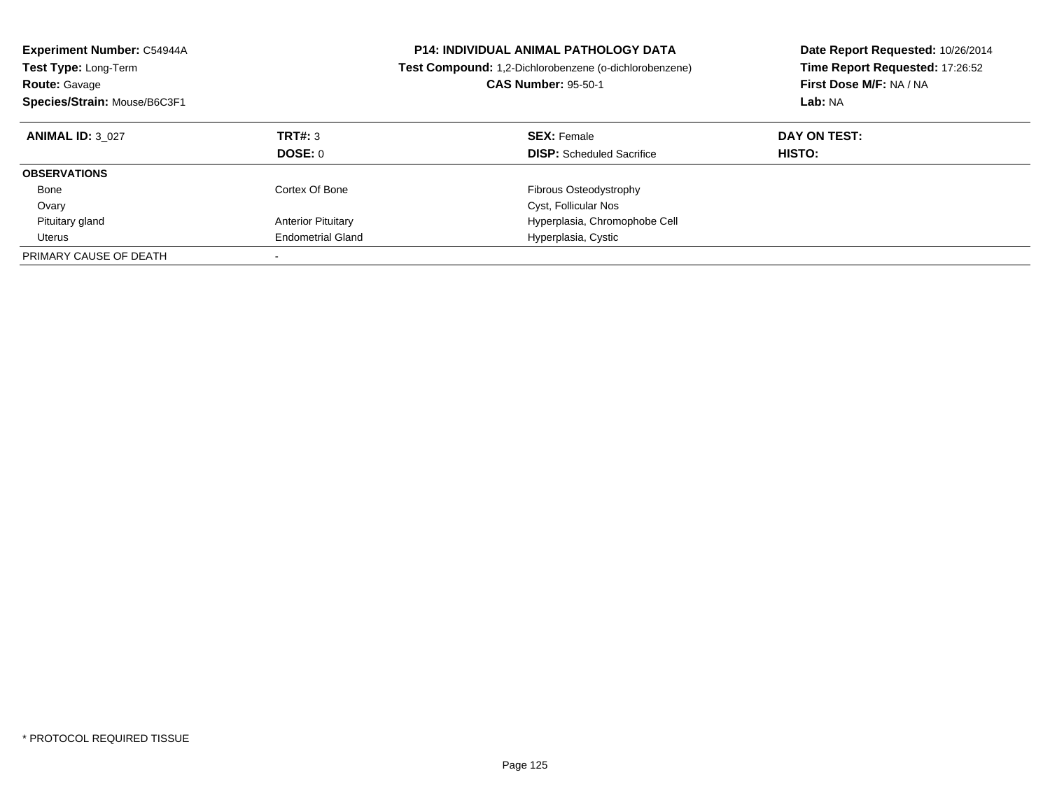**Experiment Number:** C54944A
**Test Type:** Long-Term
**Route:** Gavage
**Species/Strain:** Mouse/B6C3F1

**P14: INDIVIDUAL ANIMAL PATHOLOGY DATA**
**Test Compound:** 1,2-Dichlorobenzene (o-dichlorobenzene)
**CAS Number:** 95-50-1

**Date Report Requested:** 10/26/2014
**Time Report Requested:** 17:26:52
**First Dose M/F:** NA / NA
**Lab:** NA

| **ANIMAL ID:** 3_027 | **TRT#:** 3 | **SEX:** Female | **DAY ON TEST:** |
|---|---|---|---|
| | **DOSE:** 0 | **DISP:** Scheduled Sacrifice | **HISTO:** |
| **OBSERVATIONS** | | | |
| Bone | Cortex Of Bone | Fibrous Osteodystrophy | |
| Ovary | | Cyst, Follicular Nos | |
| Pituitary gland | Anterior Pituitary | Hyperplasia, Chromophobe Cell | |
| Uterus | Endometrial Gland | Hyperplasia, Cystic | |
| PRIMARY CAUSE OF DEATH | - | | |

* PROTOCOL REQUIRED TISSUE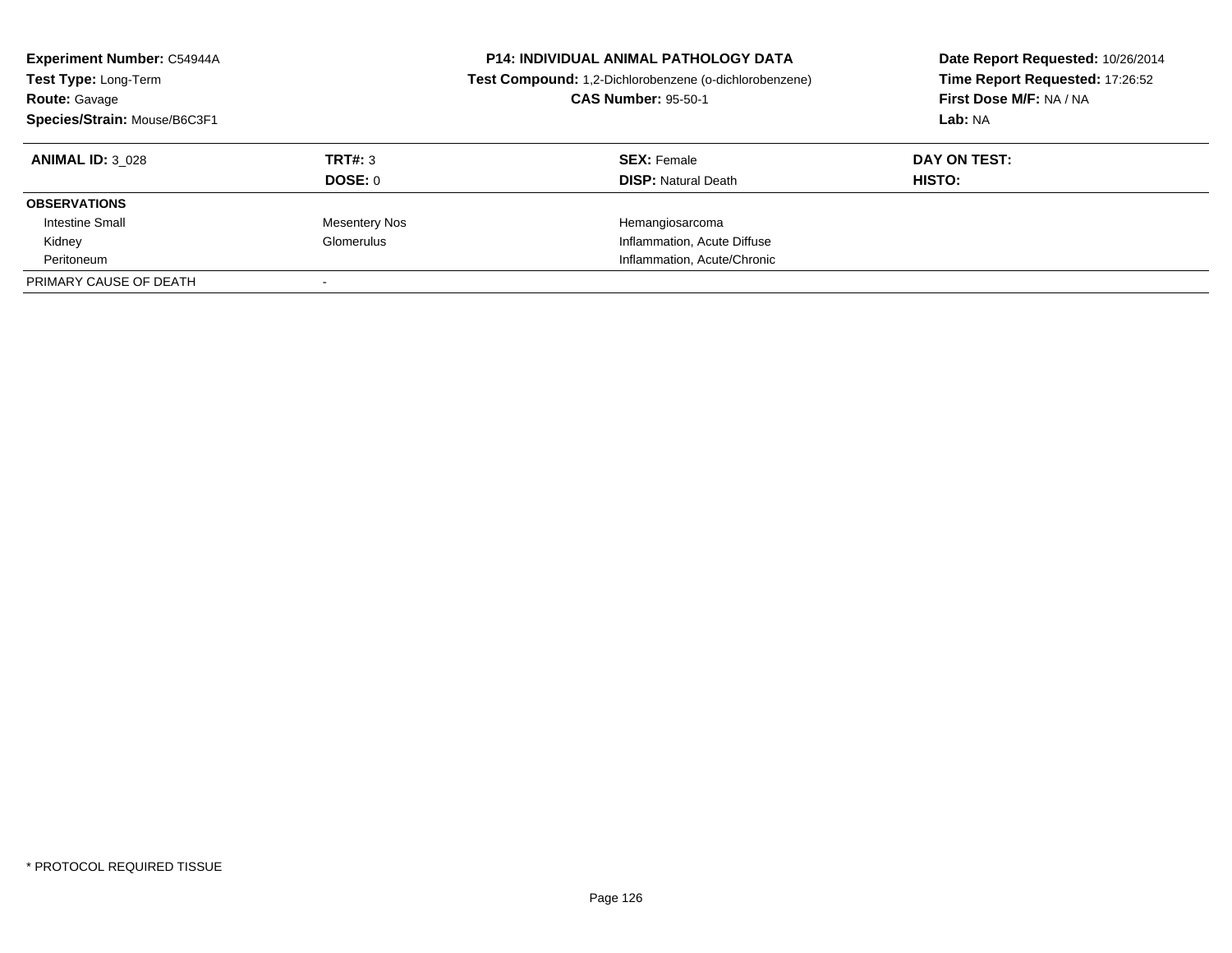**Experiment Number:** C54944A
**Test Type:** Long-Term
**Route:** Gavage
**Species/Strain:** Mouse/B6C3F1

**P14: INDIVIDUAL ANIMAL PATHOLOGY DATA**
**Test Compound:** 1,2-Dichlorobenzene (o-dichlorobenzene)
**CAS Number:** 95-50-1

**Date Report Requested:** 10/26/2014
**Time Report Requested:** 17:26:52
**First Dose M/F:** NA / NA
**Lab:** NA

| **ANIMAL ID:** 3_028 | **TRT#:** 3 | **SEX:** Female | **DAY ON TEST:** |
|---|---|---|---|
| | **DOSE:** 0 | **DISP:** Natural Death | **HISTO:** |
| **OBSERVATIONS** | | | |
| Intestine Small | Mesentery Nos | Hemangiosarcoma | |
| Kidney | Glomerulus | Inflammation, Acute Diffuse | |
| Peritoneum | | Inflammation, Acute/Chronic | |
| PRIMARY CAUSE OF DEATH | - | | |

* PROTOCOL REQUIRED TISSUE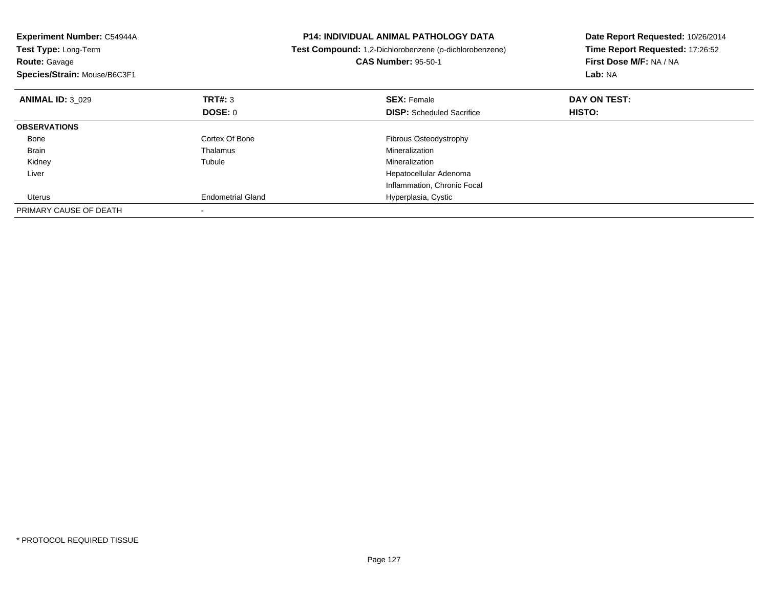**Experiment Number:** C54944A
**Test Type:** Long-Term
**Route:** Gavage
**Species/Strain:** Mouse/B6C3F1

**P14: INDIVIDUAL ANIMAL PATHOLOGY DATA**
**Test Compound:** 1,2-Dichlorobenzene (o-dichlorobenzene)
**CAS Number:** 95-50-1

**Date Report Requested:** 10/26/2014
**Time Report Requested:** 17:26:52
**First Dose M/F:** NA / NA
**Lab:** NA

| **ANIMAL ID:** 3_029 | **TRT#:** 3 | **SEX:** Female | **DAY ON TEST:** |
|---|---|---|---|
| | **DOSE:** 0 | **DISP:** Scheduled Sacrifice | **HISTO:** |
| **OBSERVATIONS** | | | |
| Bone | Cortex Of Bone | Fibrous Osteodystrophy | |
| Brain | Thalamus | Mineralization | |
| Kidney | Tubule | Mineralization | |
| Liver | | Hepatocellular Adenoma | |
| | | Inflammation, Chronic Focal | |
| Uterus | Endometrial Gland | Hyperplasia, Cystic | |
| PRIMARY CAUSE OF DEATH | - | | |

* PROTOCOL REQUIRED TISSUE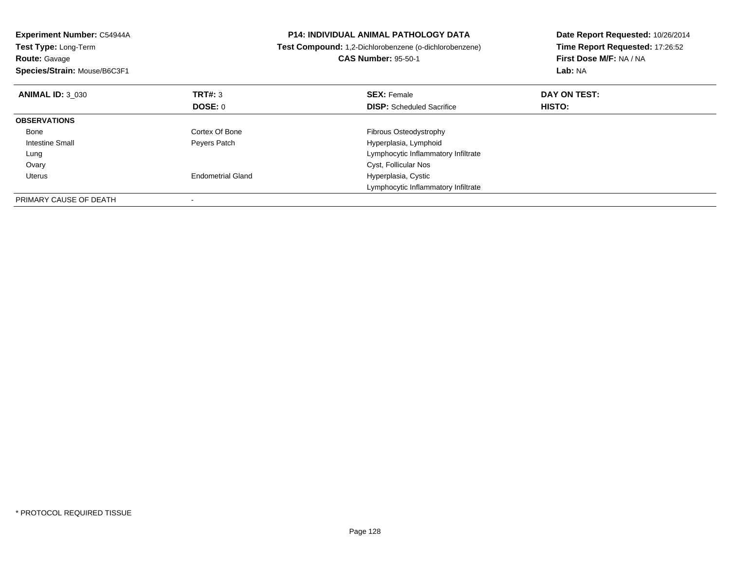**Experiment Number:** C54944A
**Test Type:** Long-Term
**Route:** Gavage
**Species/Strain:** Mouse/B6C3F1

**P14: INDIVIDUAL ANIMAL PATHOLOGY DATA**
**Test Compound:** 1,2-Dichlorobenzene (o-dichlorobenzene)
**CAS Number:** 95-50-1

**Date Report Requested:** 10/26/2014
**Time Report Requested:** 17:26:52
**First Dose M/F:** NA / NA
**Lab:** NA

| **ANIMAL ID:** 3_030 | **TRT#:** 3 | **SEX:** Female | **DAY ON TEST:** |
|---|---|---|---|
| | **DOSE:** 0 | **DISP:** Scheduled Sacrifice | **HISTO:** |
| **OBSERVATIONS** | | | |
| Bone | Cortex Of Bone | Fibrous Osteodystrophy | |
| Intestine Small | Peyers Patch | Hyperplasia, Lymphoid | |
| Lung | | Lymphocytic Inflammatory Infiltrate | |
| Ovary | | Cyst, Follicular Nos | |
| Uterus | Endometrial Gland | Hyperplasia, Cystic | |
| | | Lymphocytic Inflammatory Infiltrate | |
| PRIMARY CAUSE OF DEATH | - | | |

* PROTOCOL REQUIRED TISSUE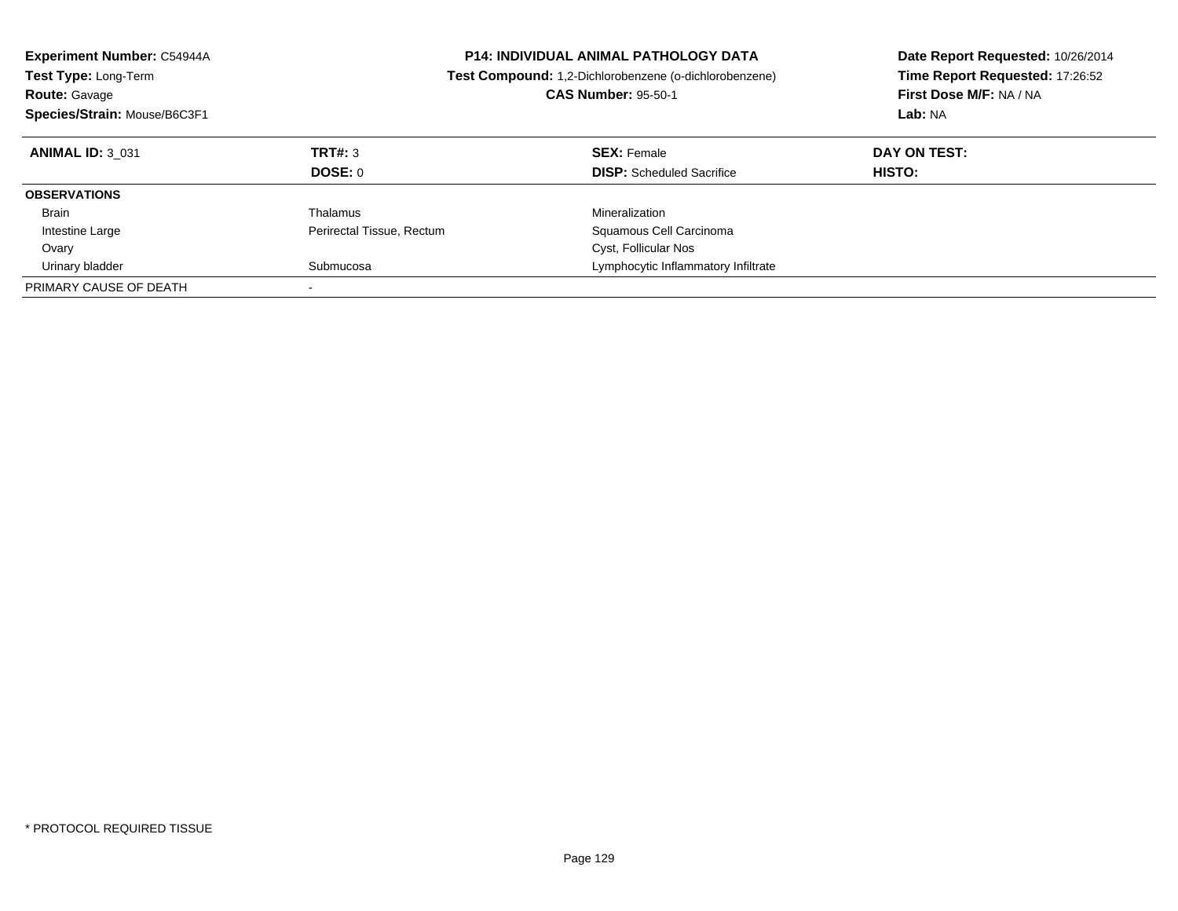**Experiment Number:** C54944A
**Test Type:** Long-Term
**Route:** Gavage
**Species/Strain:** Mouse/B6C3F1

**P14: INDIVIDUAL ANIMAL PATHOLOGY DATA**
**Test Compound:** 1,2-Dichlorobenzene (o-dichlorobenzene)
**CAS Number:** 95-50-1

**Date Report Requested:** 10/26/2014
**Time Report Requested:** 17:26:52
**First Dose M/F:** NA / NA
**Lab:** NA

| **ANIMAL ID:** 3_031 | **TRT#:** 3 | **SEX:** Female | **DAY ON TEST:** |
|---|---|---|---|
| | **DOSE:** 0 | **DISP:** Scheduled Sacrifice | **HISTO:** |
| **OBSERVATIONS** | | | |
| Brain | Thalamus | Mineralization | |
| Intestine Large | Perirectal Tissue, Rectum | Squamous Cell Carcinoma | |
| Ovary | | Cyst, Follicular Nos | |
| Urinary bladder | Submucosa | Lymphocytic Inflammatory Infiltrate | |
| PRIMARY CAUSE OF DEATH | - | | |

* PROTOCOL REQUIRED TISSUE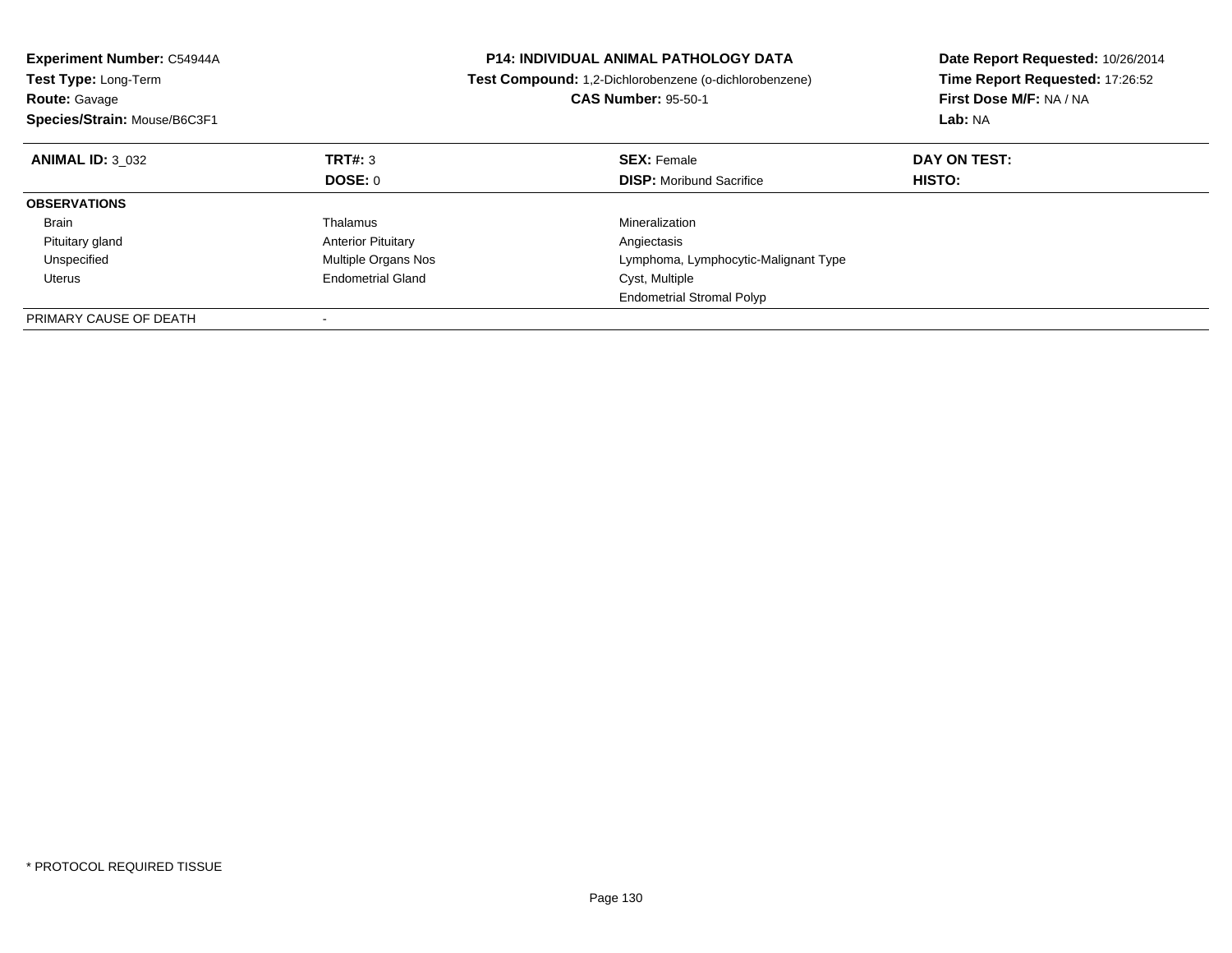**Experiment Number:** C54944A
**Test Type:** Long-Term
**Route:** Gavage
**Species/Strain:** Mouse/B6C3F1

**P14: INDIVIDUAL ANIMAL PATHOLOGY DATA**
**Test Compound:** 1,2-Dichlorobenzene (o-dichlorobenzene)
**CAS Number:** 95-50-1

**Date Report Requested:** 10/26/2014
**Time Report Requested:** 17:26:52
**First Dose M/F:** NA / NA
**Lab:** NA

| **ANIMAL ID:** 3_032 | **TRT#:** 3 | **SEX:** Female | **DAY ON TEST:** |
|---|---|---|---|
| | **DOSE:** 0 | **DISP:** Moribund Sacrifice | **HISTO:** |
| **OBSERVATIONS** | | | |
| Brain | Thalamus | Mineralization | |
| Pituitary gland | Anterior Pituitary | Angiectasis | |
| Unspecified | Multiple Organs Nos | Lymphoma, Lymphocytic-Malignant Type | |
| Uterus | Endometrial Gland | Cyst, Multiple | |
| | | Endometrial Stromal Polyp | |
| PRIMARY CAUSE OF DEATH | - | | |

* PROTOCOL REQUIRED TISSUE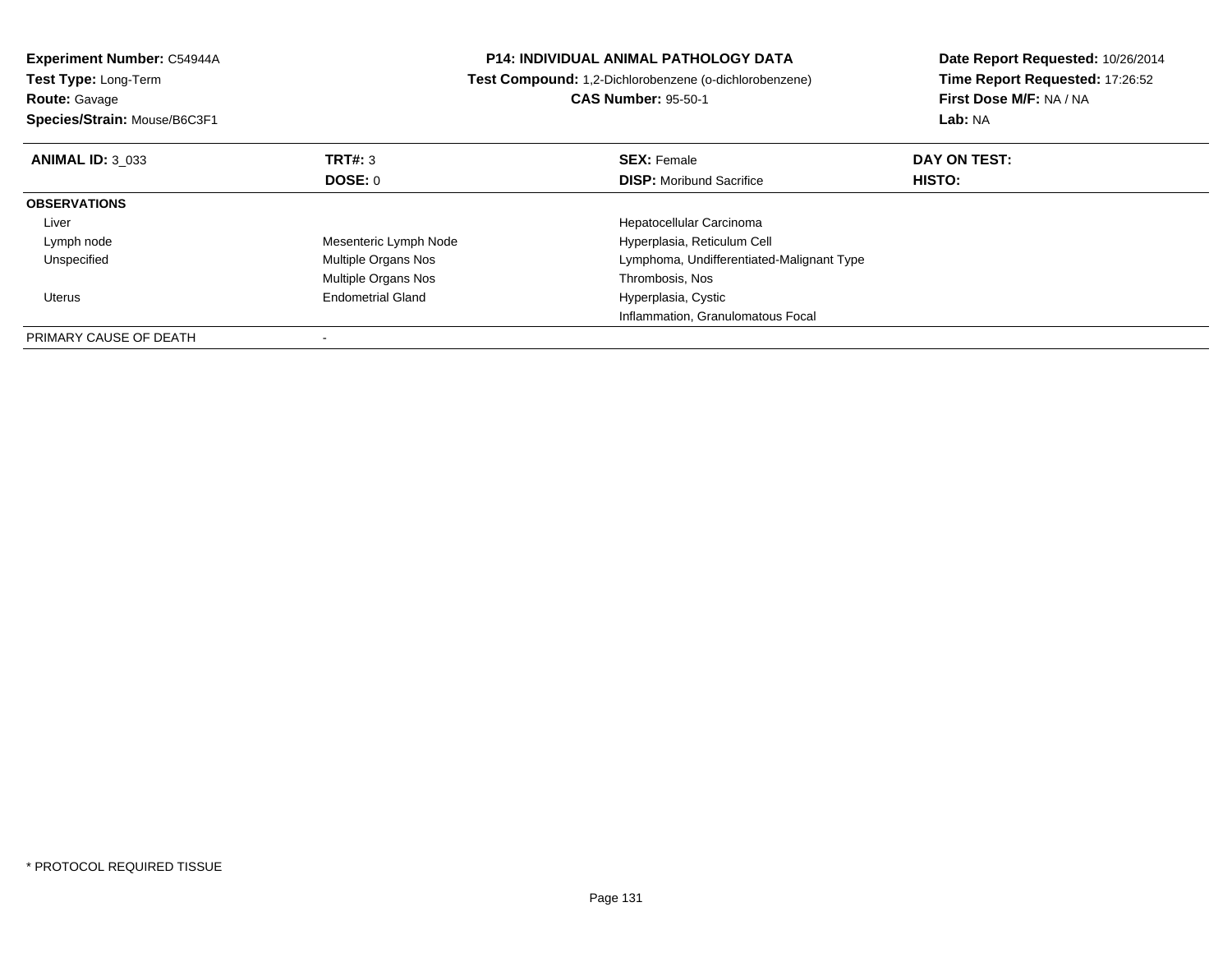**Experiment Number:** C54944A
**Test Type:** Long-Term
**Route:** Gavage
**Species/Strain:** Mouse/B6C3F1

# P14: INDIVIDUAL ANIMAL PATHOLOGY DATA

**Test Compound:** 1,2-Dichlorobenzene (o-dichlorobenzene)
**CAS Number:** 95-50-1

**Date Report Requested:** 10/26/2014
**Time Report Requested:** 17:26:52
**First Dose M/F:** NA / NA
**Lab:** NA

| **ANIMAL ID:** 3_033 | **TRT#:** 3 | **SEX:** Female | **DAY ON TEST:** |
|---|---|---|---|
| | **DOSE:** 0 | **DISP:** Moribund Sacrifice | **HISTO:** |
| **OBSERVATIONS** | | | |
| Liver | | Hepatocellular Carcinoma | |
| Lymph node | Mesenteric Lymph Node | Hyperplasia, Reticulum Cell | |
| Unspecified | Multiple Organs Nos | Lymphoma, Undifferentiated-Malignant Type | |
| | Multiple Organs Nos | Thrombosis, Nos | |
| Uterus | Endometrial Gland | Hyperplasia, Cystic | |
| | | Inflammation, Granulomatous Focal | |
| PRIMARY CAUSE OF DEATH | - | | |

* PROTOCOL REQUIRED TISSUE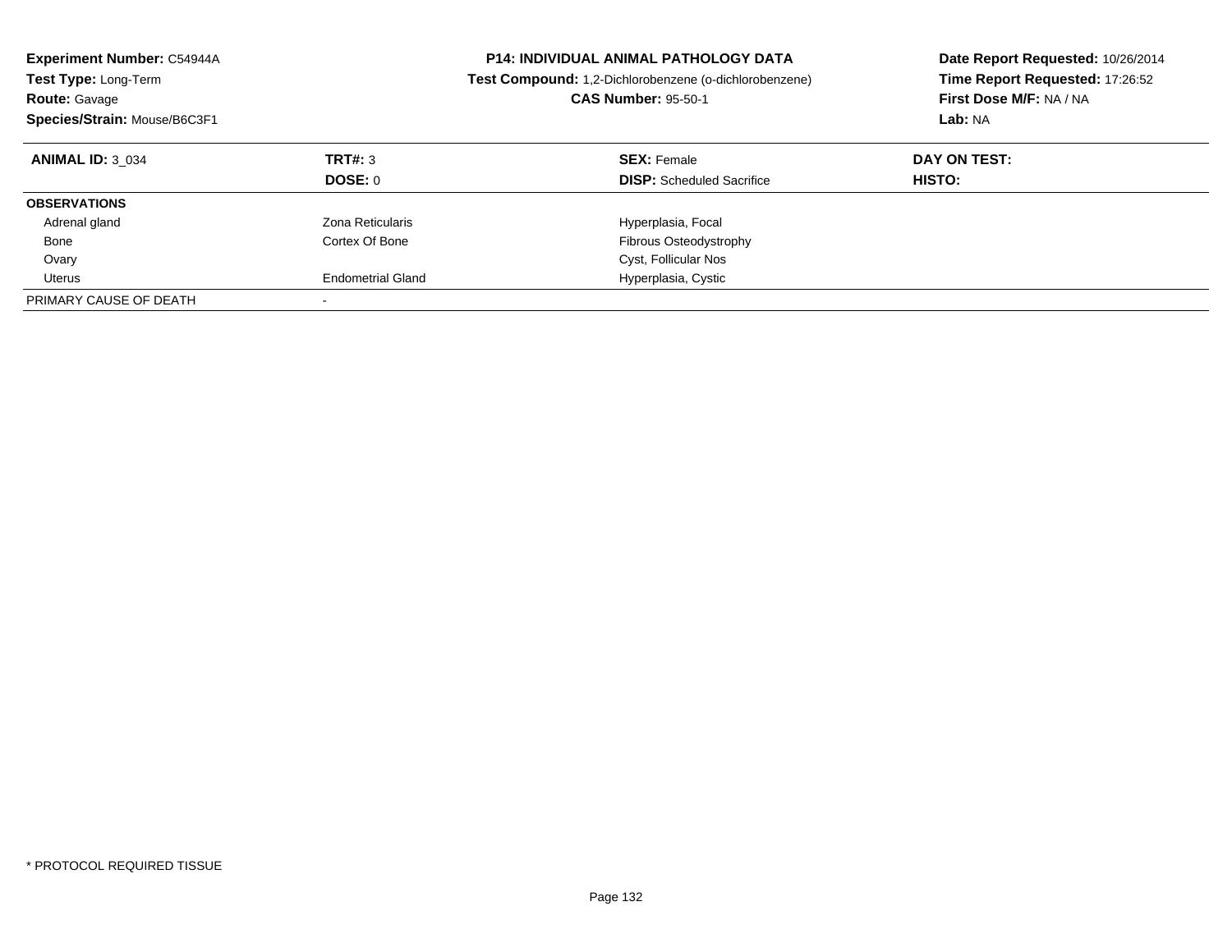**Experiment Number:** C54944A
**Test Type:** Long-Term
**Route:** Gavage
**Species/Strain:** Mouse/B6C3F1

**P14: INDIVIDUAL ANIMAL PATHOLOGY DATA**
**Test Compound:** 1,2-Dichlorobenzene (o-dichlorobenzene)
**CAS Number:** 95-50-1

**Date Report Requested:** 10/26/2014
**Time Report Requested:** 17:26:52
**First Dose M/F:** NA / NA
**Lab:** NA

| **ANIMAL ID:** 3_034 | **TRT#:** 3 | **SEX:** Female | **DAY ON TEST:** |
|---|---|---|---|
| | **DOSE:** 0 | **DISP:** Scheduled Sacrifice | **HISTO:** |
| **OBSERVATIONS** | | | |
| Adrenal gland | Zona Reticularis | Hyperplasia, Focal | |
| Bone | Cortex Of Bone | Fibrous Osteodystrophy | |
| Ovary | | Cyst, Follicular Nos | |
| Uterus | Endometrial Gland | Hyperplasia, Cystic | |
| PRIMARY CAUSE OF DEATH | - | | |

* PROTOCOL REQUIRED TISSUE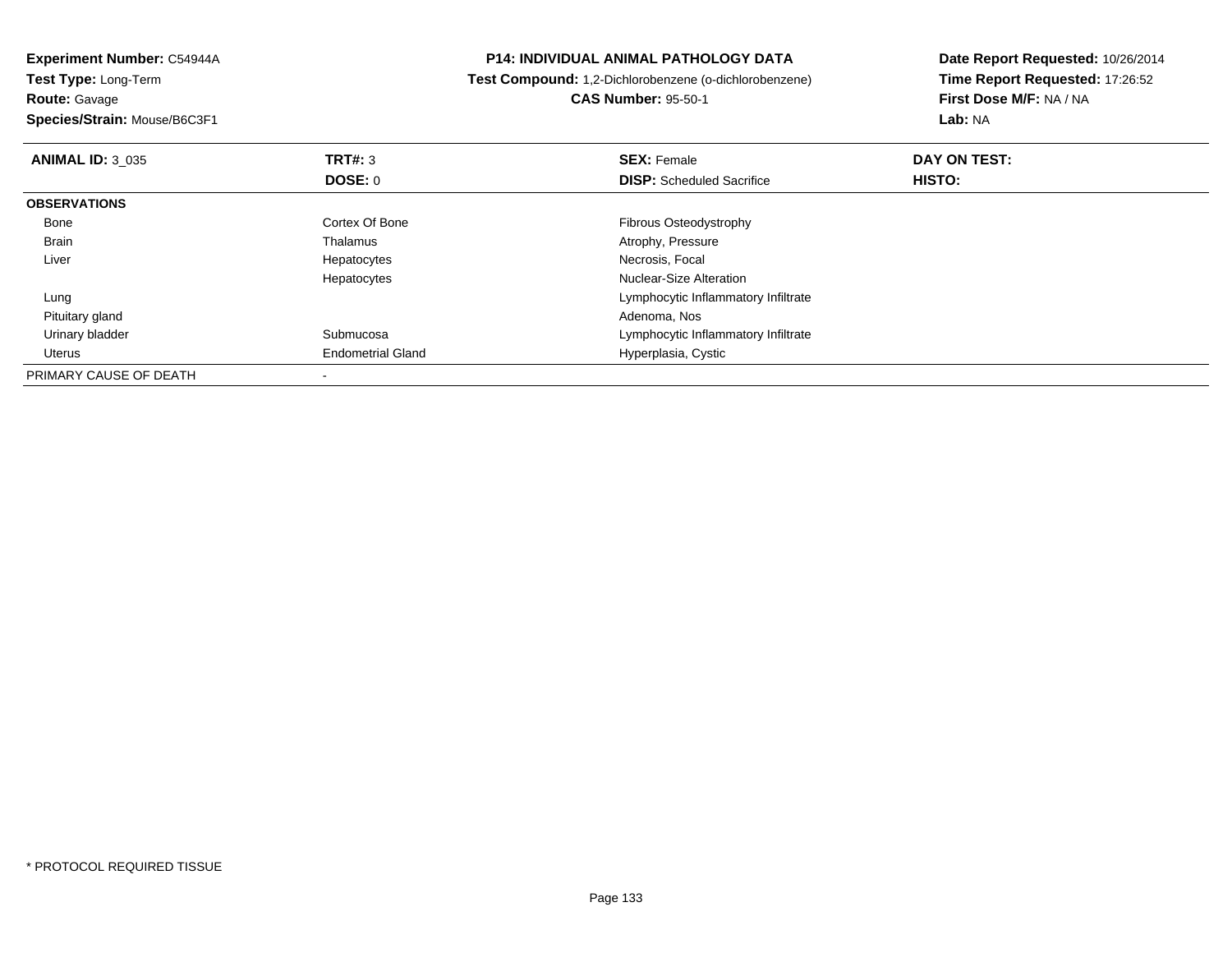**Experiment Number:** C54944A
**Test Type:** Long-Term
**Route:** Gavage
**Species/Strain:** Mouse/B6C3F1

**P14: INDIVIDUAL ANIMAL PATHOLOGY DATA**
**Test Compound:** 1,2-Dichlorobenzene (o-dichlorobenzene)
**CAS Number:** 95-50-1

**Date Report Requested:** 10/26/2014
**Time Report Requested:** 17:26:52
**First Dose M/F:** NA / NA
**Lab:** NA

| **ANIMAL ID:** 3_035 | **TRT#:** 3 | **SEX:** Female | **DAY ON TEST:** |
|---|---|---|---|
| | **DOSE:** 0 | **DISP:** Scheduled Sacrifice | **HISTO:** |
| **OBSERVATIONS** | | | |
| Bone | Cortex Of Bone | Fibrous Osteodystrophy | |
| Brain | Thalamus | Atrophy, Pressure | |
| Liver | Hepatocytes | Necrosis, Focal | |
| | Hepatocytes | Nuclear-Size Alteration | |
| Lung | | Lymphocytic Inflammatory Infiltrate | |
| Pituitary gland | | Adenoma, Nos | |
| Urinary bladder | Submucosa | Lymphocytic Inflammatory Infiltrate | |
| Uterus | Endometrial Gland | Hyperplasia, Cystic | |
| PRIMARY CAUSE OF DEATH | - | | |

* PROTOCOL REQUIRED TISSUE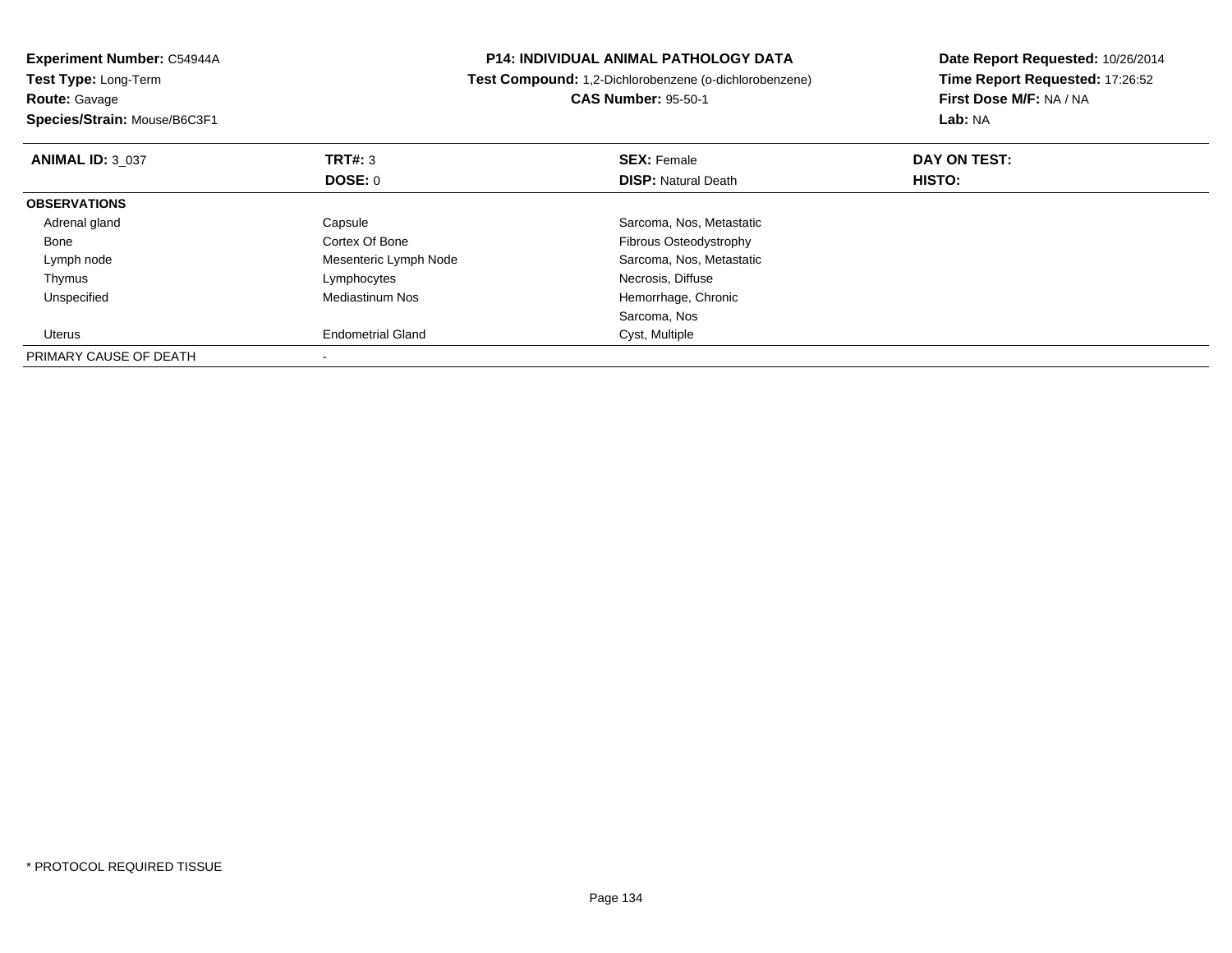**Experiment Number:** C54944A
**Test Type:** Long-Term
**Route:** Gavage
**Species/Strain:** Mouse/B6C3F1

**P14: INDIVIDUAL ANIMAL PATHOLOGY DATA**
**Test Compound:** 1,2-Dichlorobenzene (o-dichlorobenzene)
**CAS Number:** 95-50-1

**Date Report Requested:** 10/26/2014
**Time Report Requested:** 17:26:52
**First Dose M/F:** NA / NA
**Lab:** NA

| **ANIMAL ID:** 3_037 | **TRT#:** 3 | **SEX:** Female | **DAY ON TEST:** |
|---|---|---|---|
| | **DOSE:** 0 | **DISP:** Natural Death | **HISTO:** |
| **OBSERVATIONS** | | | |
| Adrenal gland | Capsule | Sarcoma, Nos, Metastatic | |
| Bone | Cortex Of Bone | Fibrous Osteodystrophy | |
| Lymph node | Mesenteric Lymph Node | Sarcoma, Nos, Metastatic | |
| Thymus | Lymphocytes | Necrosis, Diffuse | |
| Unspecified | Mediastinum Nos | Hemorrhage, Chronic | |
| | | Sarcoma, Nos | |
| Uterus | Endometrial Gland | Cyst, Multiple | |
| PRIMARY CAUSE OF DEATH | - | | |

\* PROTOCOL REQUIRED TISSUE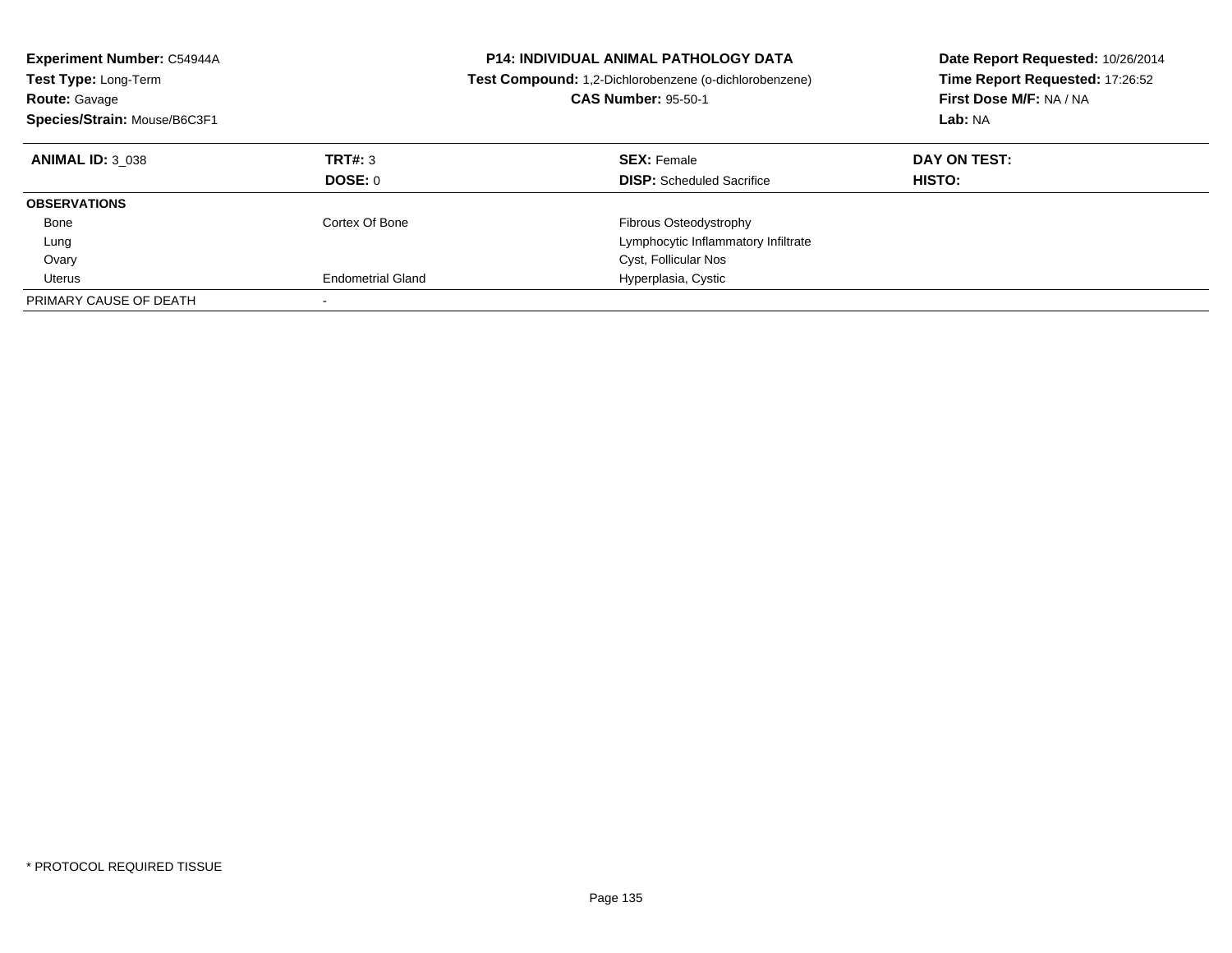**Experiment Number:** C54944A
**Test Type:** Long-Term
**Route:** Gavage
**Species/Strain:** Mouse/B6C3F1

**P14: INDIVIDUAL ANIMAL PATHOLOGY DATA**
**Test Compound:** 1,2-Dichlorobenzene (o-dichlorobenzene)
**CAS Number:** 95-50-1

**Date Report Requested:** 10/26/2014
**Time Report Requested:** 17:26:52
**First Dose M/F:** NA / NA
**Lab:** NA

| **ANIMAL ID:** 3_038 | **TRT#:** 3 | **SEX:** Female | **DAY ON TEST:** |
|---|---|---|---|
| | **DOSE:** 0 | **DISP:** Scheduled Sacrifice | **HISTO:** |
| **OBSERVATIONS** | | | |
| Bone | Cortex Of Bone | Fibrous Osteodystrophy | |
| Lung | | Lymphocytic Inflammatory Infiltrate | |
| Ovary | | Cyst, Follicular Nos | |
| Uterus | Endometrial Gland | Hyperplasia, Cystic | |
| PRIMARY CAUSE OF DEATH | - | | |

* PROTOCOL REQUIRED TISSUE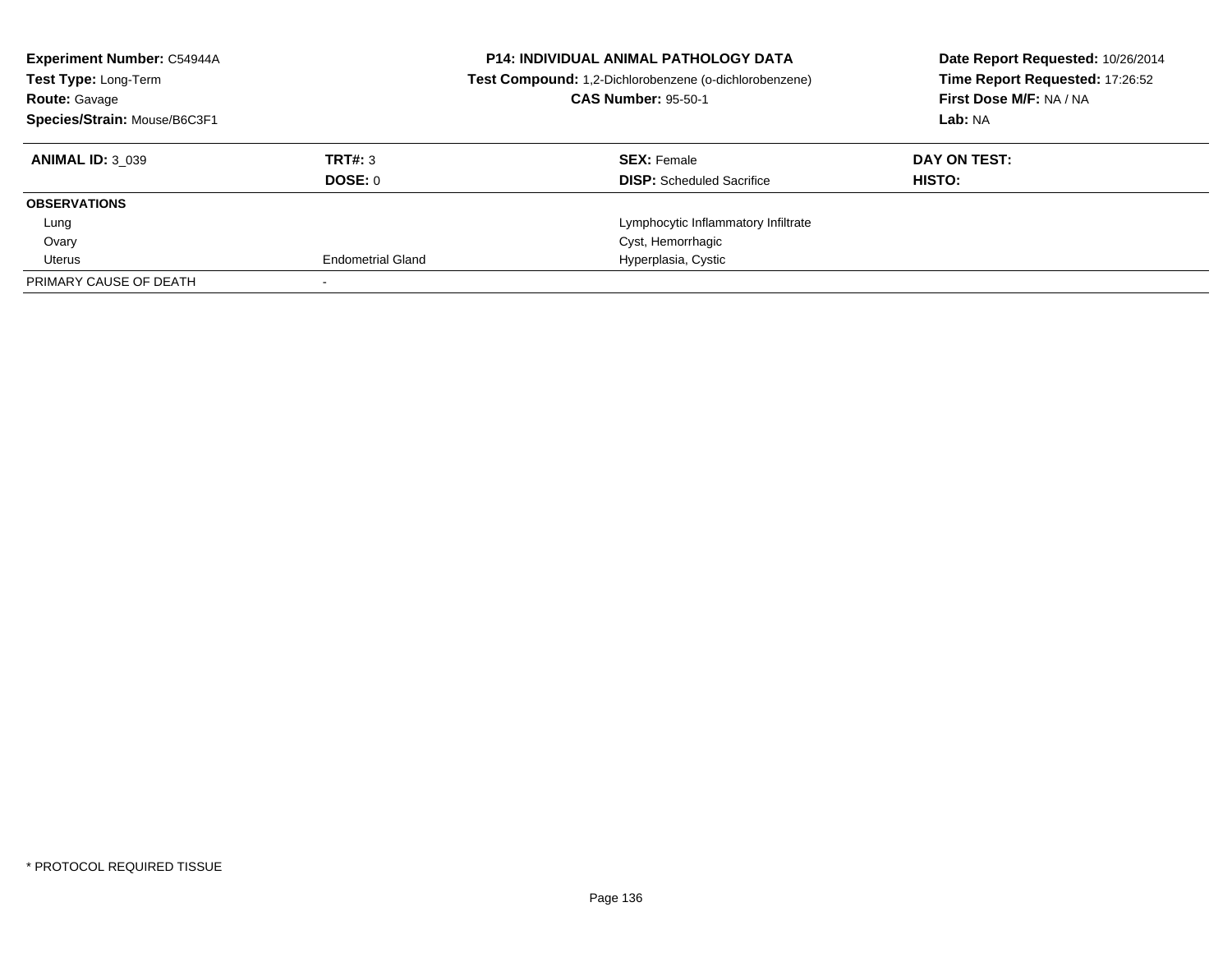**Experiment Number:** C54944A
**Test Type:** Long-Term
**Route:** Gavage
**Species/Strain:** Mouse/B6C3F1

**P14: INDIVIDUAL ANIMAL PATHOLOGY DATA**
**Test Compound:** 1,2-Dichlorobenzene (o-dichlorobenzene)
**CAS Number:** 95-50-1

**Date Report Requested:** 10/26/2014
**Time Report Requested:** 17:26:52
**First Dose M/F:** NA / NA
**Lab:** NA

| **ANIMAL ID:** 3_039 | **TRT#:** 3 | **SEX:** Female | **DAY ON TEST:** |
|---|---|---|---|
| | **DOSE:** 0 | **DISP:** Scheduled Sacrifice | **HISTO:** |
| **OBSERVATIONS** | | | |
| Lung | | Lymphocytic Inflammatory Infiltrate | |
| Ovary | | Cyst, Hemorrhagic | |
| Uterus | Endometrial Gland | Hyperplasia, Cystic | |
| PRIMARY CAUSE OF DEATH | - | | |

* PROTOCOL REQUIRED TISSUE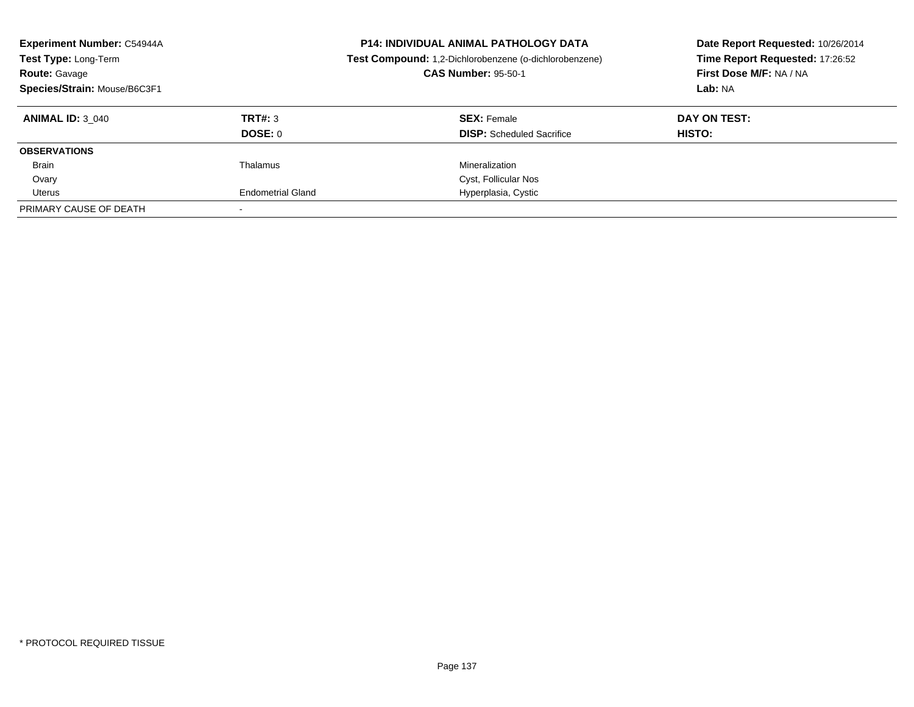**Experiment Number:** C54944A
**Test Type:** Long-Term
**Route:** Gavage
**Species/Strain:** Mouse/B6C3F1

**P14: INDIVIDUAL ANIMAL PATHOLOGY DATA**
**Test Compound:** 1,2-Dichlorobenzene (o-dichlorobenzene)
**CAS Number:** 95-50-1

**Date Report Requested:** 10/26/2014
**Time Report Requested:** 17:26:52
**First Dose M/F:** NA / NA
**Lab:** NA

| **ANIMAL ID:** 3_040 | **TRT#:** 3 | **SEX:** Female | **DAY ON TEST:** |
|---|---|---|---|
| | **DOSE:** 0 | **DISP:** Scheduled Sacrifice | **HISTO:** |
| **OBSERVATIONS** | | | |
| Brain | Thalamus | Mineralization | |
| Ovary | | Cyst, Follicular Nos | |
| Uterus | Endometrial Gland | Hyperplasia, Cystic | |
| PRIMARY CAUSE OF DEATH | - | | |

* PROTOCOL REQUIRED TISSUE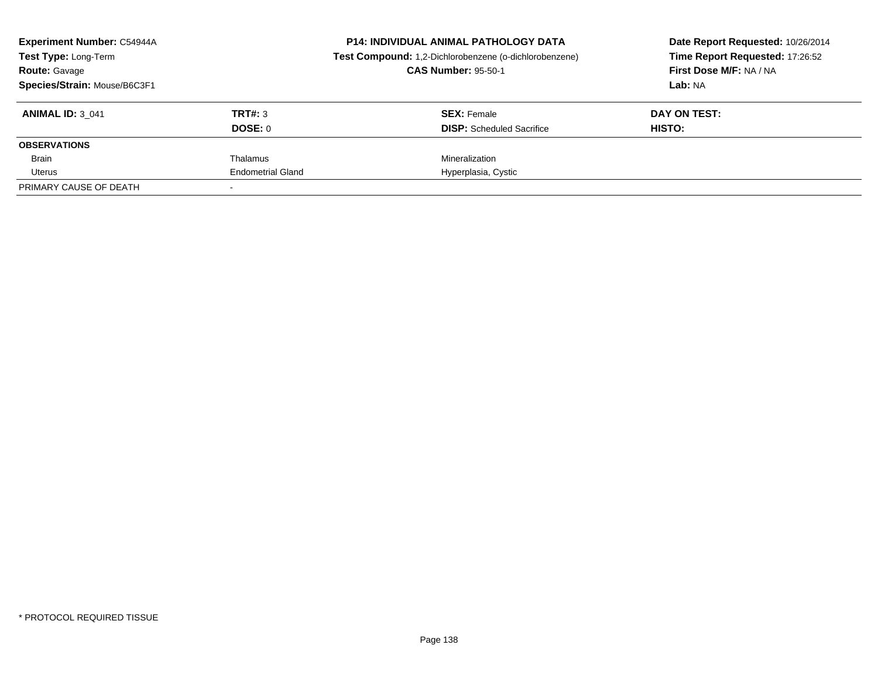**Experiment Number:** C54944A
**Test Type:** Long-Term
**Route:** Gavage
**Species/Strain:** Mouse/B6C3F1

**P14: INDIVIDUAL ANIMAL PATHOLOGY DATA**
**Test Compound:** 1,2-Dichlorobenzene (o-dichlorobenzene)
**CAS Number:** 95-50-1

**Date Report Requested:** 10/26/2014
**Time Report Requested:** 17:26:52
**First Dose M/F:** NA / NA
**Lab:** NA

| **ANIMAL ID:** 3_041 | **TRT#:** 3 | **SEX:** Female | **DAY ON TEST:** |
|---|---|---|---|
| | **DOSE:** 0 | **DISP:** Scheduled Sacrifice | **HISTO:** |
| **OBSERVATIONS** | | | |
| Brain | Thalamus | Mineralization | |
| Uterus | Endometrial Gland | Hyperplasia, Cystic | |
| PRIMARY CAUSE OF DEATH | - | | |

* PROTOCOL REQUIRED TISSUE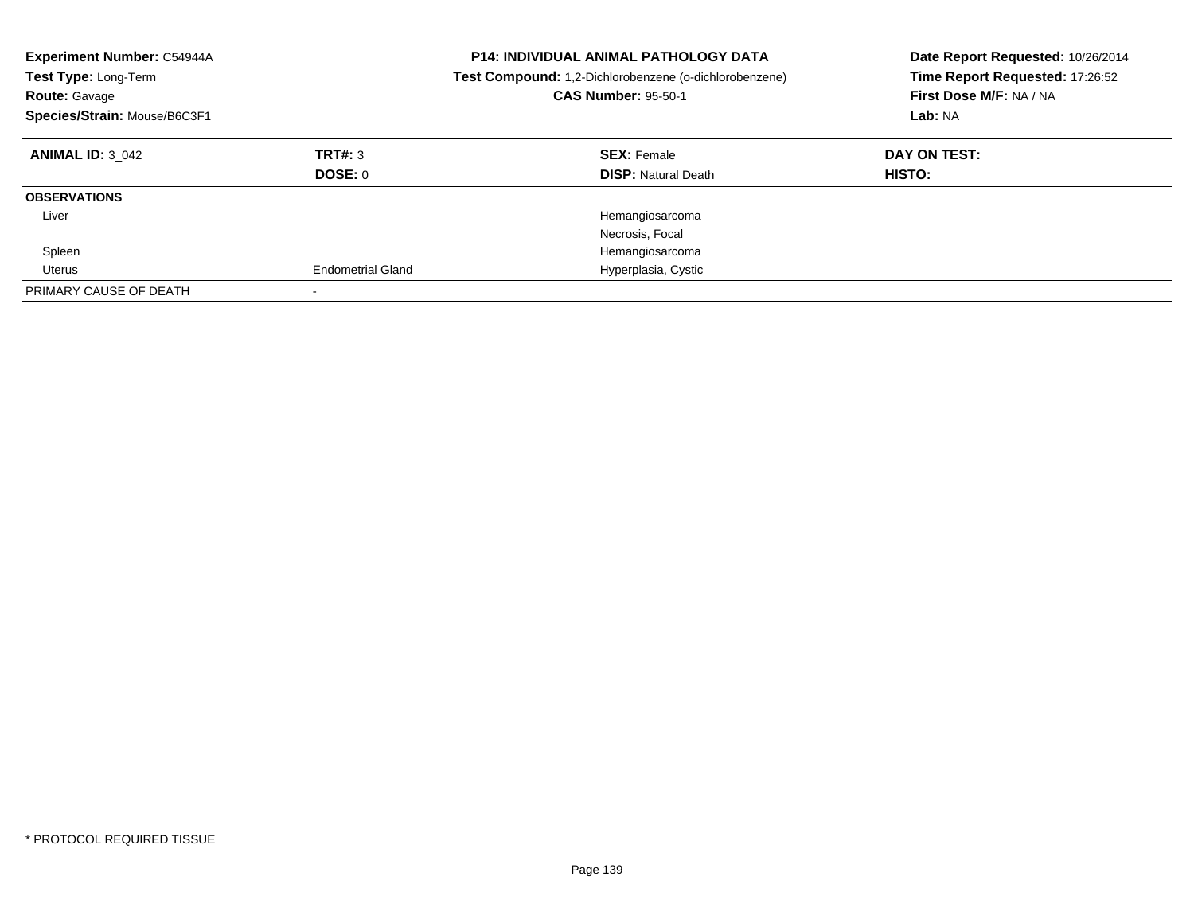**Experiment Number:** C54944A
**Test Type:** Long-Term
**Route:** Gavage
**Species/Strain:** Mouse/B6C3F1

**P14: INDIVIDUAL ANIMAL PATHOLOGY DATA**
**Test Compound:** 1,2-Dichlorobenzene (o-dichlorobenzene)
**CAS Number:** 95-50-1

**Date Report Requested:** 10/26/2014
**Time Report Requested:** 17:26:52
**First Dose M/F:** NA / NA
**Lab:** NA

| **ANIMAL ID:** 3_042 | **TRT#:** 3 | **SEX:** Female | **DAY ON TEST:** |
|---|---|---|---|
| | **DOSE:** 0 | **DISP:** Natural Death | **HISTO:** |
| **OBSERVATIONS** | | | |
| Liver | | Hemangiosarcoma | |
| | | Necrosis, Focal | |
| Spleen | | Hemangiosarcoma | |
| Uterus | Endometrial Gland | Hyperplasia, Cystic | |
| PRIMARY CAUSE OF DEATH | - | | |

* PROTOCOL REQUIRED TISSUE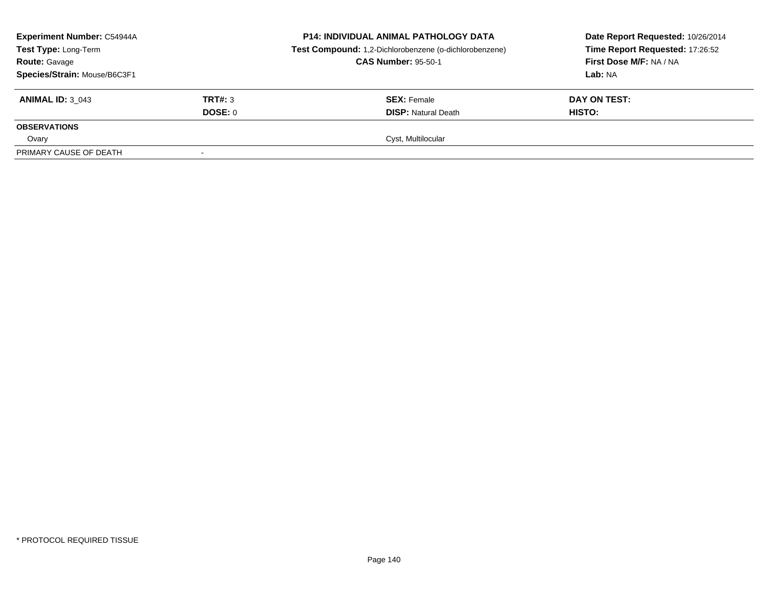**Experiment Number:** C54944A
**Test Type:** Long-Term
**Route:** Gavage
**Species/Strain:** Mouse/B6C3F1

**P14: INDIVIDUAL ANIMAL PATHOLOGY DATA**
**Test Compound:** 1,2-Dichlorobenzene (o-dichlorobenzene)
**CAS Number:** 95-50-1

**Date Report Requested:** 10/26/2014
**Time Report Requested:** 17:26:52
**First Dose M/F:** NA / NA
**Lab:** NA

| **ANIMAL ID:** 3_043 | **TRT#:** 3 | **SEX:** Female | **DAY ON TEST:** |
|---|---|---|---|
| | **DOSE:** 0 | **DISP:** Natural Death | **HISTO:** |
| **OBSERVATIONS** | | | |
| Ovary | | Cyst, Multilocular | |
| PRIMARY CAUSE OF DEATH | - | | |

\* PROTOCOL REQUIRED TISSUE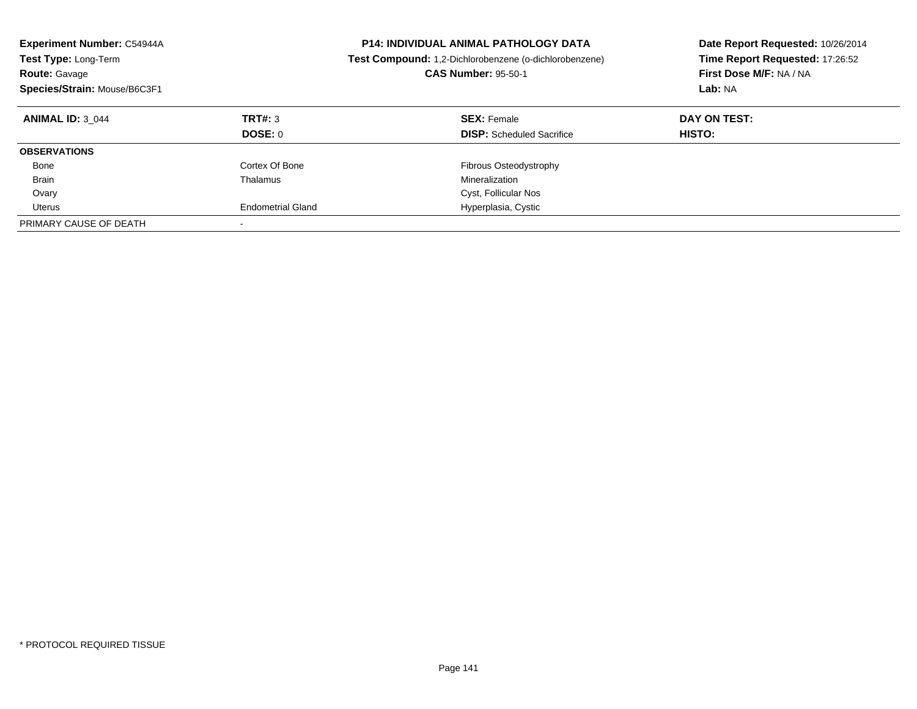**Experiment Number:** C54944A
**Test Type:** Long-Term
**Route:** Gavage
**Species/Strain:** Mouse/B6C3F1

**P14: INDIVIDUAL ANIMAL PATHOLOGY DATA**
**Test Compound:** 1,2-Dichlorobenzene (o-dichlorobenzene)
**CAS Number:** 95-50-1

**Date Report Requested:** 10/26/2014
**Time Report Requested:** 17:26:52
**First Dose M/F:** NA / NA
**Lab:** NA

| **ANIMAL ID:** 3_044 | **TRT#:** 3 | **SEX:** Female | **DAY ON TEST:** |
|---|---|---|---|
| | **DOSE:** 0 | **DISP:** Scheduled Sacrifice | **HISTO:** |
| **OBSERVATIONS** | | | |
| Bone | Cortex Of Bone | Fibrous Osteodystrophy | |
| Brain | Thalamus | Mineralization | |
| Ovary | | Cyst, Follicular Nos | |
| Uterus | Endometrial Gland | Hyperplasia, Cystic | |
| PRIMARY CAUSE OF DEATH | - | | |

* PROTOCOL REQUIRED TISSUE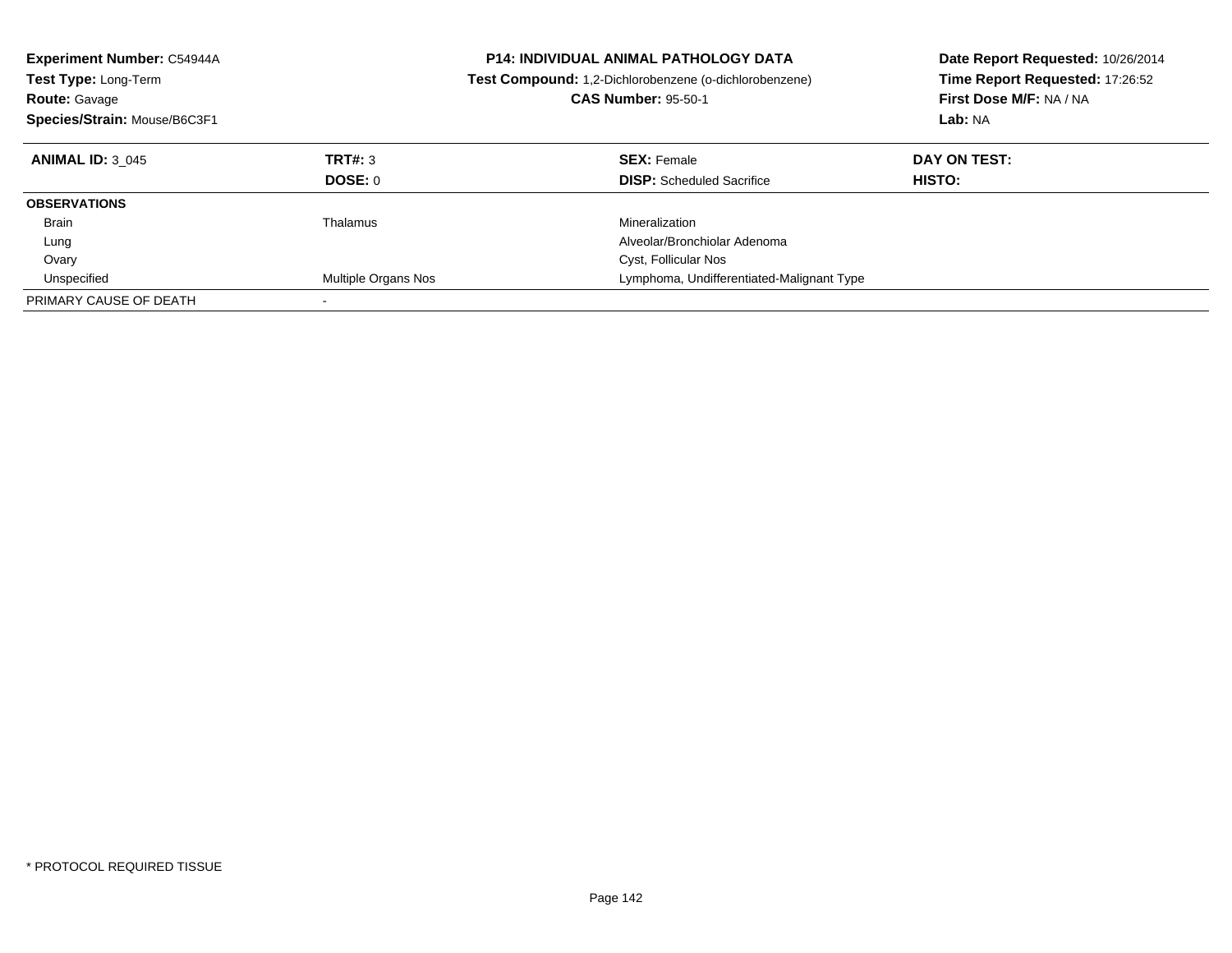**Experiment Number:** C54944A
**Test Type:** Long-Term
**Route:** Gavage
**Species/Strain:** Mouse/B6C3F1

**P14: INDIVIDUAL ANIMAL PATHOLOGY DATA**
**Test Compound:** 1,2-Dichlorobenzene (o-dichlorobenzene)
**CAS Number:** 95-50-1

**Date Report Requested:** 10/26/2014
**Time Report Requested:** 17:26:52
**First Dose M/F:** NA / NA
**Lab:** NA

| **ANIMAL ID:** 3_045 | **TRT#:** 3 | **SEX:** Female | **DAY ON TEST:** |
|---|---|---|---|
| | **DOSE:** 0 | **DISP:** Scheduled Sacrifice | **HISTO:** |
| **OBSERVATIONS** | | | |
| Brain | Thalamus | Mineralization | |
| Lung | | Alveolar/Bronchiolar Adenoma | |
| Ovary | | Cyst, Follicular Nos | |
| Unspecified | Multiple Organs Nos | Lymphoma, Undifferentiated-Malignant Type | |
| PRIMARY CAUSE OF DEATH | - | | |

* PROTOCOL REQUIRED TISSUE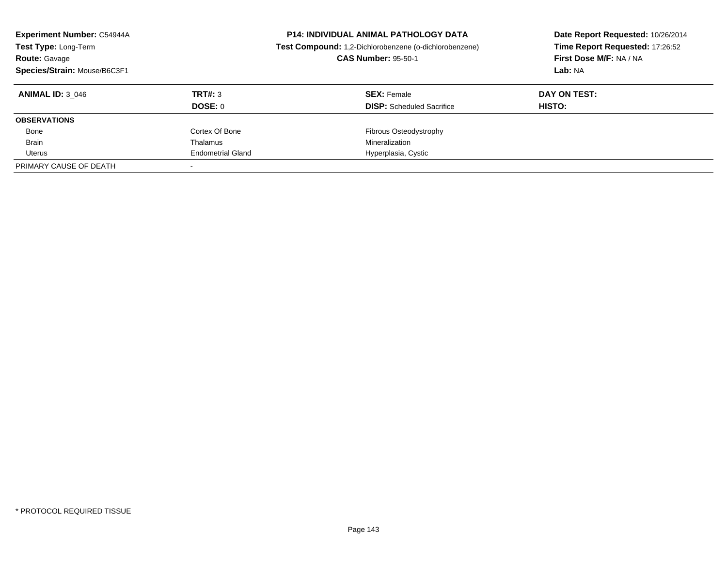**Experiment Number:** C54944A
**Test Type:** Long-Term
**Route:** Gavage
**Species/Strain:** Mouse/B6C3F1

**P14: INDIVIDUAL ANIMAL PATHOLOGY DATA**
**Test Compound:** 1,2-Dichlorobenzene (o-dichlorobenzene)
**CAS Number:** 95-50-1

**Date Report Requested:** 10/26/2014
**Time Report Requested:** 17:26:52
**First Dose M/F:** NA / NA
**Lab:** NA

| **ANIMAL ID:** 3_046 | **TRT#:** 3 | **SEX:** Female | **DAY ON TEST:** |
|---|---|---|---|
| | **DOSE:** 0 | **DISP:** Scheduled Sacrifice | **HISTO:** |
| **OBSERVATIONS** | | | |
| Bone | Cortex Of Bone | Fibrous Osteodystrophy | |
| Brain | Thalamus | Mineralization | |
| Uterus | Endometrial Gland | Hyperplasia, Cystic | |
| PRIMARY CAUSE OF DEATH | - | | |

* PROTOCOL REQUIRED TISSUE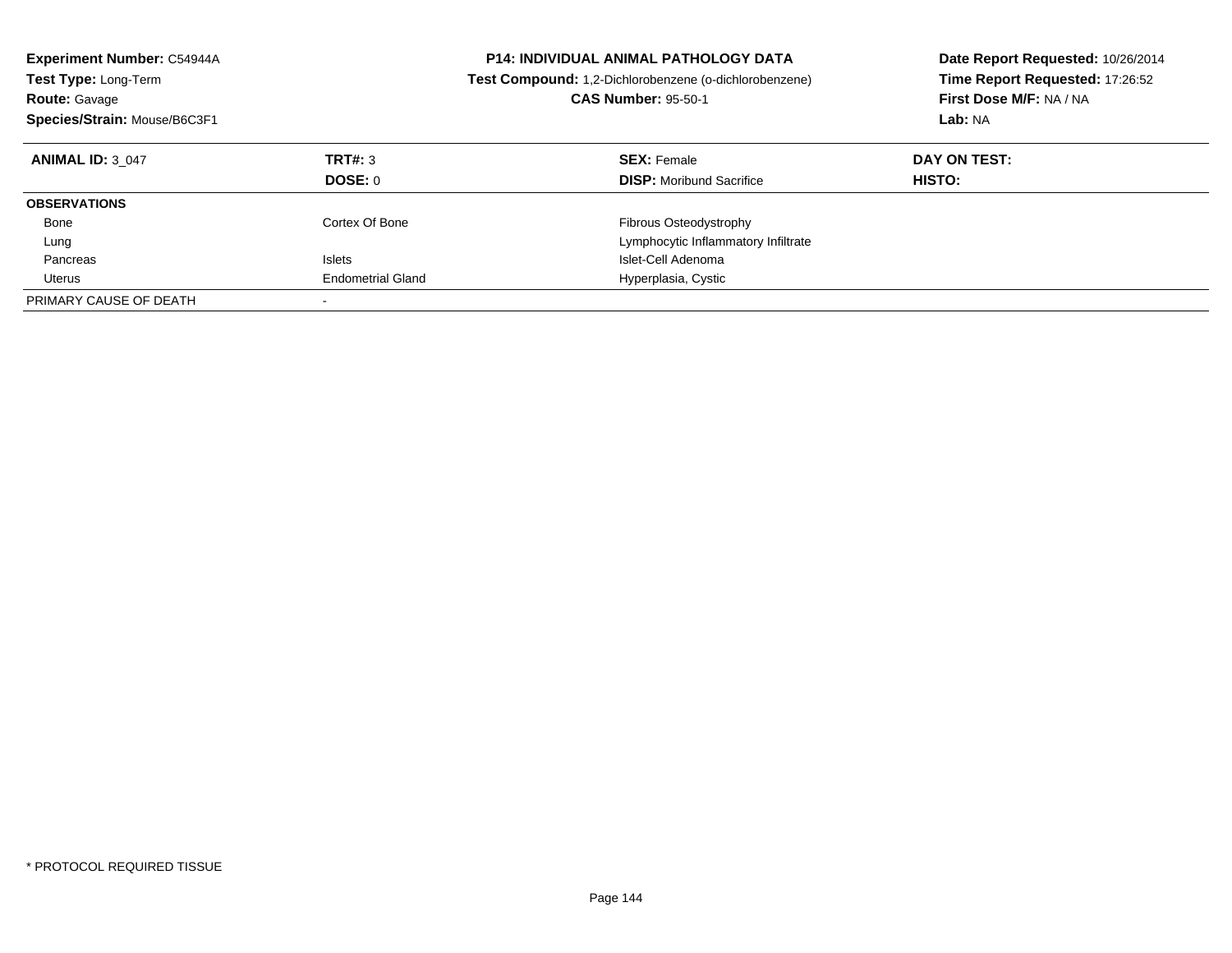**Experiment Number:** C54944A
**Test Type:** Long-Term
**Route:** Gavage
**Species/Strain:** Mouse/B6C3F1

**P14: INDIVIDUAL ANIMAL PATHOLOGY DATA**
**Test Compound:** 1,2-Dichlorobenzene (o-dichlorobenzene)
**CAS Number:** 95-50-1

**Date Report Requested:** 10/26/2014
**Time Report Requested:** 17:26:52
**First Dose M/F:** NA / NA
**Lab:** NA

| **ANIMAL ID:** 3_047 | **TRT#:** 3 | **SEX:** Female | **DAY ON TEST:** |
|---|---|---|---|
| | **DOSE:** 0 | **DISP:** Moribund Sacrifice | **HISTO:** |
| **OBSERVATIONS** | | | |
| Bone | Cortex Of Bone | Fibrous Osteodystrophy | |
| Lung | | Lymphocytic Inflammatory Infiltrate | |
| Pancreas | Islets | Islet-Cell Adenoma | |
| Uterus | Endometrial Gland | Hyperplasia, Cystic | |
| PRIMARY CAUSE OF DEATH | - | | |

* PROTOCOL REQUIRED TISSUE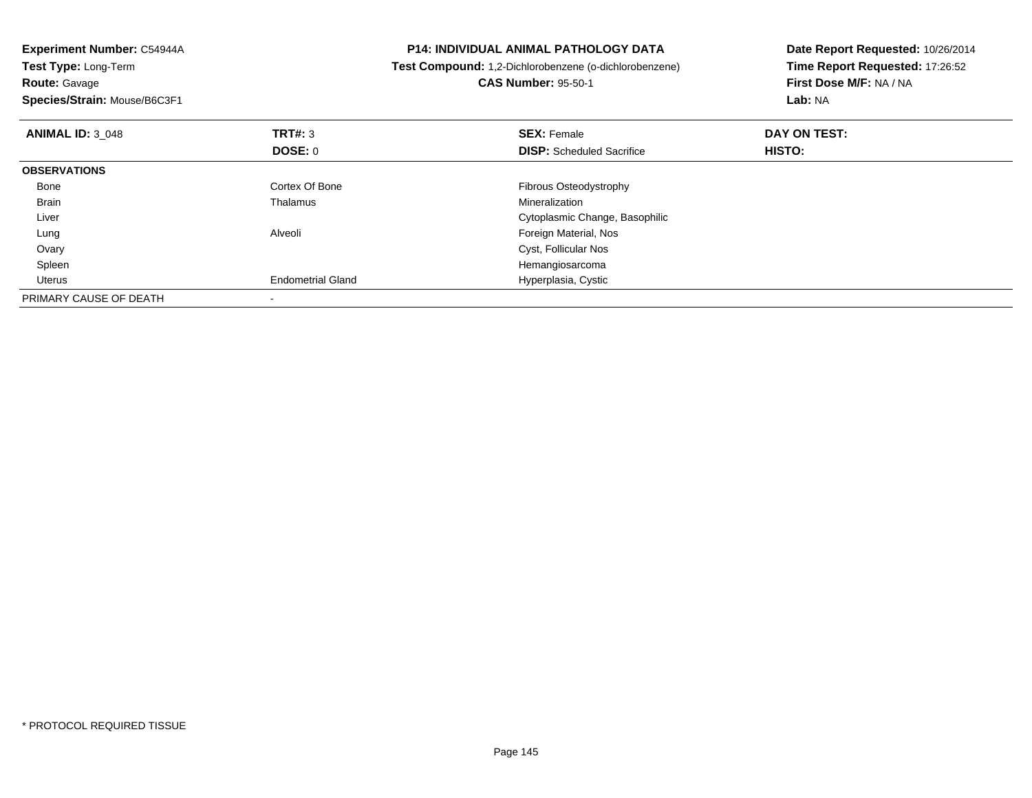**Experiment Number:** C54944A
**Test Type:** Long-Term
**Route:** Gavage
**Species/Strain:** Mouse/B6C3F1

**P14: INDIVIDUAL ANIMAL PATHOLOGY DATA**
**Test Compound:** 1,2-Dichlorobenzene (o-dichlorobenzene)
**CAS Number:** 95-50-1

**Date Report Requested:** 10/26/2014
**Time Report Requested:** 17:26:52
**First Dose M/F:** NA / NA
**Lab:** NA

| **ANIMAL ID:** 3_048 | **TRT#:** 3 | **SEX:** Female | **DAY ON TEST:** |
|---|---|---|---|
| | **DOSE:** 0 | **DISP:** Scheduled Sacrifice | **HISTO:** |
| **OBSERVATIONS** | | | |
| Bone | Cortex Of Bone | Fibrous Osteodystrophy | |
| Brain | Thalamus | Mineralization | |
| Liver | | Cytoplasmic Change, Basophilic | |
| Lung | Alveoli | Foreign Material, Nos | |
| Ovary | | Cyst, Follicular Nos | |
| Spleen | | Hemangiosarcoma | |
| Uterus | Endometrial Gland | Hyperplasia, Cystic | |
| PRIMARY CAUSE OF DEATH | - | | |

* PROTOCOL REQUIRED TISSUE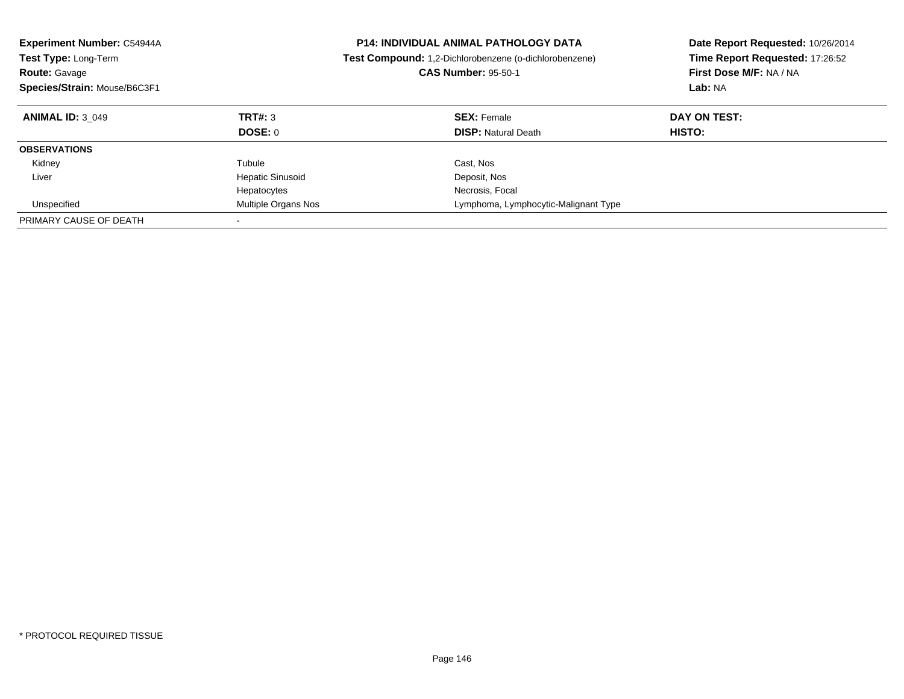**Experiment Number:** C54944A
**Test Type:** Long-Term
**Route:** Gavage
**Species/Strain:** Mouse/B6C3F1

**P14: INDIVIDUAL ANIMAL PATHOLOGY DATA**
**Test Compound:** 1,2-Dichlorobenzene (o-dichlorobenzene)
**CAS Number:** 95-50-1

**Date Report Requested:** 10/26/2014
**Time Report Requested:** 17:26:52
**First Dose M/F:** NA / NA
**Lab:** NA

| **ANIMAL ID:** 3_049 | **TRT#:** 3 | **SEX:** Female | **DAY ON TEST:** |
|---|---|---|---|
| | **DOSE:** 0 | **DISP:** Natural Death | **HISTO:** |
| **OBSERVATIONS** | | | |
| Kidney | Tubule | Cast, Nos | |
| Liver | Hepatic Sinusoid | Deposit, Nos | |
| | Hepatocytes | Necrosis, Focal | |
| Unspecified | Multiple Organs Nos | Lymphoma, Lymphocytic-Malignant Type | |
| PRIMARY CAUSE OF DEATH | - | | |

\* PROTOCOL REQUIRED TISSUE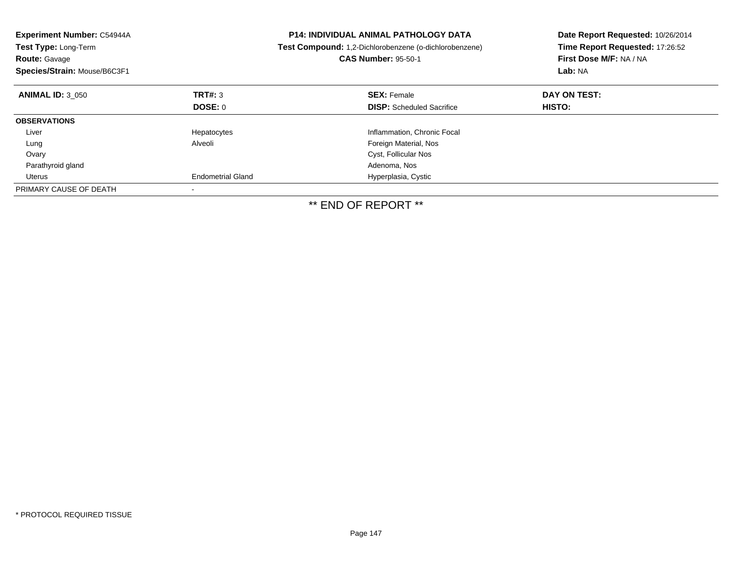**Experiment Number:** C54944A
**Test Type:** Long-Term
**Route:** Gavage
**Species/Strain:** Mouse/B6C3F1

**P14: INDIVIDUAL ANIMAL PATHOLOGY DATA**
**Test Compound:** 1,2-Dichlorobenzene (o-dichlorobenzene)
**CAS Number:** 95-50-1

**Date Report Requested:** 10/26/2014
**Time Report Requested:** 17:26:52
**First Dose M/F:** NA / NA
**Lab:** NA

| **ANIMAL ID:** 3_050 | **TRT#:** 3 | **SEX:** Female | **DAY ON TEST:** |
|---|---|---|---|
| | **DOSE:** 0 | **DISP:** Scheduled Sacrifice | **HISTO:** |
| **OBSERVATIONS** | | | |
| Liver | Hepatocytes | Inflammation, Chronic Focal | |
| Lung | Alveoli | Foreign Material, Nos | |
| Ovary | | Cyst, Follicular Nos | |
| Parathyroid gland | | Adenoma, Nos | |
| Uterus | Endometrial Gland | Hyperplasia, Cystic | |
| PRIMARY CAUSE OF DEATH | - | | |

** END OF REPORT **

* PROTOCOL REQUIRED TISSUE